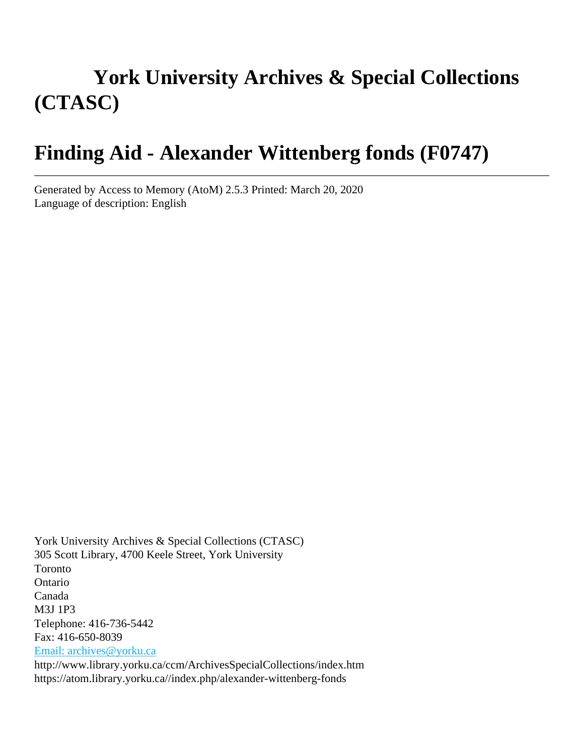# York University Archives & Special Collections (CTASC)

# Finding Aid - Alexander Wittenberg fonds (F0747)

---

Generated by Access to Memory (AtoM) 2.5.3 Printed: March 20, 2020
Language of description: English

York University Archives & Special Collections (CTASC)
305 Scott Library, 4700 Keele Street, York University
Toronto
Ontario
Canada
M3J 1P3
Telephone: 416-736-5442
Fax: 416-650-8039
Email: archives@yorku.ca
http://www.library.yorku.ca/ccm/ArchivesSpecialCollections/index.htm
https://atom.library.yorku.ca//index.php/alexander-wittenberg-fonds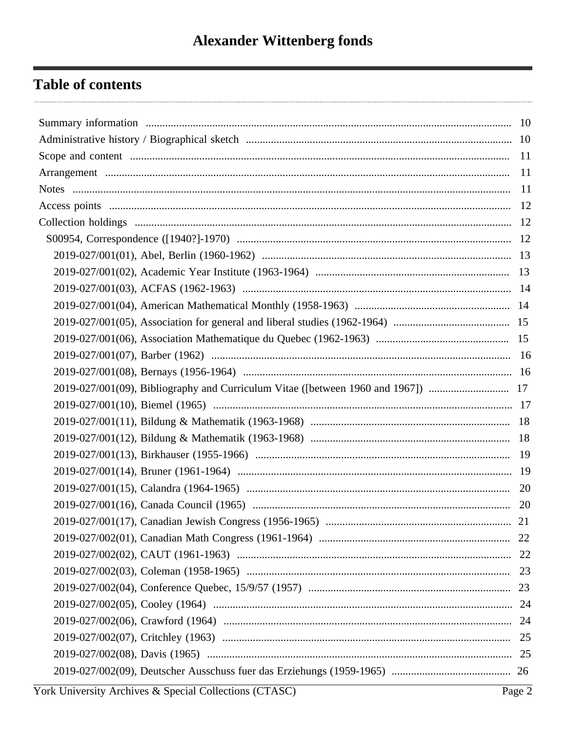# Alexander Wittenberg fonds

## Table of contents

- Summary information ..... 10
- Administrative history / Biographical sketch ..... 10
- Scope and content ..... 11
- Arrangement ..... 11
- Notes ..... 11
- Access points ..... 12
- Collection holdings ..... 12
  - S00954, Correspondence ([1940?]-1970) ..... 12
    - 2019-027/001(01), Abel, Berlin (1960-1962) ..... 13
    - 2019-027/001(02), Academic Year Institute (1963-1964) ..... 13
    - 2019-027/001(03), ACFAS (1962-1963) ..... 14
    - 2019-027/001(04), American Mathematical Monthly (1958-1963) ..... 14
    - 2019-027/001(05), Association for general and liberal studies (1962-1964) ..... 15
    - 2019-027/001(06), Association Mathematique du Quebec (1962-1963) ..... 15
    - 2019-027/001(07), Barber (1962) ..... 16
    - 2019-027/001(08), Bernays (1956-1964) ..... 16
    - 2019-027/001(09), Bibliography and Curriculum Vitae ([between 1960 and 1967]) ..... 17
    - 2019-027/001(10), Biemel (1965) ..... 17
    - 2019-027/001(11), Bildung & Mathematik (1963-1968) ..... 18
    - 2019-027/001(12), Bildung & Mathematik (1963-1968) ..... 18
    - 2019-027/001(13), Birkhauser (1955-1966) ..... 19
    - 2019-027/001(14), Bruner (1961-1964) ..... 19
    - 2019-027/001(15), Calandra (1964-1965) ..... 20
    - 2019-027/001(16), Canada Council (1965) ..... 20
    - 2019-027/001(17), Canadian Jewish Congress (1956-1965) ..... 21
    - 2019-027/002(01), Canadian Math Congress (1961-1964) ..... 22
    - 2019-027/002(02), CAUT (1961-1963) ..... 22
    - 2019-027/002(03), Coleman (1958-1965) ..... 23
    - 2019-027/002(04), Conference Quebec, 15/9/57 (1957) ..... 23
    - 2019-027/002(05), Cooley (1964) ..... 24
    - 2019-027/002(06), Crawford (1964) ..... 24
    - 2019-027/002(07), Critchley (1963) ..... 25
    - 2019-027/002(08), Davis (1965) ..... 25
    - 2019-027/002(09), Deutscher Ausschuss fuer das Erziehungs (1959-1965) ..... 26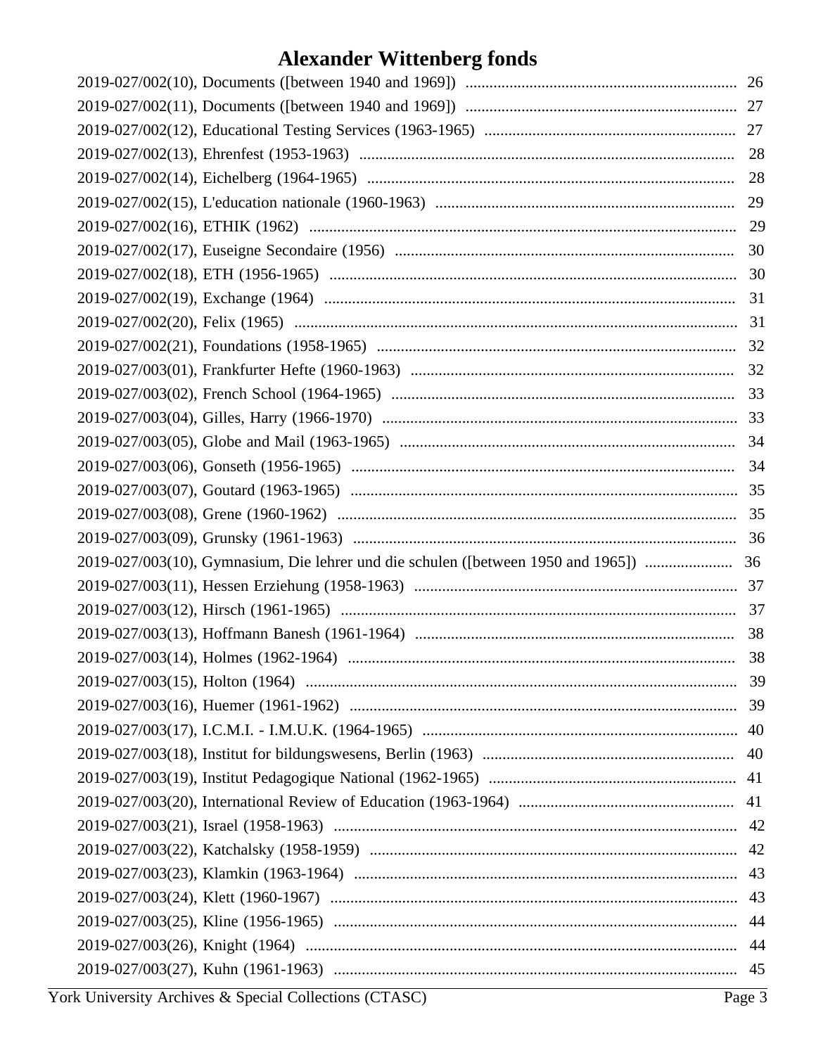# Alexander Wittenberg fonds

2019-027/002(10), Documents ([between 1940 and 1969]) .................................................................... 26
2019-027/002(11), Documents ([between 1940 and 1969]) .................................................................... 27
2019-027/002(12), Educational Testing Services (1963-1965) ............................................................... 27
2019-027/002(13), Ehrenfest (1953-1963) ............................................................................................... 28
2019-027/002(14), Eichelberg (1964-1965) ............................................................................................ 28
2019-027/002(15), L'education nationale (1960-1963) ........................................................................... 29
2019-027/002(16), ETHIK (1962) ........................................................................................................... 29
2019-027/002(17), Euseigne Secondaire (1956) ..................................................................................... 30
2019-027/002(18), ETH (1956-1965) ...................................................................................................... 30
2019-027/002(19), Exchange (1964) ....................................................................................................... 31
2019-027/002(20), Felix (1965) .............................................................................................................. 31
2019-027/002(21), Foundations (1958-1965) ......................................................................................... 32
2019-027/003(01), Frankfurter Hefte (1960-1963) ................................................................................. 32
2019-027/003(02), French School (1964-1965) ...................................................................................... 33
2019-027/003(04), Gilles, Harry (1966-1970) ........................................................................................ 33
2019-027/003(05), Globe and Mail (1963-1965) .................................................................................... 34
2019-027/003(06), Gonseth (1956-1965) ................................................................................................ 34
2019-027/003(07), Goutard (1963-1965) ................................................................................................ 35
2019-027/003(08), Grene (1960-1962) .................................................................................................... 35
2019-027/003(09), Grunsky (1961-1963) ................................................................................................ 36
2019-027/003(10), Gymnasium, Die lehrer und die schulen ([between 1950 and 1965]) ...................... 36
2019-027/003(11), Hessen Erziehung (1958-1963) ................................................................................. 37
2019-027/003(12), Hirsch (1961-1965) ................................................................................................... 37
2019-027/003(13), Hoffmann Banesh (1961-1964) ................................................................................ 38
2019-027/003(14), Holmes (1962-1964) ................................................................................................ 38
2019-027/003(15), Holton (1964) ........................................................................................................... 39
2019-027/003(16), Huemer (1961-1962) ................................................................................................. 39
2019-027/003(17), I.C.M.I. - I.M.U.K. (1964-1965) .............................................................................. 40
2019-027/003(18), Institut for bildungswesens, Berlin (1963) ............................................................... 40
2019-027/003(19), Institut Pedagogique National (1962-1965) ............................................................. 41
2019-027/003(20), International Review of Education (1963-1964) ...................................................... 41
2019-027/003(21), Israel (1958-1963) .................................................................................................... 42
2019-027/003(22), Katchalsky (1958-1959) ........................................................................................... 42
2019-027/003(23), Klamkin (1963-1964) ............................................................................................... 43
2019-027/003(24), Klett (1960-1967) ..................................................................................................... 43
2019-027/003(25), Kline (1956-1965) .................................................................................................... 44
2019-027/003(26), Knight (1964) ........................................................................................................... 44
2019-027/003(27), Kuhn (1961-1963) .................................................................................................... 45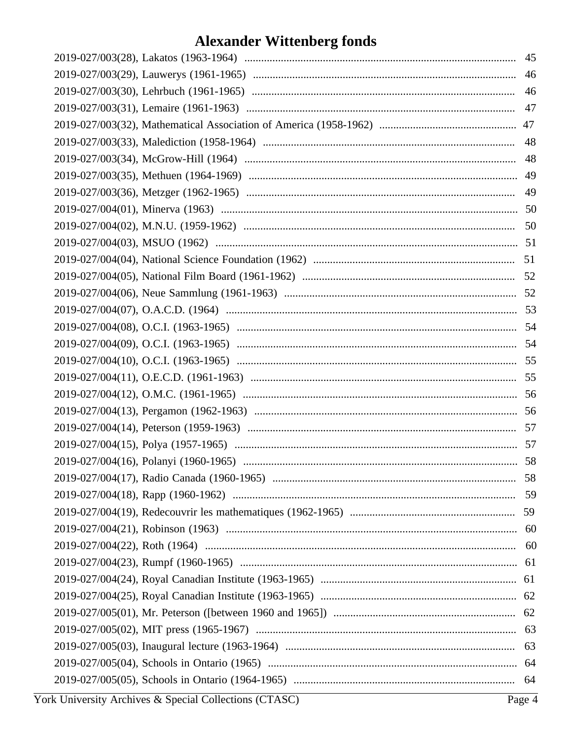# Alexander Wittenberg fonds

2019-027/003(28), Lakatos (1963-1964) ........................................................................ 45
2019-027/003(29), Lauwerys (1961-1965) ........................................................................ 46
2019-027/003(30), Lehrbuch (1961-1965) ........................................................................ 46
2019-027/003(31), Lemaire (1961-1963) ........................................................................ 47
2019-027/003(32), Mathematical Association of America (1958-1962) .................................... 47
2019-027/003(33), Malediction (1958-1964) ........................................................................ 48
2019-027/003(34), McGrow-Hill (1964) ........................................................................ 48
2019-027/003(35), Methuen (1964-1969) ........................................................................ 49
2019-027/003(36), Metzger (1962-1965) ........................................................................ 49
2019-027/004(01), Minerva (1963) ........................................................................ 50
2019-027/004(02), M.N.U. (1959-1962) ........................................................................ 50
2019-027/004(03), MSUO (1962) ........................................................................ 51
2019-027/004(04), National Science Foundation (1962) ........................................................ 51
2019-027/004(05), National Film Board (1961-1962) ........................................................ 52
2019-027/004(06), Neue Sammlung (1961-1963) ........................................................................ 52
2019-027/004(07), O.A.C.D. (1964) ........................................................................ 53
2019-027/004(08), O.C.I. (1963-1965) ........................................................................ 54
2019-027/004(09), O.C.I. (1963-1965) ........................................................................ 54
2019-027/004(10), O.C.I. (1963-1965) ........................................................................ 55
2019-027/004(11), O.E.C.D. (1961-1963) ........................................................................ 55
2019-027/004(12), O.M.C. (1961-1965) ........................................................................ 56
2019-027/004(13), Pergamon (1962-1963) ........................................................................ 56
2019-027/004(14), Peterson (1959-1963) ........................................................................ 57
2019-027/004(15), Polya (1957-1965) ........................................................................ 57
2019-027/004(16), Polanyi (1960-1965) ........................................................................ 58
2019-027/004(17), Radio Canada (1960-1965) ........................................................................ 58
2019-027/004(18), Rapp (1960-1962) ........................................................................ 59
2019-027/004(19), Redecouvrir les mathematiques (1962-1965) ............................................ 59
2019-027/004(21), Robinson (1963) ........................................................................ 60
2019-027/004(22), Roth (1964) ........................................................................ 60
2019-027/004(23), Rumpf (1960-1965) ........................................................................ 61
2019-027/004(24), Royal Canadian Institute (1963-1965) ...................................................... 61
2019-027/004(25), Royal Canadian Institute (1963-1965) ...................................................... 62
2019-027/005(01), Mr. Peterson ([between 1960 and 1965]) ................................................ 62
2019-027/005(02), MIT press (1965-1967) ........................................................................ 63
2019-027/005(03), Inaugural lecture (1963-1964) ........................................................................ 63
2019-027/005(04), Schools in Ontario (1965) ........................................................................ 64
2019-027/005(05), Schools in Ontario (1964-1965) ........................................................................ 64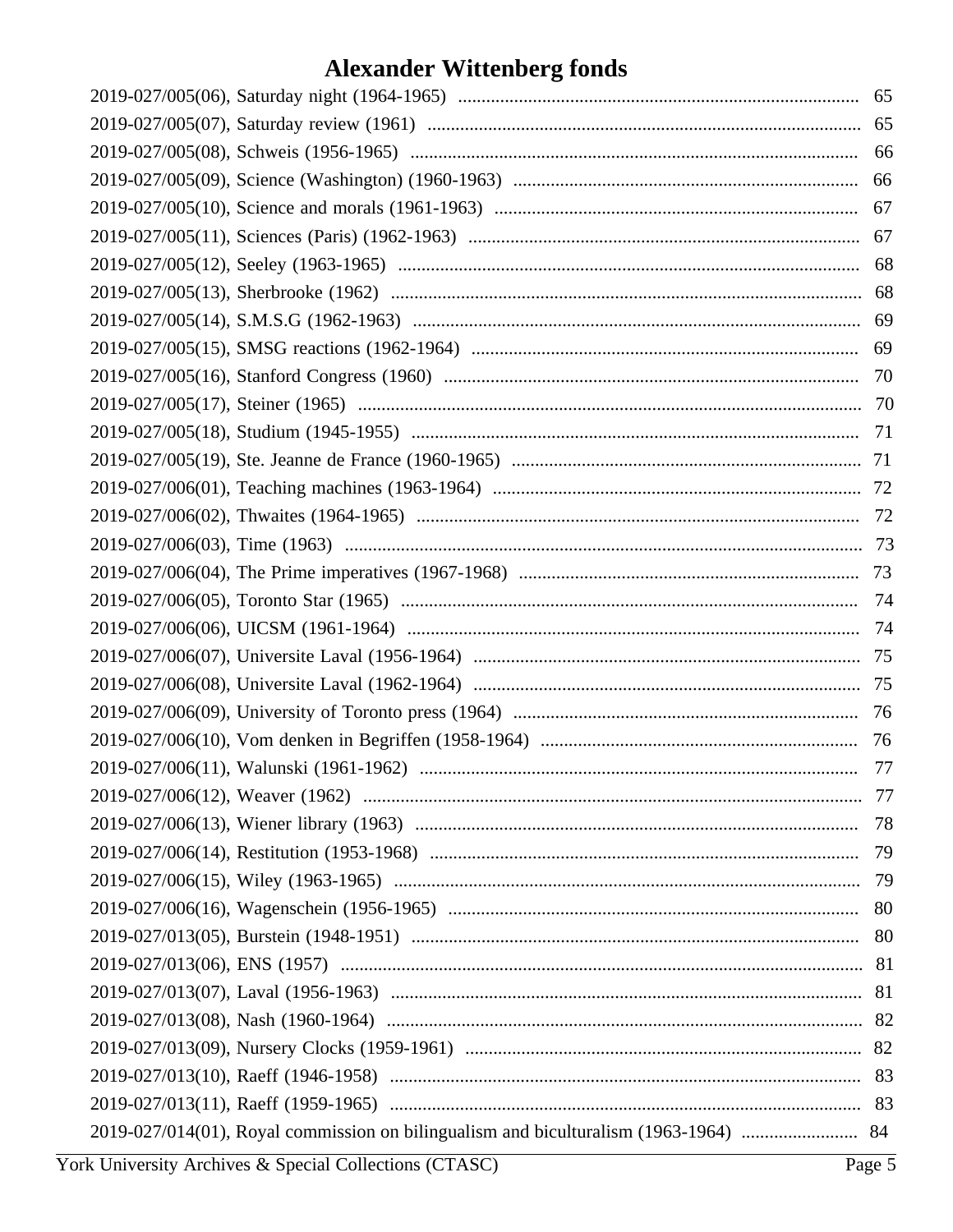# Alexander Wittenberg fonds

2019-027/005(06), Saturday night (1964-1965) ..................................................................................... 65
2019-027/005(07), Saturday review (1961) ............................................................................................ 65
2019-027/005(08), Schweis (1956-1965) ................................................................................................ 66
2019-027/005(09), Science (Washington) (1960-1963) .......................................................................... 66
2019-027/005(10), Science and morals (1961-1963) .............................................................................. 67
2019-027/005(11), Sciences (Paris) (1962-1963) .................................................................................... 67
2019-027/005(12), Seeley (1963-1965) .................................................................................................. 68
2019-027/005(13), Sherbrooke (1962) .................................................................................................... 68
2019-027/005(14), S.M.S.G (1962-1963) ................................................................................................ 69
2019-027/005(15), SMSG reactions (1962-1964) ................................................................................... 69
2019-027/005(16), Stanford Congress (1960) ........................................................................................ 70
2019-027/005(17), Steiner (1965) ........................................................................................................... 70
2019-027/005(18), Studium (1945-1955) ................................................................................................ 71
2019-027/005(19), Ste. Jeanne de France (1960-1965) .......................................................................... 71
2019-027/006(01), Teaching machines (1963-1964) .............................................................................. 72
2019-027/006(02), Thwaites (1964-1965) .............................................................................................. 72
2019-027/006(03), Time (1963) .............................................................................................................. 73
2019-027/006(04), The Prime imperatives (1967-1968) ......................................................................... 73
2019-027/006(05), Toronto Star (1965) .................................................................................................. 74
2019-027/006(06), UICSM (1961-1964) ................................................................................................. 74
2019-027/006(07), Universite Laval (1956-1964) ................................................................................... 75
2019-027/006(08), Universite Laval (1962-1964) ................................................................................... 75
2019-027/006(09), University of Toronto press (1964) .......................................................................... 76
2019-027/006(10), Vom denken in Begriffen (1958-1964) .................................................................... 76
2019-027/006(11), Walunski (1961-1962) ............................................................................................. 77
2019-027/006(12), Weaver (1962) .......................................................................................................... 77
2019-027/006(13), Wiener library (1963) ............................................................................................... 78
2019-027/006(14), Restitution (1953-1968) ........................................................................................... 79
2019-027/006(15), Wiley (1963-1965) .................................................................................................... 79
2019-027/006(16), Wagenschein (1956-1965) ........................................................................................ 80
2019-027/013(05), Burstein (1948-1951) ................................................................................................ 80
2019-027/013(06), ENS (1957) ............................................................................................................... 81
2019-027/013(07), Laval (1956-1963) .................................................................................................... 81
2019-027/013(08), Nash (1960-1964) ..................................................................................................... 82
2019-027/013(09), Nursery Clocks (1959-1961) .................................................................................... 82
2019-027/013(10), Raeff (1946-1958) ..................................................................................................... 83
2019-027/013(11), Raeff (1959-1965) ..................................................................................................... 83
2019-027/014(01), Royal commission on bilingualism and biculturalism (1963-1964) ......................... 84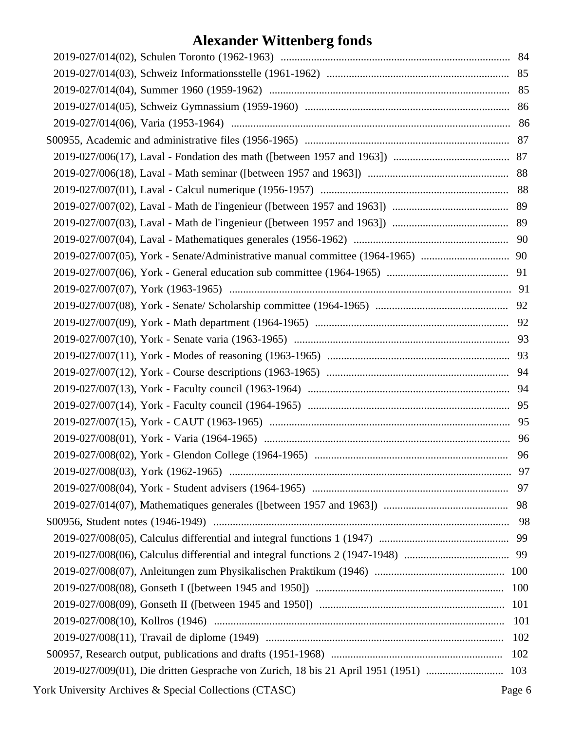2019-027/014(02), Schulen Toronto (1962-1963) .................................................................................. 84

2019-027/014(03), Schweiz Informationsstelle (1961-1962) ................................................................. 85

2019-027/014(04), Summer 1960 (1959-1962) ...................................................................................... 85

2019-027/014(05), Schweiz Gymnassium (1959-1960) .......................................................................... 86

2019-027/014(06), Varia (1953-1964) .................................................................................................... 86

S00955, Academic and administrative files (1956-1965) .......................................................................... 87

2019-027/006(17), Laval - Fondation des math ([between 1957 and 1963]) .......................................... 87

2019-027/006(18), Laval - Math seminar ([between 1957 and 1963]) .................................................. 88

2019-027/007(01), Laval - Calcul numerique (1956-1957) .................................................................... 88

2019-027/007(02), Laval - Math de l'ingenieur ([between 1957 and 1963]) .......................................... 89

2019-027/007(03), Laval - Math de l'ingenieur ([between 1957 and 1963]) .......................................... 89

2019-027/007(04), Laval - Mathematiques generales (1956-1962) ........................................................ 90

2019-027/007(05), York - Senate/Administrative manual committee (1964-1965) ................................ 90

2019-027/007(06), York - General education sub committee (1964-1965) ............................................ 91

2019-027/007(07), York (1963-1965) ...................................................................................................... 91

2019-027/007(08), York - Senate/ Scholarship committee (1964-1965) ................................................ 92

2019-027/007(09), York - Math department (1964-1965) ...................................................................... 92

2019-027/007(10), York - Senate varia (1963-1965) .............................................................................. 93

2019-027/007(11), York - Modes of reasoning (1963-1965) .................................................................. 93

2019-027/007(12), York - Course descriptions (1963-1965) .................................................................. 94

2019-027/007(13), York - Faculty council (1963-1964) ......................................................................... 94

2019-027/007(14), York - Faculty council (1964-1965) ......................................................................... 95

2019-027/007(15), York - CAUT (1963-1965) ....................................................................................... 95

2019-027/008(01), York - Varia (1964-1965) ......................................................................................... 96

2019-027/008(02), York - Glendon College (1964-1965) ...................................................................... 96

2019-027/008(03), York (1962-1965) ...................................................................................................... 97

2019-027/008(04), York - Student advisers (1964-1965) ....................................................................... 97

2019-027/014(07), Mathematiques generales ([between 1957 and 1963]) ............................................. 98

S00956, Student notes (1946-1949) ............................................................................................................ 98

2019-027/008(05), Calculus differential and integral functions 1 (1947) ............................................... 99

2019-027/008(06), Calculus differential and integral functions 2 (1947-1948) ...................................... 99

2019-027/008(07), Anleitungen zum Physikalischen Praktikum (1946) ............................................... 100

2019-027/008(08), Gonseth I ([between 1945 and 1950]) .................................................................... 100

2019-027/008(09), Gonseth II ([between 1945 and 1950]) ................................................................... 101

2019-027/008(10), Kollros (1946) ......................................................................................................... 101

2019-027/008(11), Travail de diplome (1949) ...................................................................................... 102

S00957, Research output, publications and drafts (1951-1968) .............................................................. 102

2019-027/009(01), Die dritten Gesprache von Zurich, 18 bis 21 April 1951 (1951) ............................ 103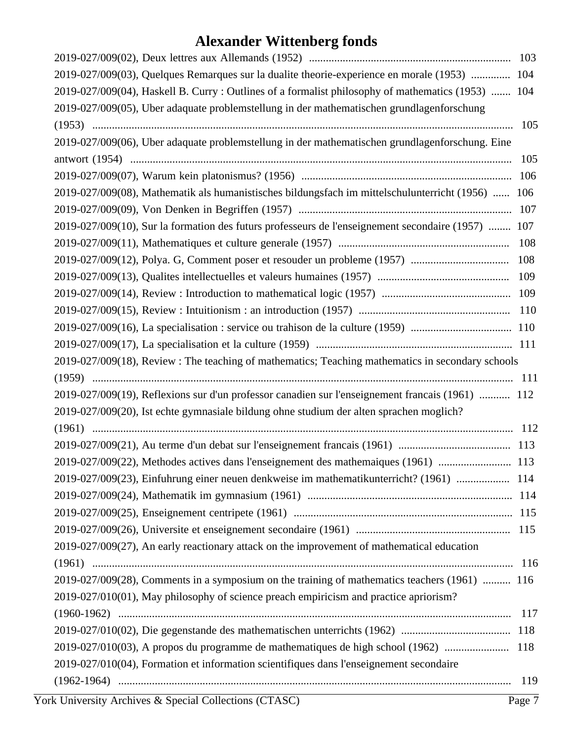# Alexander Wittenberg fonds

2019-027/009(02), Deux lettres aux Allemands (1952) ........................................................................ 103
2019-027/009(03), Quelques Remarques sur la dualite theorie-experience en morale (1953) .............. 104
2019-027/009(04), Haskell B. Curry : Outlines of a formalist philosophy of mathematics (1953) ....... 104
2019-027/009(05), Uber adaquate problemstellung in der mathematischen grundlagenforschung (1953) ........................................................................................................................................ 105
2019-027/009(06), Uber adaquate problemstellung in der mathematischen grundlagenforschung. Eine antwort (1954) ........................................................................................................................ 105
2019-027/009(07), Warum kein platonismus? (1956) ........................................................................... 106
2019-027/009(08), Mathematik als humanistisches bildungsfach im mittelschulunterricht (1956) ...... 106
2019-027/009(09), Von Denken in Begriffen (1957) ............................................................................ 107
2019-027/009(10), Sur la formation des futurs professeurs de l'enseignement secondaire (1957) ........ 107
2019-027/009(11), Mathematiques et culture generale (1957) ............................................................. 108
2019-027/009(12), Polya. G, Comment poser et resouder un probleme (1957) .................................... 108
2019-027/009(13), Qualites intellectuelles et valeurs humaines (1957) ............................................... 109
2019-027/009(14), Review : Introduction to mathematical logic (1957) .............................................. 109
2019-027/009(15), Review : Intuitionism : an introduction (1957) ...................................................... 110
2019-027/009(16), La specialisation : service ou trahison de la culture (1959) .................................... 110
2019-027/009(17), La specialisation et la culture (1959) ..................................................................... 111
2019-027/009(18), Review : The teaching of mathematics; Teaching mathematics in secondary schools (1959) ........................................................................................................................................ 111
2019-027/009(19), Reflexions sur d'un professor canadien sur l'enseignement francais (1961) ........... 112
2019-027/009(20), Ist echte gymnasiale bildung ohne studium der alten sprachen moglich? (1961) ........................................................................................................................................ 112
2019-027/009(21), Au terme d'un debat sur l'enseignement francais (1961) ........................................ 113
2019-027/009(22), Methodes actives dans l'enseignement des mathemaiques (1961) .......................... 113
2019-027/009(23), Einfuhrung einer neuen denkweise im mathematikunterricht? (1961) ................... 114
2019-027/009(24), Mathematik im gymnasium (1961) ......................................................................... 114
2019-027/009(25), Enseignement centripete (1961) ............................................................................. 115
2019-027/009(26), Universite et enseignement secondaire (1961) ....................................................... 115
2019-027/009(27), An early reactionary attack on the improvement of mathematical education (1961) ........................................................................................................................................ 116
2019-027/009(28), Comments in a symposium on the training of mathematics teachers (1961) .......... 116
2019-027/010(01), May philosophy of science preach empiricism and practice apriorism? (1960-1962) ............................................................................................................................... 117
2019-027/010(02), Die gegenstande des mathematischen unterrichts (1962) ....................................... 118
2019-027/010(03), A propos du programme de mathematiques de high school (1962) ....................... 118
2019-027/010(04), Formation et information scientifiques dans l'enseignement secondaire (1962-1964) ............................................................................................................................... 119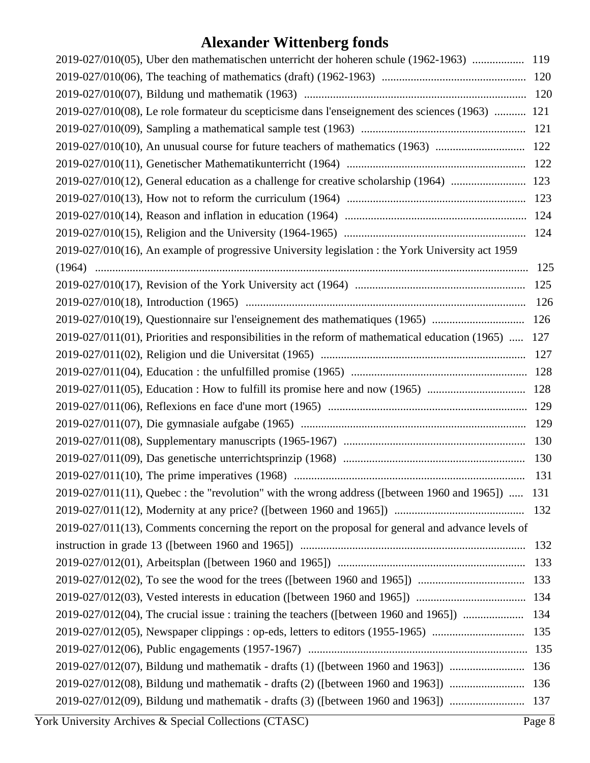# Alexander Wittenberg fonds

2019-027/010(05), Uber den mathematischen unterricht der hoheren schule (1962-1963) .................. 119
2019-027/010(06), The teaching of mathematics (draft) (1962-1963) .................................................. 120
2019-027/010(07), Bildung und mathematik (1963) ............................................................................ 120
2019-027/010(08), Le role formateur du scepticisme dans l'enseignement des sciences (1963) ........... 121
2019-027/010(09), Sampling a mathematical sample test (1963) ......................................................... 121
2019-027/010(10), An unusual course for future teachers of mathematics (1963) ............................... 122
2019-027/010(11), Genetischer Mathematikunterricht (1964) ............................................................. 122
2019-027/010(12), General education as a challenge for creative scholarship (1964) .......................... 123
2019-027/010(13), How not to reform the curriculum (1964) ............................................................. 123
2019-027/010(14), Reason and inflation in education (1964) .............................................................. 124
2019-027/010(15), Religion and the University (1964-1965) .............................................................. 124
2019-027/010(16), An example of progressive University legislation : the York University act 1959 (1964) ........................................................................................................................................... 125
2019-027/010(17), Revision of the York University act (1964) ........................................................... 125
2019-027/010(18), Introduction (1965) ................................................................................................ 126
2019-027/010(19), Questionnaire sur l'enseignement des mathematiques (1965) ................................ 126
2019-027/011(01), Priorities and responsibilities in the reform of mathematical education (1965) ..... 127
2019-027/011(02), Religion und die Universitat (1965) ...................................................................... 127
2019-027/011(04), Education : the unfulfilled promise (1965) ............................................................ 128
2019-027/011(05), Education : How to fulfill its promise here and now (1965) .................................. 128
2019-027/011(06), Reflexions en face d'une mort (1965) .................................................................... 129
2019-027/011(07), Die gymnasiale aufgabe (1965) ............................................................................. 129
2019-027/011(08), Supplementary manuscripts (1965-1967) .............................................................. 130
2019-027/011(09), Das genetische unterrichtsprinzip (1968) .............................................................. 130
2019-027/011(10), The prime imperatives (1968) ............................................................................... 131
2019-027/011(11), Quebec : the "revolution" with the wrong address ([between 1960 and 1965]) ..... 131
2019-027/011(12), Modernity at any price? ([between 1960 and 1965]) ............................................ 132
2019-027/011(13), Comments concerning the report on the proposal for general and advance levels of instruction in grade 13 ([between 1960 and 1965]) .............................................................................. 132
2019-027/012(01), Arbeitsplan ([between 1960 and 1965]) ................................................................ 133
2019-027/012(02), To see the wood for the trees ([between 1960 and 1965]) .................................... 133
2019-027/012(03), Vested interests in education ([between 1960 and 1965]) ...................................... 134
2019-027/012(04), The crucial issue : training the teachers ([between 1960 and 1965]) ..................... 134
2019-027/012(05), Newspaper clippings : op-eds, letters to editors (1955-1965) ................................ 135
2019-027/012(06), Public engagements (1957-1967) ........................................................................... 135
2019-027/012(07), Bildung und mathematik - drafts (1) ([between 1960 and 1963]) .......................... 136
2019-027/012(08), Bildung und mathematik - drafts (2) ([between 1960 and 1963]) .......................... 136
2019-027/012(09), Bildung und mathematik - drafts (3) ([between 1960 and 1963]) .......................... 137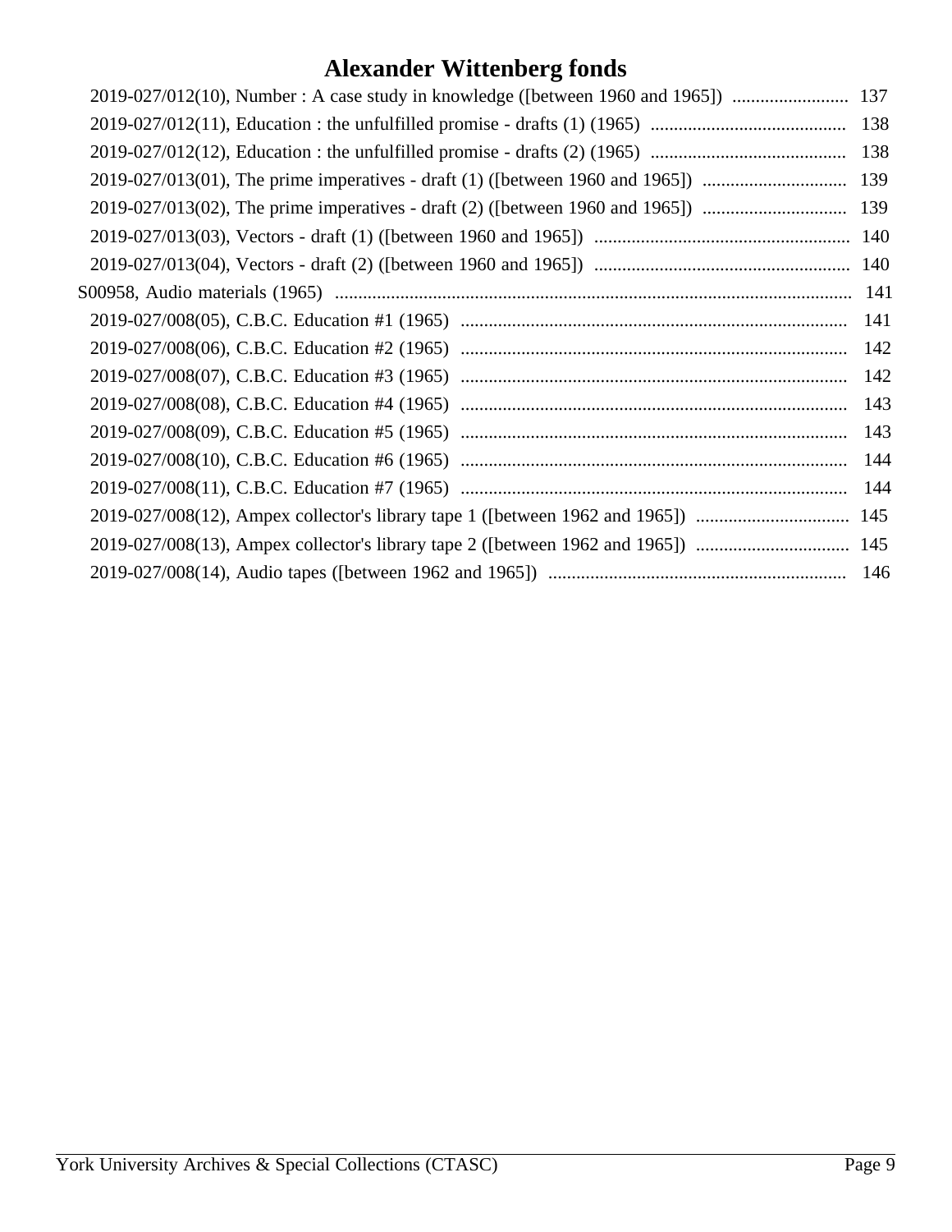# Alexander Wittenberg fonds

- 2019-027/012(10), Number : A case study in knowledge ([between 1960 and 1965]) ......................... 137
- 2019-027/012(11), Education : the unfulfilled promise - drafts (1) (1965) .......................................... 138
- 2019-027/012(12), Education : the unfulfilled promise - drafts (2) (1965) .......................................... 138
- 2019-027/013(01), The prime imperatives - draft (1) ([between 1960 and 1965]) ............................... 139
- 2019-027/013(02), The prime imperatives - draft (2) ([between 1960 and 1965]) ............................... 139
- 2019-027/013(03), Vectors - draft (1) ([between 1960 and 1965]) ....................................................... 140
- 2019-027/013(04), Vectors - draft (2) ([between 1960 and 1965]) ....................................................... 140

S00958, Audio materials (1965) ............................................................................................................... 141

- 2019-027/008(05), C.B.C. Education #1 (1965) ................................................................................... 141
- 2019-027/008(06), C.B.C. Education #2 (1965) ................................................................................... 142
- 2019-027/008(07), C.B.C. Education #3 (1965) ................................................................................... 142
- 2019-027/008(08), C.B.C. Education #4 (1965) ................................................................................... 143
- 2019-027/008(09), C.B.C. Education #5 (1965) ................................................................................... 143
- 2019-027/008(10), C.B.C. Education #6 (1965) ................................................................................... 144
- 2019-027/008(11), C.B.C. Education #7 (1965) ................................................................................... 144
- 2019-027/008(12), Ampex collector's library tape 1 ([between 1962 and 1965]) ................................. 145
- 2019-027/008(13), Ampex collector's library tape 2 ([between 1962 and 1965]) ................................. 145
- 2019-027/008(14), Audio tapes ([between 1962 and 1965]) ................................................................ 146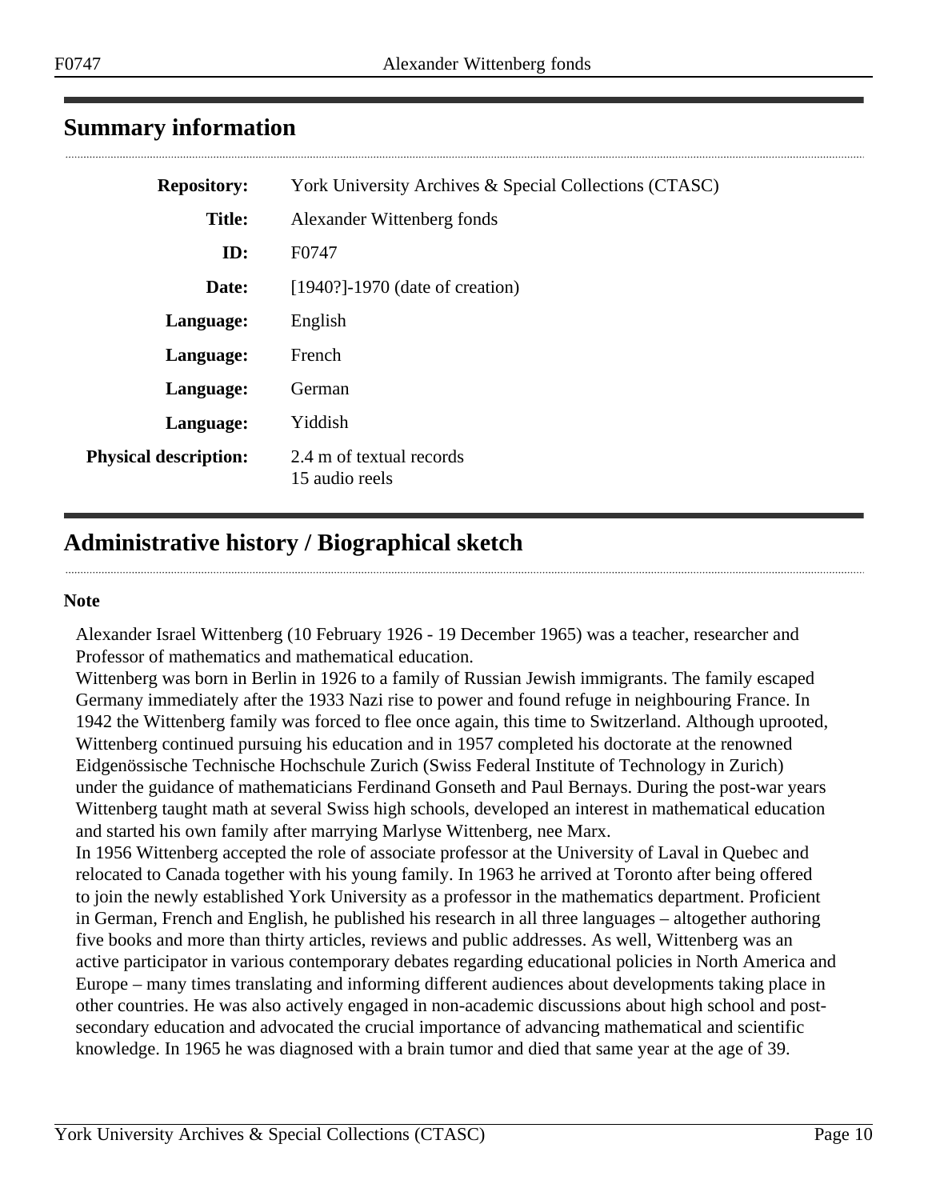## Summary information

| | |
|---|---|
| **Repository:** | York University Archives & Special Collections (CTASC) |
| **Title:** | Alexander Wittenberg fonds |
| **ID:** | F0747 |
| **Date:** | [1940?]-1970 (date of creation) |
| **Language:** | English |
| **Language:** | French |
| **Language:** | German |
| **Language:** | Yiddish |
| **Physical description:** | 2.4 m of textual records<br>15 audio reels |

## Administrative history / Biographical sketch

**Note**

Alexander Israel Wittenberg (10 February 1926 - 19 December 1965) was a teacher, researcher and Professor of mathematics and mathematical education.
Wittenberg was born in Berlin in 1926 to a family of Russian Jewish immigrants. The family escaped Germany immediately after the 1933 Nazi rise to power and found refuge in neighbouring France. In 1942 the Wittenberg family was forced to flee once again, this time to Switzerland. Although uprooted, Wittenberg continued pursuing his education and in 1957 completed his doctorate at the renowned Eidgenössische Technische Hochschule Zurich (Swiss Federal Institute of Technology in Zurich) under the guidance of mathematicians Ferdinand Gonseth and Paul Bernays. During the post-war years Wittenberg taught math at several Swiss high schools, developed an interest in mathematical education and started his own family after marrying Marlyse Wittenberg, nee Marx.
In 1956 Wittenberg accepted the role of associate professor at the University of Laval in Quebec and relocated to Canada together with his young family. In 1963 he arrived at Toronto after being offered to join the newly established York University as a professor in the mathematics department. Proficient in German, French and English, he published his research in all three languages – altogether authoring five books and more than thirty articles, reviews and public addresses. As well, Wittenberg was an active participator in various contemporary debates regarding educational policies in North America and Europe – many times translating and informing different audiences about developments taking place in other countries. He was also actively engaged in non-academic discussions about high school and post-secondary education and advocated the crucial importance of advancing mathematical and scientific knowledge. In 1965 he was diagnosed with a brain tumor and died that same year at the age of 39.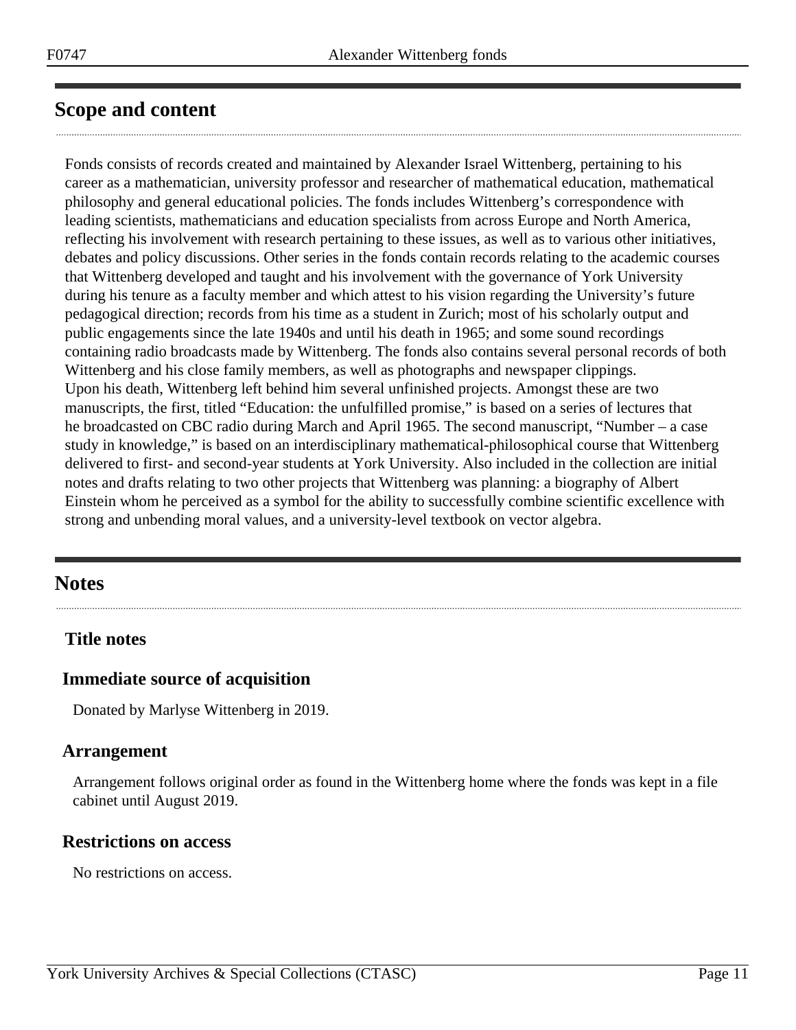## Scope and content

Fonds consists of records created and maintained by Alexander Israel Wittenberg, pertaining to his career as a mathematician, university professor and researcher of mathematical education, mathematical philosophy and general educational policies. The fonds includes Wittenberg's correspondence with leading scientists, mathematicians and education specialists from across Europe and North America, reflecting his involvement with research pertaining to these issues, as well as to various other initiatives, debates and policy discussions. Other series in the fonds contain records relating to the academic courses that Wittenberg developed and taught and his involvement with the governance of York University during his tenure as a faculty member and which attest to his vision regarding the University's future pedagogical direction; records from his time as a student in Zurich; most of his scholarly output and public engagements since the late 1940s and until his death in 1965; and some sound recordings containing radio broadcasts made by Wittenberg. The fonds also contains several personal records of both Wittenberg and his close family members, as well as photographs and newspaper clippings.
Upon his death, Wittenberg left behind him several unfinished projects. Amongst these are two manuscripts, the first, titled "Education: the unfulfilled promise," is based on a series of lectures that he broadcasted on CBC radio during March and April 1965. The second manuscript, "Number – a case study in knowledge," is based on an interdisciplinary mathematical-philosophical course that Wittenberg delivered to first- and second-year students at York University. Also included in the collection are initial notes and drafts relating to two other projects that Wittenberg was planning: a biography of Albert Einstein whom he perceived as a symbol for the ability to successfully combine scientific excellence with strong and unbending moral values, and a university-level textbook on vector algebra.

## Notes

### Title notes

### Immediate source of acquisition

Donated by Marlyse Wittenberg in 2019.

### Arrangement

Arrangement follows original order as found in the Wittenberg home where the fonds was kept in a file cabinet until August 2019.

### Restrictions on access

No restrictions on access.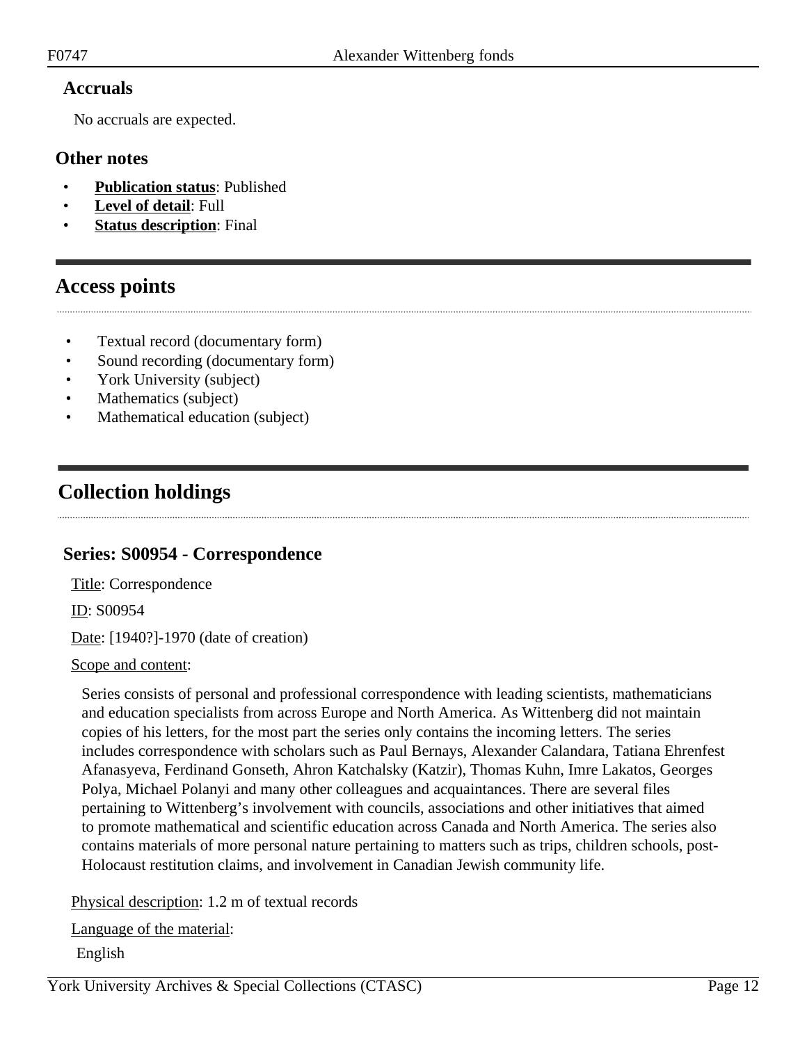### Accruals

No accruals are expected.

### Other notes

- **Publication status**: Published
- **Level of detail**: Full
- **Status description**: Final

## Access points

- Textual record (documentary form)
- Sound recording (documentary form)
- York University (subject)
- Mathematics (subject)
- Mathematical education (subject)

## Collection holdings

### Series: S00954 - Correspondence

Title: Correspondence

ID: S00954

Date: [1940?]-1970 (date of creation)

Scope and content:

Series consists of personal and professional correspondence with leading scientists, mathematicians and education specialists from across Europe and North America. As Wittenberg did not maintain copies of his letters, for the most part the series only contains the incoming letters. The series includes correspondence with scholars such as Paul Bernays, Alexander Calandara, Tatiana Ehrenfest Afanasyeva, Ferdinand Gonseth, Ahron Katchalsky (Katzir), Thomas Kuhn, Imre Lakatos, Georges Polya, Michael Polanyi and many other colleagues and acquaintances. There are several files pertaining to Wittenberg's involvement with councils, associations and other initiatives that aimed to promote mathematical and scientific education across Canada and North America. The series also contains materials of more personal nature pertaining to matters such as trips, children schools, post-Holocaust restitution claims, and involvement in Canadian Jewish community life.

Physical description: 1.2 m of textual records

Language of the material:

English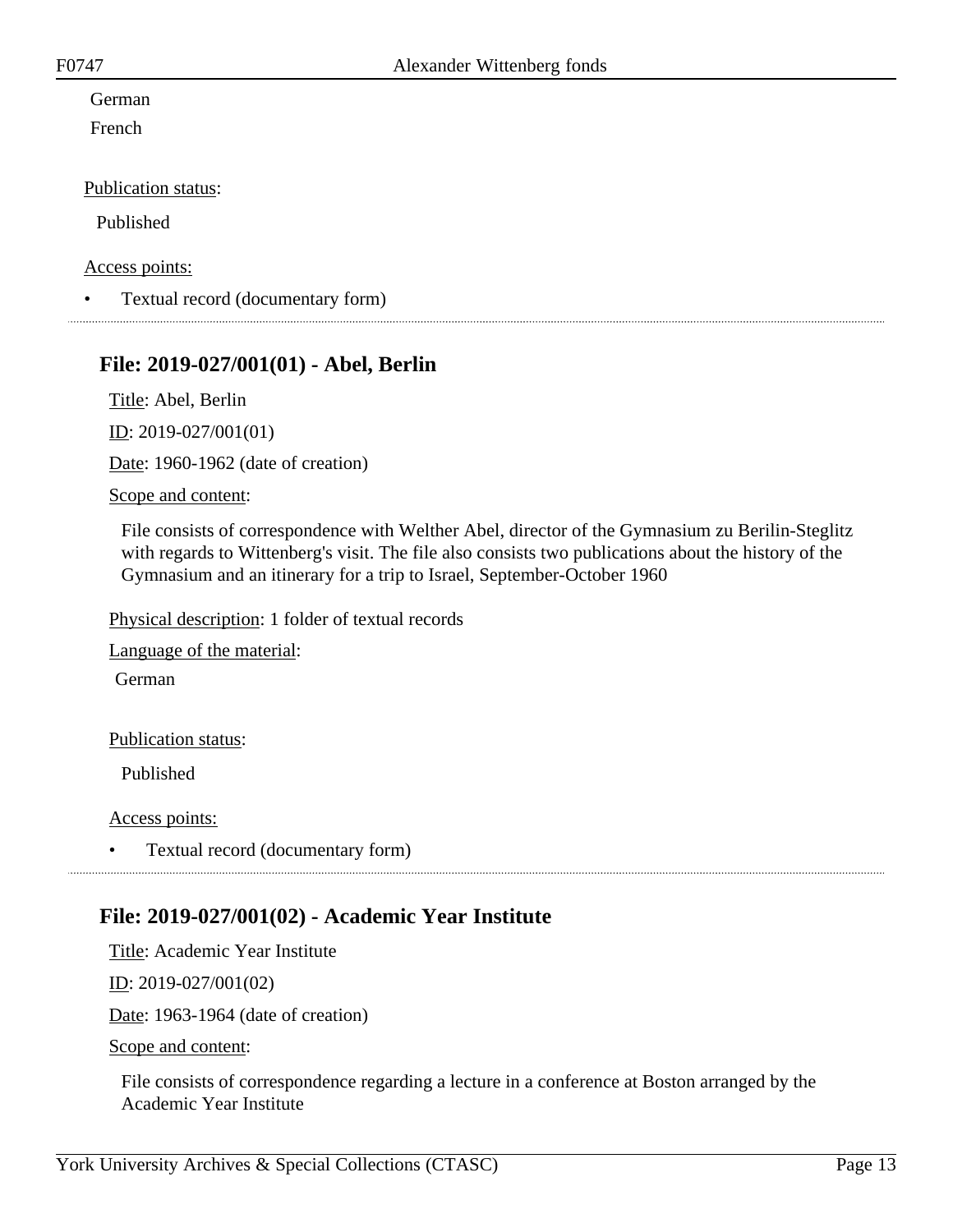German
French

Publication status:

Published

Access points:

- Textual record (documentary form)

## File: 2019-027/001(01) - Abel, Berlin

Title: Abel, Berlin

ID: 2019-027/001(01)

Date: 1960-1962 (date of creation)

Scope and content:

File consists of correspondence with Welther Abel, director of the Gymnasium zu Berilin-Steglitz with regards to Wittenberg's visit. The file also consists two publications about the history of the Gymnasium and an itinerary for a trip to Israel, September-October 1960

Physical description: 1 folder of textual records

Language of the material:

German

Publication status:

Published

Access points:

- Textual record (documentary form)

## File: 2019-027/001(02) - Academic Year Institute

Title: Academic Year Institute

ID: 2019-027/001(02)

Date: 1963-1964 (date of creation)

Scope and content:

File consists of correspondence regarding a lecture in a conference at Boston arranged by the Academic Year Institute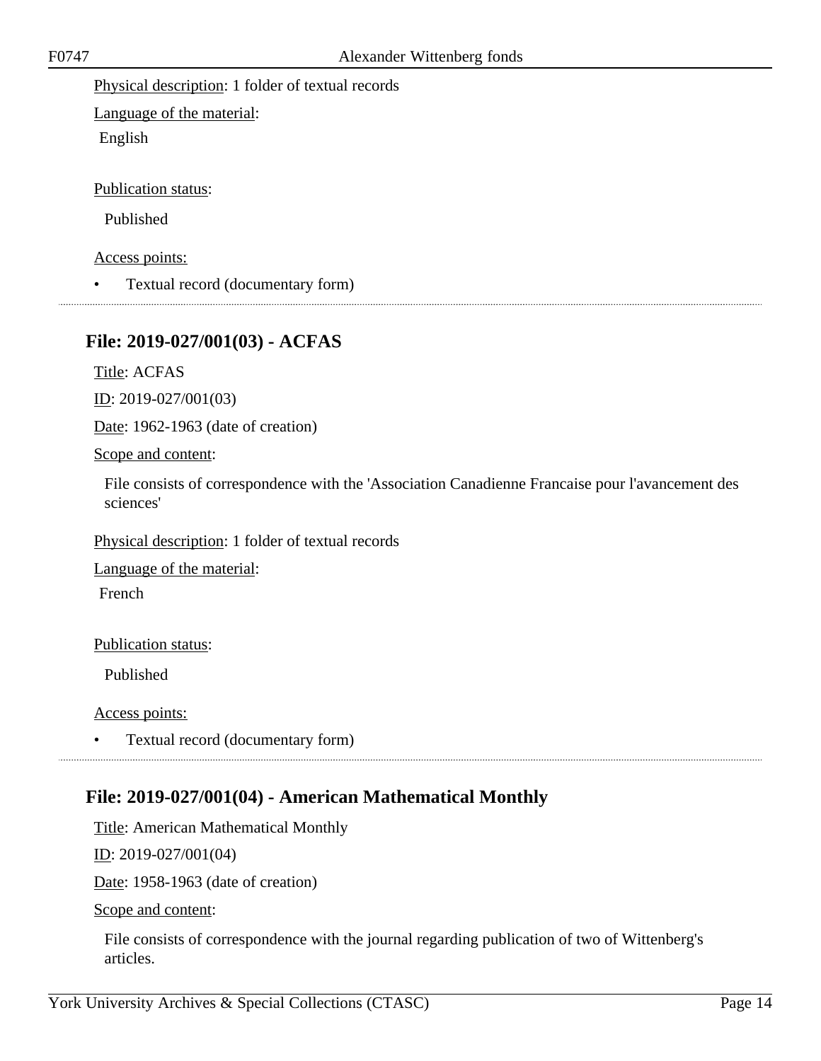Physical description: 1 folder of textual records

Language of the material:

English

Publication status:

Published

Access points:

- Textual record (documentary form)

---

## File: 2019-027/001(03) - ACFAS

Title: ACFAS

ID: 2019-027/001(03)

Date: 1962-1963 (date of creation)

Scope and content:

File consists of correspondence with the 'Association Canadienne Francaise pour l'avancement des sciences'

Physical description: 1 folder of textual records

Language of the material:

French

Publication status:

Published

Access points:

- Textual record (documentary form)

---

## File: 2019-027/001(04) - American Mathematical Monthly

Title: American Mathematical Monthly

ID: 2019-027/001(04)

Date: 1958-1963 (date of creation)

Scope and content:

File consists of correspondence with the journal regarding publication of two of Wittenberg's articles.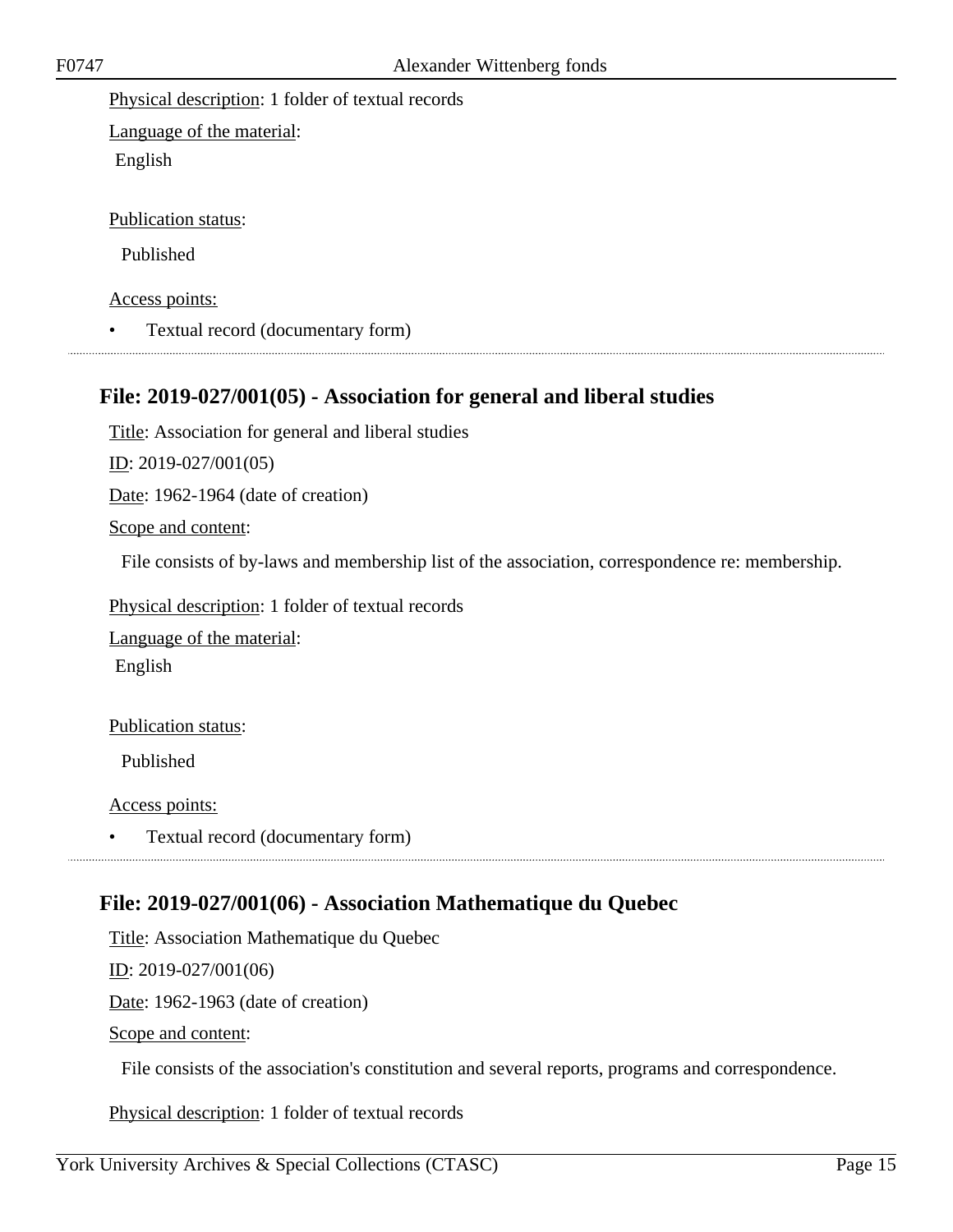Physical description: 1 folder of textual records

Language of the material:

English

Publication status:

Published

Access points:

- Textual record (documentary form)

---

### File: 2019-027/001(05) - Association for general and liberal studies

Title: Association for general and liberal studies

ID: 2019-027/001(05)

Date: 1962-1964 (date of creation)

Scope and content:

File consists of by-laws and membership list of the association, correspondence re: membership.

Physical description: 1 folder of textual records

Language of the material:

English

Publication status:

Published

Access points:

- Textual record (documentary form)

---

### File: 2019-027/001(06) - Association Mathematique du Quebec

Title: Association Mathematique du Quebec

ID: 2019-027/001(06)

Date: 1962-1963 (date of creation)

Scope and content:

File consists of the association's constitution and several reports, programs and correspondence.

Physical description: 1 folder of textual records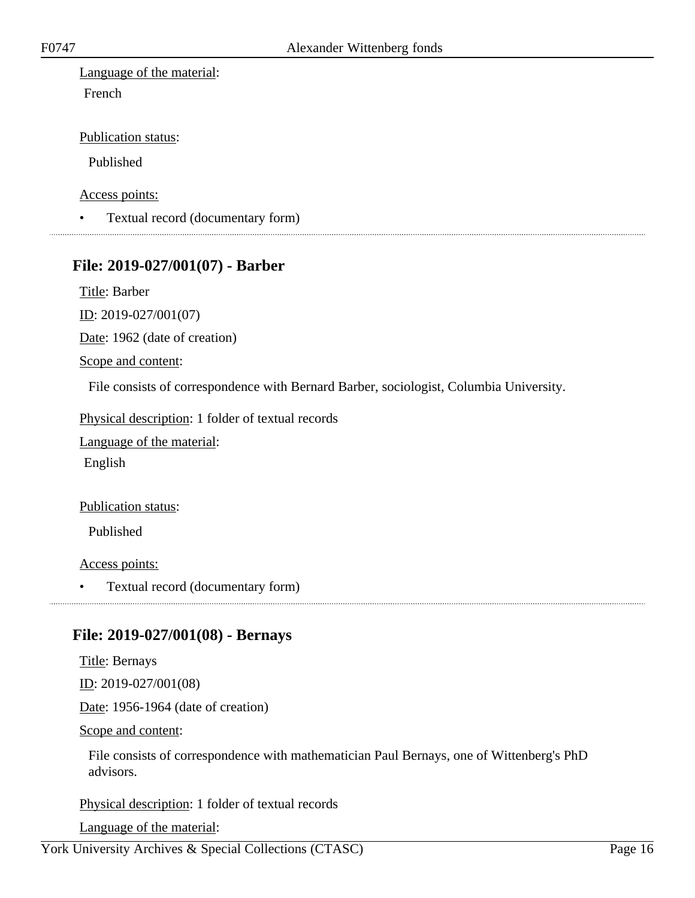Language of the material:

French

Publication status:

Published

Access points:

- Textual record (documentary form)

---

## File: 2019-027/001(07) - Barber

Title: Barber

ID: 2019-027/001(07)

Date: 1962 (date of creation)

Scope and content:

File consists of correspondence with Bernard Barber, sociologist, Columbia University.

Physical description: 1 folder of textual records

Language of the material:

English

Publication status:

Published

Access points:

- Textual record (documentary form)

---

## File: 2019-027/001(08) - Bernays

Title: Bernays

ID: 2019-027/001(08)

Date: 1956-1964 (date of creation)

Scope and content:

File consists of correspondence with mathematician Paul Bernays, one of Wittenberg's PhD advisors.

Physical description: 1 folder of textual records

Language of the material: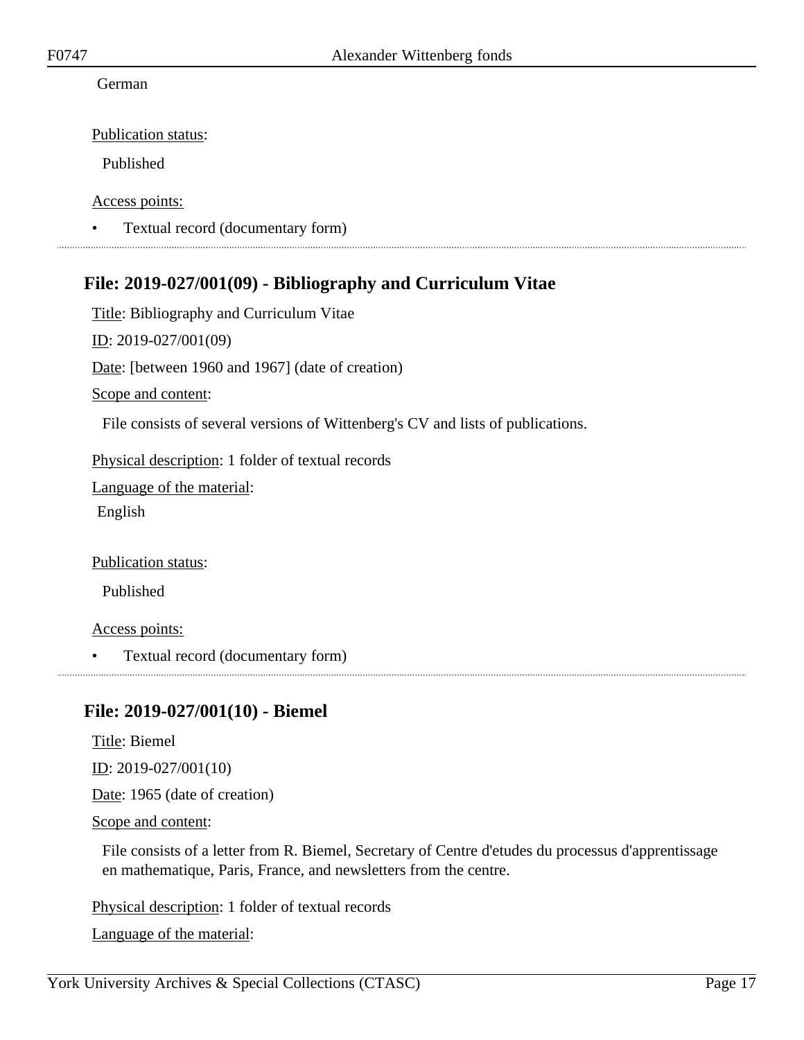German

Publication status:

Published

Access points:

- Textual record (documentary form)

---

## File: 2019-027/001(09) - Bibliography and Curriculum Vitae

Title: Bibliography and Curriculum Vitae

ID: 2019-027/001(09)

Date: [between 1960 and 1967] (date of creation)

Scope and content:

File consists of several versions of Wittenberg's CV and lists of publications.

Physical description: 1 folder of textual records

Language of the material:

English

Publication status:

Published

Access points:

- Textual record (documentary form)

---

## File: 2019-027/001(10) - Biemel

Title: Biemel

ID: 2019-027/001(10)

Date: 1965 (date of creation)

Scope and content:

File consists of a letter from R. Biemel, Secretary of Centre d'etudes du processus d'apprentissage en mathematique, Paris, France, and newsletters from the centre.

Physical description: 1 folder of textual records

Language of the material: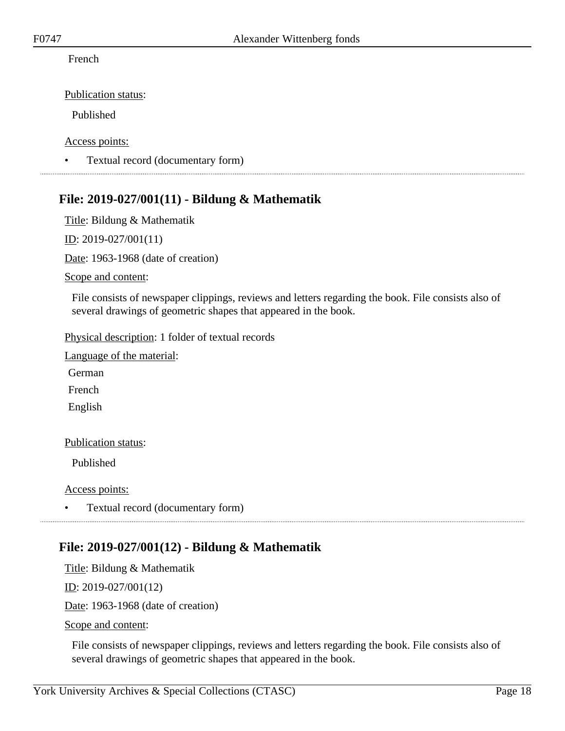French

Publication status:

Published

Access points:

- Textual record (documentary form)

---

## File: 2019-027/001(11) - Bildung & Mathematik

Title: Bildung & Mathematik

ID: 2019-027/001(11)

Date: 1963-1968 (date of creation)

Scope and content:

File consists of newspaper clippings, reviews and letters regarding the book. File consists also of several drawings of geometric shapes that appeared in the book.

Physical description: 1 folder of textual records

Language of the material:

German

French

English

Publication status:

Published

Access points:

- Textual record (documentary form)

---

## File: 2019-027/001(12) - Bildung & Mathematik

Title: Bildung & Mathematik

ID: 2019-027/001(12)

Date: 1963-1968 (date of creation)

Scope and content:

File consists of newspaper clippings, reviews and letters regarding the book. File consists also of several drawings of geometric shapes that appeared in the book.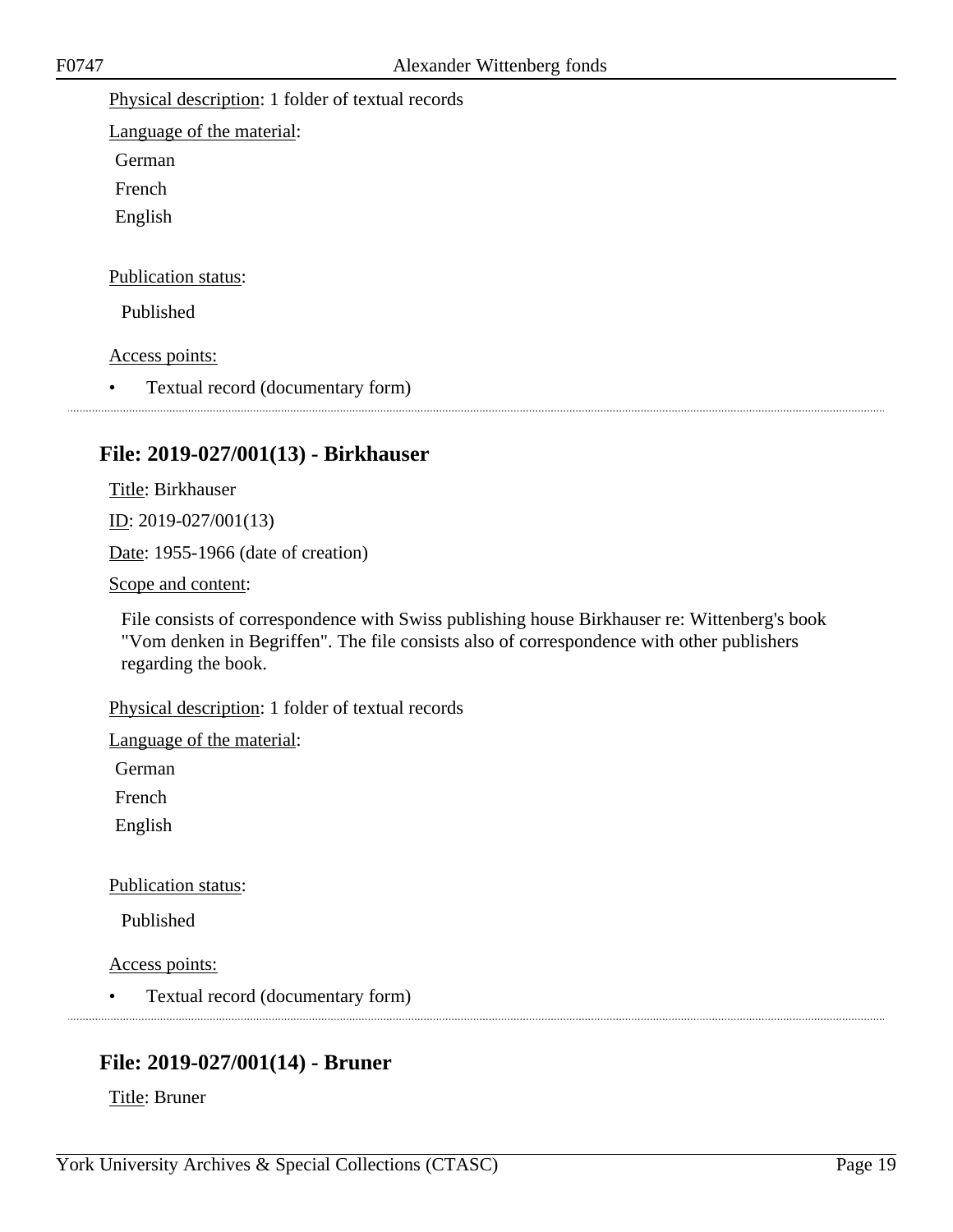Physical description: 1 folder of textual records

Language of the material:

German

French

English

Publication status:

Published

Access points:

- Textual record (documentary form)

## File: 2019-027/001(13) - Birkhauser

Title: Birkhauser

ID: 2019-027/001(13)

Date: 1955-1966 (date of creation)

Scope and content:

File consists of correspondence with Swiss publishing house Birkhauser re: Wittenberg's book "Vom denken in Begriffen". The file consists also of correspondence with other publishers regarding the book.

Physical description: 1 folder of textual records

Language of the material:

German

French

English

Publication status:

Published

Access points:

- Textual record (documentary form)

## File: 2019-027/001(14) - Bruner

Title: Bruner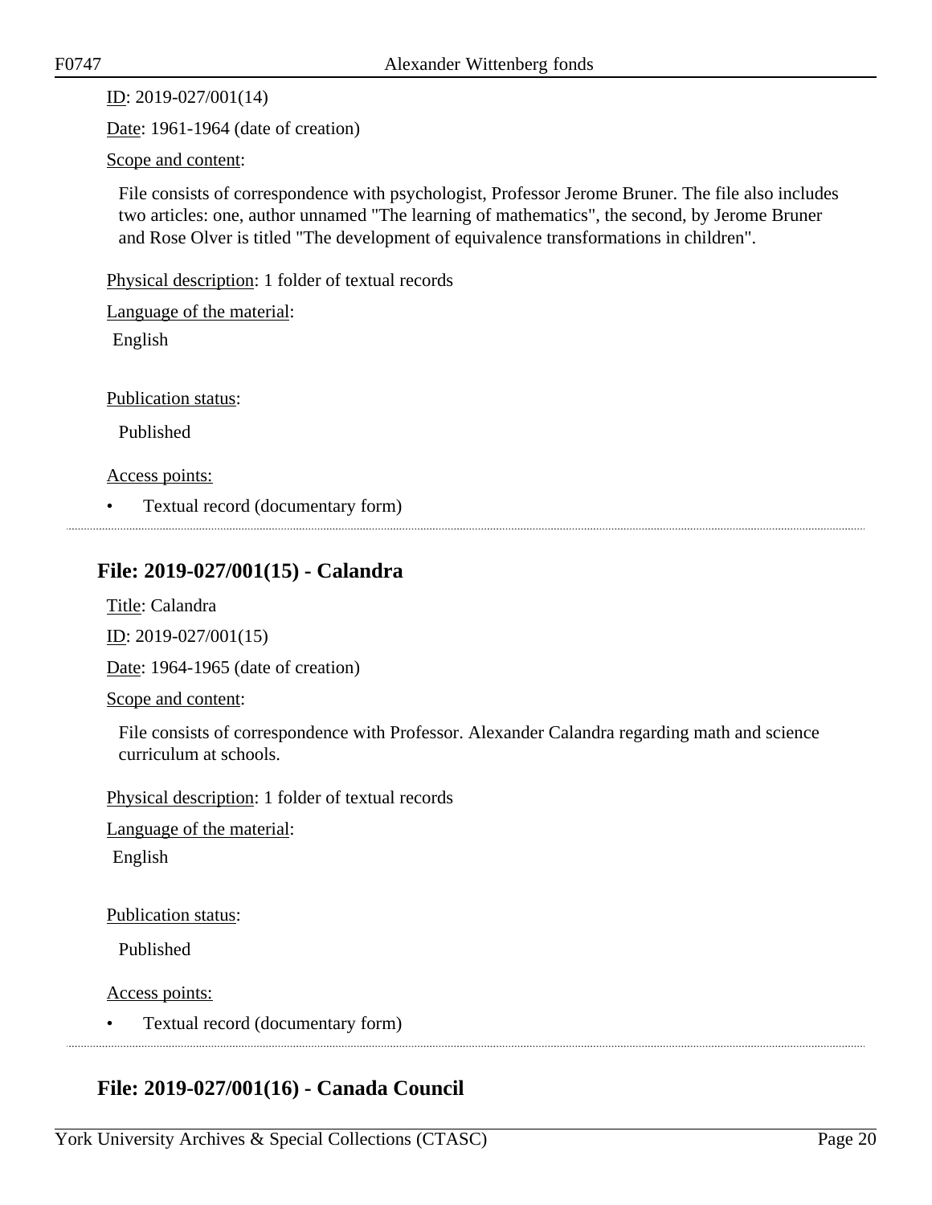ID: 2019-027/001(14)

Date: 1961-1964 (date of creation)

Scope and content:

File consists of correspondence with psychologist, Professor Jerome Bruner. The file also includes two articles: one, author unnamed "The learning of mathematics", the second, by Jerome Bruner and Rose Olver is titled "The development of equivalence transformations in children".

Physical description: 1 folder of textual records

Language of the material:

English

Publication status:

Published

Access points:

- Textual record (documentary form)

## File: 2019-027/001(15) - Calandra

Title: Calandra

ID: 2019-027/001(15)

Date: 1964-1965 (date of creation)

Scope and content:

File consists of correspondence with Professor. Alexander Calandra regarding math and science curriculum at schools.

Physical description: 1 folder of textual records

Language of the material:

English

Publication status:

Published

Access points:

- Textual record (documentary form)

## File: 2019-027/001(16) - Canada Council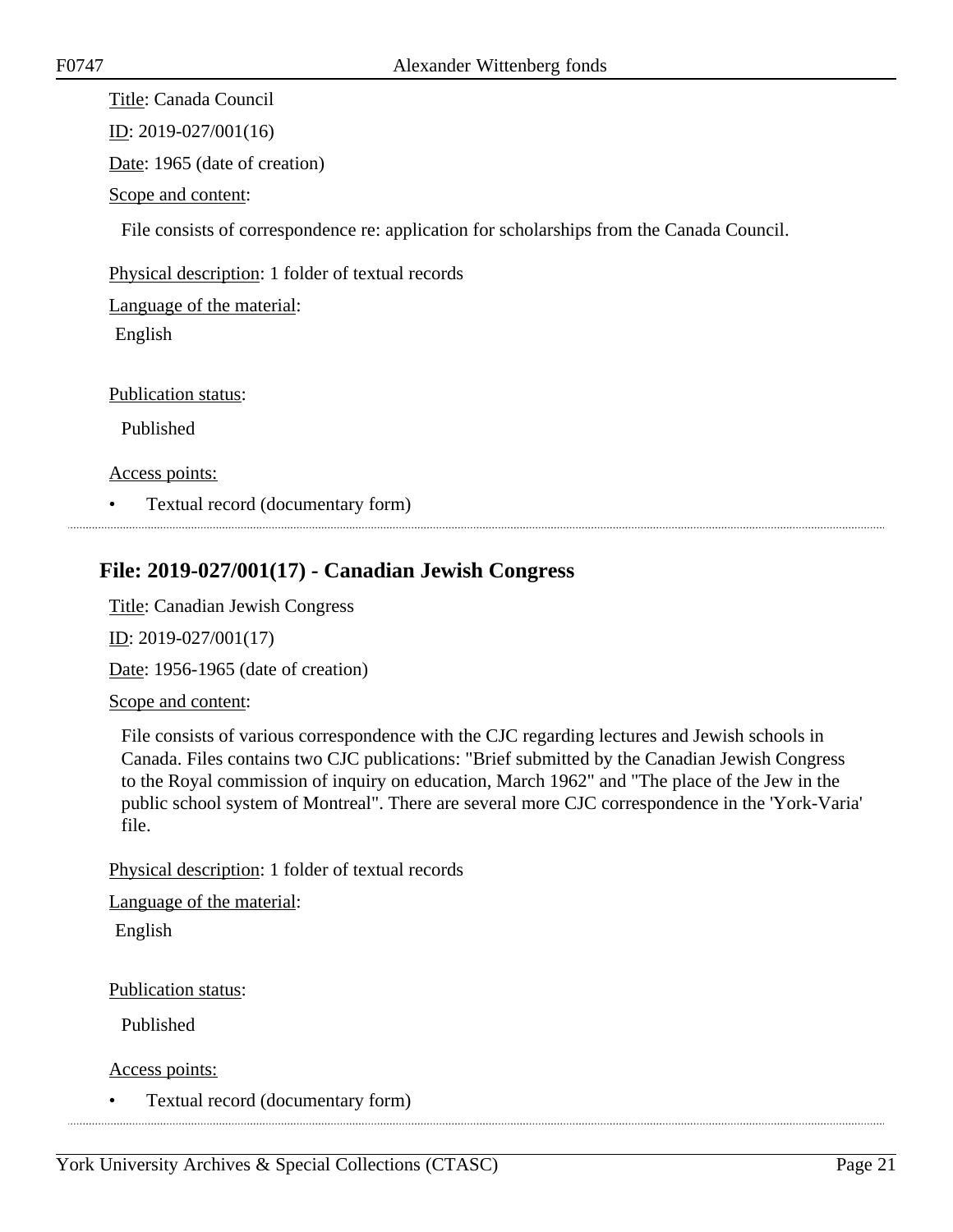Title: Canada Council

ID: 2019-027/001(16)

Date: 1965 (date of creation)

Scope and content:

File consists of correspondence re: application for scholarships from the Canada Council.

Physical description: 1 folder of textual records

Language of the material:

English

Publication status:

Published

Access points:

- Textual record (documentary form)

---

## File: 2019-027/001(17) - Canadian Jewish Congress

Title: Canadian Jewish Congress

ID: 2019-027/001(17)

Date: 1956-1965 (date of creation)

Scope and content:

File consists of various correspondence with the CJC regarding lectures and Jewish schools in Canada. Files contains two CJC publications: "Brief submitted by the Canadian Jewish Congress to the Royal commission of inquiry on education, March 1962" and "The place of the Jew in the public school system of Montreal". There are several more CJC correspondence in the 'York-Varia' file.

Physical description: 1 folder of textual records

Language of the material:

English

Publication status:

Published

Access points:

- Textual record (documentary form)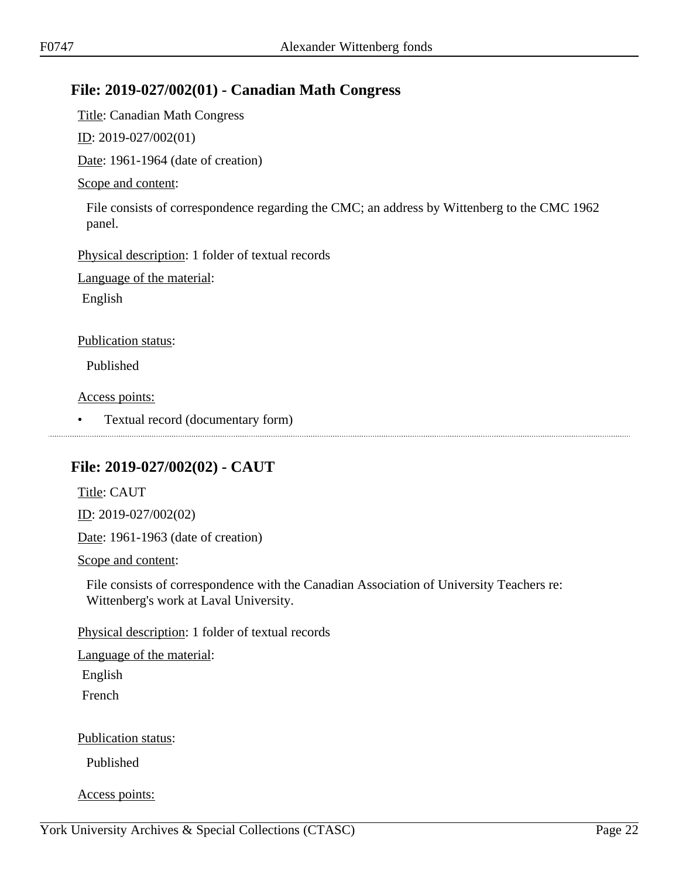## File: 2019-027/002(01) - Canadian Math Congress

Title: Canadian Math Congress

ID: 2019-027/002(01)

Date: 1961-1964 (date of creation)

Scope and content:

File consists of correspondence regarding the CMC; an address by Wittenberg to the CMC 1962 panel.

Physical description: 1 folder of textual records

Language of the material:

English

Publication status:

Published

Access points:

- Textual record (documentary form)

---

## File: 2019-027/002(02) - CAUT

Title: CAUT

ID: 2019-027/002(02)

Date: 1961-1963 (date of creation)

Scope and content:

File consists of correspondence with the Canadian Association of University Teachers re: Wittenberg's work at Laval University.

Physical description: 1 folder of textual records

Language of the material:

English

French

Publication status:

Published

Access points: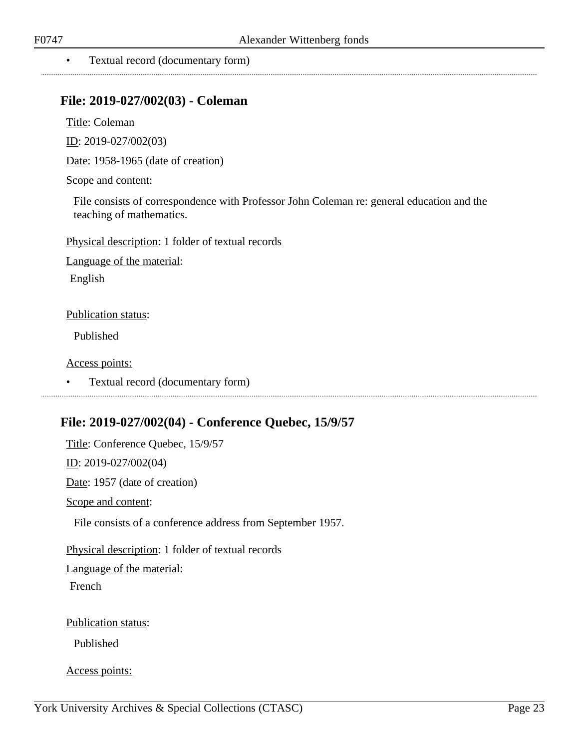- Textual record (documentary form)

## File: 2019-027/002(03) - Coleman

Title: Coleman

ID: 2019-027/002(03)

Date: 1958-1965 (date of creation)

Scope and content:

File consists of correspondence with Professor John Coleman re: general education and the teaching of mathematics.

Physical description: 1 folder of textual records

Language of the material:

English

Publication status:

Published

Access points:

- Textual record (documentary form)

## File: 2019-027/002(04) - Conference Quebec, 15/9/57

Title: Conference Quebec, 15/9/57

ID: 2019-027/002(04)

Date: 1957 (date of creation)

Scope and content:

File consists of a conference address from September 1957.

Physical description: 1 folder of textual records

Language of the material:

French

Publication status:

Published

Access points: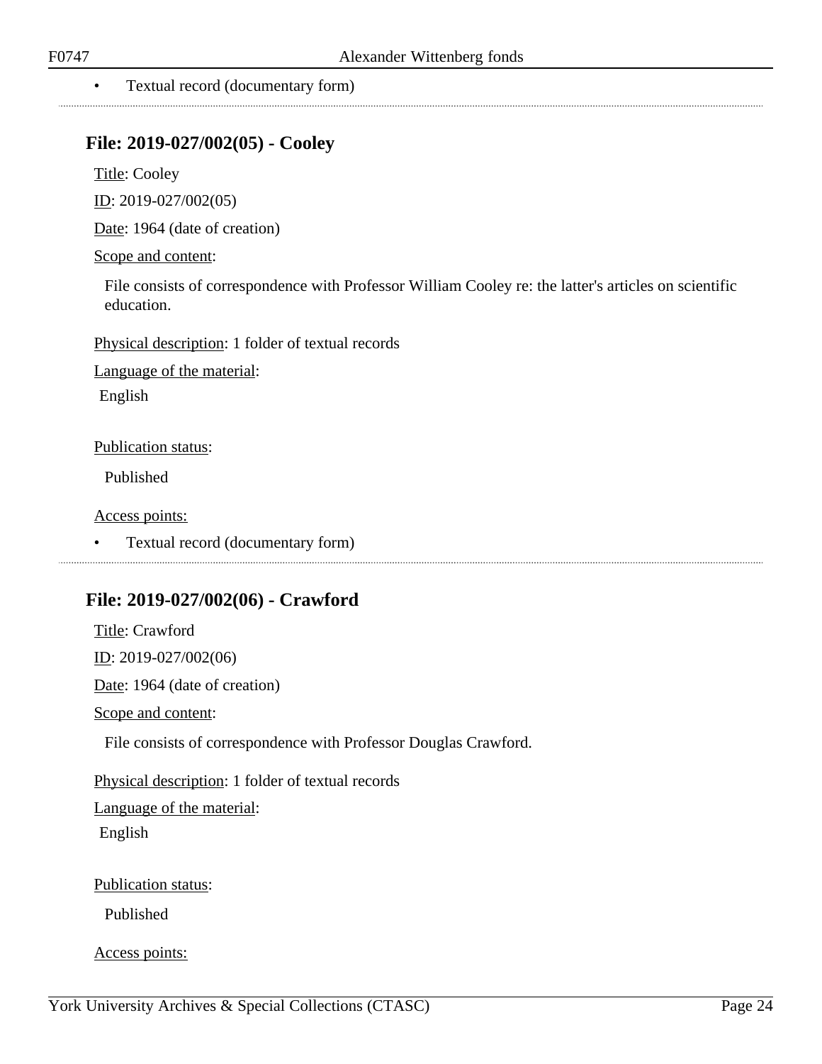- Textual record (documentary form)

---

## File: 2019-027/002(05) - Cooley

Title: Cooley

ID: 2019-027/002(05)

Date: 1964 (date of creation)

Scope and content:

File consists of correspondence with Professor William Cooley re: the latter's articles on scientific education.

Physical description: 1 folder of textual records

Language of the material:

English

Publication status:

Published

Access points:

- Textual record (documentary form)

---

## File: 2019-027/002(06) - Crawford

Title: Crawford

ID: 2019-027/002(06)

Date: 1964 (date of creation)

Scope and content:

File consists of correspondence with Professor Douglas Crawford.

Physical description: 1 folder of textual records

Language of the material:

English

Publication status:

Published

Access points: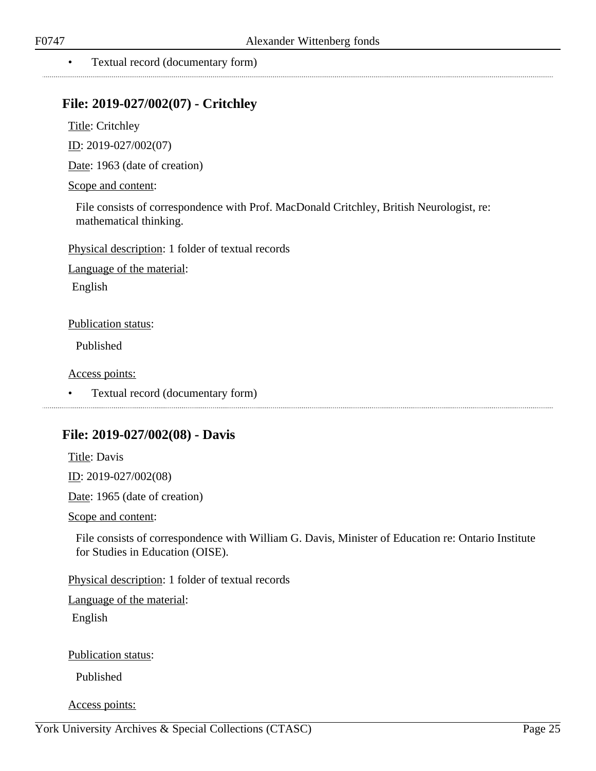- Textual record (documentary form)

## File: 2019-027/002(07) - Critchley

Title: Critchley

ID: 2019-027/002(07)

Date: 1963 (date of creation)

Scope and content:

File consists of correspondence with Prof. MacDonald Critchley, British Neurologist, re: mathematical thinking.

Physical description: 1 folder of textual records

Language of the material:

English

Publication status:

Published

Access points:

- Textual record (documentary form)

## File: 2019-027/002(08) - Davis

Title: Davis

ID: 2019-027/002(08)

Date: 1965 (date of creation)

Scope and content:

File consists of correspondence with William G. Davis, Minister of Education re: Ontario Institute for Studies in Education (OISE).

Physical description: 1 folder of textual records

Language of the material:

English

Publication status:

Published

Access points: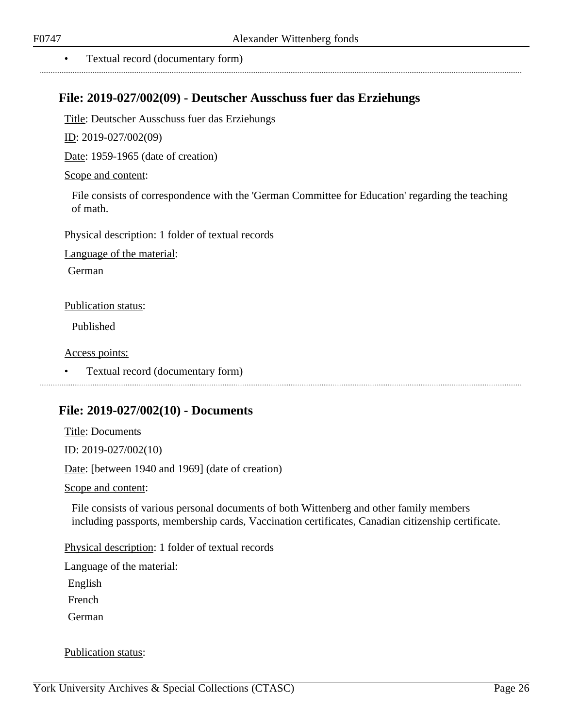- Textual record (documentary form)

## File: 2019-027/002(09) - Deutscher Ausschuss fuer das Erziehungs

Title: Deutscher Ausschuss fuer das Erziehungs

ID: 2019-027/002(09)

Date: 1959-1965 (date of creation)

Scope and content:

File consists of correspondence with the 'German Committee for Education' regarding the teaching of math.

Physical description: 1 folder of textual records

Language of the material:

German

Publication status:

Published

Access points:

- Textual record (documentary form)

## File: 2019-027/002(10) - Documents

Title: Documents

ID: 2019-027/002(10)

Date: [between 1940 and 1969] (date of creation)

Scope and content:

File consists of various personal documents of both Wittenberg and other family members including passports, membership cards, Vaccination certificates, Canadian citizenship certificate.

Physical description: 1 folder of textual records

Language of the material:

English

French

German

Publication status: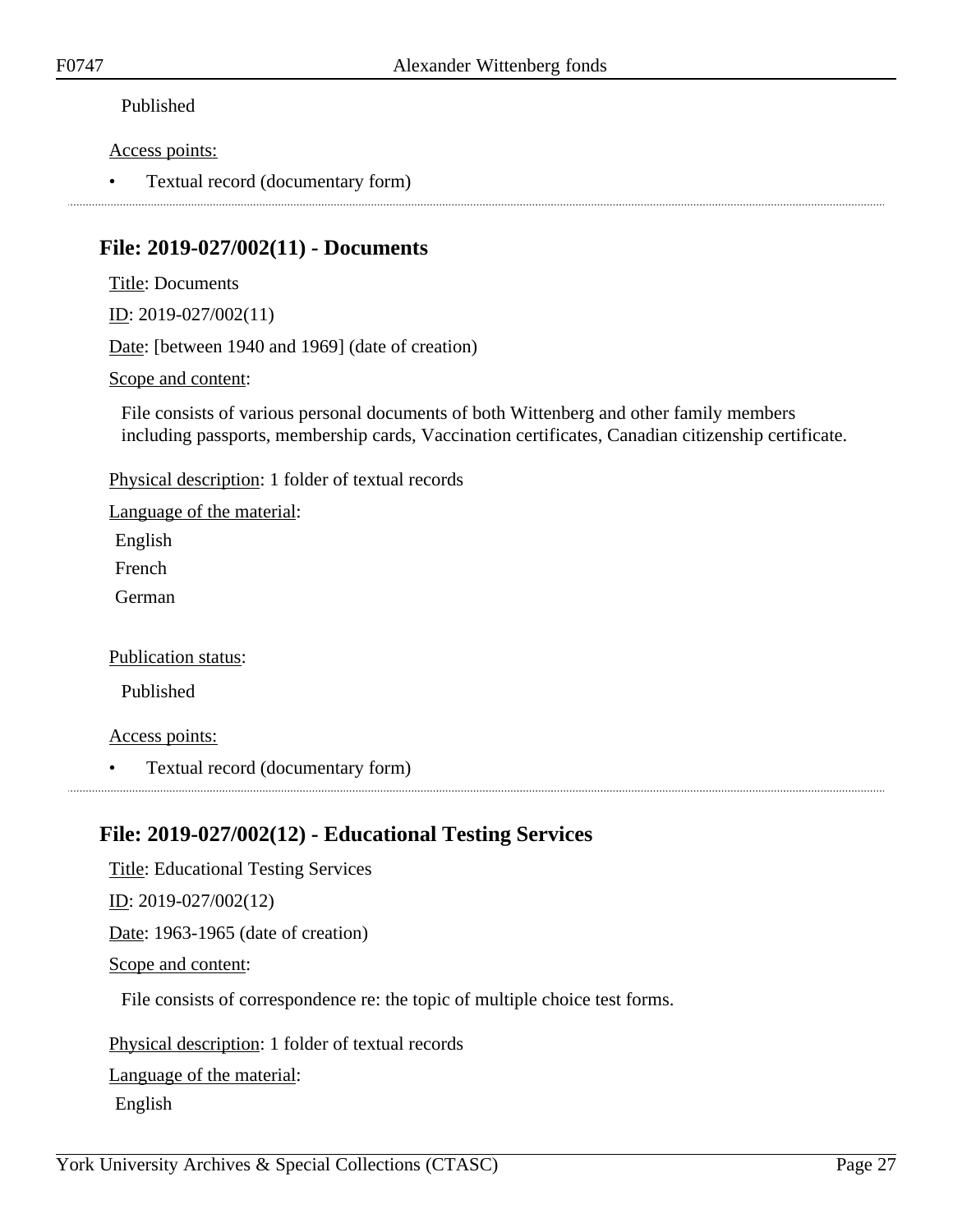Published

Access points:

- Textual record (documentary form)

---

## File: 2019-027/002(11) - Documents

Title: Documents

ID: 2019-027/002(11)

Date: [between 1940 and 1969] (date of creation)

Scope and content:

File consists of various personal documents of both Wittenberg and other family members including passports, membership cards, Vaccination certificates, Canadian citizenship certificate.

Physical description: 1 folder of textual records

Language of the material:

English

French

German

Publication status:

Published

Access points:

- Textual record (documentary form)

---

## File: 2019-027/002(12) - Educational Testing Services

Title: Educational Testing Services

ID: 2019-027/002(12)

Date: 1963-1965 (date of creation)

Scope and content:

File consists of correspondence re: the topic of multiple choice test forms.

Physical description: 1 folder of textual records

Language of the material:

English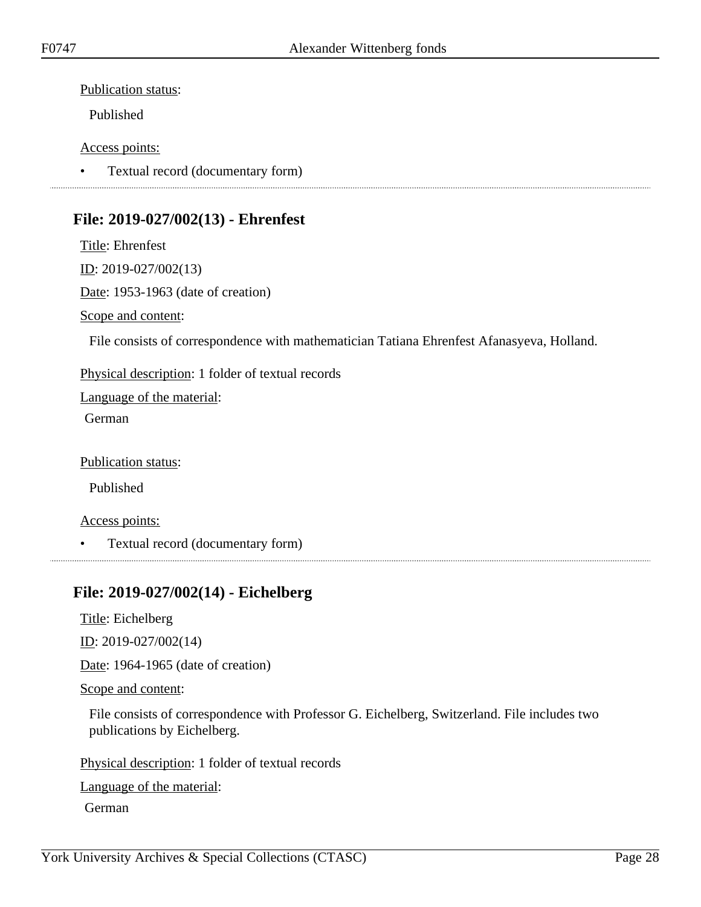Publication status:

Published

Access points:

- Textual record (documentary form)

---

## File: 2019-027/002(13) - Ehrenfest

Title: Ehrenfest

ID: 2019-027/002(13)

Date: 1953-1963 (date of creation)

Scope and content:

File consists of correspondence with mathematician Tatiana Ehrenfest Afanasyeva, Holland.

Physical description: 1 folder of textual records

Language of the material:

German

Publication status:

Published

Access points:

- Textual record (documentary form)

---

## File: 2019-027/002(14) - Eichelberg

Title: Eichelberg

ID: 2019-027/002(14)

Date: 1964-1965 (date of creation)

Scope and content:

File consists of correspondence with Professor G. Eichelberg, Switzerland. File includes two publications by Eichelberg.

Physical description: 1 folder of textual records

Language of the material:

German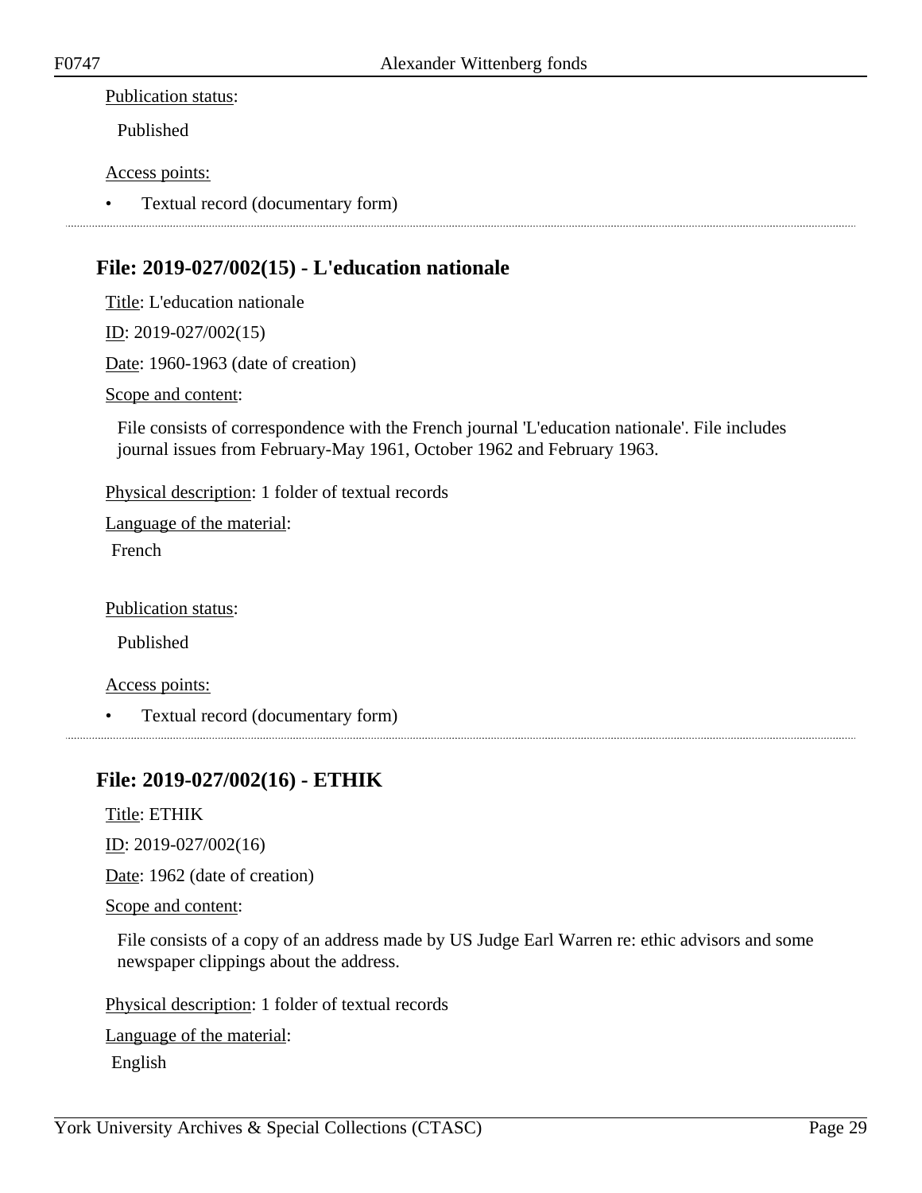Publication status:

Published

Access points:

- Textual record (documentary form)

---

## File: 2019-027/002(15) - L'education nationale

Title: L'education nationale

ID: 2019-027/002(15)

Date: 1960-1963 (date of creation)

Scope and content:

File consists of correspondence with the French journal 'L'education nationale'. File includes journal issues from February-May 1961, October 1962 and February 1963.

Physical description: 1 folder of textual records

Language of the material:

French

Publication status:

Published

Access points:

- Textual record (documentary form)

---

## File: 2019-027/002(16) - ETHIK

Title: ETHIK

ID: 2019-027/002(16)

Date: 1962 (date of creation)

Scope and content:

File consists of a copy of an address made by US Judge Earl Warren re: ethic advisors and some newspaper clippings about the address.

Physical description: 1 folder of textual records

Language of the material:

English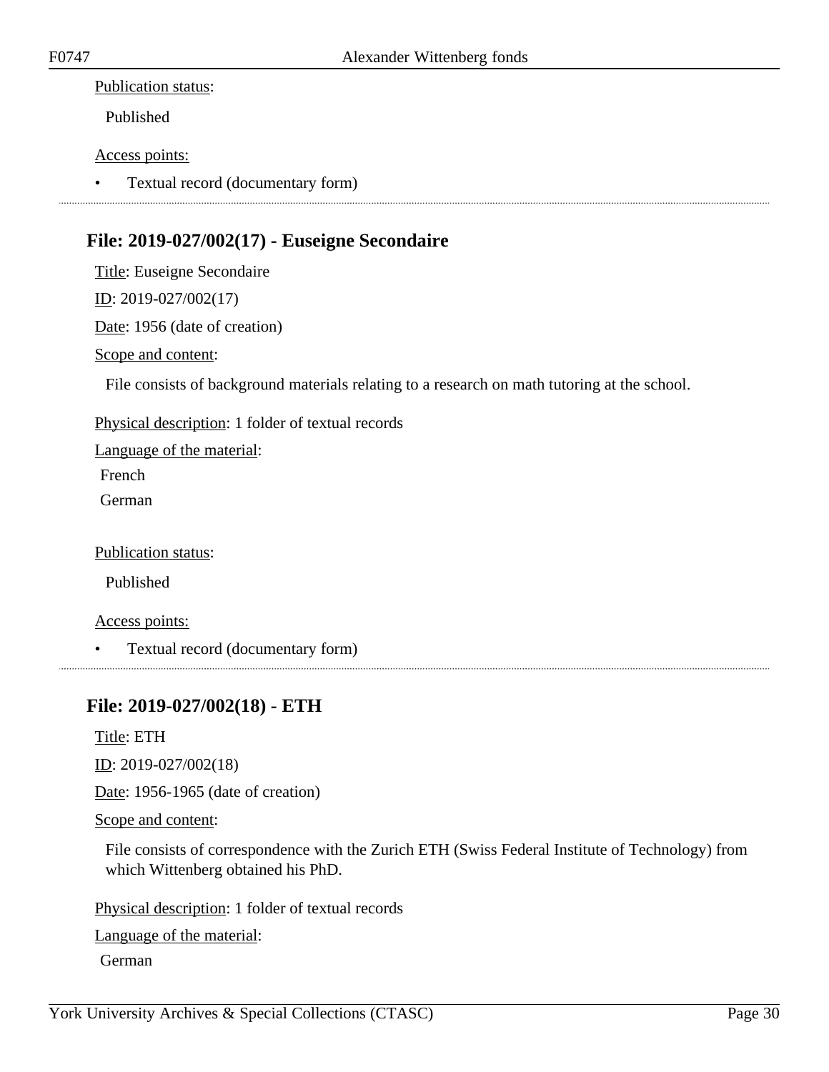Publication status:

Published

Access points:

- Textual record (documentary form)

## File: 2019-027/002(17) - Euseigne Secondaire

Title: Euseigne Secondaire

ID: 2019-027/002(17)

Date: 1956 (date of creation)

Scope and content:

File consists of background materials relating to a research on math tutoring at the school.

Physical description: 1 folder of textual records

Language of the material:

French

German

Publication status:

Published

Access points:

- Textual record (documentary form)

## File: 2019-027/002(18) - ETH

Title: ETH

ID: 2019-027/002(18)

Date: 1956-1965 (date of creation)

Scope and content:

File consists of correspondence with the Zurich ETH (Swiss Federal Institute of Technology) from which Wittenberg obtained his PhD.

Physical description: 1 folder of textual records

Language of the material:

German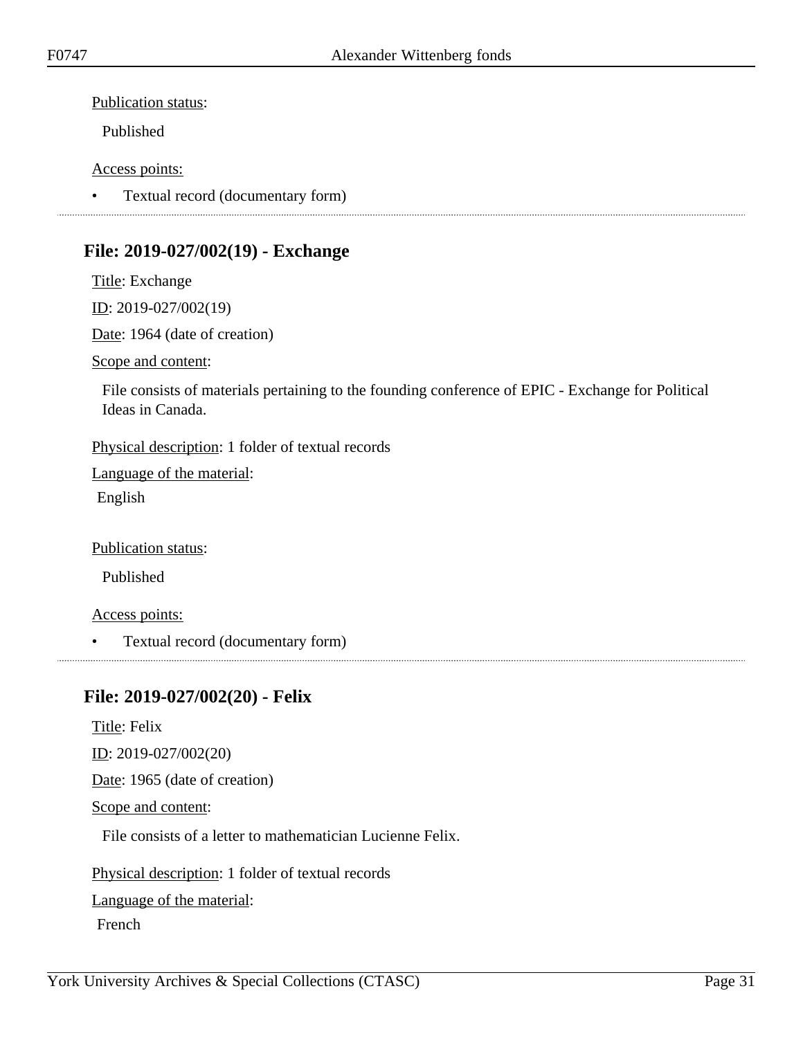Publication status:

Published

Access points:

- Textual record (documentary form)

## File: 2019-027/002(19) - Exchange

Title: Exchange

ID: 2019-027/002(19)

Date: 1964 (date of creation)

Scope and content:

File consists of materials pertaining to the founding conference of EPIC - Exchange for Political Ideas in Canada.

Physical description: 1 folder of textual records

Language of the material:

English

Publication status:

Published

Access points:

- Textual record (documentary form)

## File: 2019-027/002(20) - Felix

Title: Felix

ID: 2019-027/002(20)

Date: 1965 (date of creation)

Scope and content:

File consists of a letter to mathematician Lucienne Felix.

Physical description: 1 folder of textual records

Language of the material:

French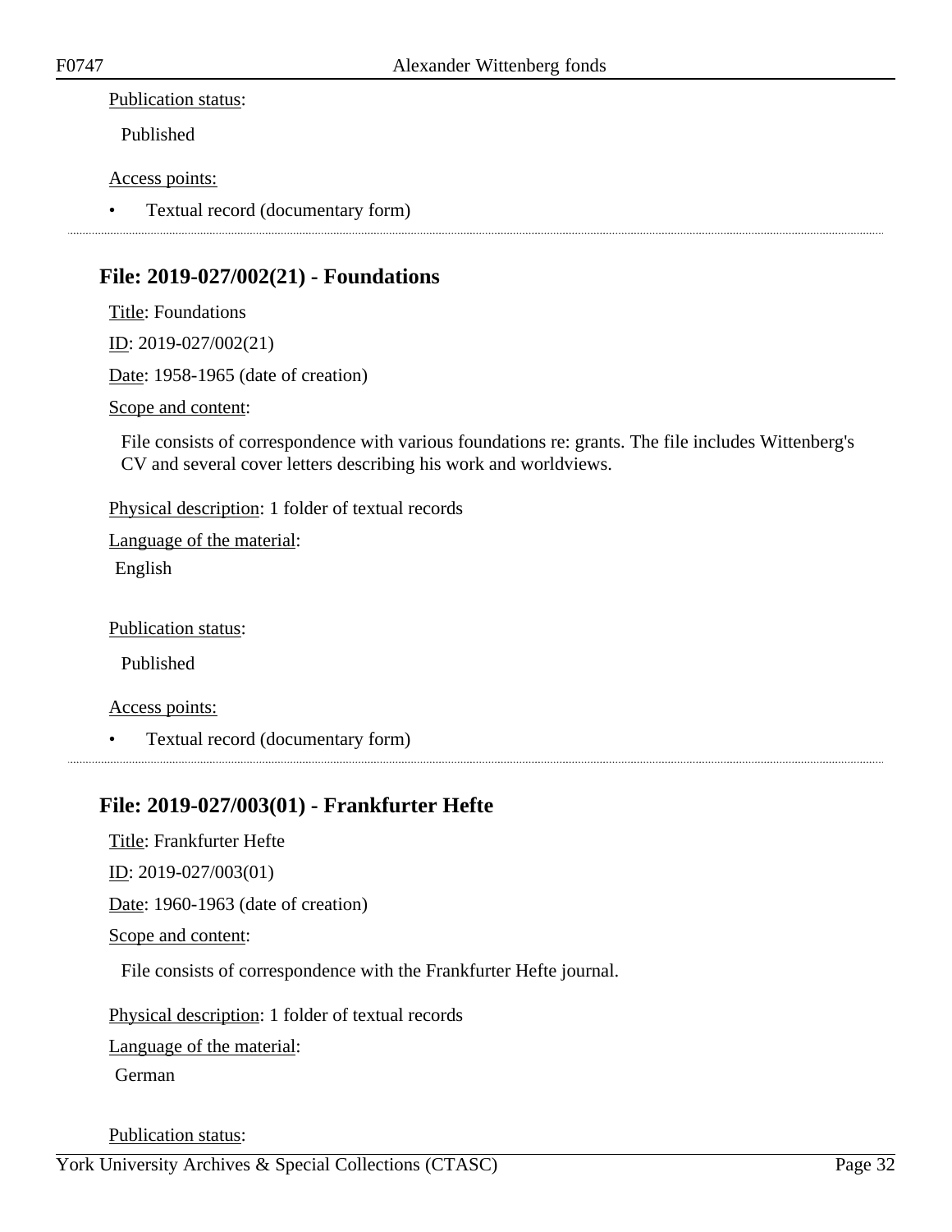Publication status:

Published

Access points:

- Textual record (documentary form)

---

## File: 2019-027/002(21) - Foundations

Title: Foundations

ID: 2019-027/002(21)

Date: 1958-1965 (date of creation)

Scope and content:

File consists of correspondence with various foundations re: grants. The file includes Wittenberg's CV and several cover letters describing his work and worldviews.

Physical description: 1 folder of textual records

Language of the material:

English

Publication status:

Published

Access points:

- Textual record (documentary form)

---

## File: 2019-027/003(01) - Frankfurter Hefte

Title: Frankfurter Hefte

ID: 2019-027/003(01)

Date: 1960-1963 (date of creation)

Scope and content:

File consists of correspondence with the Frankfurter Hefte journal.

Physical description: 1 folder of textual records

Language of the material:

German

Publication status: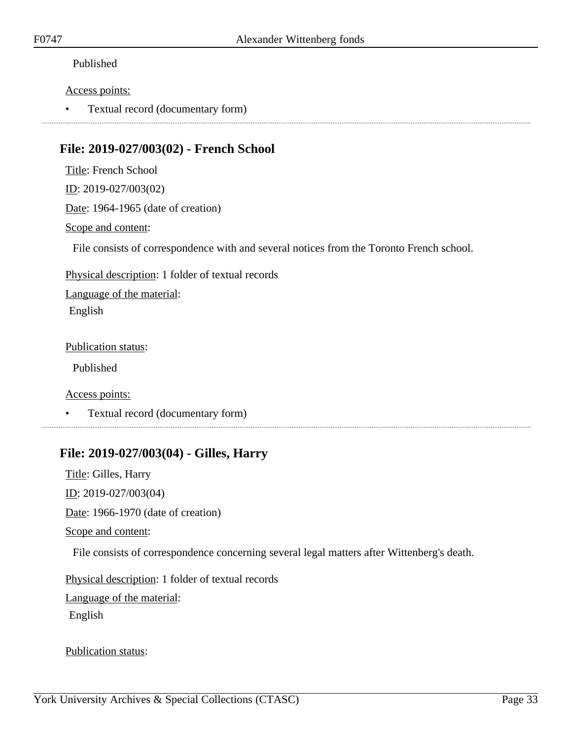Published

Access points:

- Textual record (documentary form)

## File: 2019-027/003(02) - French School

Title: French School

ID: 2019-027/003(02)

Date: 1964-1965 (date of creation)

Scope and content:

File consists of correspondence with and several notices from the Toronto French school.

Physical description: 1 folder of textual records

Language of the material:

English

Publication status:

Published

Access points:

- Textual record (documentary form)

## File: 2019-027/003(04) - Gilles, Harry

Title: Gilles, Harry

ID: 2019-027/003(04)

Date: 1966-1970 (date of creation)

Scope and content:

File consists of correspondence concerning several legal matters after Wittenberg's death.

Physical description: 1 folder of textual records

Language of the material:

English

Publication status: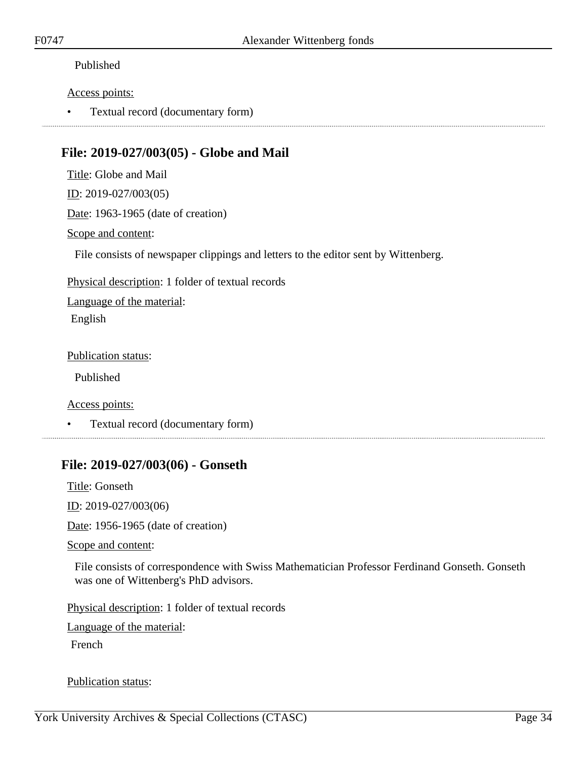Published

Access points:

- Textual record (documentary form)

---

## File: 2019-027/003(05) - Globe and Mail

Title: Globe and Mail

ID: 2019-027/003(05)

Date: 1963-1965 (date of creation)

Scope and content:

File consists of newspaper clippings and letters to the editor sent by Wittenberg.

Physical description: 1 folder of textual records

Language of the material:

English

Publication status:

Published

Access points:

- Textual record (documentary form)

---

## File: 2019-027/003(06) - Gonseth

Title: Gonseth

ID: 2019-027/003(06)

Date: 1956-1965 (date of creation)

Scope and content:

File consists of correspondence with Swiss Mathematician Professor Ferdinand Gonseth. Gonseth was one of Wittenberg's PhD advisors.

Physical description: 1 folder of textual records

Language of the material:

French

Publication status: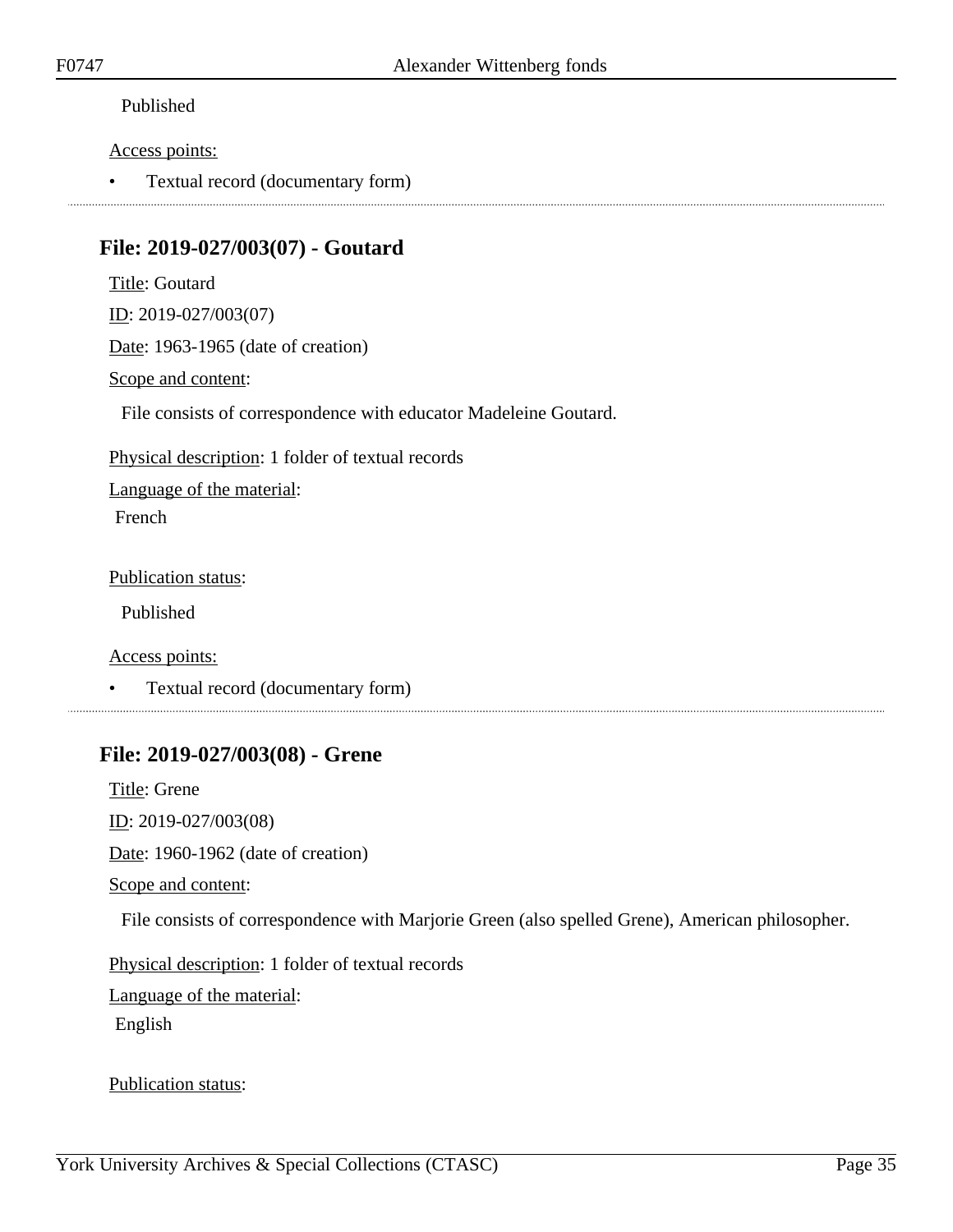Published

Access points:

- Textual record (documentary form)

---

## File: 2019-027/003(07) - Goutard

Title: Goutard

ID: 2019-027/003(07)

Date: 1963-1965 (date of creation)

Scope and content:

File consists of correspondence with educator Madeleine Goutard.

Physical description: 1 folder of textual records

Language of the material:

French

Publication status:

Published

Access points:

- Textual record (documentary form)

---

## File: 2019-027/003(08) - Grene

Title: Grene

ID: 2019-027/003(08)

Date: 1960-1962 (date of creation)

Scope and content:

File consists of correspondence with Marjorie Green (also spelled Grene), American philosopher.

Physical description: 1 folder of textual records

Language of the material:

English

Publication status: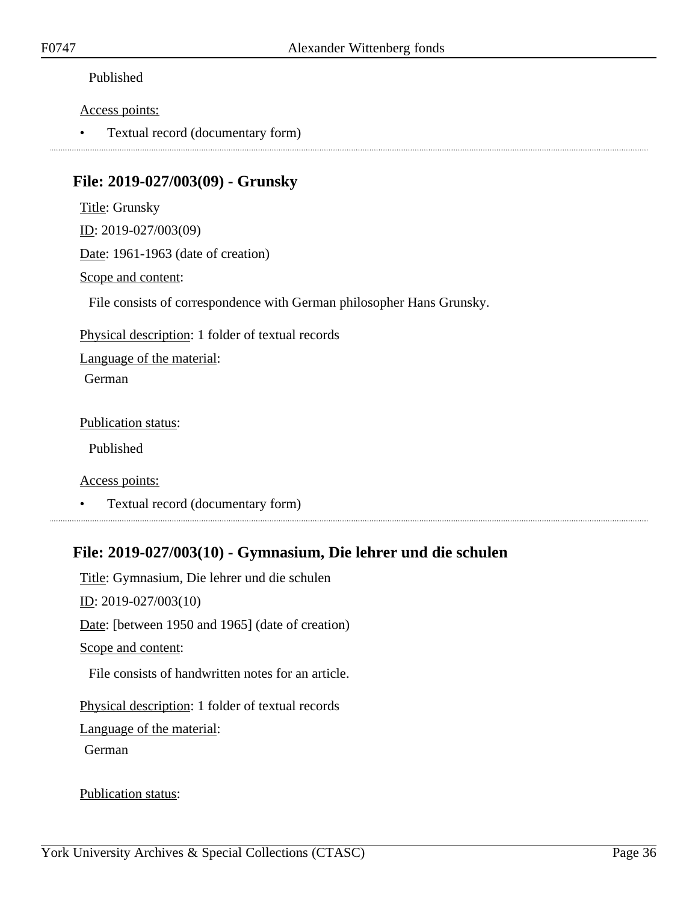Published

Access points:

- Textual record (documentary form)

## File: 2019-027/003(09) - Grunsky

Title: Grunsky

ID: 2019-027/003(09)

Date: 1961-1963 (date of creation)

Scope and content:

File consists of correspondence with German philosopher Hans Grunsky.

Physical description: 1 folder of textual records

Language of the material:

German

Publication status:

Published

Access points:

- Textual record (documentary form)

## File: 2019-027/003(10) - Gymnasium, Die lehrer und die schulen

Title: Gymnasium, Die lehrer und die schulen

ID: 2019-027/003(10)

Date: [between 1950 and 1965] (date of creation)

Scope and content:

File consists of handwritten notes for an article.

Physical description: 1 folder of textual records

Language of the material:

German

Publication status: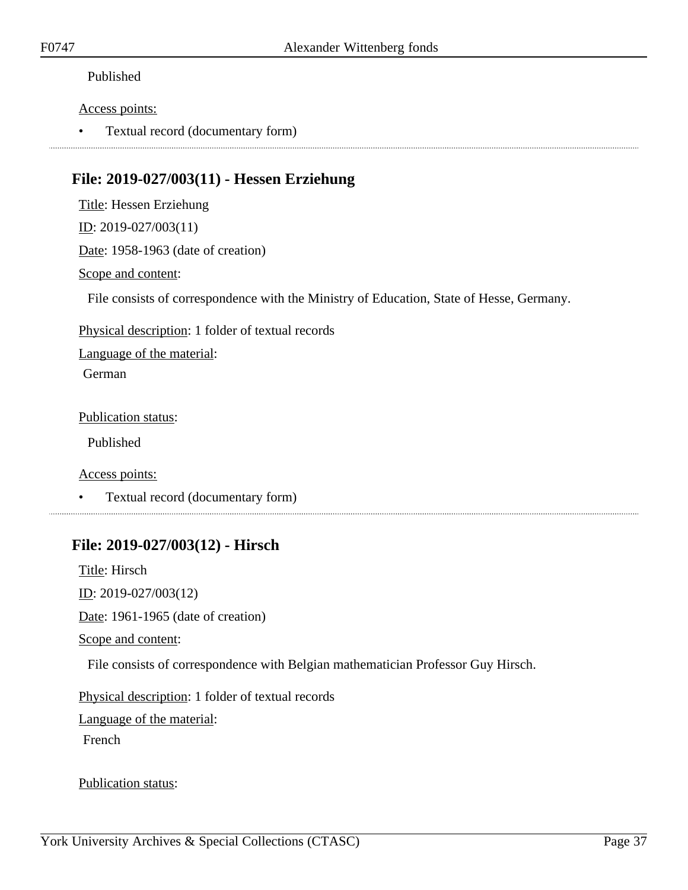Published

Access points:

- Textual record (documentary form)

---

## File: 2019-027/003(11) - Hessen Erziehung

Title: Hessen Erziehung

ID: 2019-027/003(11)

Date: 1958-1963 (date of creation)

Scope and content:

File consists of correspondence with the Ministry of Education, State of Hesse, Germany.

Physical description: 1 folder of textual records

Language of the material:

German

Publication status:

Published

Access points:

- Textual record (documentary form)

---

## File: 2019-027/003(12) - Hirsch

Title: Hirsch

ID: 2019-027/003(12)

Date: 1961-1965 (date of creation)

Scope and content:

File consists of correspondence with Belgian mathematician Professor Guy Hirsch.

Physical description: 1 folder of textual records

Language of the material:

French

Publication status: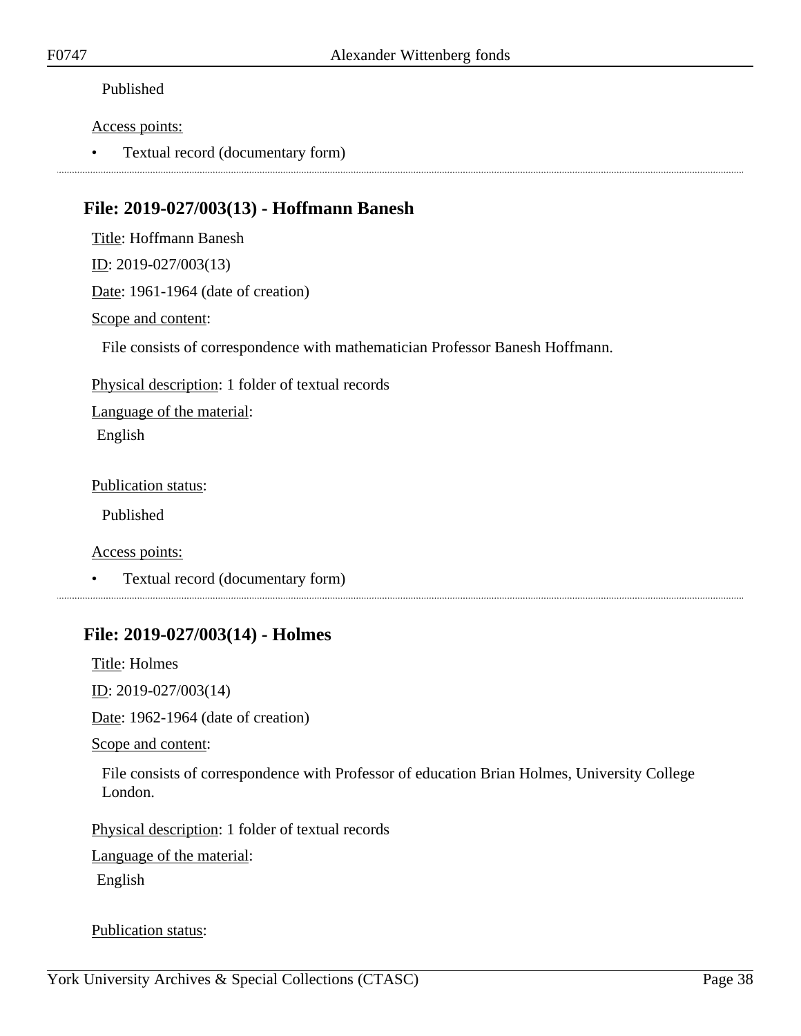Published

Access points:

- Textual record (documentary form)

---

## File: 2019-027/003(13) - Hoffmann Banesh

Title: Hoffmann Banesh

ID: 2019-027/003(13)

Date: 1961-1964 (date of creation)

Scope and content:

File consists of correspondence with mathematician Professor Banesh Hoffmann.

Physical description: 1 folder of textual records

Language of the material:

English

Publication status:

Published

Access points:

- Textual record (documentary form)

---

## File: 2019-027/003(14) - Holmes

Title: Holmes

ID: 2019-027/003(14)

Date: 1962-1964 (date of creation)

Scope and content:

File consists of correspondence with Professor of education Brian Holmes, University College London.

Physical description: 1 folder of textual records

Language of the material:

English

Publication status: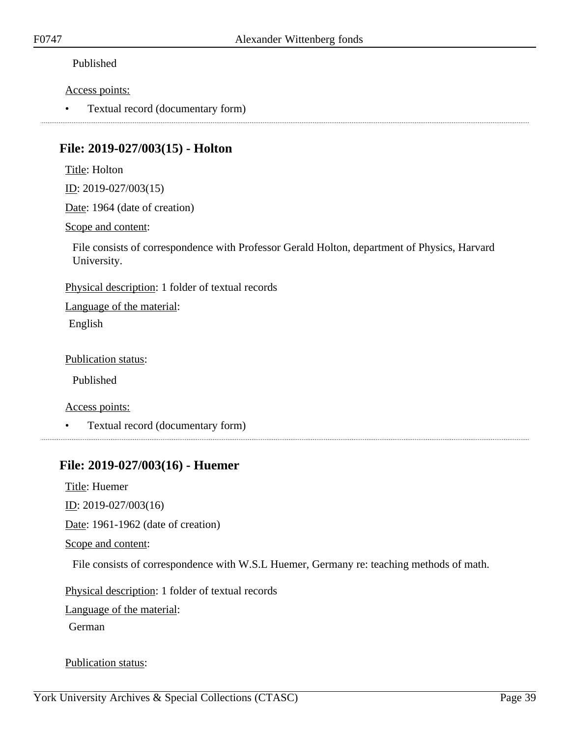Published

Access points:

- Textual record (documentary form)

## File: 2019-027/003(15) - Holton

Title: Holton

ID: 2019-027/003(15)

Date: 1964 (date of creation)

Scope and content:

File consists of correspondence with Professor Gerald Holton, department of Physics, Harvard University.

Physical description: 1 folder of textual records

Language of the material:

English

Publication status:

Published

Access points:

- Textual record (documentary form)

## File: 2019-027/003(16) - Huemer

Title: Huemer

ID: 2019-027/003(16)

Date: 1961-1962 (date of creation)

Scope and content:

File consists of correspondence with W.S.L Huemer, Germany re: teaching methods of math.

Physical description: 1 folder of textual records

Language of the material:

German

Publication status: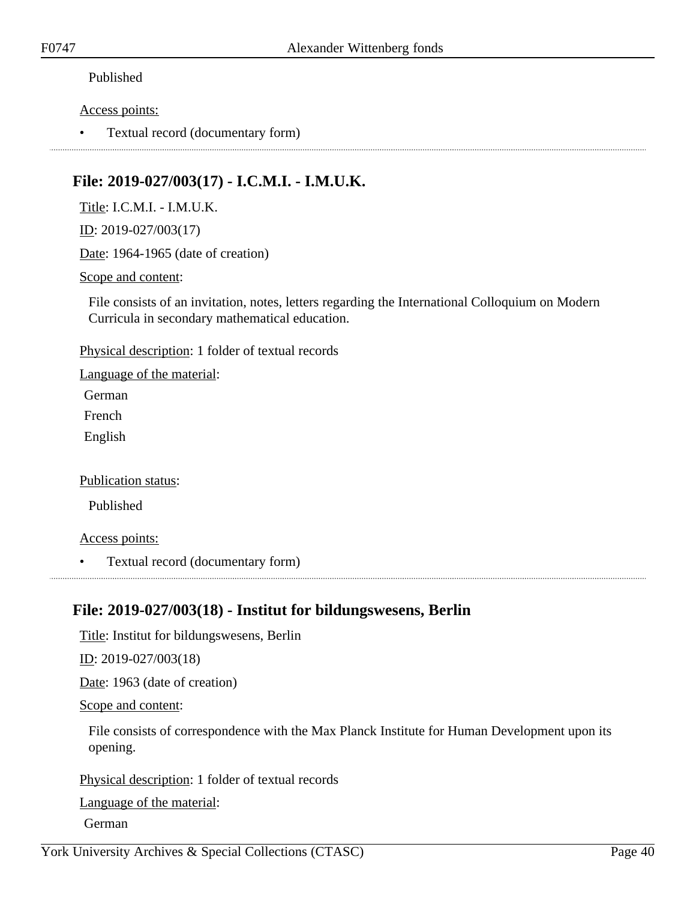Published

Access points:

- Textual record (documentary form)

## File: 2019-027/003(17) - I.C.M.I. - I.M.U.K.

Title: I.C.M.I. - I.M.U.K.

ID: 2019-027/003(17)

Date: 1964-1965 (date of creation)

Scope and content:

File consists of an invitation, notes, letters regarding the International Colloquium on Modern Curricula in secondary mathematical education.

Physical description: 1 folder of textual records

Language of the material:

German

French

English

Publication status:

Published

Access points:

- Textual record (documentary form)

## File: 2019-027/003(18) - Institut for bildungswesens, Berlin

Title: Institut for bildungswesens, Berlin

ID: 2019-027/003(18)

Date: 1963 (date of creation)

Scope and content:

File consists of correspondence with the Max Planck Institute for Human Development upon its opening.

Physical description: 1 folder of textual records

Language of the material:

German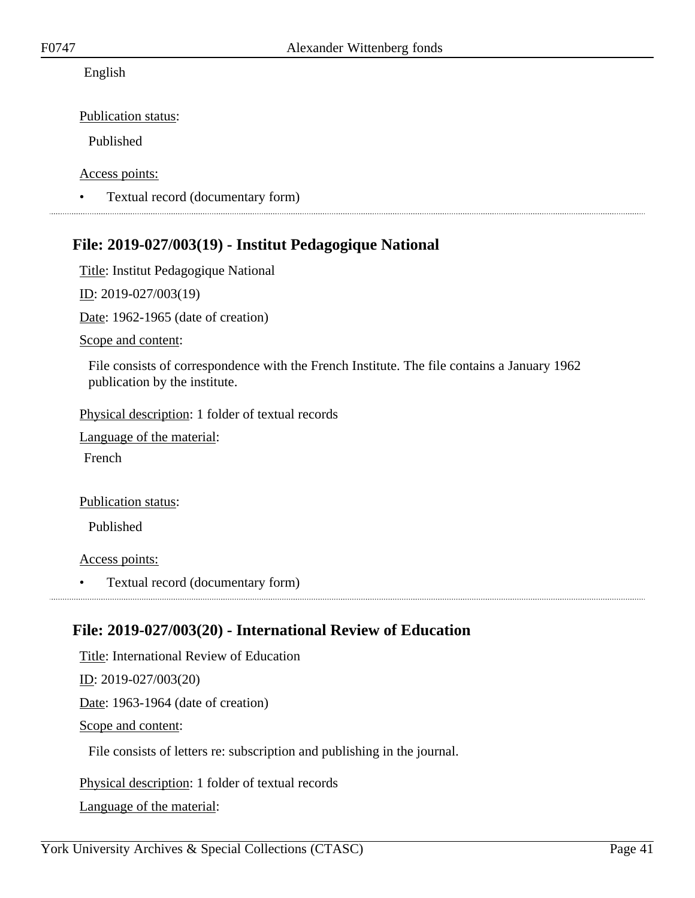English

Publication status:

Published

Access points:

- Textual record (documentary form)

## File: 2019-027/003(19) - Institut Pedagogique National

Title: Institut Pedagogique National

ID: 2019-027/003(19)

Date: 1962-1965 (date of creation)

Scope and content:

File consists of correspondence with the French Institute. The file contains a January 1962 publication by the institute.

Physical description: 1 folder of textual records

Language of the material:

French

Publication status:

Published

Access points:

- Textual record (documentary form)

## File: 2019-027/003(20) - International Review of Education

Title: International Review of Education

ID: 2019-027/003(20)

Date: 1963-1964 (date of creation)

Scope and content:

File consists of letters re: subscription and publishing in the journal.

Physical description: 1 folder of textual records

Language of the material: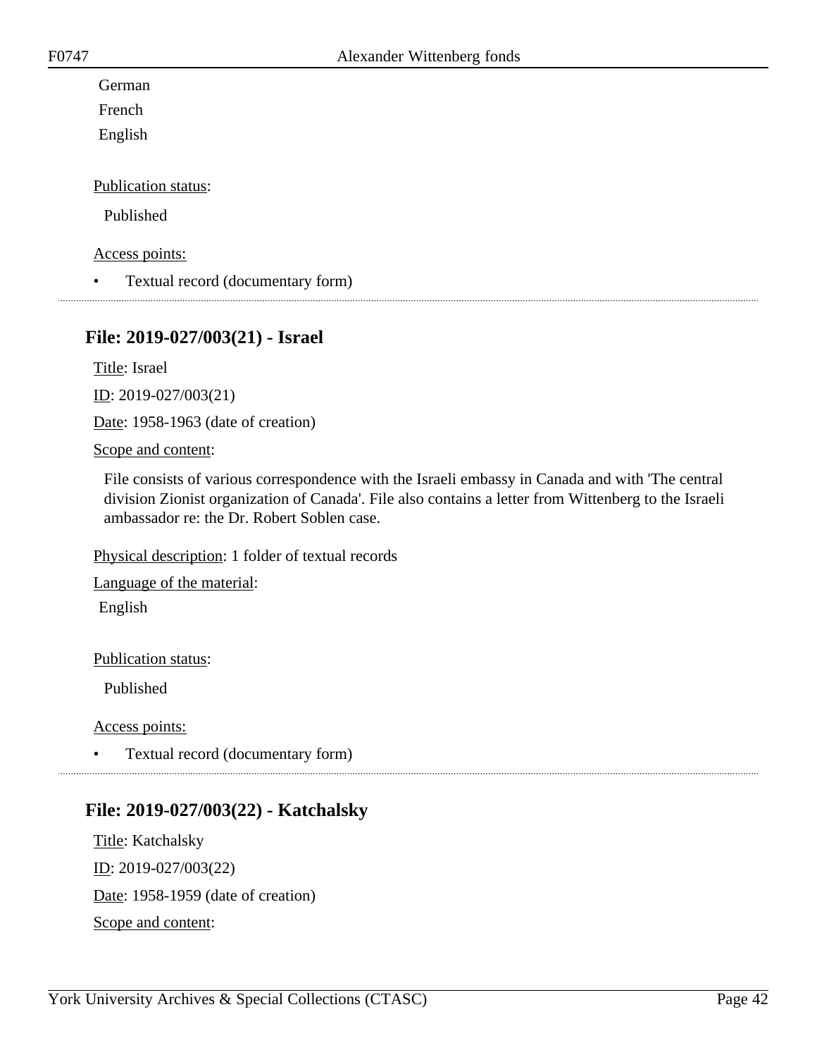German

French

English

Publication status:

Published

Access points:

- Textual record (documentary form)

---

## File: 2019-027/003(21) - Israel

Title: Israel

ID: 2019-027/003(21)

Date: 1958-1963 (date of creation)

Scope and content:

File consists of various correspondence with the Israeli embassy in Canada and with 'The central division Zionist organization of Canada'. File also contains a letter from Wittenberg to the Israeli ambassador re: the Dr. Robert Soblen case.

Physical description: 1 folder of textual records

Language of the material:

English

Publication status:

Published

Access points:

- Textual record (documentary form)

---

## File: 2019-027/003(22) - Katchalsky

Title: Katchalsky

ID: 2019-027/003(22)

Date: 1958-1959 (date of creation)

Scope and content: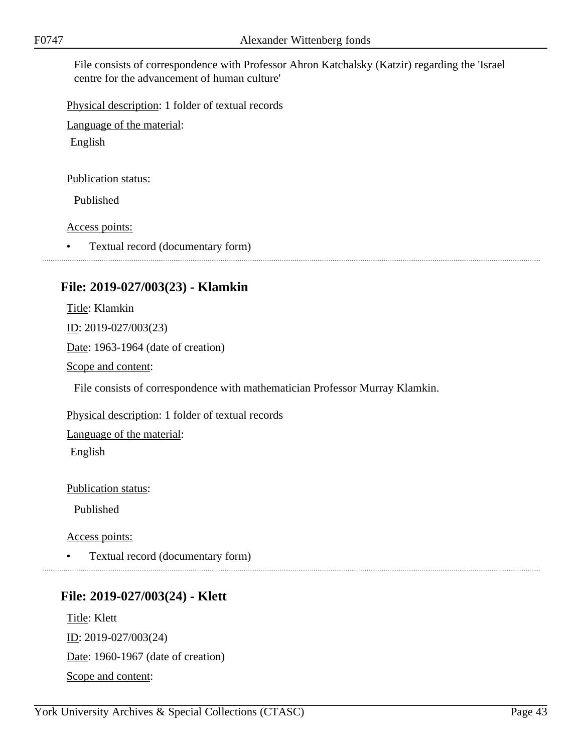File consists of correspondence with Professor Ahron Katchalsky (Katzir) regarding the 'Israel centre for the advancement of human culture'

Physical description: 1 folder of textual records

Language of the material:

English

Publication status:

Published

Access points:

- Textual record (documentary form)

---

## File: 2019-027/003(23) - Klamkin

Title: Klamkin

ID: 2019-027/003(23)

Date: 1963-1964 (date of creation)

Scope and content:

File consists of correspondence with mathematician Professor Murray Klamkin.

Physical description: 1 folder of textual records

Language of the material:

English

Publication status:

Published

Access points:

- Textual record (documentary form)

---

## File: 2019-027/003(24) - Klett

Title: Klett

ID: 2019-027/003(24)

Date: 1960-1967 (date of creation)

Scope and content: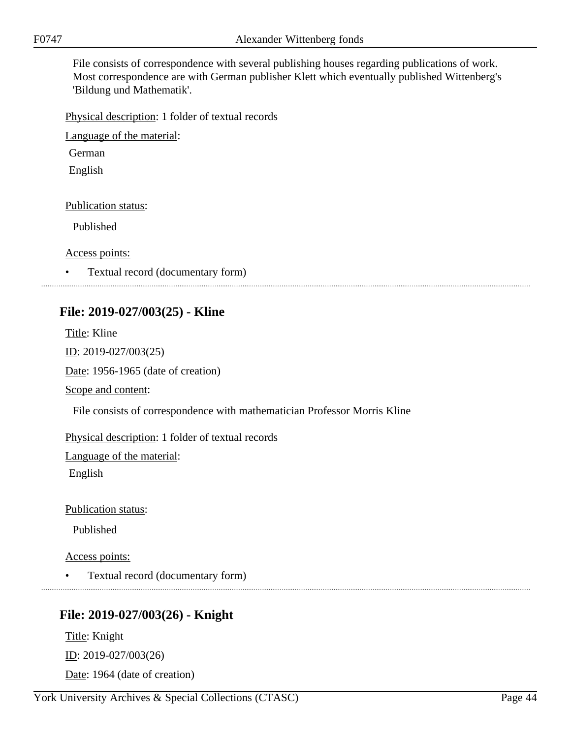File consists of correspondence with several publishing houses regarding publications of work. Most correspondence are with German publisher Klett which eventually published Wittenberg's 'Bildung und Mathematik'.

Physical description: 1 folder of textual records

Language of the material:

German

English

Publication status:

Published

Access points:

- Textual record (documentary form)

## File: 2019-027/003(25) - Kline

Title: Kline

ID: 2019-027/003(25)

Date: 1956-1965 (date of creation)

Scope and content:

File consists of correspondence with mathematician Professor Morris Kline

Physical description: 1 folder of textual records

Language of the material:

English

Publication status:

Published

Access points:

- Textual record (documentary form)

## File: 2019-027/003(26) - Knight

Title: Knight

ID: 2019-027/003(26)

Date: 1964 (date of creation)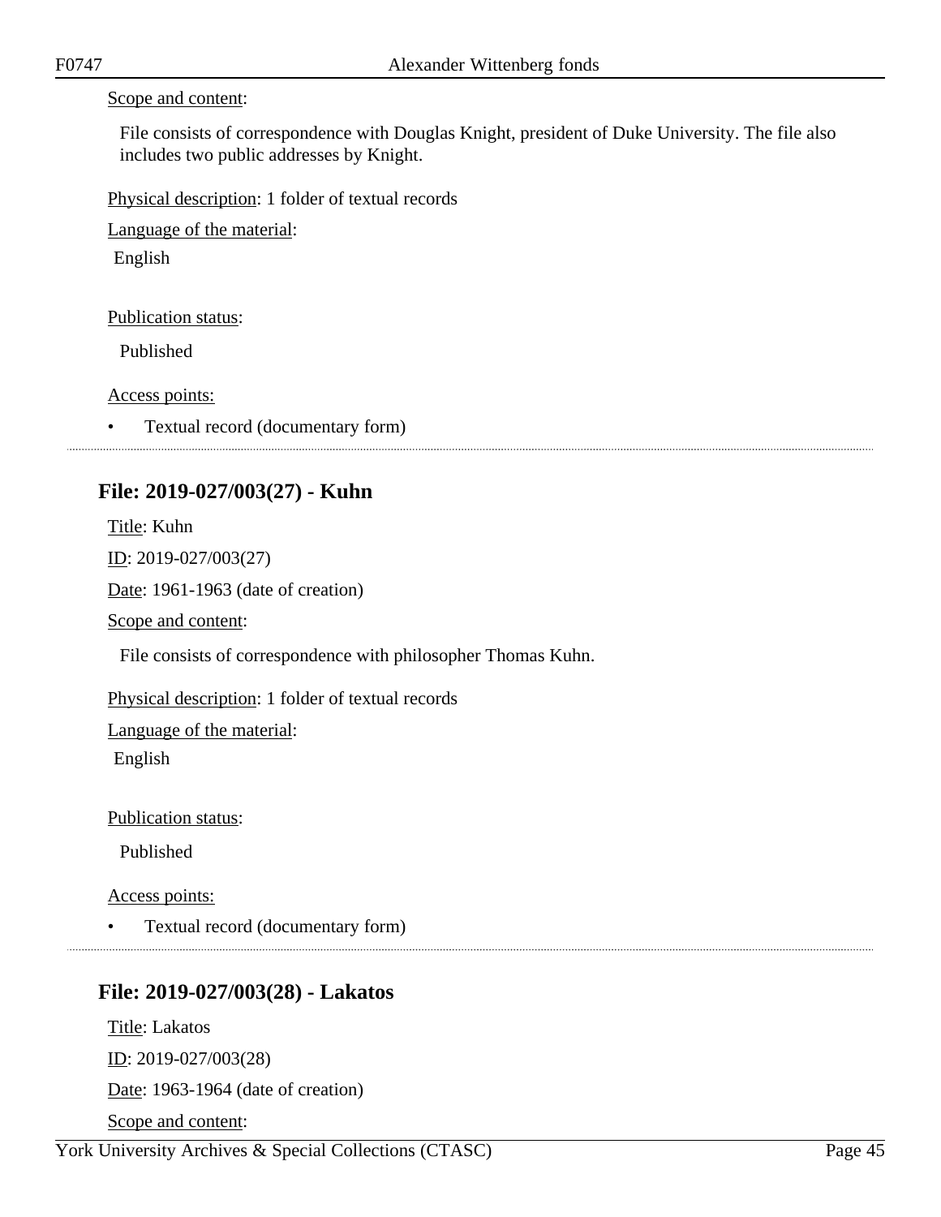Scope and content:

File consists of correspondence with Douglas Knight, president of Duke University. The file also includes two public addresses by Knight.

Physical description: 1 folder of textual records

Language of the material:

English

Publication status:

Published

Access points:

- Textual record (documentary form)

---

## File: 2019-027/003(27) - Kuhn

Title: Kuhn

ID: 2019-027/003(27)

Date: 1961-1963 (date of creation)

Scope and content:

File consists of correspondence with philosopher Thomas Kuhn.

Physical description: 1 folder of textual records

Language of the material:

English

Publication status:

Published

Access points:

- Textual record (documentary form)

---

## File: 2019-027/003(28) - Lakatos

Title: Lakatos

ID: 2019-027/003(28)

Date: 1963-1964 (date of creation)

Scope and content: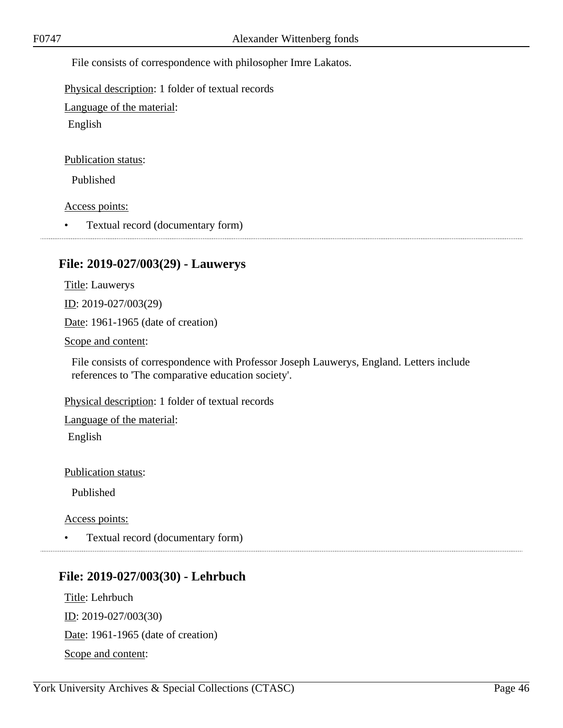File consists of correspondence with philosopher Imre Lakatos.

Physical description: 1 folder of textual records

Language of the material:

English

Publication status:

Published

Access points:

- Textual record (documentary form)

## File: 2019-027/003(29) - Lauwerys

Title: Lauwerys

ID: 2019-027/003(29)

Date: 1961-1965 (date of creation)

Scope and content:

File consists of correspondence with Professor Joseph Lauwerys, England. Letters include references to 'The comparative education society'.

Physical description: 1 folder of textual records

Language of the material:

English

Publication status:

Published

Access points:

- Textual record (documentary form)

## File: 2019-027/003(30) - Lehrbuch

Title: Lehrbuch

ID: 2019-027/003(30)

Date: 1961-1965 (date of creation)

Scope and content: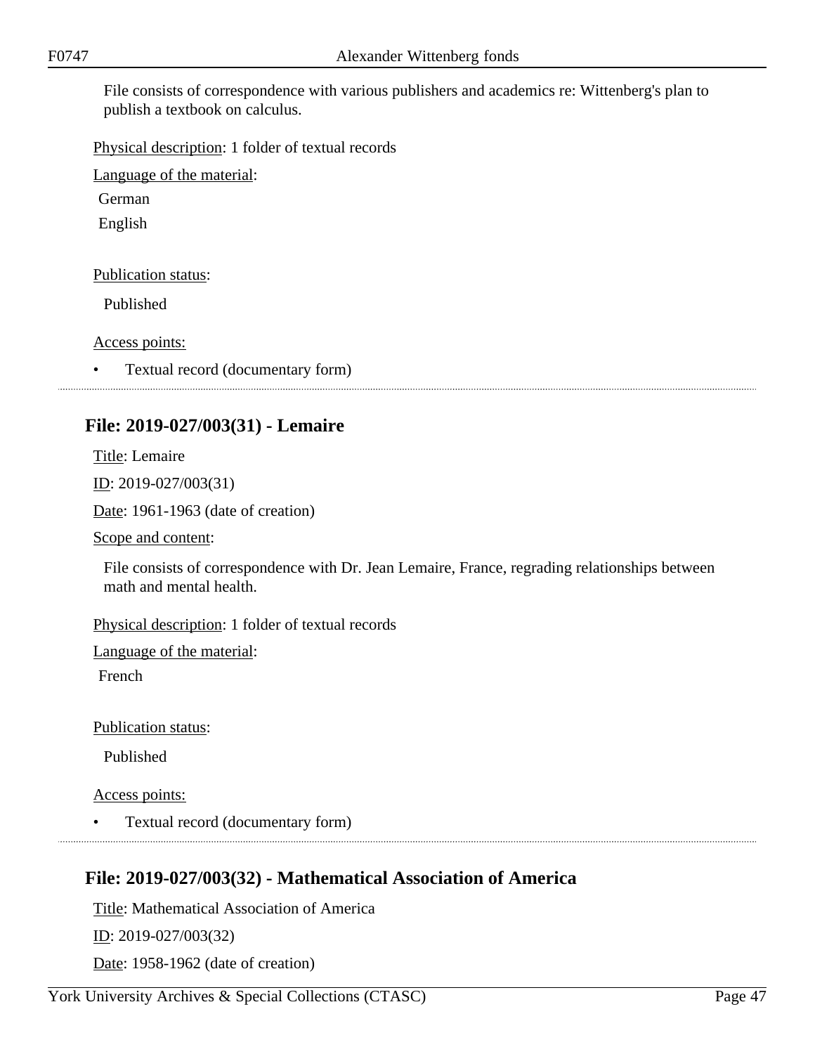File consists of correspondence with various publishers and academics re: Wittenberg's plan to publish a textbook on calculus.

Physical description: 1 folder of textual records

Language of the material:

German

English

Publication status:

Published

Access points:

- Textual record (documentary form)

## File: 2019-027/003(31) - Lemaire

Title: Lemaire

ID: 2019-027/003(31)

Date: 1961-1963 (date of creation)

Scope and content:

File consists of correspondence with Dr. Jean Lemaire, France, regrading relationships between math and mental health.

Physical description: 1 folder of textual records

Language of the material:

French

Publication status:

Published

Access points:

- Textual record (documentary form)

## File: 2019-027/003(32) - Mathematical Association of America

Title: Mathematical Association of America

ID: 2019-027/003(32)

Date: 1958-1962 (date of creation)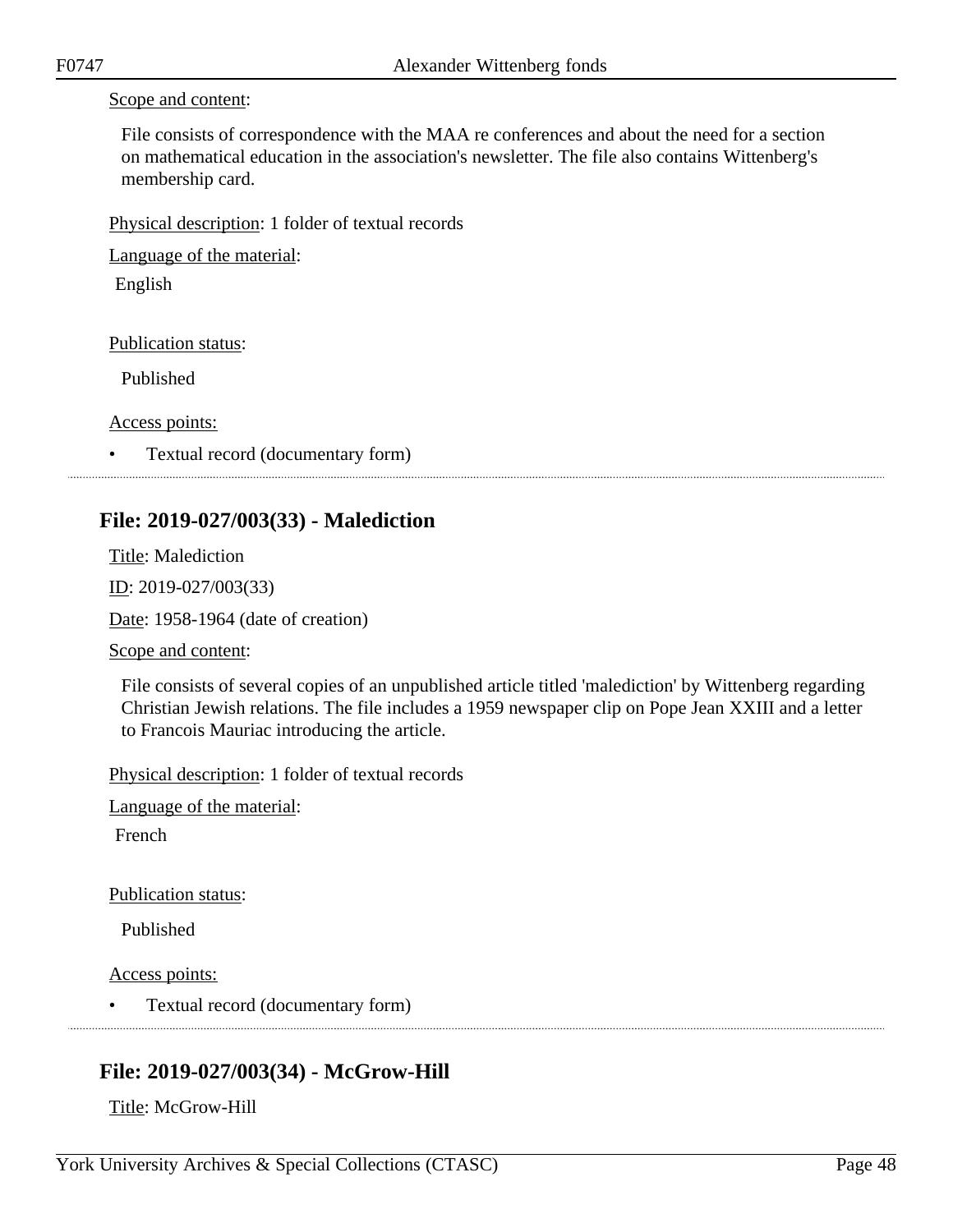Scope and content:

File consists of correspondence with the MAA re conferences and about the need for a section on mathematical education in the association's newsletter. The file also contains Wittenberg's membership card.

Physical description: 1 folder of textual records

Language of the material:

English

Publication status:

Published

Access points:

- Textual record (documentary form)

## File: 2019-027/003(33) - Malediction

Title: Malediction

ID: 2019-027/003(33)

Date: 1958-1964 (date of creation)

Scope and content:

File consists of several copies of an unpublished article titled 'malediction' by Wittenberg regarding Christian Jewish relations. The file includes a 1959 newspaper clip on Pope Jean XXIII and a letter to Francois Mauriac introducing the article.

Physical description: 1 folder of textual records

Language of the material:

French

Publication status:

Published

Access points:

- Textual record (documentary form)

## File: 2019-027/003(34) - McGrow-Hill

Title: McGrow-Hill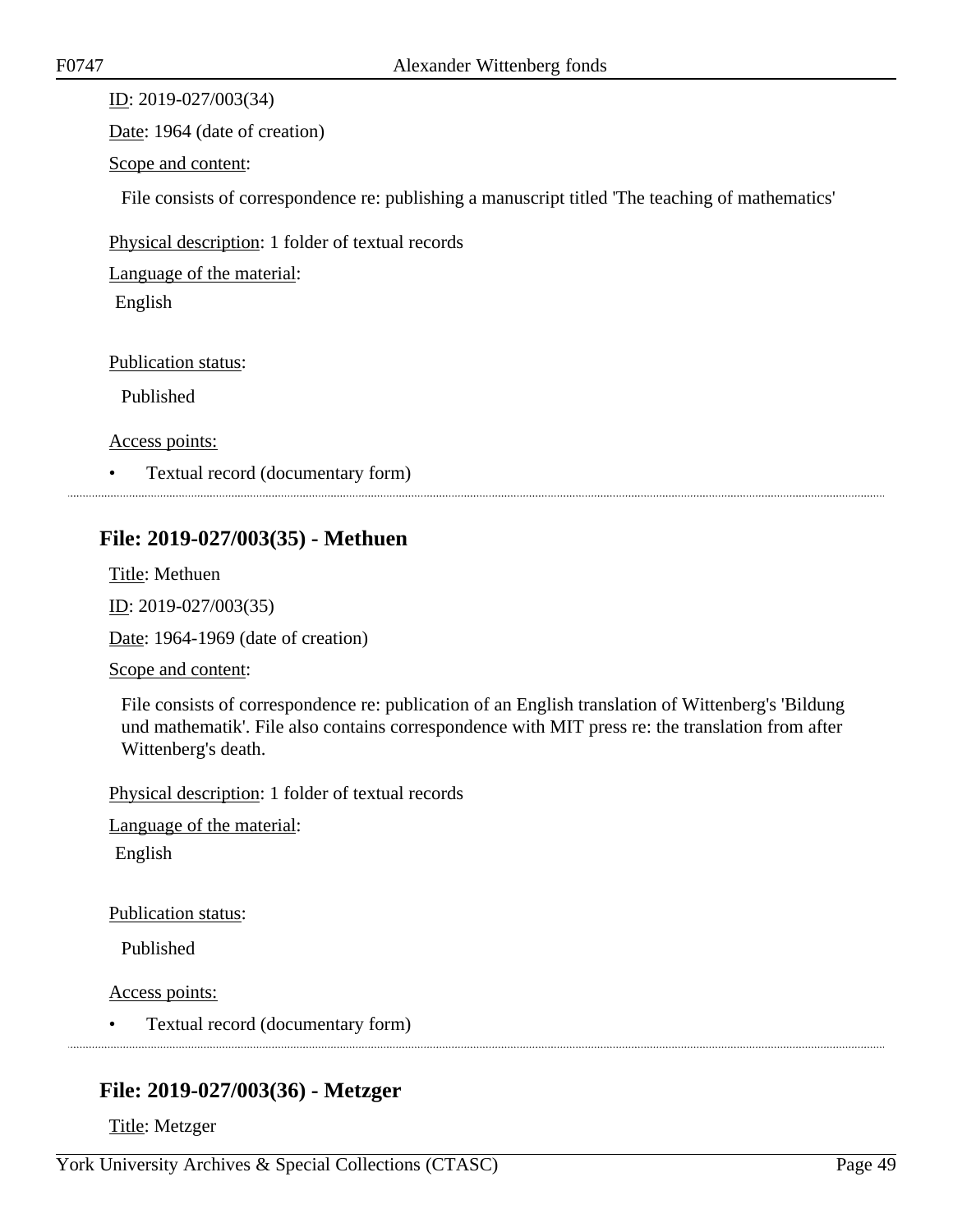ID: 2019-027/003(34)

Date: 1964 (date of creation)

Scope and content:

File consists of correspondence re: publishing a manuscript titled 'The teaching of mathematics'

Physical description: 1 folder of textual records

Language of the material:

English

Publication status:

Published

Access points:

- Textual record (documentary form)

## File: 2019-027/003(35) - Methuen

Title: Methuen

ID: 2019-027/003(35)

Date: 1964-1969 (date of creation)

Scope and content:

File consists of correspondence re: publication of an English translation of Wittenberg's 'Bildung und mathematik'. File also contains correspondence with MIT press re: the translation from after Wittenberg's death.

Physical description: 1 folder of textual records

Language of the material:

English

Publication status:

Published

Access points:

- Textual record (documentary form)

## File: 2019-027/003(36) - Metzger

Title: Metzger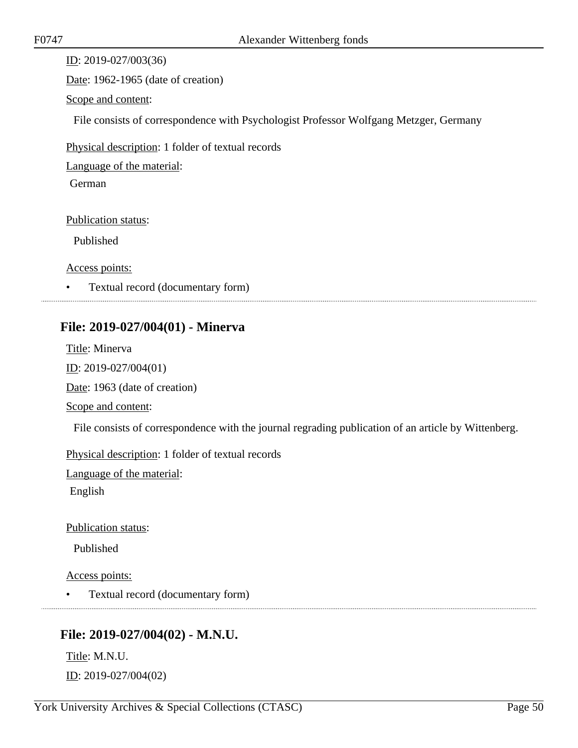ID: 2019-027/003(36)

Date: 1962-1965 (date of creation)

Scope and content:

File consists of correspondence with Psychologist Professor Wolfgang Metzger, Germany

Physical description: 1 folder of textual records

Language of the material:

German

Publication status:

Published

Access points:

- Textual record (documentary form)

---

## File: 2019-027/004(01) - Minerva

Title: Minerva

ID: 2019-027/004(01)

Date: 1963 (date of creation)

Scope and content:

File consists of correspondence with the journal regrading publication of an article by Wittenberg.

Physical description: 1 folder of textual records

Language of the material:

English

Publication status:

Published

Access points:

- Textual record (documentary form)

---

## File: 2019-027/004(02) - M.N.U.

Title: M.N.U.

ID: 2019-027/004(02)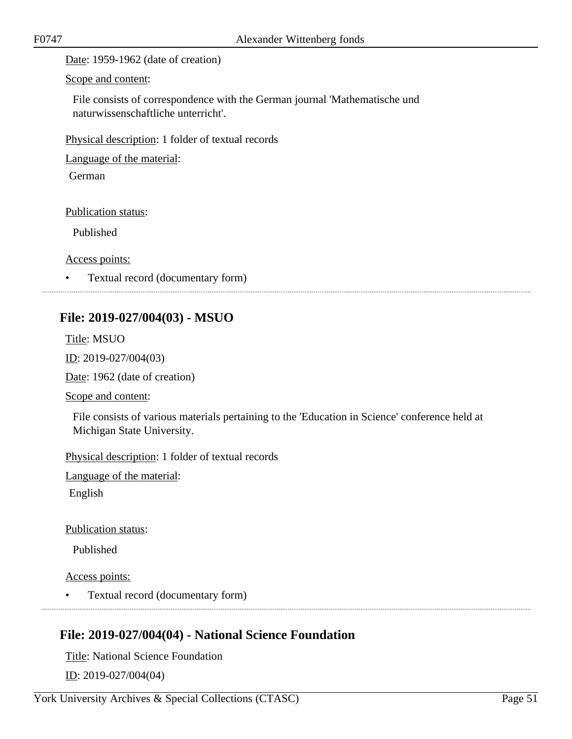Date: 1959-1962 (date of creation)

Scope and content:

File consists of correspondence with the German journal 'Mathematische und naturwissenschaftliche unterricht'.

Physical description: 1 folder of textual records

Language of the material:

German

Publication status:

Published

Access points:

- Textual record (documentary form)

## File: 2019-027/004(03) - MSUO

Title: MSUO

ID: 2019-027/004(03)

Date: 1962 (date of creation)

Scope and content:

File consists of various materials pertaining to the 'Education in Science' conference held at Michigan State University.

Physical description: 1 folder of textual records

Language of the material:

English

Publication status:

Published

Access points:

- Textual record (documentary form)

## File: 2019-027/004(04) - National Science Foundation

Title: National Science Foundation

ID: 2019-027/004(04)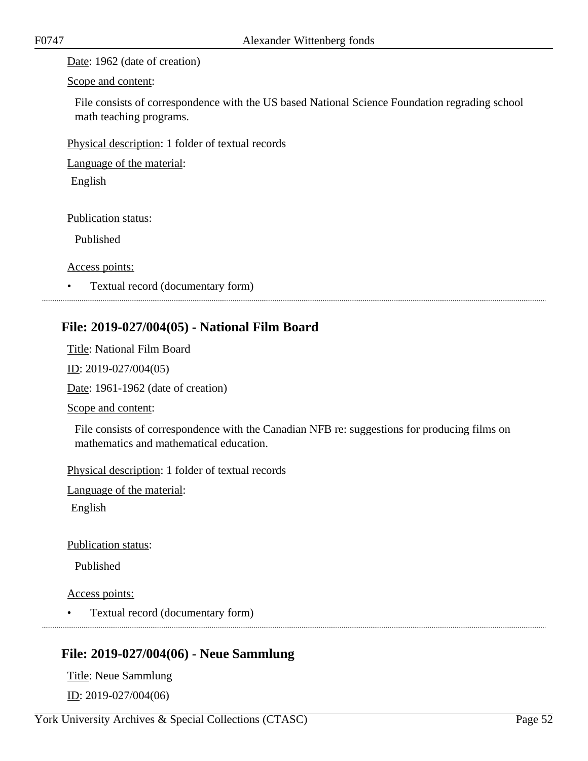Date: 1962 (date of creation)

Scope and content:

File consists of correspondence with the US based National Science Foundation regrading school math teaching programs.

Physical description: 1 folder of textual records

Language of the material:

English

Publication status:

Published

Access points:

- Textual record (documentary form)

---

## File: 2019-027/004(05) - National Film Board

Title: National Film Board

ID: 2019-027/004(05)

Date: 1961-1962 (date of creation)

Scope and content:

File consists of correspondence with the Canadian NFB re: suggestions for producing films on mathematics and mathematical education.

Physical description: 1 folder of textual records

Language of the material:

English

Publication status:

Published

Access points:

- Textual record (documentary form)

---

## File: 2019-027/004(06) - Neue Sammlung

Title: Neue Sammlung

ID: 2019-027/004(06)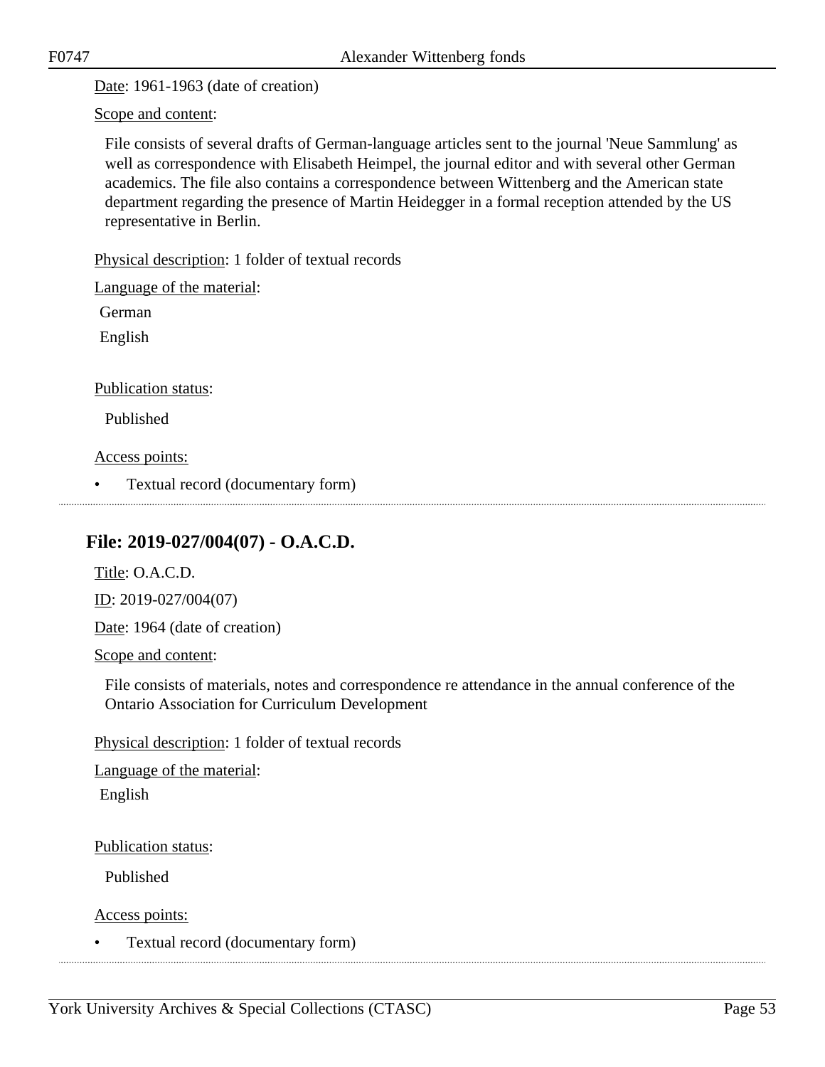Date: 1961-1963 (date of creation)

Scope and content:

File consists of several drafts of German-language articles sent to the journal 'Neue Sammlung' as well as correspondence with Elisabeth Heimpel, the journal editor and with several other German academics. The file also contains a correspondence between Wittenberg and the American state department regarding the presence of Martin Heidegger in a formal reception attended by the US representative in Berlin.

Physical description: 1 folder of textual records

Language of the material:

German

English

Publication status:

Published

Access points:

- Textual record (documentary form)

## File: 2019-027/004(07) - O.A.C.D.

Title: O.A.C.D.

ID: 2019-027/004(07)

Date: 1964 (date of creation)

Scope and content:

File consists of materials, notes and correspondence re attendance in the annual conference of the Ontario Association for Curriculum Development

Physical description: 1 folder of textual records

Language of the material:

English

Publication status:

Published

Access points:

- Textual record (documentary form)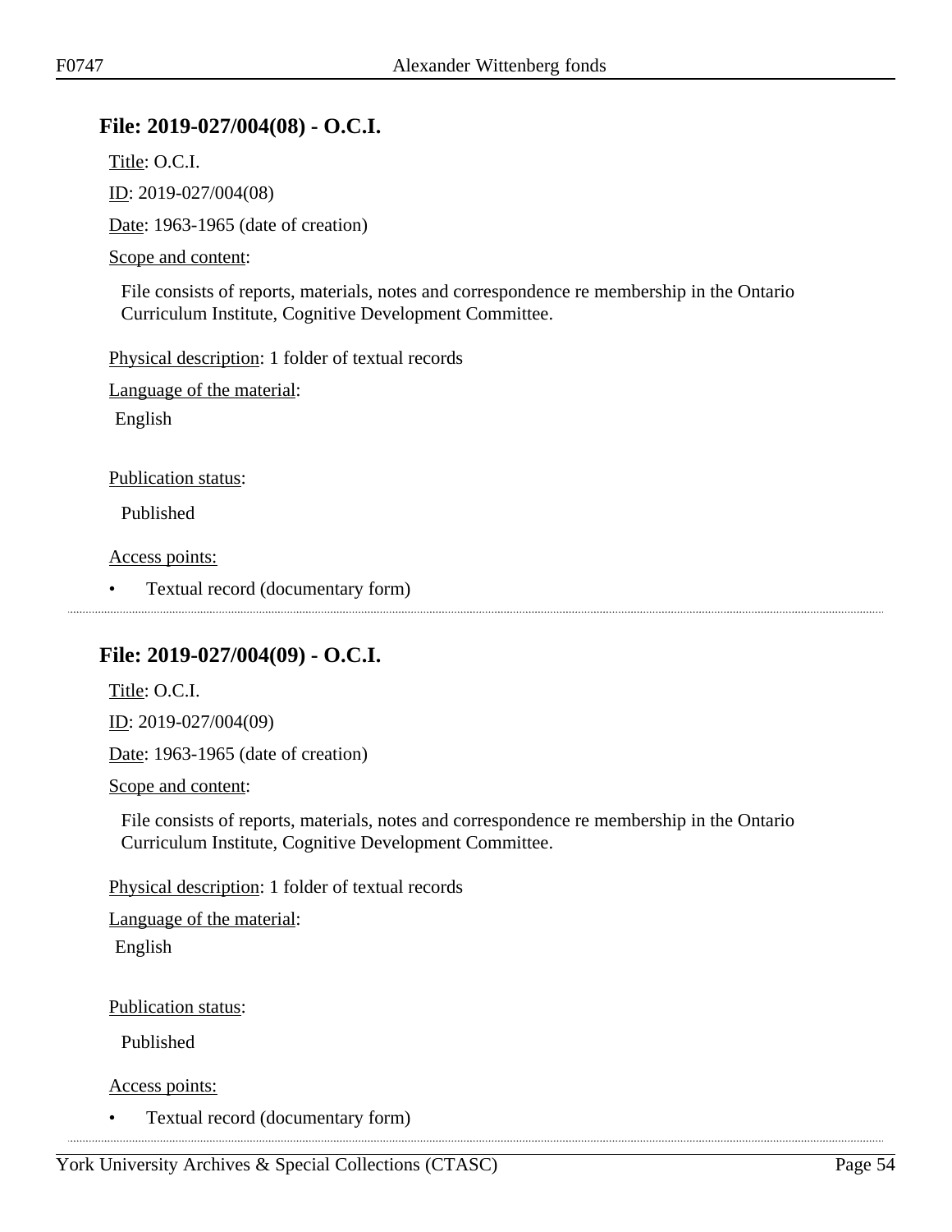## File: 2019-027/004(08) - O.C.I.

Title: O.C.I.

ID: 2019-027/004(08)

Date: 1963-1965 (date of creation)

Scope and content:

File consists of reports, materials, notes and correspondence re membership in the Ontario Curriculum Institute, Cognitive Development Committee.

Physical description: 1 folder of textual records

Language of the material:

English

Publication status:

Published

Access points:

- Textual record (documentary form)

## File: 2019-027/004(09) - O.C.I.

Title: O.C.I.

ID: 2019-027/004(09)

Date: 1963-1965 (date of creation)

Scope and content:

File consists of reports, materials, notes and correspondence re membership in the Ontario Curriculum Institute, Cognitive Development Committee.

Physical description: 1 folder of textual records

Language of the material:

English

Publication status:

Published

Access points:

- Textual record (documentary form)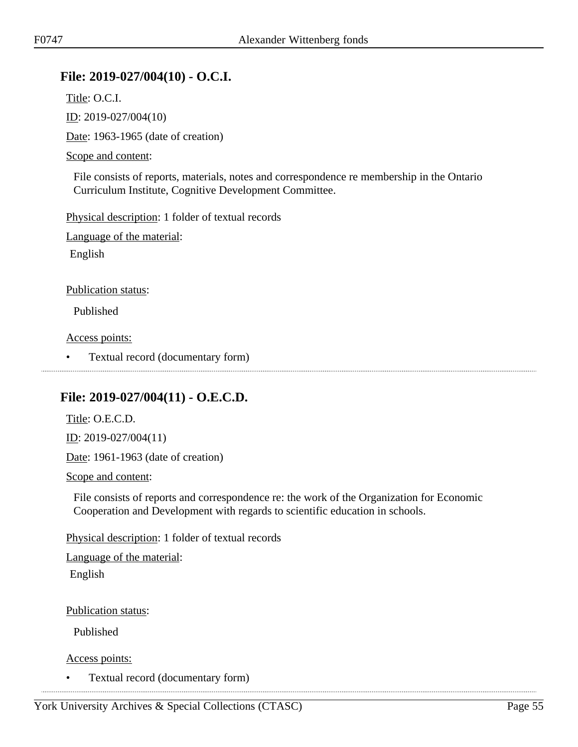## File: 2019-027/004(10) - O.C.I.

Title: O.C.I.

ID: 2019-027/004(10)

Date: 1963-1965 (date of creation)

Scope and content:

File consists of reports, materials, notes and correspondence re membership in the Ontario Curriculum Institute, Cognitive Development Committee.

Physical description: 1 folder of textual records

Language of the material:

English

Publication status:

Published

Access points:

- Textual record (documentary form)

## File: 2019-027/004(11) - O.E.C.D.

Title: O.E.C.D.

ID: 2019-027/004(11)

Date: 1961-1963 (date of creation)

Scope and content:

File consists of reports and correspondence re: the work of the Organization for Economic Cooperation and Development with regards to scientific education in schools.

Physical description: 1 folder of textual records

Language of the material:

English

Publication status:

Published

Access points:

- Textual record (documentary form)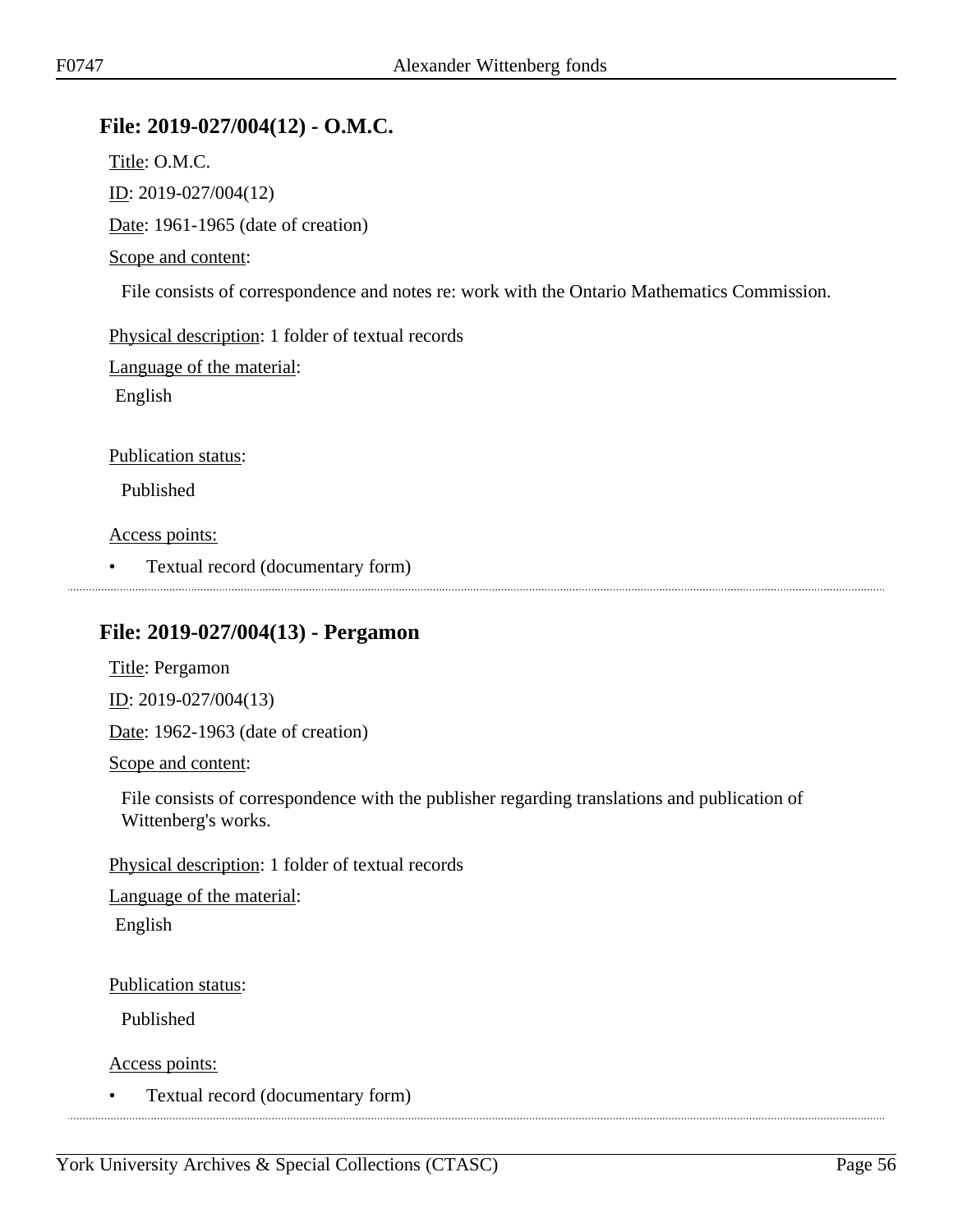## File: 2019-027/004(12) - O.M.C.

Title: O.M.C.

ID: 2019-027/004(12)

Date: 1961-1965 (date of creation)

Scope and content:

File consists of correspondence and notes re: work with the Ontario Mathematics Commission.

Physical description: 1 folder of textual records

Language of the material:

English

Publication status:

Published

Access points:

- Textual record (documentary form)

## File: 2019-027/004(13) - Pergamon

Title: Pergamon

ID: 2019-027/004(13)

Date: 1962-1963 (date of creation)

Scope and content:

File consists of correspondence with the publisher regarding translations and publication of Wittenberg's works.

Physical description: 1 folder of textual records

Language of the material:

English

Publication status:

Published

Access points:

- Textual record (documentary form)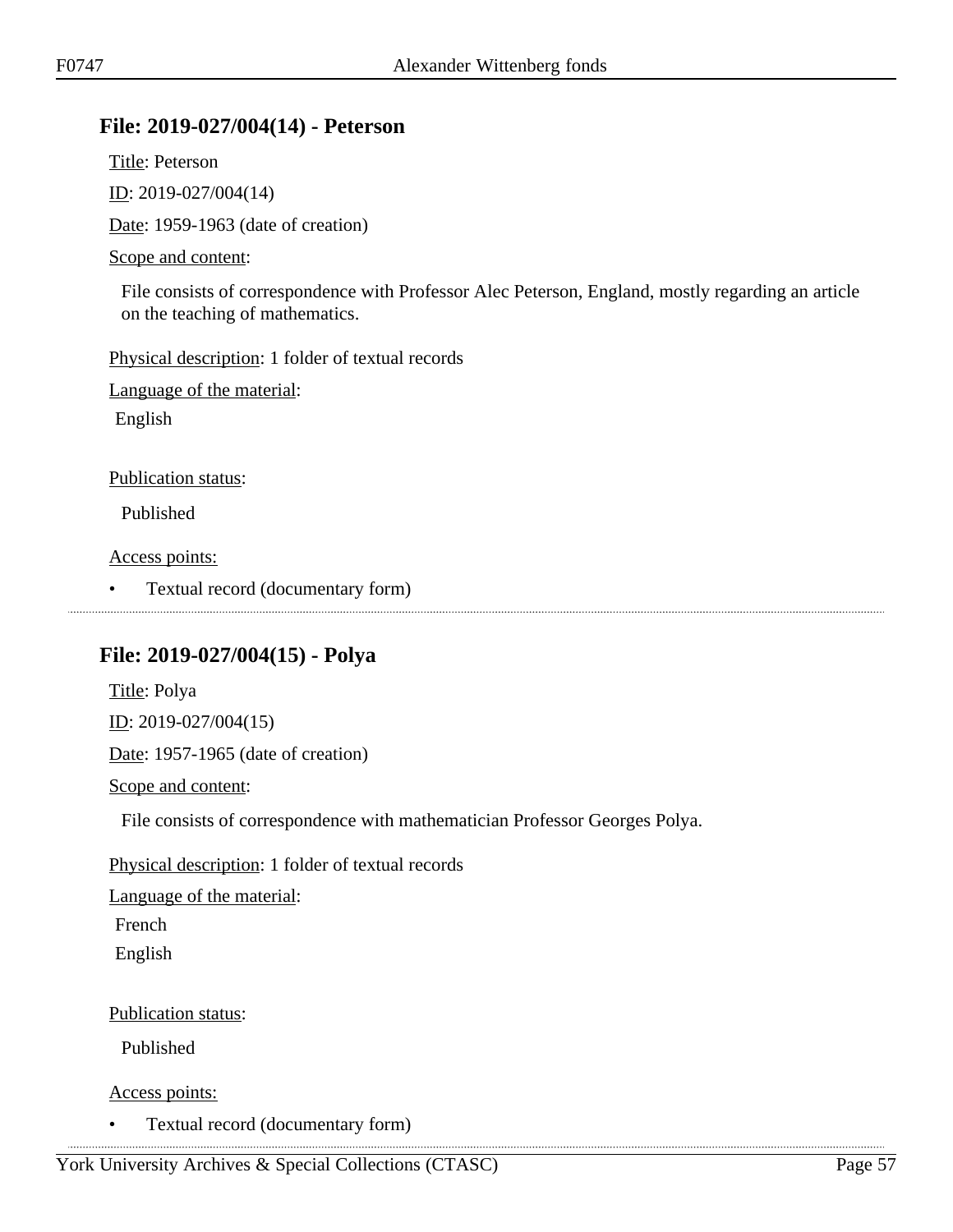## File: 2019-027/004(14) - Peterson

Title: Peterson

ID: 2019-027/004(14)

Date: 1959-1963 (date of creation)

Scope and content:

File consists of correspondence with Professor Alec Peterson, England, mostly regarding an article on the teaching of mathematics.

Physical description: 1 folder of textual records

Language of the material:

English

Publication status:

Published

Access points:

- Textual record (documentary form)

---

## File: 2019-027/004(15) - Polya

Title: Polya

ID: 2019-027/004(15)

Date: 1957-1965 (date of creation)

Scope and content:

File consists of correspondence with mathematician Professor Georges Polya.

Physical description: 1 folder of textual records

Language of the material:

French

English

Publication status:

Published

Access points:

- Textual record (documentary form)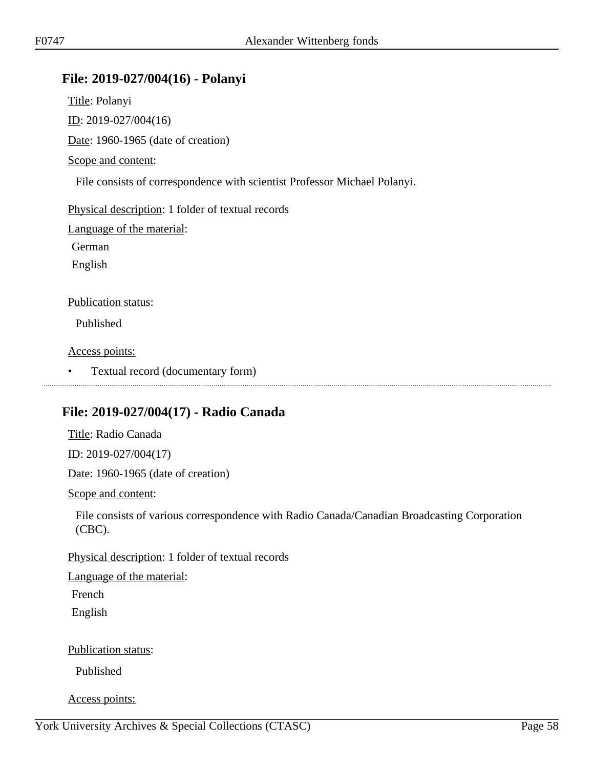## File: 2019-027/004(16) - Polanyi

Title: Polanyi

ID: 2019-027/004(16)

Date: 1960-1965 (date of creation)

Scope and content:

File consists of correspondence with scientist Professor Michael Polanyi.

Physical description: 1 folder of textual records

Language of the material:

German

English

Publication status:

Published

Access points:

- Textual record (documentary form)

---

## File: 2019-027/004(17) - Radio Canada

Title: Radio Canada

ID: 2019-027/004(17)

Date: 1960-1965 (date of creation)

Scope and content:

File consists of various correspondence with Radio Canada/Canadian Broadcasting Corporation (CBC).

Physical description: 1 folder of textual records

Language of the material:

French

English

Publication status:

Published

Access points: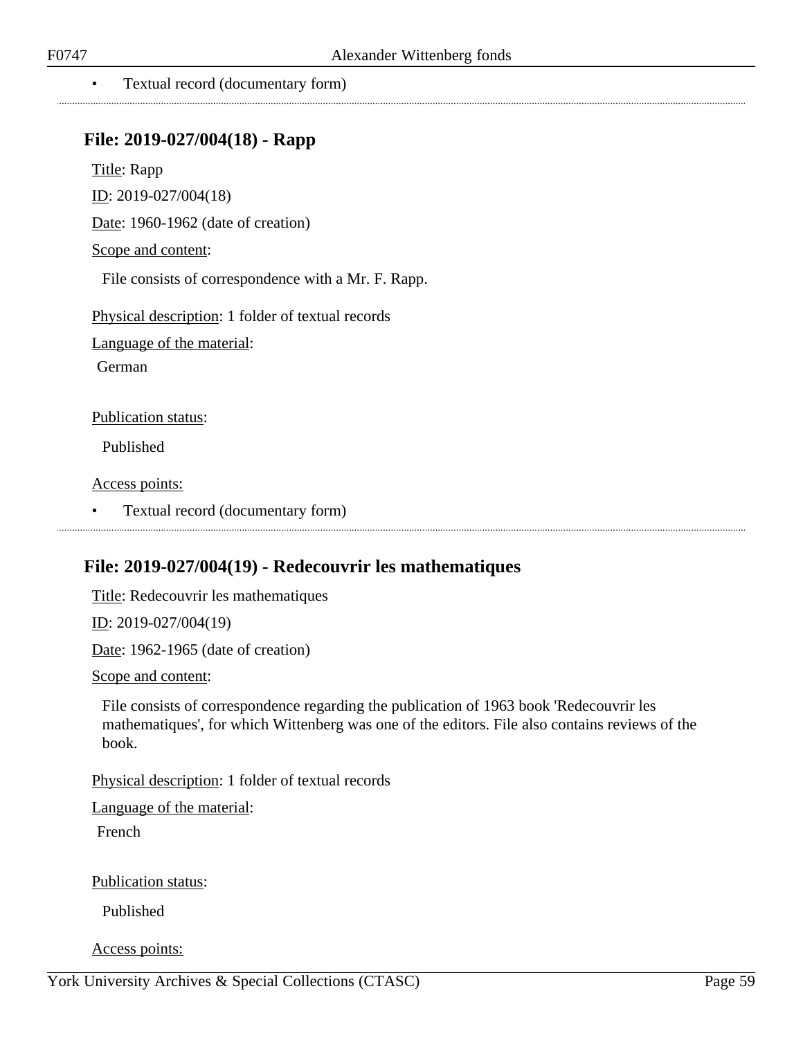- Textual record (documentary form)

## File: 2019-027/004(18) - Rapp

Title: Rapp

ID: 2019-027/004(18)

Date: 1960-1962 (date of creation)

Scope and content:

File consists of correspondence with a Mr. F. Rapp.

Physical description: 1 folder of textual records

Language of the material:

German

Publication status:

Published

Access points:

- Textual record (documentary form)

## File: 2019-027/004(19) - Redecouvrir les mathematiques

Title: Redecouvrir les mathematiques

ID: 2019-027/004(19)

Date: 1962-1965 (date of creation)

Scope and content:

File consists of correspondence regarding the publication of 1963 book 'Redecouvrir les mathematiques', for which Wittenberg was one of the editors. File also contains reviews of the book.

Physical description: 1 folder of textual records

Language of the material:

French

Publication status:

Published

Access points: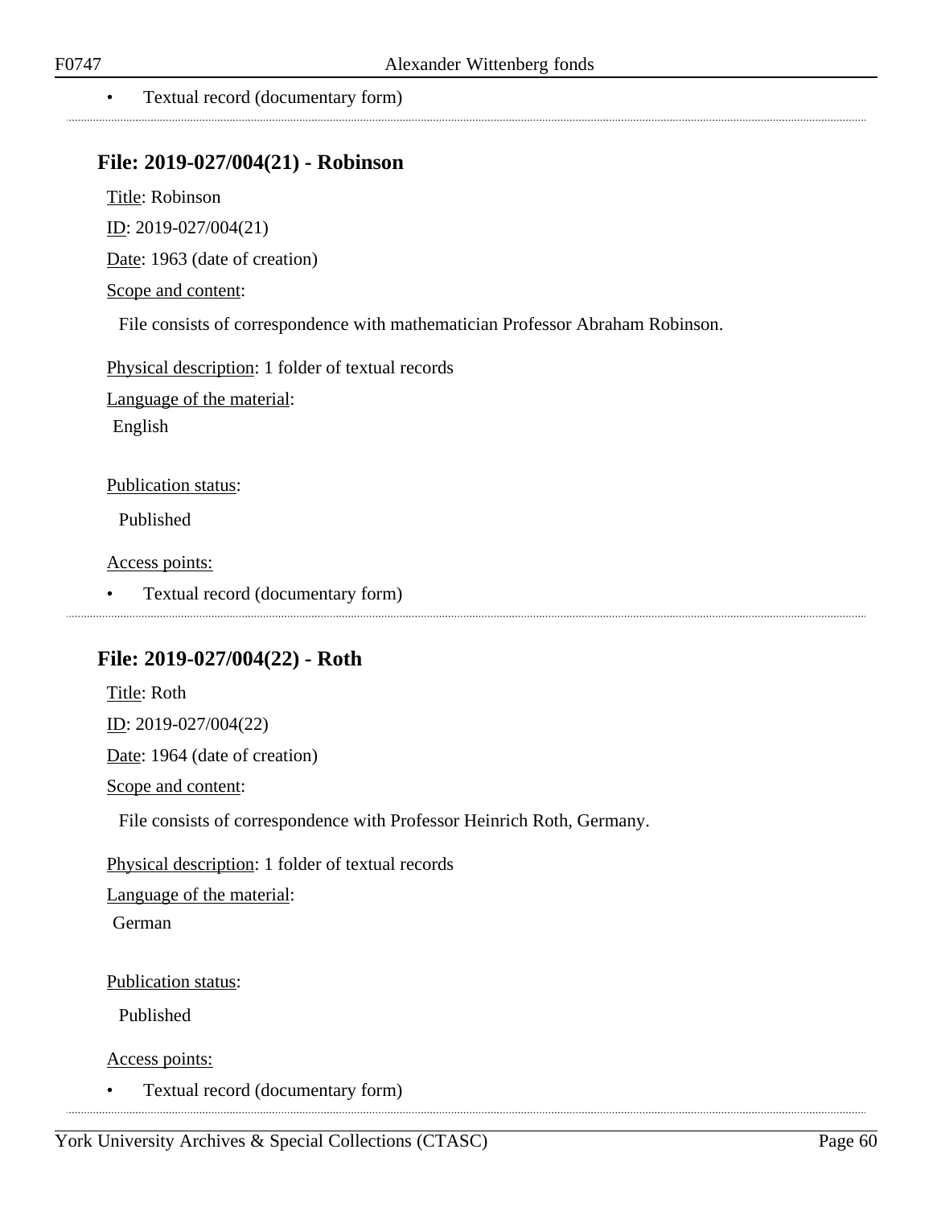- Textual record (documentary form)

## File: 2019-027/004(21) - Robinson

Title: Robinson

ID: 2019-027/004(21)

Date: 1963 (date of creation)

Scope and content:

File consists of correspondence with mathematician Professor Abraham Robinson.

Physical description: 1 folder of textual records

Language of the material:

English

Publication status:

Published

Access points:

- Textual record (documentary form)

## File: 2019-027/004(22) - Roth

Title: Roth

ID: 2019-027/004(22)

Date: 1964 (date of creation)

Scope and content:

File consists of correspondence with Professor Heinrich Roth, Germany.

Physical description: 1 folder of textual records

Language of the material:

German

Publication status:

Published

Access points:

- Textual record (documentary form)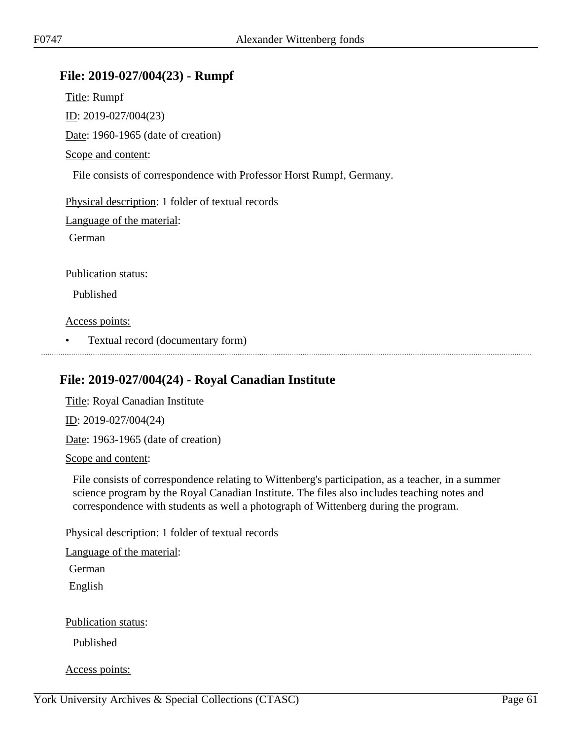## File: 2019-027/004(23) - Rumpf

Title: Rumpf

ID: 2019-027/004(23)

Date: 1960-1965 (date of creation)

Scope and content:

File consists of correspondence with Professor Horst Rumpf, Germany.

Physical description: 1 folder of textual records

Language of the material:

German

Publication status:

Published

Access points:

- Textual record (documentary form)

---

## File: 2019-027/004(24) - Royal Canadian Institute

Title: Royal Canadian Institute

ID: 2019-027/004(24)

Date: 1963-1965 (date of creation)

Scope and content:

File consists of correspondence relating to Wittenberg's participation, as a teacher, in a summer science program by the Royal Canadian Institute. The files also includes teaching notes and correspondence with students as well a photograph of Wittenberg during the program.

Physical description: 1 folder of textual records

Language of the material:

German

English

Publication status:

Published

Access points: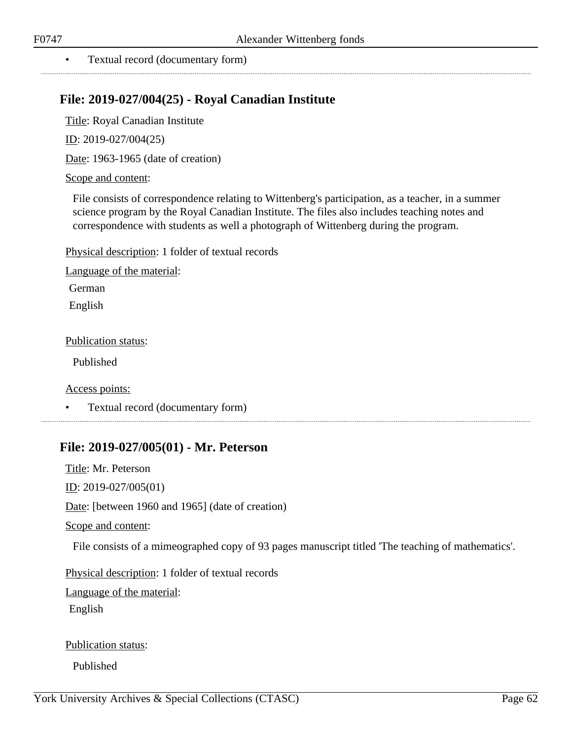- Textual record (documentary form)

## File: 2019-027/004(25) - Royal Canadian Institute

Title: Royal Canadian Institute

ID: 2019-027/004(25)

Date: 1963-1965 (date of creation)

Scope and content:

File consists of correspondence relating to Wittenberg's participation, as a teacher, in a summer science program by the Royal Canadian Institute. The files also includes teaching notes and correspondence with students as well a photograph of Wittenberg during the program.

Physical description: 1 folder of textual records

Language of the material:

German

English

Publication status:

Published

Access points:

- Textual record (documentary form)

## File: 2019-027/005(01) - Mr. Peterson

Title: Mr. Peterson

ID: 2019-027/005(01)

Date: [between 1960 and 1965] (date of creation)

Scope and content:

File consists of a mimeographed copy of 93 pages manuscript titled 'The teaching of mathematics'.

Physical description: 1 folder of textual records

Language of the material:

English

Publication status:

Published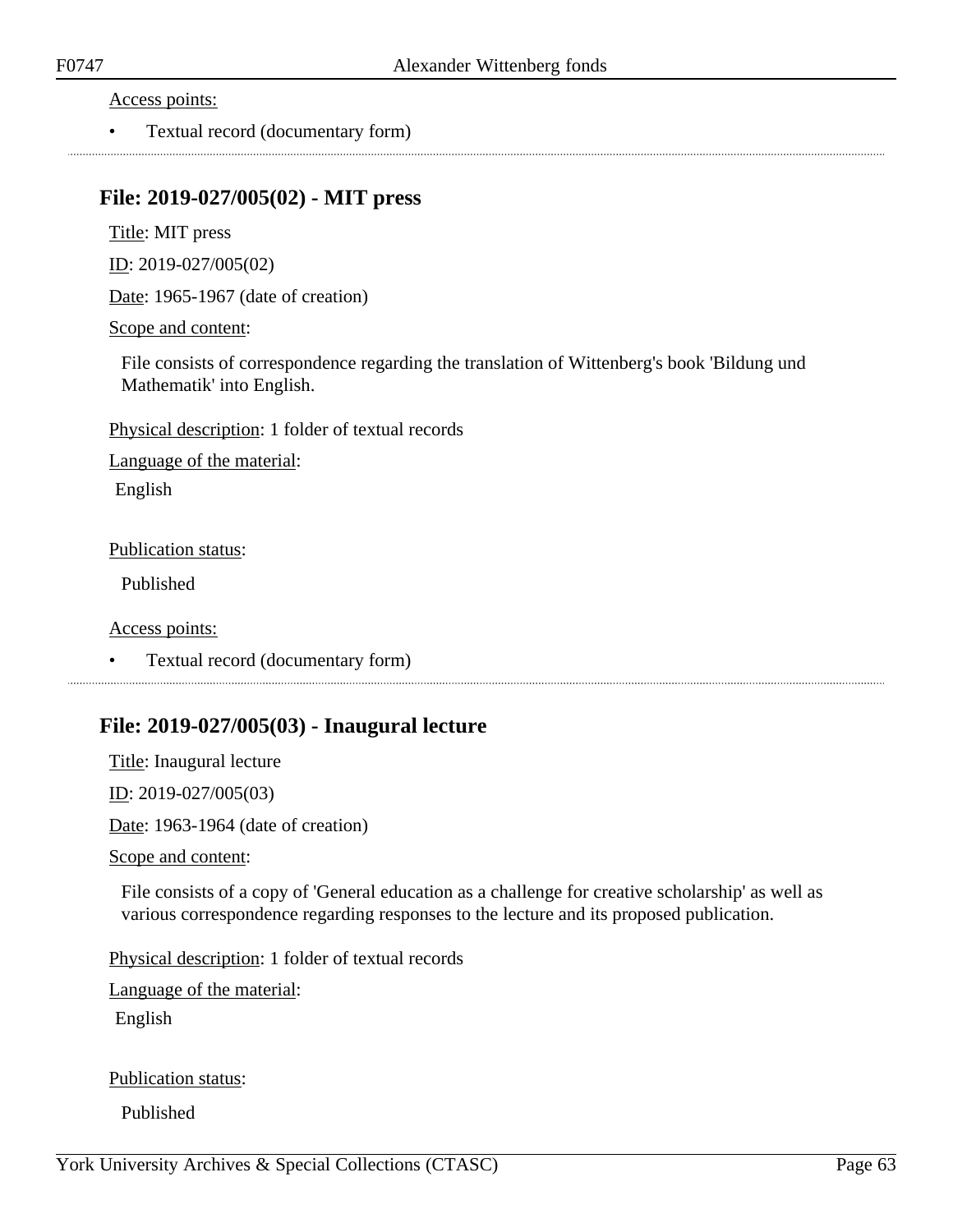Access points:

- Textual record (documentary form)

---

## File: 2019-027/005(02) - MIT press

Title: MIT press

ID: 2019-027/005(02)

Date: 1965-1967 (date of creation)

Scope and content:

File consists of correspondence regarding the translation of Wittenberg's book 'Bildung und Mathematik' into English.

Physical description: 1 folder of textual records

Language of the material:

English

Publication status:

Published

Access points:

- Textual record (documentary form)

---

## File: 2019-027/005(03) - Inaugural lecture

Title: Inaugural lecture

ID: 2019-027/005(03)

Date: 1963-1964 (date of creation)

Scope and content:

File consists of a copy of 'General education as a challenge for creative scholarship' as well as various correspondence regarding responses to the lecture and its proposed publication.

Physical description: 1 folder of textual records

Language of the material:

English

Publication status:

Published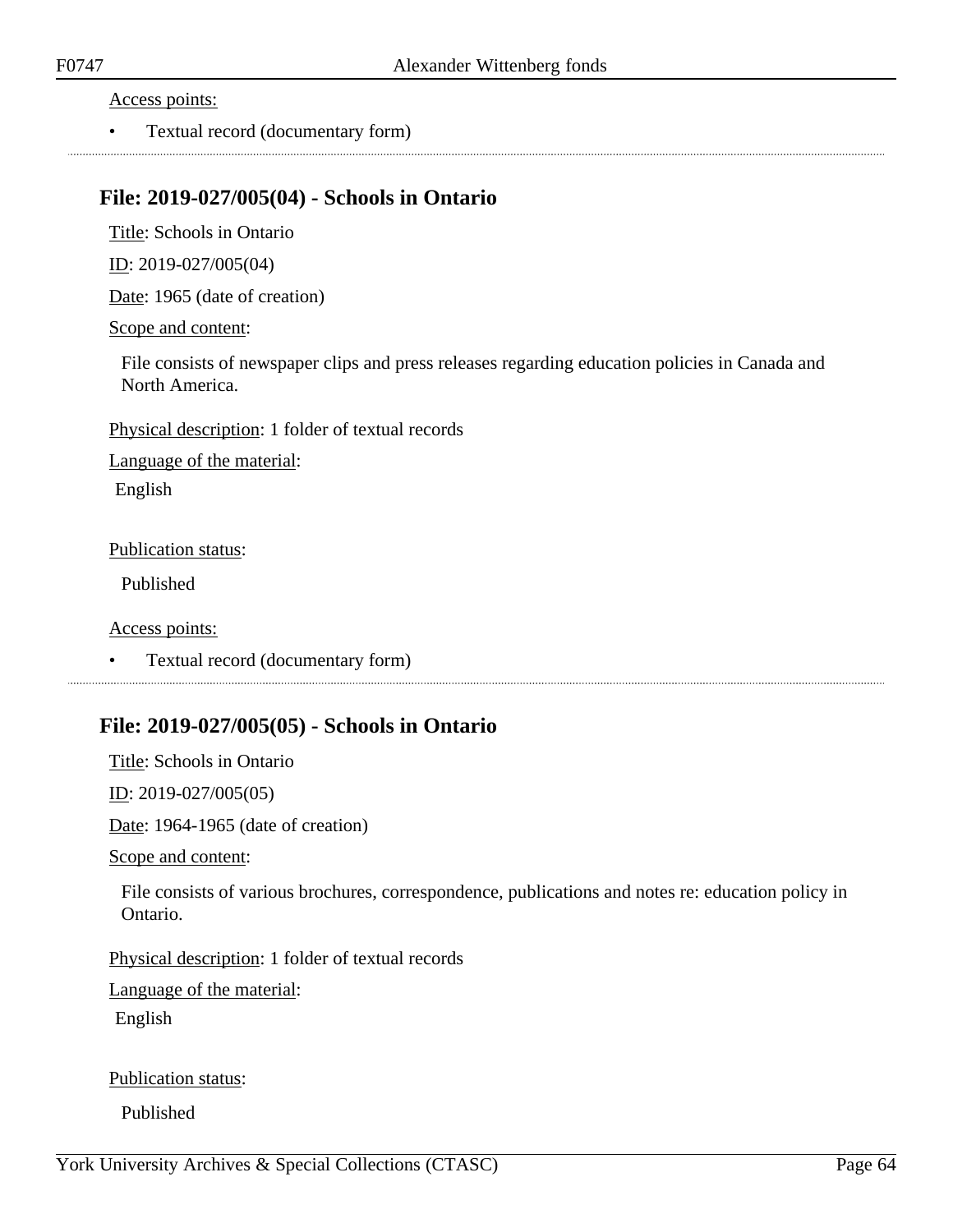Access points:

- Textual record (documentary form)

---

## File: 2019-027/005(04) - Schools in Ontario

Title: Schools in Ontario

ID: 2019-027/005(04)

Date: 1965 (date of creation)

Scope and content:

File consists of newspaper clips and press releases regarding education policies in Canada and North America.

Physical description: 1 folder of textual records

Language of the material:

English

Publication status:

Published

Access points:

- Textual record (documentary form)

---

## File: 2019-027/005(05) - Schools in Ontario

Title: Schools in Ontario

ID: 2019-027/005(05)

Date: 1964-1965 (date of creation)

Scope and content:

File consists of various brochures, correspondence, publications and notes re: education policy in Ontario.

Physical description: 1 folder of textual records

Language of the material:

English

Publication status:

Published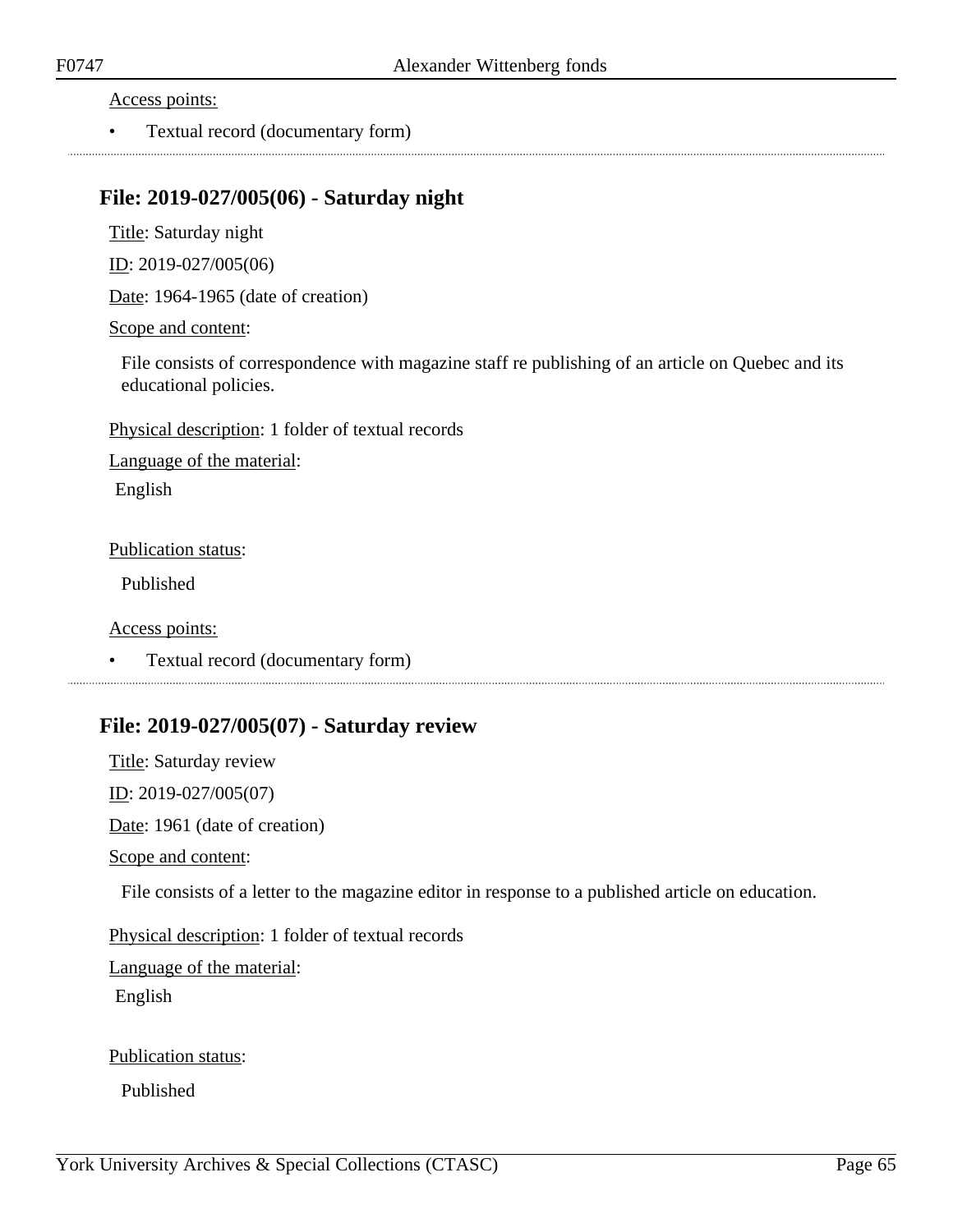Access points:

- Textual record (documentary form)

## File: 2019-027/005(06) - Saturday night

Title: Saturday night

ID: 2019-027/005(06)

Date: 1964-1965 (date of creation)

Scope and content:

File consists of correspondence with magazine staff re publishing of an article on Quebec and its educational policies.

Physical description: 1 folder of textual records

Language of the material:

English

Publication status:

Published

Access points:

- Textual record (documentary form)

## File: 2019-027/005(07) - Saturday review

Title: Saturday review

ID: 2019-027/005(07)

Date: 1961 (date of creation)

Scope and content:

File consists of a letter to the magazine editor in response to a published article on education.

Physical description: 1 folder of textual records

Language of the material:

English

Publication status:

Published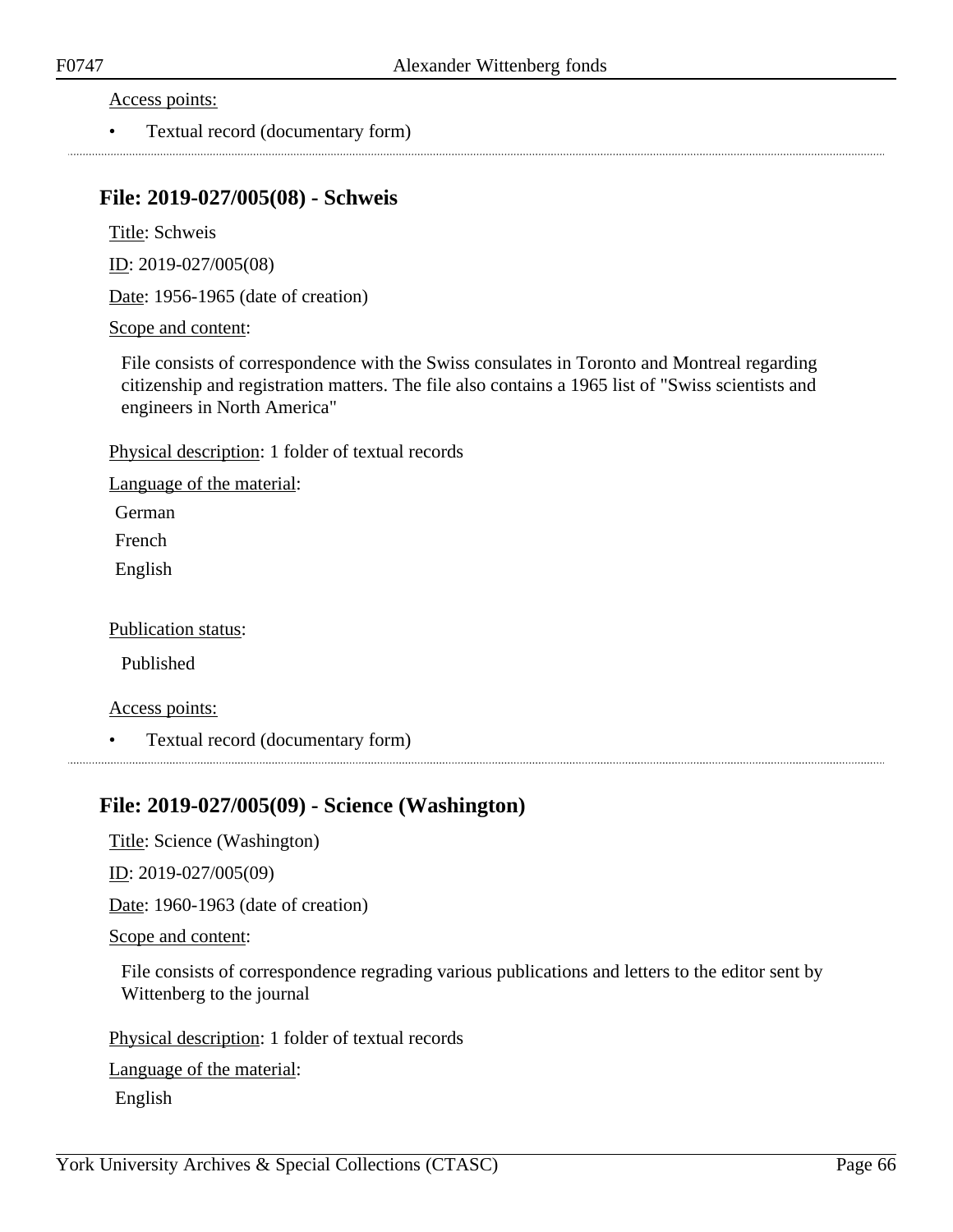Access points:

- Textual record (documentary form)

## File: 2019-027/005(08) - Schweis

Title: Schweis

ID: 2019-027/005(08)

Date: 1956-1965 (date of creation)

Scope and content:

File consists of correspondence with the Swiss consulates in Toronto and Montreal regarding citizenship and registration matters. The file also contains a 1965 list of "Swiss scientists and engineers in North America"

Physical description: 1 folder of textual records

Language of the material:

German

French

English

Publication status:

Published

Access points:

- Textual record (documentary form)

## File: 2019-027/005(09) - Science (Washington)

Title: Science (Washington)

ID: 2019-027/005(09)

Date: 1960-1963 (date of creation)

Scope and content:

File consists of correspondence regrading various publications and letters to the editor sent by Wittenberg to the journal

Physical description: 1 folder of textual records

Language of the material:

English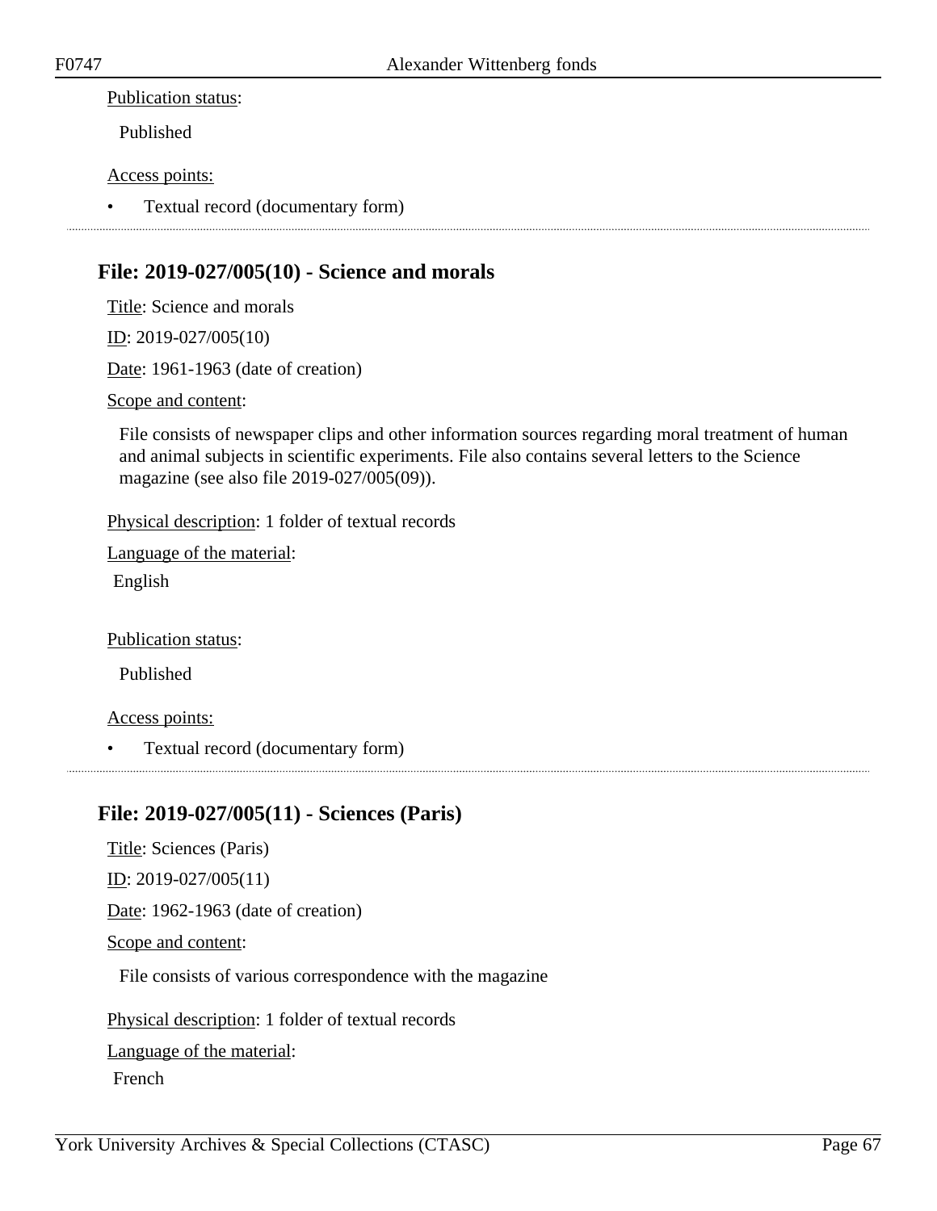Publication status:

Published

Access points:

- Textual record (documentary form)

---

## File: 2019-027/005(10) - Science and morals

Title: Science and morals

ID: 2019-027/005(10)

Date: 1961-1963 (date of creation)

Scope and content:

File consists of newspaper clips and other information sources regarding moral treatment of human and animal subjects in scientific experiments. File also contains several letters to the Science magazine (see also file 2019-027/005(09)).

Physical description: 1 folder of textual records

Language of the material:

English

Publication status:

Published

Access points:

- Textual record (documentary form)

---

## File: 2019-027/005(11) - Sciences (Paris)

Title: Sciences (Paris)

ID: 2019-027/005(11)

Date: 1962-1963 (date of creation)

Scope and content:

File consists of various correspondence with the magazine

Physical description: 1 folder of textual records

Language of the material:

French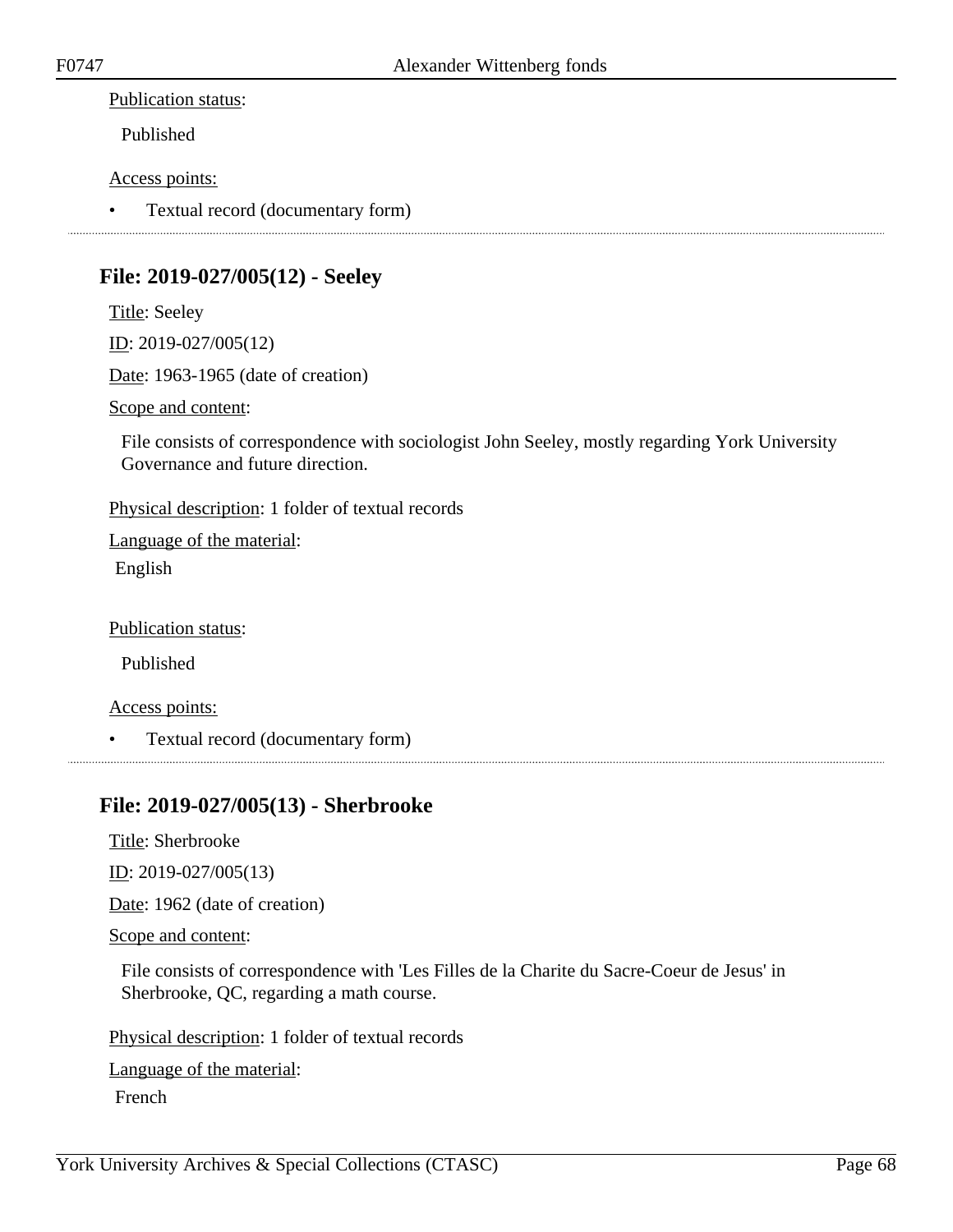Publication status:

Published

Access points:

- Textual record (documentary form)

---

## File: 2019-027/005(12) - Seeley

Title: Seeley

ID: 2019-027/005(12)

Date: 1963-1965 (date of creation)

Scope and content:

File consists of correspondence with sociologist John Seeley, mostly regarding York University Governance and future direction.

Physical description: 1 folder of textual records

Language of the material:

English

Publication status:

Published

Access points:

- Textual record (documentary form)

---

## File: 2019-027/005(13) - Sherbrooke

Title: Sherbrooke

ID: 2019-027/005(13)

Date: 1962 (date of creation)

Scope and content:

File consists of correspondence with 'Les Filles de la Charite du Sacre-Coeur de Jesus' in Sherbrooke, QC, regarding a math course.

Physical description: 1 folder of textual records

Language of the material:

French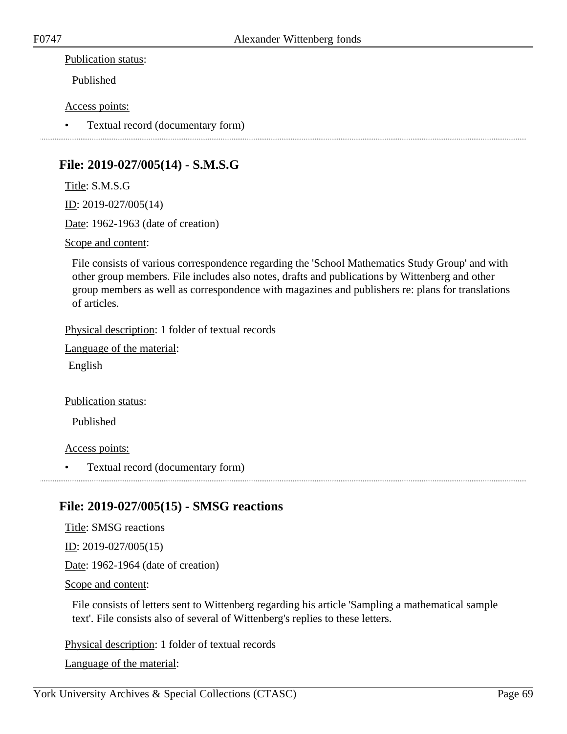Publication status:

Published

Access points:

- Textual record (documentary form)

---

## File: 2019-027/005(14) - S.M.S.G

Title: S.M.S.G

ID: 2019-027/005(14)

Date: 1962-1963 (date of creation)

Scope and content:

File consists of various correspondence regarding the 'School Mathematics Study Group' and with other group members. File includes also notes, drafts and publications by Wittenberg and other group members as well as correspondence with magazines and publishers re: plans for translations of articles.

Physical description: 1 folder of textual records

Language of the material:

English

Publication status:

Published

Access points:

- Textual record (documentary form)

---

## File: 2019-027/005(15) - SMSG reactions

Title: SMSG reactions

ID: 2019-027/005(15)

Date: 1962-1964 (date of creation)

Scope and content:

File consists of letters sent to Wittenberg regarding his article 'Sampling a mathematical sample text'. File consists also of several of Wittenberg's replies to these letters.

Physical description: 1 folder of textual records

Language of the material: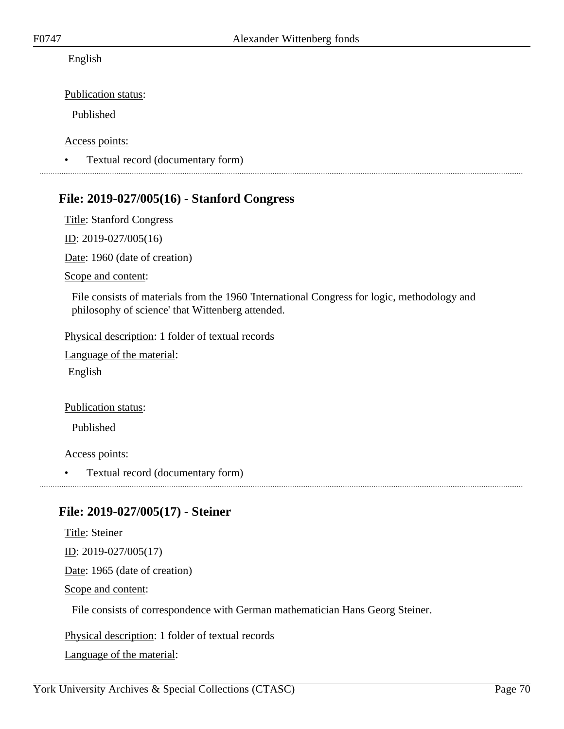English

Publication status:

Published

Access points:

- Textual record (documentary form)

---

## File: 2019-027/005(16) - Stanford Congress

Title: Stanford Congress

ID: 2019-027/005(16)

Date: 1960 (date of creation)

Scope and content:

File consists of materials from the 1960 'International Congress for logic, methodology and philosophy of science' that Wittenberg attended.

Physical description: 1 folder of textual records

Language of the material:

English

Publication status:

Published

Access points:

- Textual record (documentary form)

---

## File: 2019-027/005(17) - Steiner

Title: Steiner

ID: 2019-027/005(17)

Date: 1965 (date of creation)

Scope and content:

File consists of correspondence with German mathematician Hans Georg Steiner.

Physical description: 1 folder of textual records

Language of the material: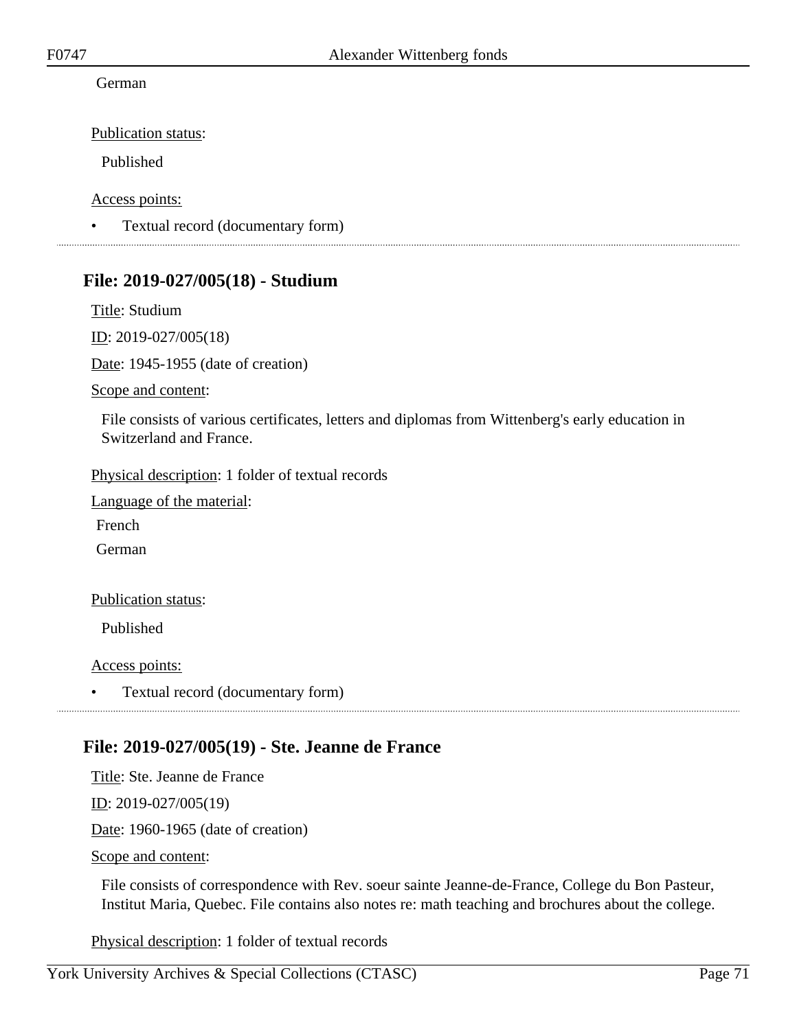German

Publication status:

Published

Access points:

- Textual record (documentary form)

---

## File: 2019-027/005(18) - Studium

Title: Studium

ID: 2019-027/005(18)

Date: 1945-1955 (date of creation)

Scope and content:

File consists of various certificates, letters and diplomas from Wittenberg's early education in Switzerland and France.

Physical description: 1 folder of textual records

Language of the material:

French

German

Publication status:

Published

Access points:

- Textual record (documentary form)

---

## File: 2019-027/005(19) - Ste. Jeanne de France

Title: Ste. Jeanne de France

ID: 2019-027/005(19)

Date: 1960-1965 (date of creation)

Scope and content:

File consists of correspondence with Rev. soeur sainte Jeanne-de-France, College du Bon Pasteur, Institut Maria, Quebec. File contains also notes re: math teaching and brochures about the college.

Physical description: 1 folder of textual records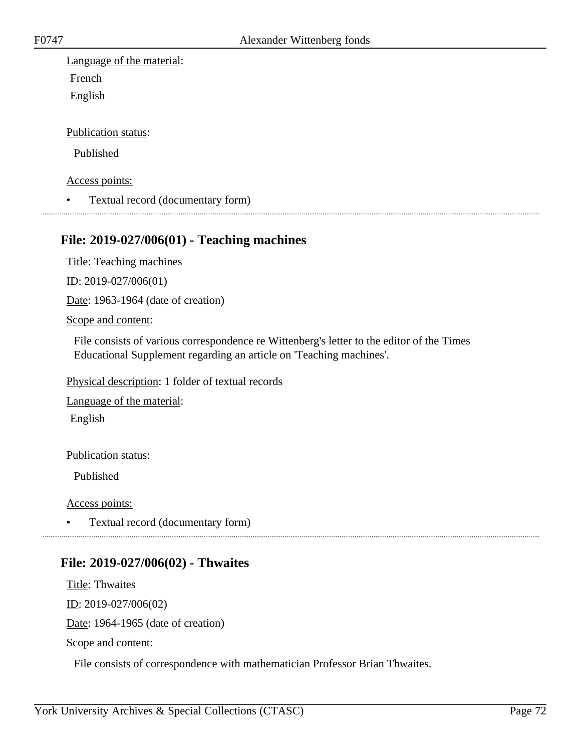Language of the material:

French

English

Publication status:

Published

Access points:

- Textual record (documentary form)

---

## File: 2019-027/006(01) - Teaching machines

Title: Teaching machines

ID: 2019-027/006(01)

Date: 1963-1964 (date of creation)

Scope and content:

File consists of various correspondence re Wittenberg's letter to the editor of the Times Educational Supplement regarding an article on 'Teaching machines'.

Physical description: 1 folder of textual records

Language of the material:

English

Publication status:

Published

Access points:

- Textual record (documentary form)

---

## File: 2019-027/006(02) - Thwaites

Title: Thwaites

ID: 2019-027/006(02)

Date: 1964-1965 (date of creation)

Scope and content:

File consists of correspondence with mathematician Professor Brian Thwaites.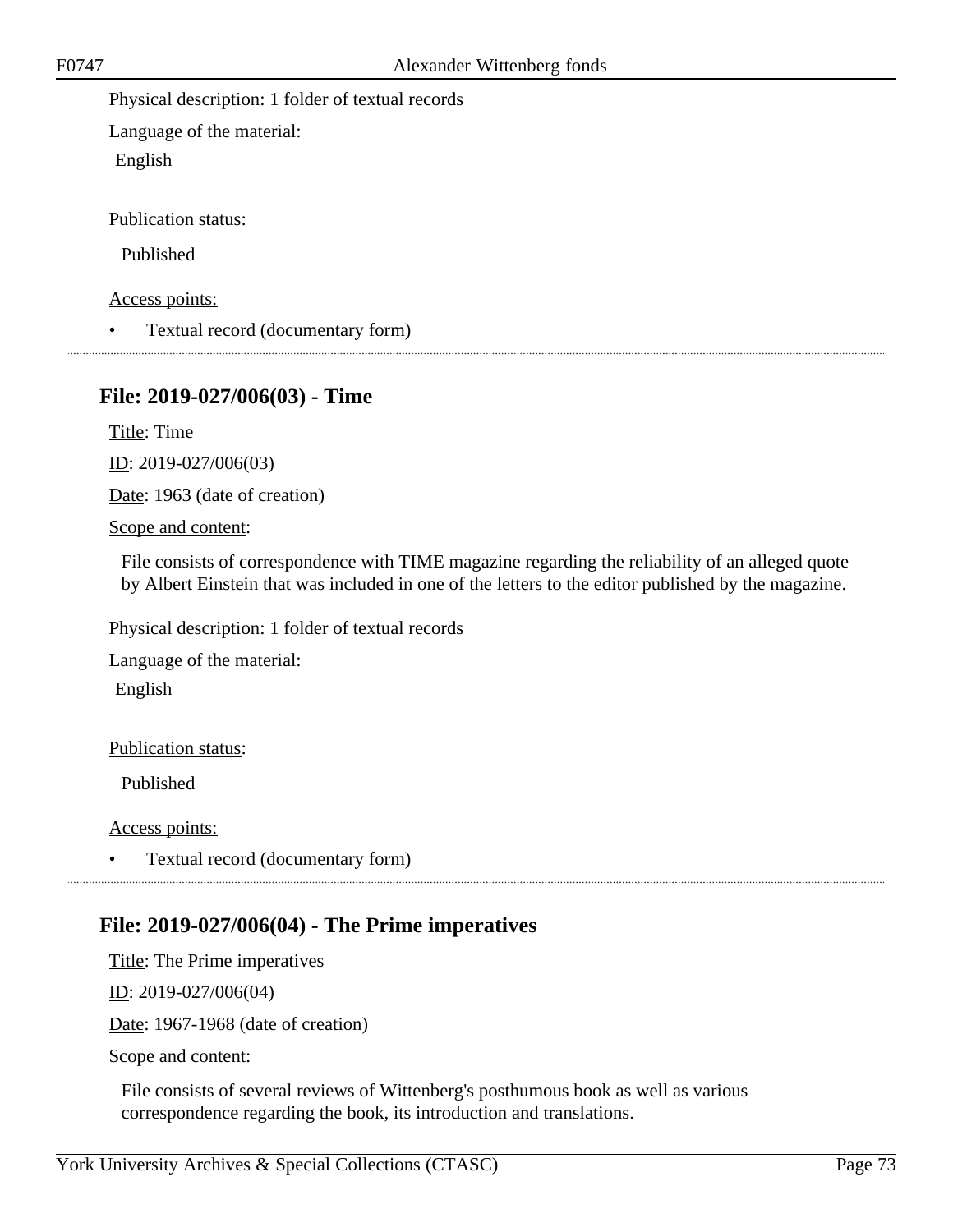Physical description: 1 folder of textual records

Language of the material:

English

Publication status:

Published

Access points:

- Textual record (documentary form)

---

## File: 2019-027/006(03) - Time

Title: Time

ID: 2019-027/006(03)

Date: 1963 (date of creation)

Scope and content:

File consists of correspondence with TIME magazine regarding the reliability of an alleged quote by Albert Einstein that was included in one of the letters to the editor published by the magazine.

Physical description: 1 folder of textual records

Language of the material:

English

Publication status:

Published

Access points:

- Textual record (documentary form)

---

## File: 2019-027/006(04) - The Prime imperatives

Title: The Prime imperatives

ID: 2019-027/006(04)

Date: 1967-1968 (date of creation)

Scope and content:

File consists of several reviews of Wittenberg's posthumous book as well as various correspondence regarding the book, its introduction and translations.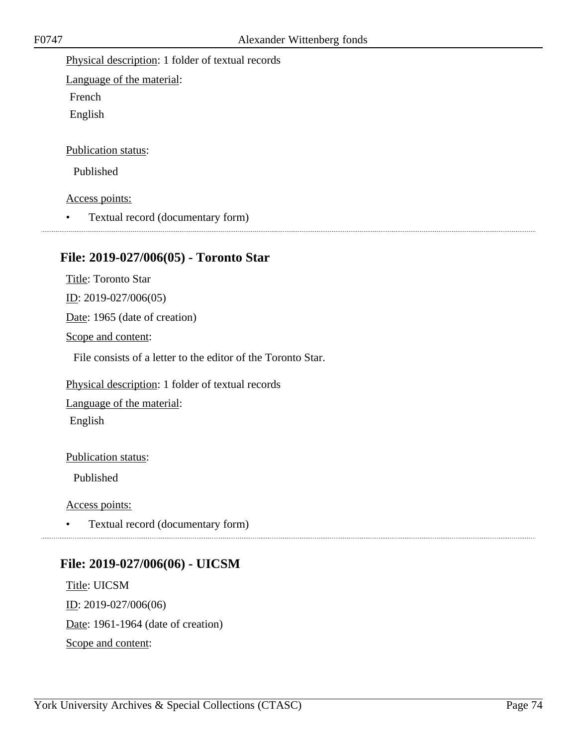Physical description: 1 folder of textual records

Language of the material:

French

English

Publication status:

Published

Access points:

- Textual record (documentary form)

## File: 2019-027/006(05) - Toronto Star

Title: Toronto Star

ID: 2019-027/006(05)

Date: 1965 (date of creation)

Scope and content:

File consists of a letter to the editor of the Toronto Star.

Physical description: 1 folder of textual records

Language of the material:

English

Publication status:

Published

Access points:

- Textual record (documentary form)

## File: 2019-027/006(06) - UICSM

Title: UICSM

ID: 2019-027/006(06)

Date: 1961-1964 (date of creation)

Scope and content: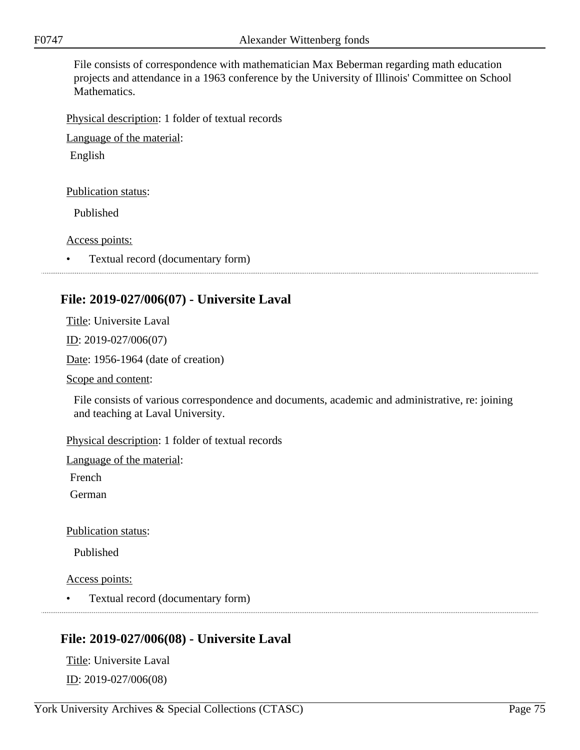File consists of correspondence with mathematician Max Beberman regarding math education projects and attendance in a 1963 conference by the University of Illinois' Committee on School Mathematics.

Physical description: 1 folder of textual records

Language of the material:

English

Publication status:

Published

Access points:

- Textual record (documentary form)

## File: 2019-027/006(07) - Universite Laval

Title: Universite Laval

ID: 2019-027/006(07)

Date: 1956-1964 (date of creation)

Scope and content:

File consists of various correspondence and documents, academic and administrative, re: joining and teaching at Laval University.

Physical description: 1 folder of textual records

Language of the material:

French

German

Publication status:

Published

Access points:

- Textual record (documentary form)

## File: 2019-027/006(08) - Universite Laval

Title: Universite Laval

ID: 2019-027/006(08)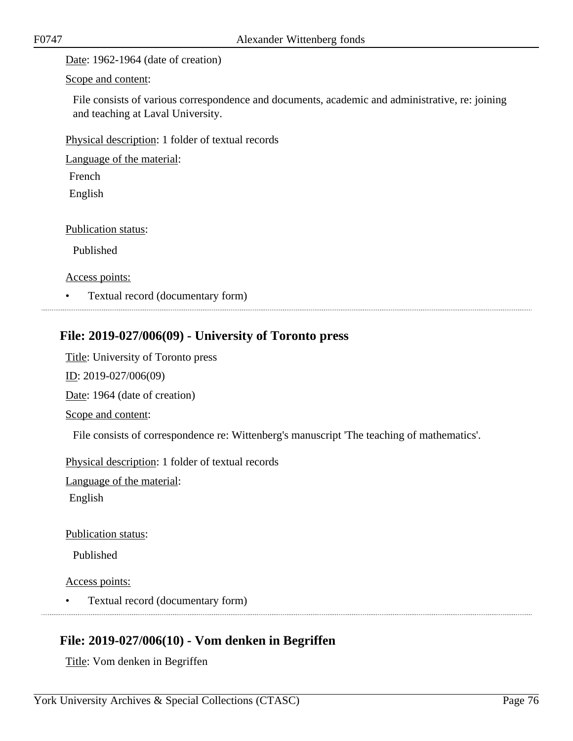Date: 1962-1964 (date of creation)

Scope and content:

File consists of various correspondence and documents, academic and administrative, re: joining and teaching at Laval University.

Physical description: 1 folder of textual records

Language of the material:

French

English

Publication status:

Published

Access points:

- Textual record (documentary form)

## File: 2019-027/006(09) - University of Toronto press

Title: University of Toronto press

ID: 2019-027/006(09)

Date: 1964 (date of creation)

Scope and content:

File consists of correspondence re: Wittenberg's manuscript 'The teaching of mathematics'.

Physical description: 1 folder of textual records

Language of the material:

English

Publication status:

Published

Access points:

- Textual record (documentary form)

## File: 2019-027/006(10) - Vom denken in Begriffen

Title: Vom denken in Begriffen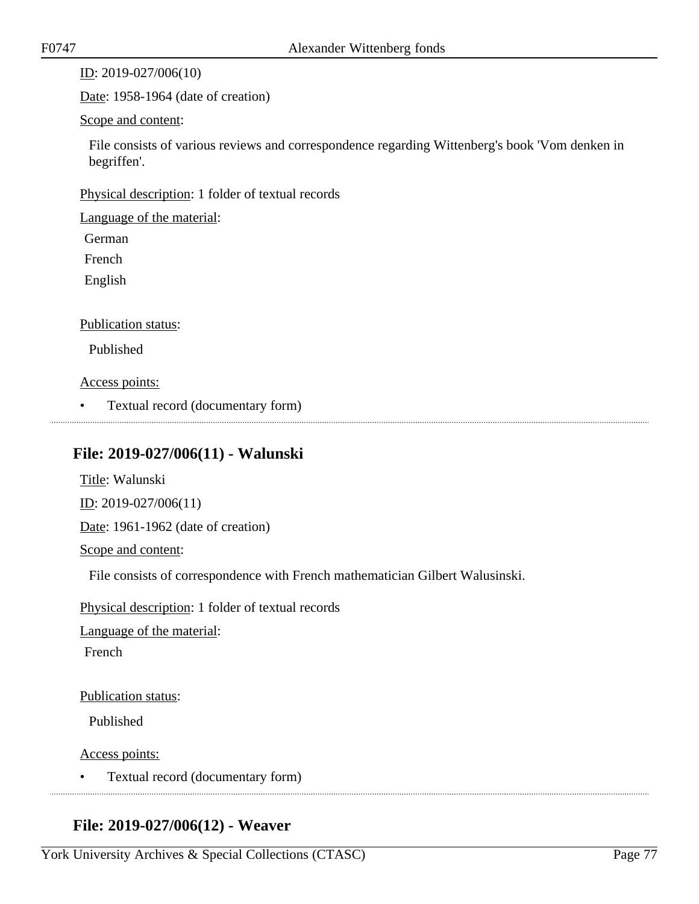ID: 2019-027/006(10)

Date: 1958-1964 (date of creation)

Scope and content:

File consists of various reviews and correspondence regarding Wittenberg's book 'Vom denken in begriffen'.

Physical description: 1 folder of textual records

Language of the material:

German
French
English

Publication status:

Published

Access points:

- Textual record (documentary form)

## File: 2019-027/006(11) - Walunski

Title: Walunski

ID: 2019-027/006(11)

Date: 1961-1962 (date of creation)

Scope and content:

File consists of correspondence with French mathematician Gilbert Walusinski.

Physical description: 1 folder of textual records

Language of the material:

French

Publication status:

Published

Access points:

- Textual record (documentary form)

## File: 2019-027/006(12) - Weaver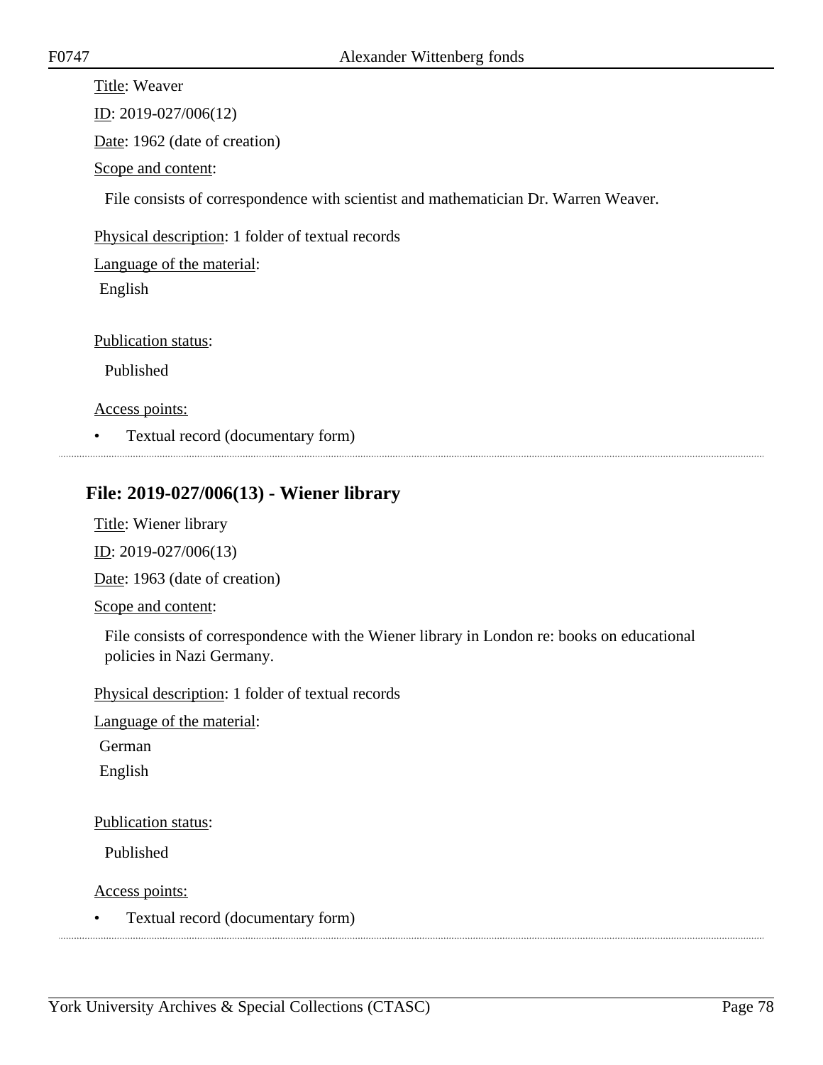Title: Weaver

ID: 2019-027/006(12)

Date: 1962 (date of creation)

Scope and content:

File consists of correspondence with scientist and mathematician Dr. Warren Weaver.

Physical description: 1 folder of textual records

Language of the material:

English

Publication status:

Published

Access points:

- Textual record (documentary form)

---

## File: 2019-027/006(13) - Wiener library

Title: Wiener library

ID: 2019-027/006(13)

Date: 1963 (date of creation)

Scope and content:

File consists of correspondence with the Wiener library in London re: books on educational policies in Nazi Germany.

Physical description: 1 folder of textual records

Language of the material:

German

English

Publication status:

Published

Access points:

- Textual record (documentary form)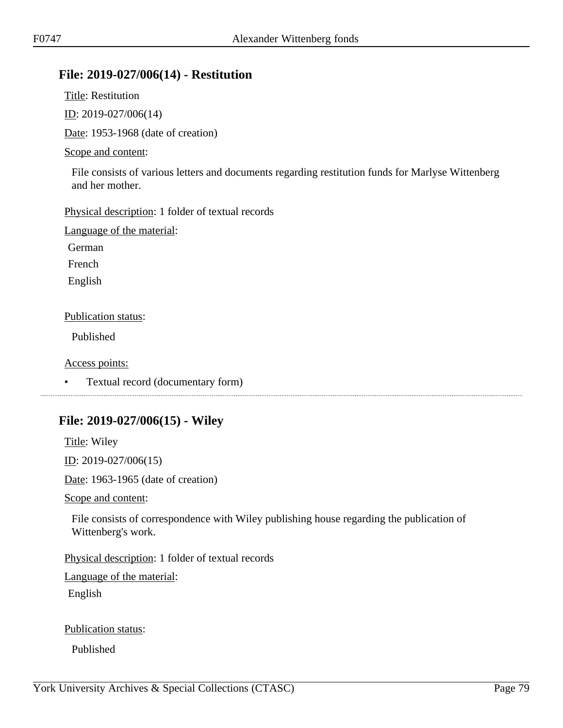## File: 2019-027/006(14) - Restitution

Title: Restitution

ID: 2019-027/006(14)

Date: 1953-1968 (date of creation)

Scope and content:

File consists of various letters and documents regarding restitution funds for Marlyse Wittenberg and her mother.

Physical description: 1 folder of textual records

Language of the material:

German

French

English

Publication status:

Published

Access points:

- Textual record (documentary form)

---

## File: 2019-027/006(15) - Wiley

Title: Wiley

ID: 2019-027/006(15)

Date: 1963-1965 (date of creation)

Scope and content:

File consists of correspondence with Wiley publishing house regarding the publication of Wittenberg's work.

Physical description: 1 folder of textual records

Language of the material:

English

Publication status:

Published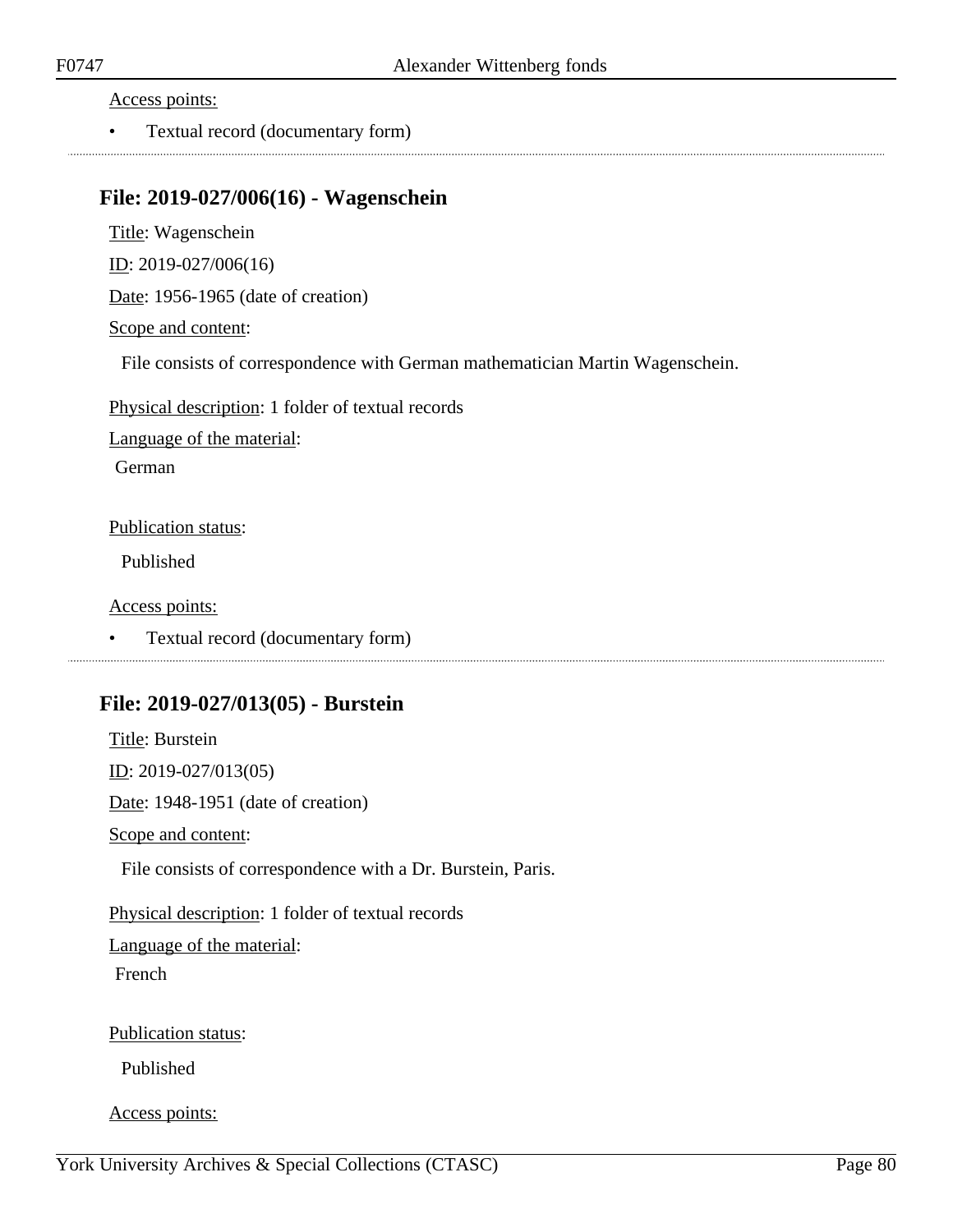Access points:

- Textual record (documentary form)

## File: 2019-027/006(16) - Wagenschein

Title: Wagenschein

ID: 2019-027/006(16)

Date: 1956-1965 (date of creation)

Scope and content:

File consists of correspondence with German mathematician Martin Wagenschein.

Physical description: 1 folder of textual records

Language of the material:

German

Publication status:

Published

Access points:

- Textual record (documentary form)

## File: 2019-027/013(05) - Burstein

Title: Burstein

ID: 2019-027/013(05)

Date: 1948-1951 (date of creation)

Scope and content:

File consists of correspondence with a Dr. Burstein, Paris.

Physical description: 1 folder of textual records

Language of the material:

French

Publication status:

Published

Access points: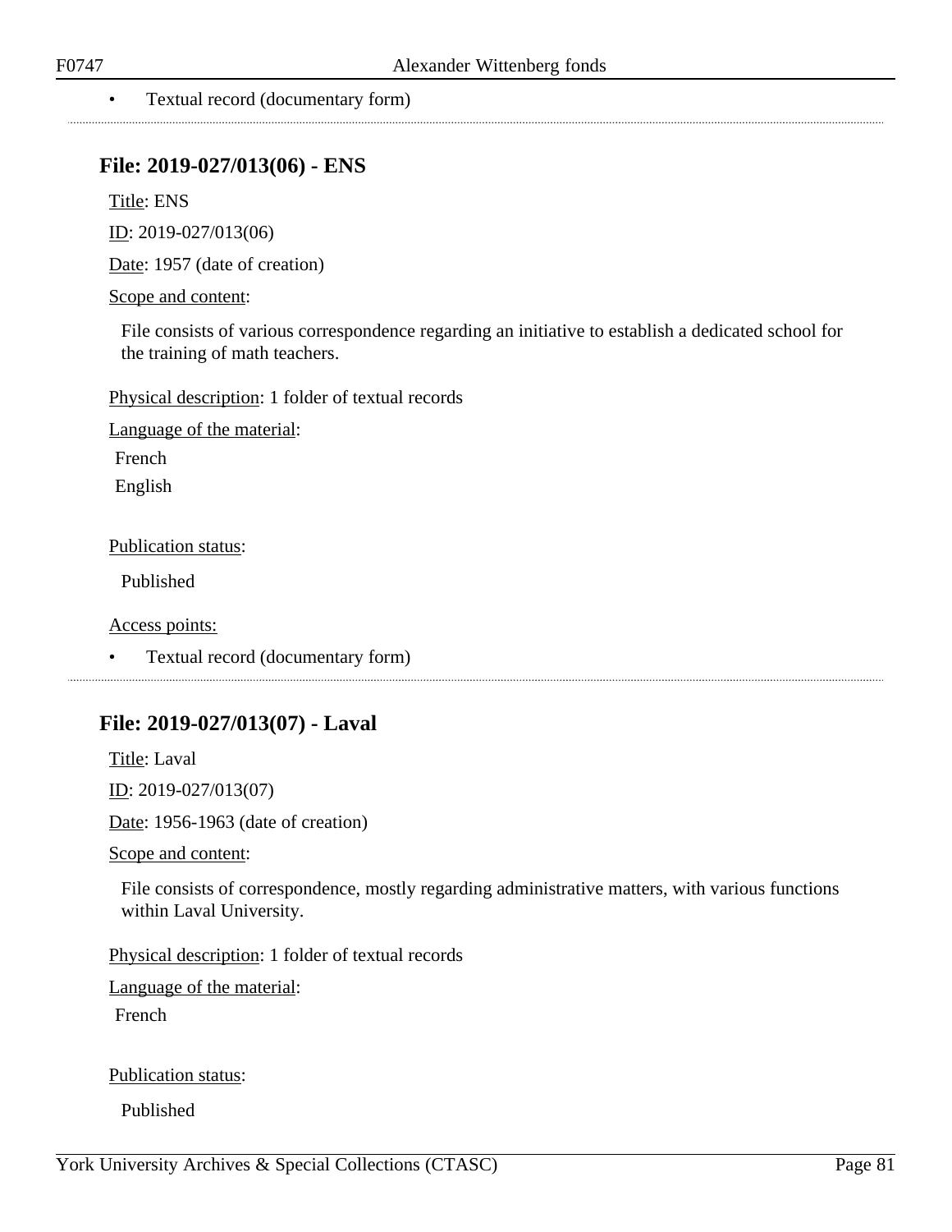- Textual record (documentary form)

---

## File: 2019-027/013(06) - ENS

Title: ENS

ID: 2019-027/013(06)

Date: 1957 (date of creation)

Scope and content:

File consists of various correspondence regarding an initiative to establish a dedicated school for the training of math teachers.

Physical description: 1 folder of textual records

Language of the material:

French

English

Publication status:

Published

Access points:

- Textual record (documentary form)

---

## File: 2019-027/013(07) - Laval

Title: Laval

ID: 2019-027/013(07)

Date: 1956-1963 (date of creation)

Scope and content:

File consists of correspondence, mostly regarding administrative matters, with various functions within Laval University.

Physical description: 1 folder of textual records

Language of the material:

French

Publication status:

Published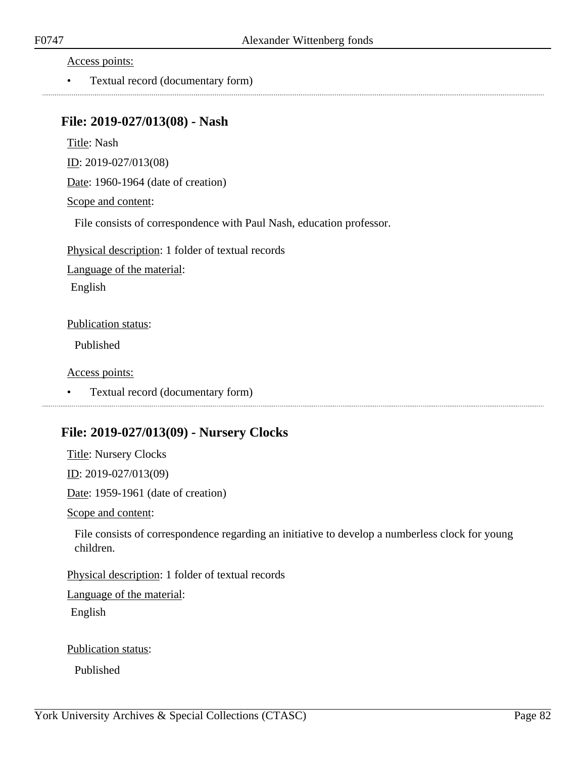Access points:

- Textual record (documentary form)

---

## File: 2019-027/013(08) - Nash

Title: Nash

ID: 2019-027/013(08)

Date: 1960-1964 (date of creation)

Scope and content:

File consists of correspondence with Paul Nash, education professor.

Physical description: 1 folder of textual records

Language of the material:

English

Publication status:

Published

Access points:

- Textual record (documentary form)

---

## File: 2019-027/013(09) - Nursery Clocks

Title: Nursery Clocks

ID: 2019-027/013(09)

Date: 1959-1961 (date of creation)

Scope and content:

File consists of correspondence regarding an initiative to develop a numberless clock for young children.

Physical description: 1 folder of textual records

Language of the material:

English

Publication status:

Published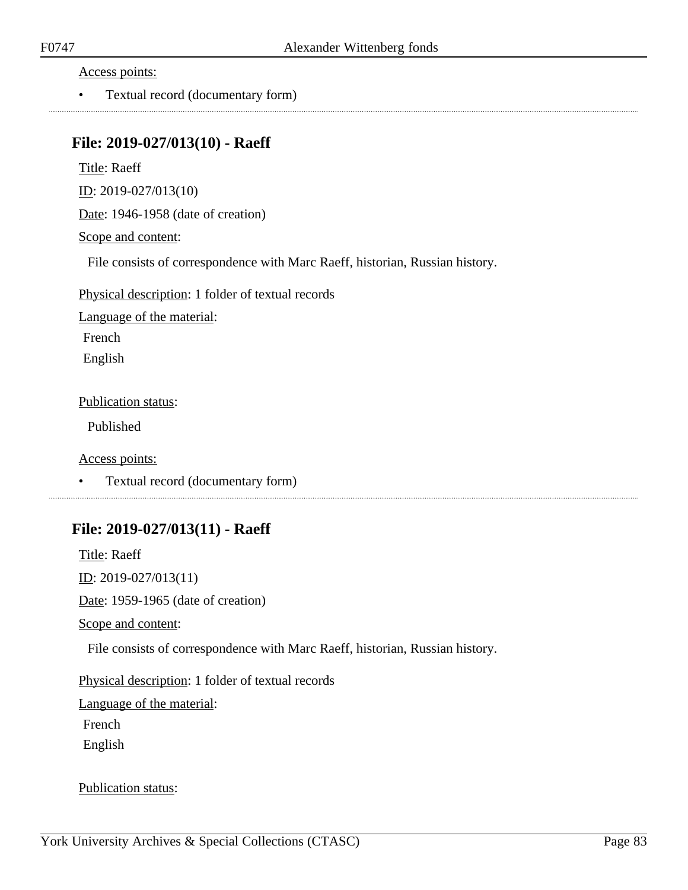Access points:

- Textual record (documentary form)

---

## File: 2019-027/013(10) - Raeff

Title: Raeff

ID: 2019-027/013(10)

Date: 1946-1958 (date of creation)

Scope and content:

File consists of correspondence with Marc Raeff, historian, Russian history.

Physical description: 1 folder of textual records

Language of the material:

French

English

Publication status:

Published

Access points:

- Textual record (documentary form)

---

## File: 2019-027/013(11) - Raeff

Title: Raeff

ID: 2019-027/013(11)

Date: 1959-1965 (date of creation)

Scope and content:

File consists of correspondence with Marc Raeff, historian, Russian history.

Physical description: 1 folder of textual records

Language of the material:

French

English

Publication status: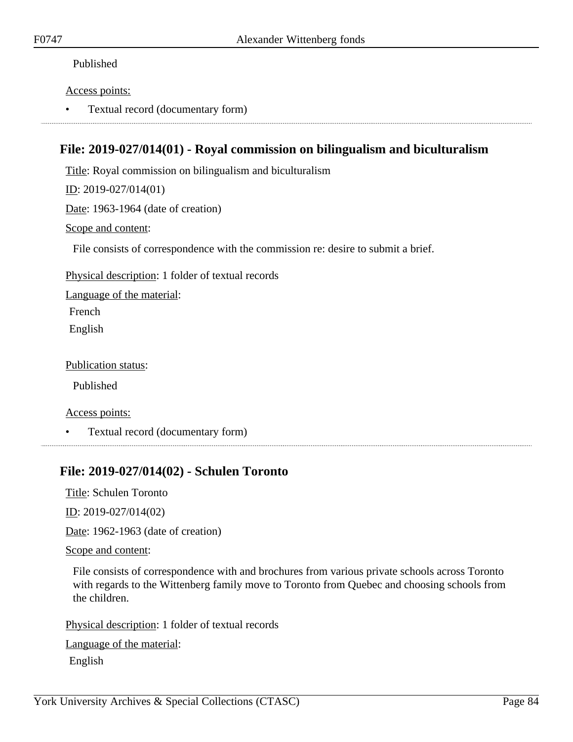Published

Access points:

- Textual record (documentary form)

---

## File: 2019-027/014(01) - Royal commission on bilingualism and biculturalism

Title: Royal commission on bilingualism and biculturalism

ID: 2019-027/014(01)

Date: 1963-1964 (date of creation)

Scope and content:

File consists of correspondence with the commission re: desire to submit a brief.

Physical description: 1 folder of textual records

Language of the material:

French

English

Publication status:

Published

Access points:

- Textual record (documentary form)

---

## File: 2019-027/014(02) - Schulen Toronto

Title: Schulen Toronto

ID: 2019-027/014(02)

Date: 1962-1963 (date of creation)

Scope and content:

File consists of correspondence with and brochures from various private schools across Toronto with regards to the Wittenberg family move to Toronto from Quebec and choosing schools from the children.

Physical description: 1 folder of textual records

Language of the material:

English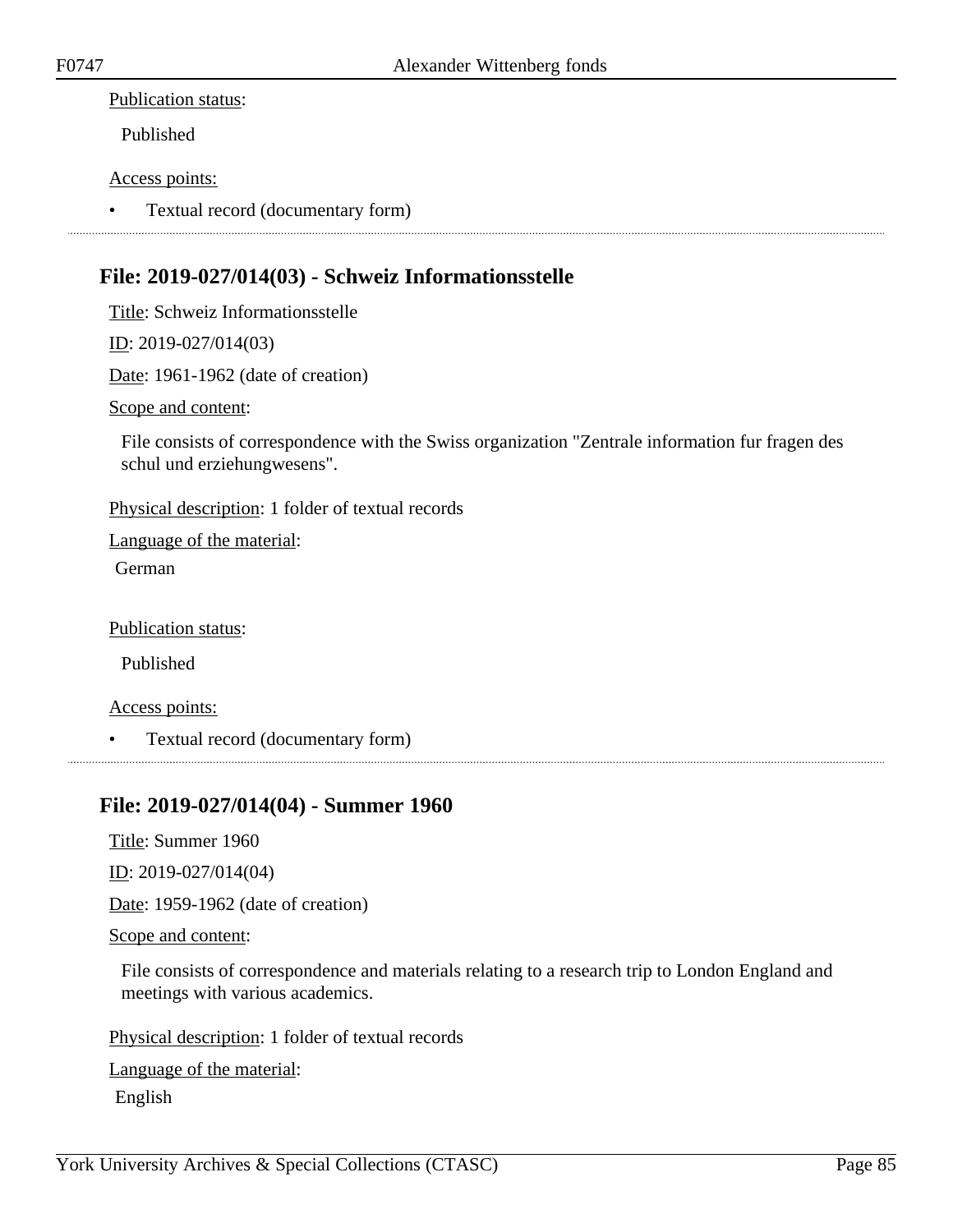Publication status:

Published

Access points:

- Textual record (documentary form)

---

## File: 2019-027/014(03) - Schweiz Informationsstelle

Title: Schweiz Informationsstelle

ID: 2019-027/014(03)

Date: 1961-1962 (date of creation)

Scope and content:

File consists of correspondence with the Swiss organization "Zentrale information fur fragen des schul und erziehungwesens".

Physical description: 1 folder of textual records

Language of the material:

German

Publication status:

Published

Access points:

- Textual record (documentary form)

---

## File: 2019-027/014(04) - Summer 1960

Title: Summer 1960

ID: 2019-027/014(04)

Date: 1959-1962 (date of creation)

Scope and content:

File consists of correspondence and materials relating to a research trip to London England and meetings with various academics.

Physical description: 1 folder of textual records

Language of the material:

English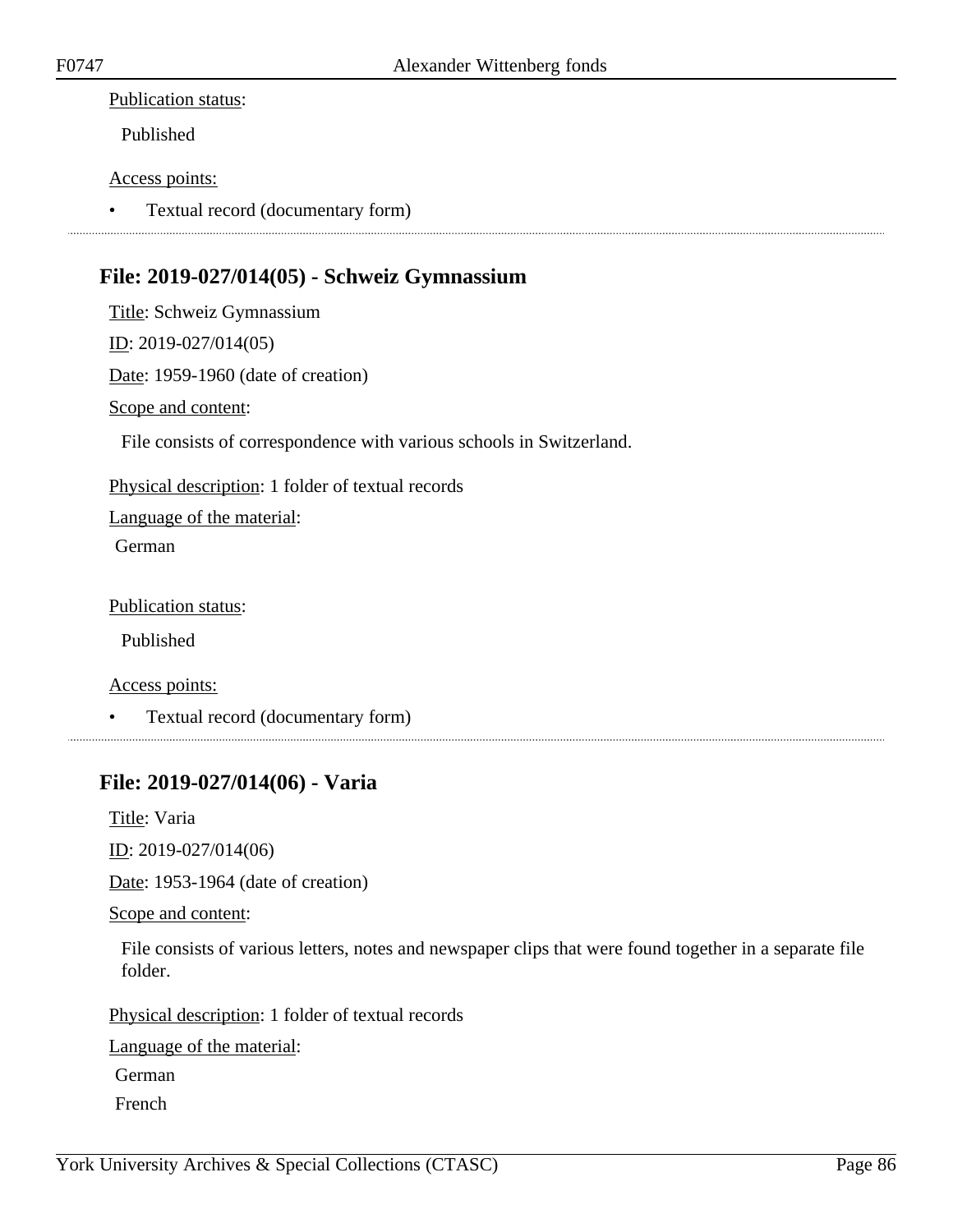Publication status:

Published

Access points:

- Textual record (documentary form)

---

## File: 2019-027/014(05) - Schweiz Gymnassium

Title: Schweiz Gymnassium

ID: 2019-027/014(05)

Date: 1959-1960 (date of creation)

Scope and content:

File consists of correspondence with various schools in Switzerland.

Physical description: 1 folder of textual records

Language of the material:

German

Publication status:

Published

Access points:

- Textual record (documentary form)

---

## File: 2019-027/014(06) - Varia

Title: Varia

ID: 2019-027/014(06)

Date: 1953-1964 (date of creation)

Scope and content:

File consists of various letters, notes and newspaper clips that were found together in a separate file folder.

Physical description: 1 folder of textual records

Language of the material:

German

French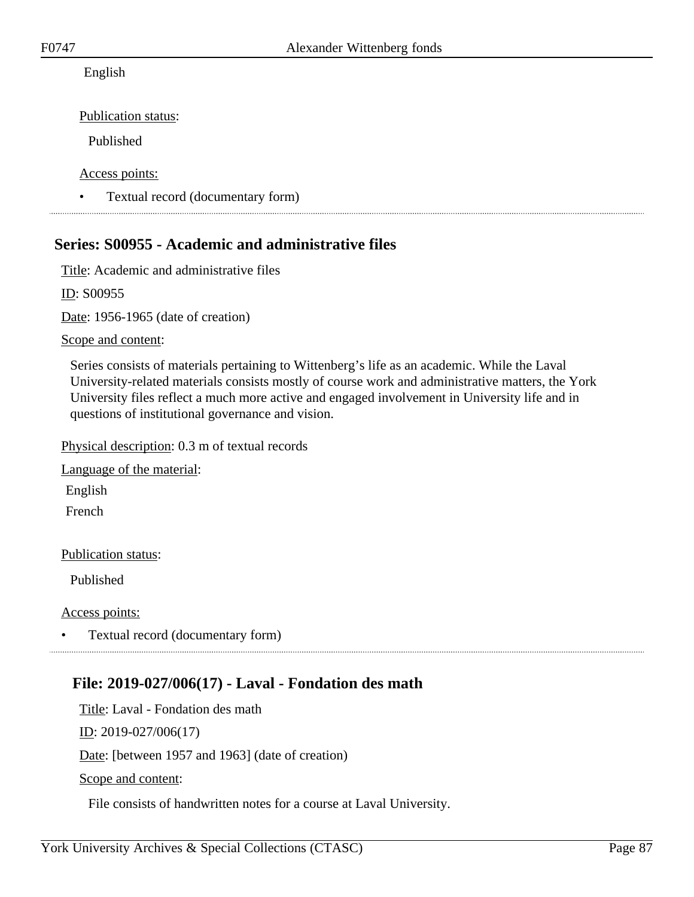English

Publication status:

Published

Access points:

- Textual record (documentary form)

---

## Series: S00955 - Academic and administrative files

Title: Academic and administrative files

ID: S00955

Date: 1956-1965 (date of creation)

Scope and content:

Series consists of materials pertaining to Wittenberg's life as an academic. While the Laval University-related materials consists mostly of course work and administrative matters, the York University files reflect a much more active and engaged involvement in University life and in questions of institutional governance and vision.

Physical description: 0.3 m of textual records

Language of the material:

English
French

Publication status:

Published

Access points:

- Textual record (documentary form)

---

### File: 2019-027/006(17) - Laval - Fondation des math

Title: Laval - Fondation des math

ID: 2019-027/006(17)

Date: [between 1957 and 1963] (date of creation)

Scope and content:

File consists of handwritten notes for a course at Laval University.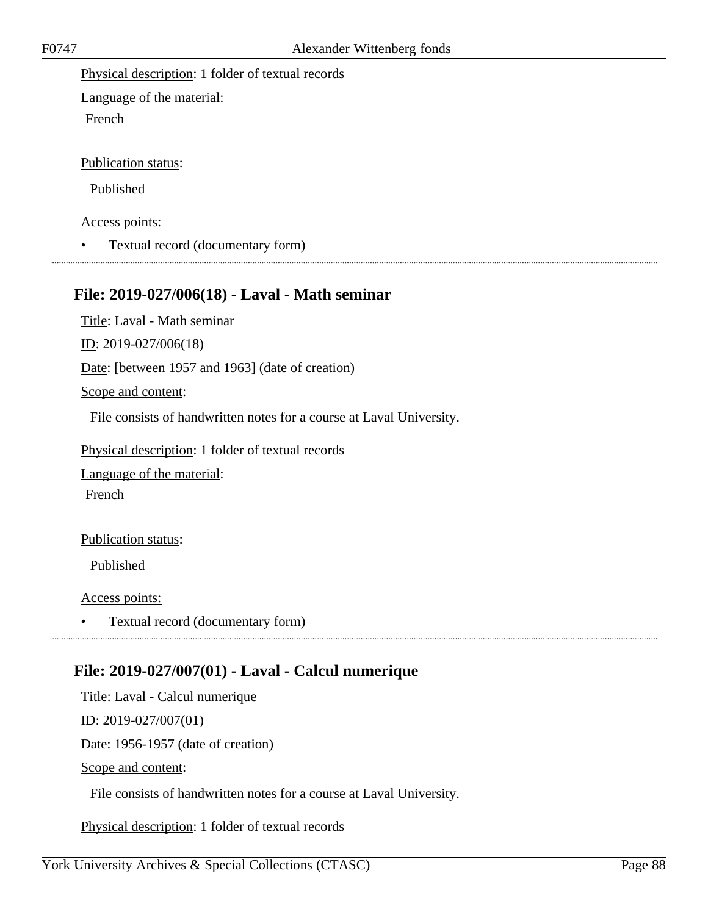Physical description: 1 folder of textual records

Language of the material:
French

Publication status:
Published

Access points:

- Textual record (documentary form)

---

## File: 2019-027/006(18) - Laval - Math seminar

Title: Laval - Math seminar

ID: 2019-027/006(18)

Date: [between 1957 and 1963] (date of creation)

Scope and content:

File consists of handwritten notes for a course at Laval University.

Physical description: 1 folder of textual records

Language of the material:
French

Publication status:
Published

Access points:

- Textual record (documentary form)

---

## File: 2019-027/007(01) - Laval - Calcul numerique

Title: Laval - Calcul numerique

ID: 2019-027/007(01)

Date: 1956-1957 (date of creation)

Scope and content:

File consists of handwritten notes for a course at Laval University.

Physical description: 1 folder of textual records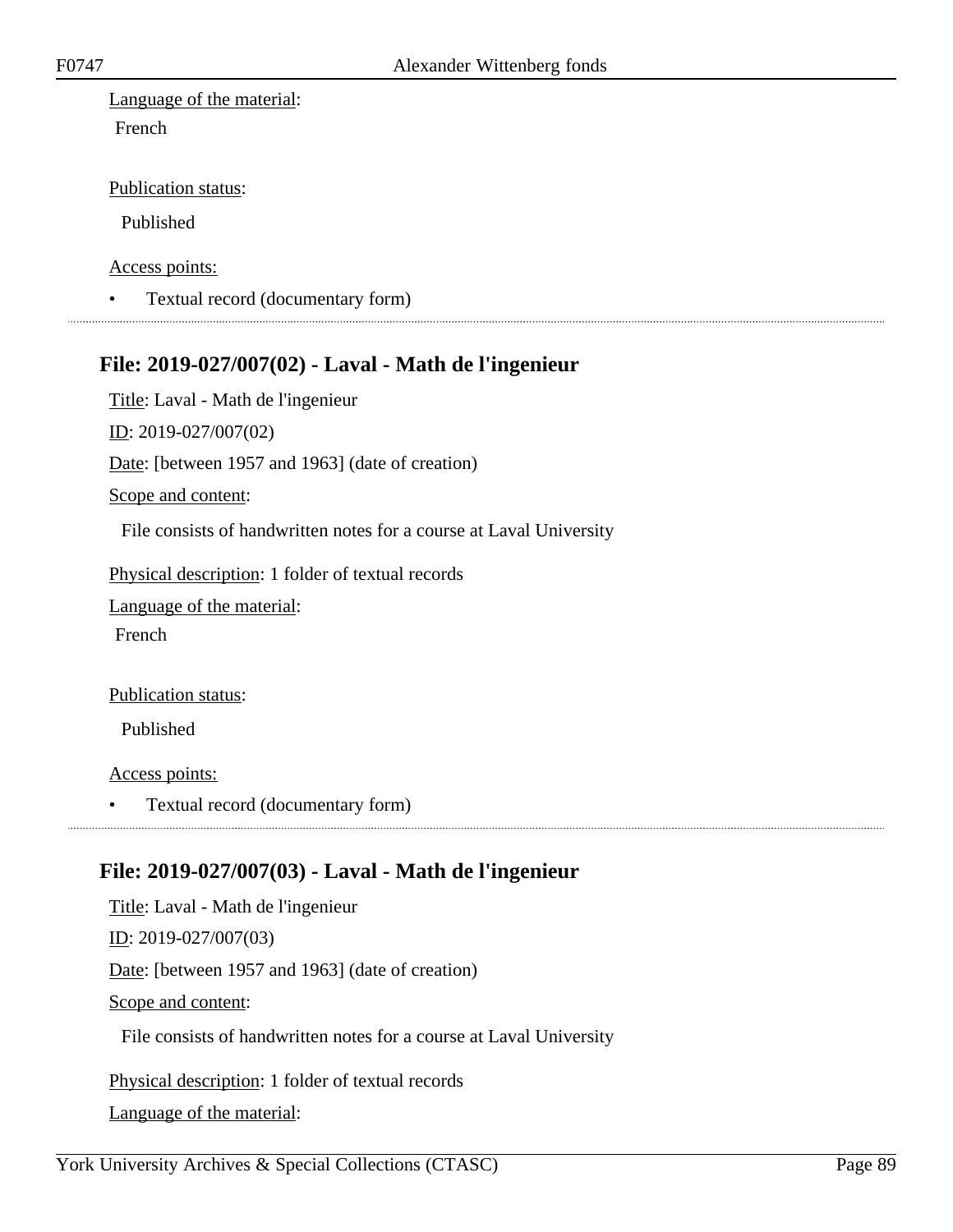Language of the material:

French

Publication status:

Published

Access points:

- Textual record (documentary form)

---

### File: 2019-027/007(02) - Laval - Math de l'ingenieur

Title: Laval - Math de l'ingenieur

ID: 2019-027/007(02)

Date: [between 1957 and 1963] (date of creation)

Scope and content:

File consists of handwritten notes for a course at Laval University

Physical description: 1 folder of textual records

Language of the material:

French

Publication status:

Published

Access points:

- Textual record (documentary form)

---

### File: 2019-027/007(03) - Laval - Math de l'ingenieur

Title: Laval - Math de l'ingenieur

ID: 2019-027/007(03)

Date: [between 1957 and 1963] (date of creation)

Scope and content:

File consists of handwritten notes for a course at Laval University

Physical description: 1 folder of textual records

Language of the material: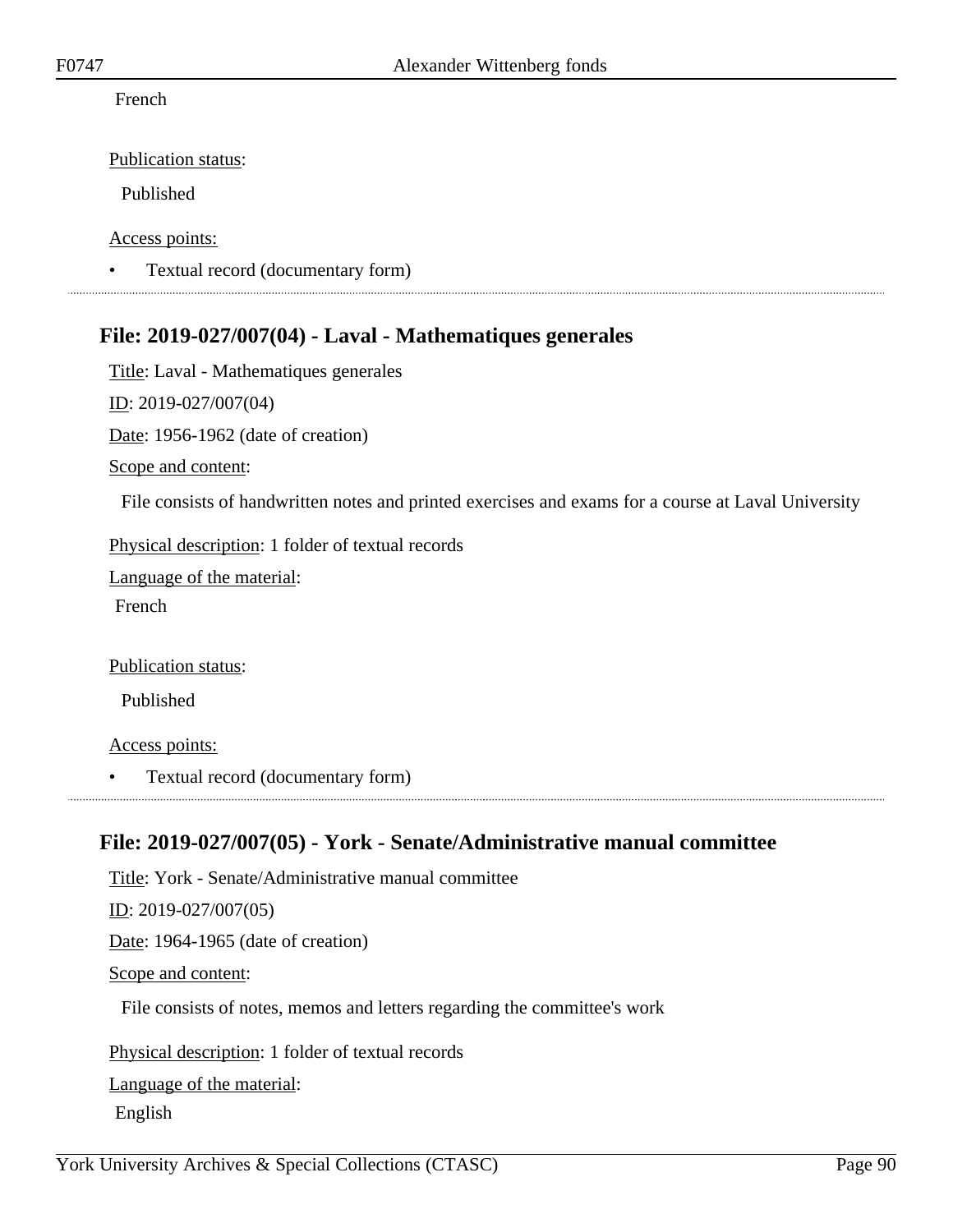French

Publication status:

Published

Access points:

- Textual record (documentary form)

## File: 2019-027/007(04) - Laval - Mathematiques generales

Title: Laval - Mathematiques generales

ID: 2019-027/007(04)

Date: 1956-1962 (date of creation)

Scope and content:

File consists of handwritten notes and printed exercises and exams for a course at Laval University

Physical description: 1 folder of textual records

Language of the material:

French

Publication status:

Published

Access points:

- Textual record (documentary form)

## File: 2019-027/007(05) - York - Senate/Administrative manual committee

Title: York - Senate/Administrative manual committee

ID: 2019-027/007(05)

Date: 1964-1965 (date of creation)

Scope and content:

File consists of notes, memos and letters regarding the committee's work

Physical description: 1 folder of textual records

Language of the material:

English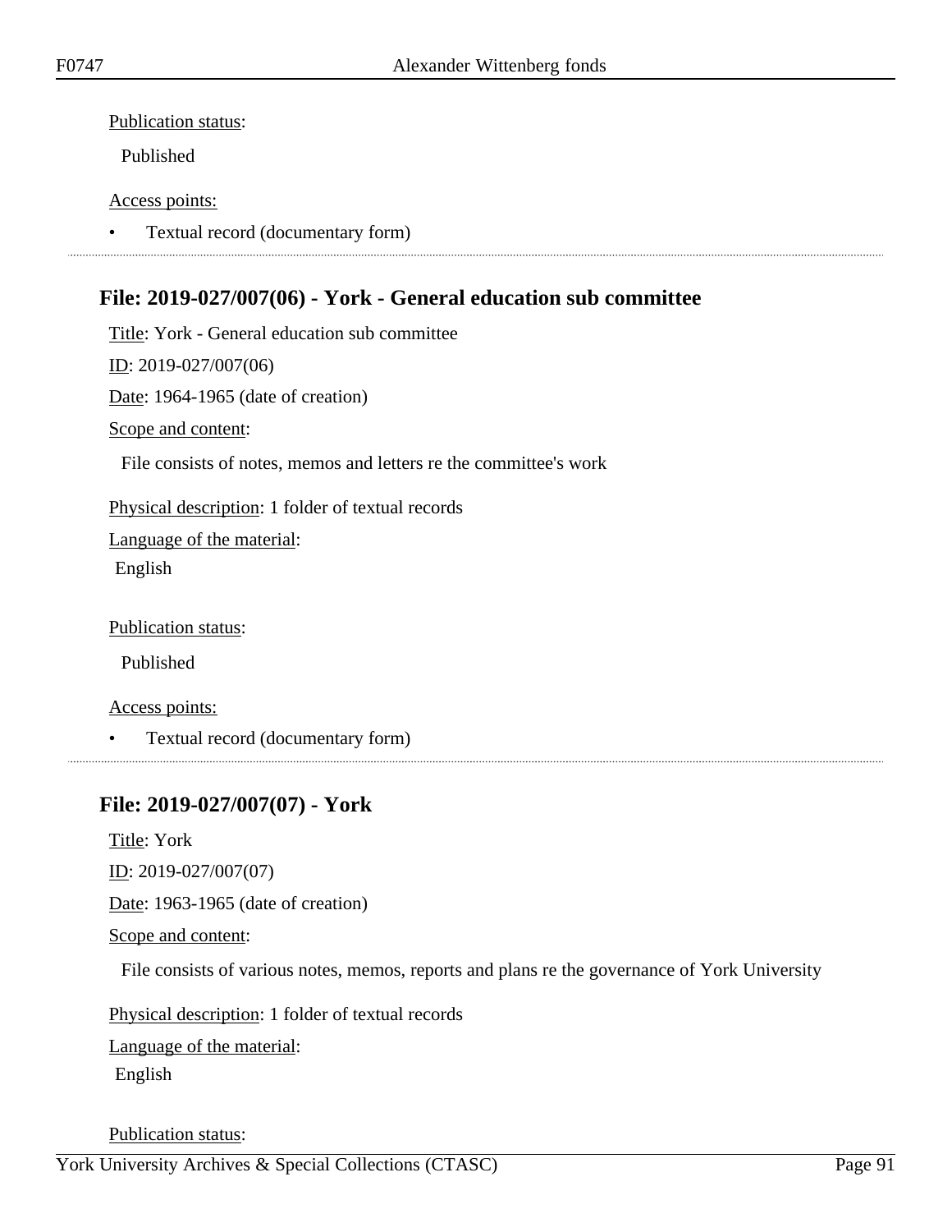Publication status:

Published

Access points:

- Textual record (documentary form)

## File: 2019-027/007(06) - York - General education sub committee

Title: York - General education sub committee

ID: 2019-027/007(06)

Date: 1964-1965 (date of creation)

Scope and content:

File consists of notes, memos and letters re the committee's work

Physical description: 1 folder of textual records

Language of the material:

English

Publication status:

Published

Access points:

- Textual record (documentary form)

## File: 2019-027/007(07) - York

Title: York

ID: 2019-027/007(07)

Date: 1963-1965 (date of creation)

Scope and content:

File consists of various notes, memos, reports and plans re the governance of York University

Physical description: 1 folder of textual records

Language of the material:

English

Publication status: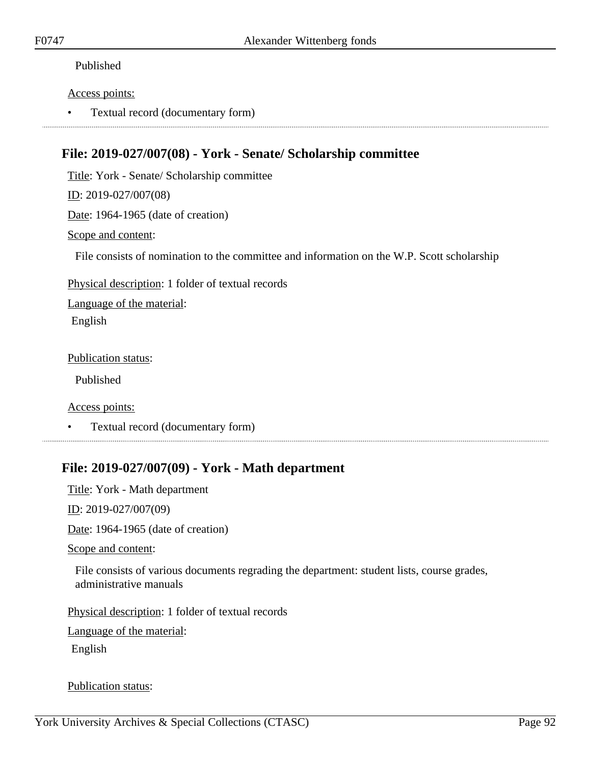Published

Access points:

- Textual record (documentary form)

---

## File: 2019-027/007(08) - York - Senate/ Scholarship committee

Title: York - Senate/ Scholarship committee

ID: 2019-027/007(08)

Date: 1964-1965 (date of creation)

Scope and content:

File consists of nomination to the committee and information on the W.P. Scott scholarship

Physical description: 1 folder of textual records

Language of the material:

English

Publication status:

Published

Access points:

- Textual record (documentary form)

---

## File: 2019-027/007(09) - York - Math department

Title: York - Math department

ID: 2019-027/007(09)

Date: 1964-1965 (date of creation)

Scope and content:

File consists of various documents regrading the department: student lists, course grades, administrative manuals

Physical description: 1 folder of textual records

Language of the material:

English

Publication status: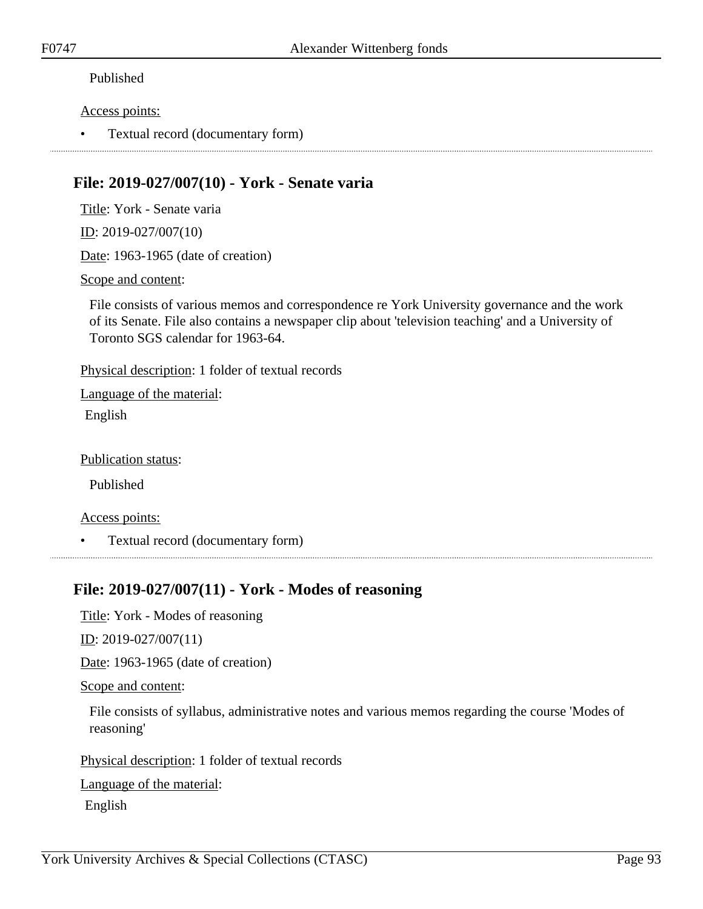Published

Access points:

- Textual record (documentary form)

---

## File: 2019-027/007(10) - York - Senate varia

Title: York - Senate varia

ID: 2019-027/007(10)

Date: 1963-1965 (date of creation)

Scope and content:

File consists of various memos and correspondence re York University governance and the work of its Senate. File also contains a newspaper clip about 'television teaching' and a University of Toronto SGS calendar for 1963-64.

Physical description: 1 folder of textual records

Language of the material:

English

Publication status:

Published

Access points:

- Textual record (documentary form)

---

## File: 2019-027/007(11) - York - Modes of reasoning

Title: York - Modes of reasoning

ID: 2019-027/007(11)

Date: 1963-1965 (date of creation)

Scope and content:

File consists of syllabus, administrative notes and various memos regarding the course 'Modes of reasoning'

Physical description: 1 folder of textual records

Language of the material:

English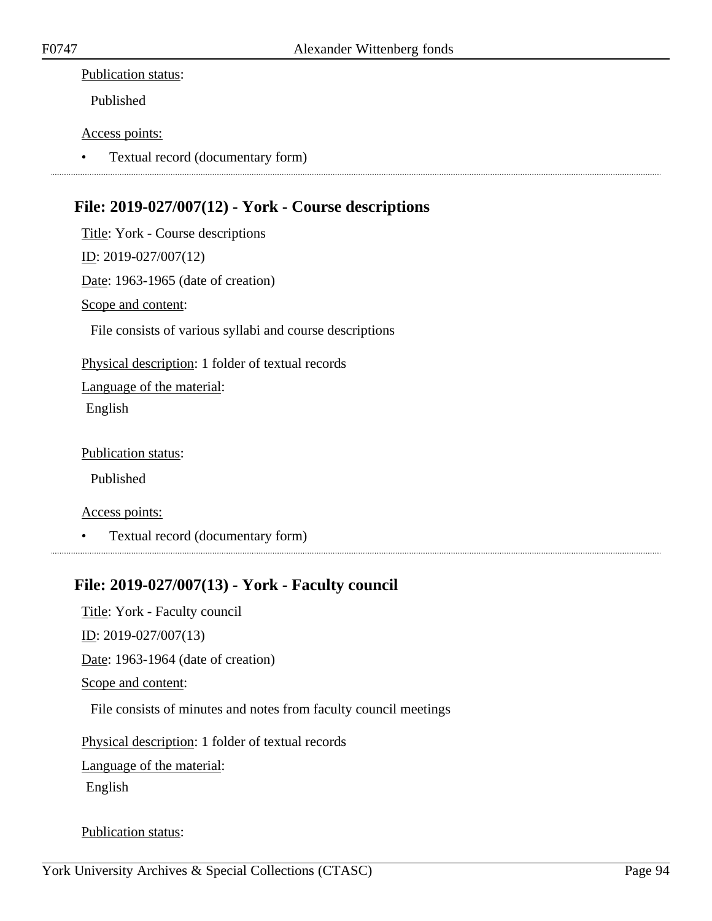Publication status:

Published

Access points:

- Textual record (documentary form)

---

## File: 2019-027/007(12) - York - Course descriptions

Title: York - Course descriptions

ID: 2019-027/007(12)

Date: 1963-1965 (date of creation)

Scope and content:

File consists of various syllabi and course descriptions

Physical description: 1 folder of textual records

Language of the material:

English

Publication status:

Published

Access points:

- Textual record (documentary form)

---

## File: 2019-027/007(13) - York - Faculty council

Title: York - Faculty council

ID: 2019-027/007(13)

Date: 1963-1964 (date of creation)

Scope and content:

File consists of minutes and notes from faculty council meetings

Physical description: 1 folder of textual records

Language of the material:

English

Publication status: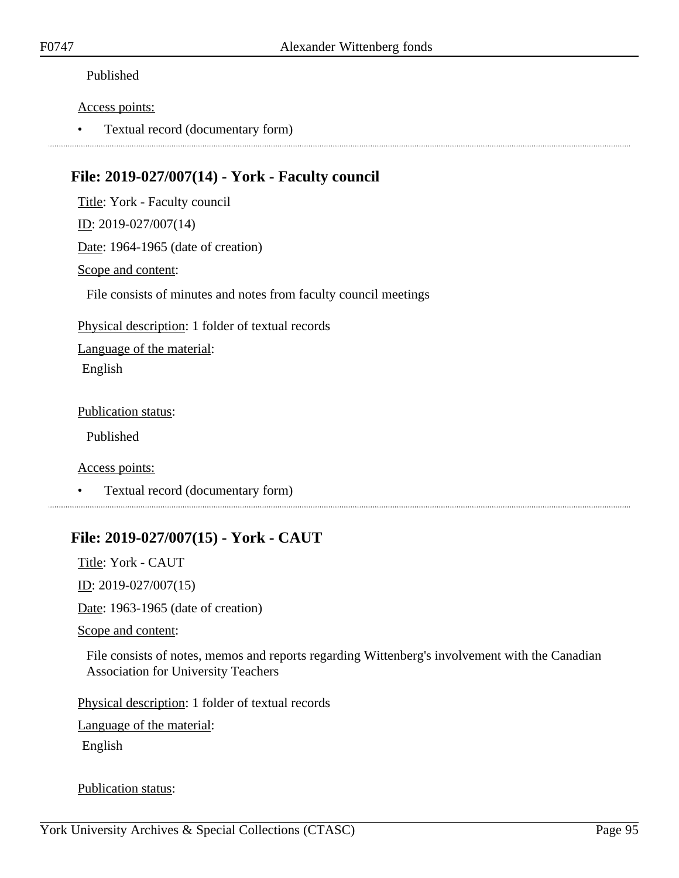Published

Access points:

- Textual record (documentary form)

---

## File: 2019-027/007(14) - York - Faculty council

Title: York - Faculty council

ID: 2019-027/007(14)

Date: 1964-1965 (date of creation)

Scope and content:

File consists of minutes and notes from faculty council meetings

Physical description: 1 folder of textual records

Language of the material:

English

Publication status:

Published

Access points:

- Textual record (documentary form)

---

## File: 2019-027/007(15) - York - CAUT

Title: York - CAUT

ID: 2019-027/007(15)

Date: 1963-1965 (date of creation)

Scope and content:

File consists of notes, memos and reports regarding Wittenberg's involvement with the Canadian Association for University Teachers

Physical description: 1 folder of textual records

Language of the material:

English

Publication status: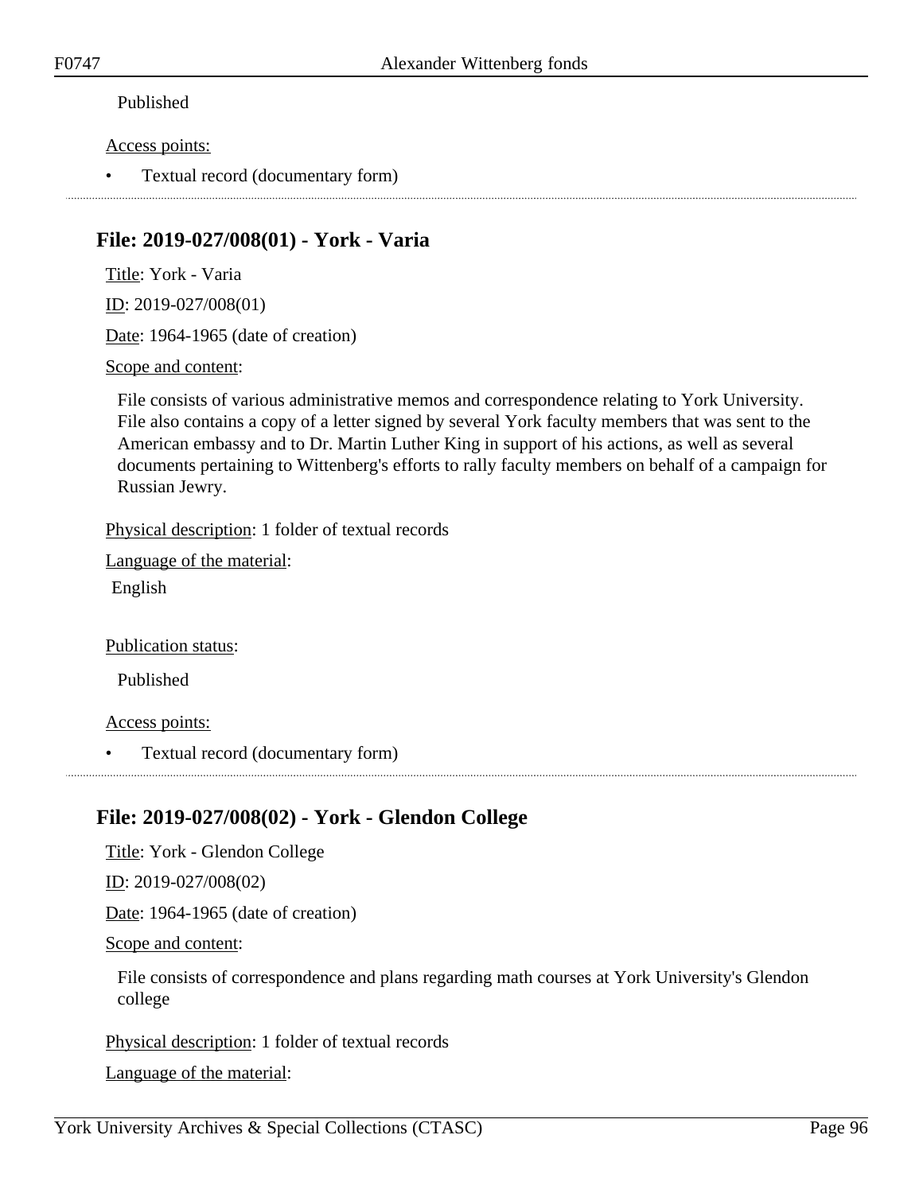Published

Access points:

- Textual record (documentary form)

---

## File: 2019-027/008(01) - York - Varia

Title: York - Varia

ID: 2019-027/008(01)

Date: 1964-1965 (date of creation)

Scope and content:

File consists of various administrative memos and correspondence relating to York University. File also contains a copy of a letter signed by several York faculty members that was sent to the American embassy and to Dr. Martin Luther King in support of his actions, as well as several documents pertaining to Wittenberg's efforts to rally faculty members on behalf of a campaign for Russian Jewry.

Physical description: 1 folder of textual records

Language of the material:

English

Publication status:

Published

Access points:

- Textual record (documentary form)

---

## File: 2019-027/008(02) - York - Glendon College

Title: York - Glendon College

ID: 2019-027/008(02)

Date: 1964-1965 (date of creation)

Scope and content:

File consists of correspondence and plans regarding math courses at York University's Glendon college

Physical description: 1 folder of textual records

Language of the material: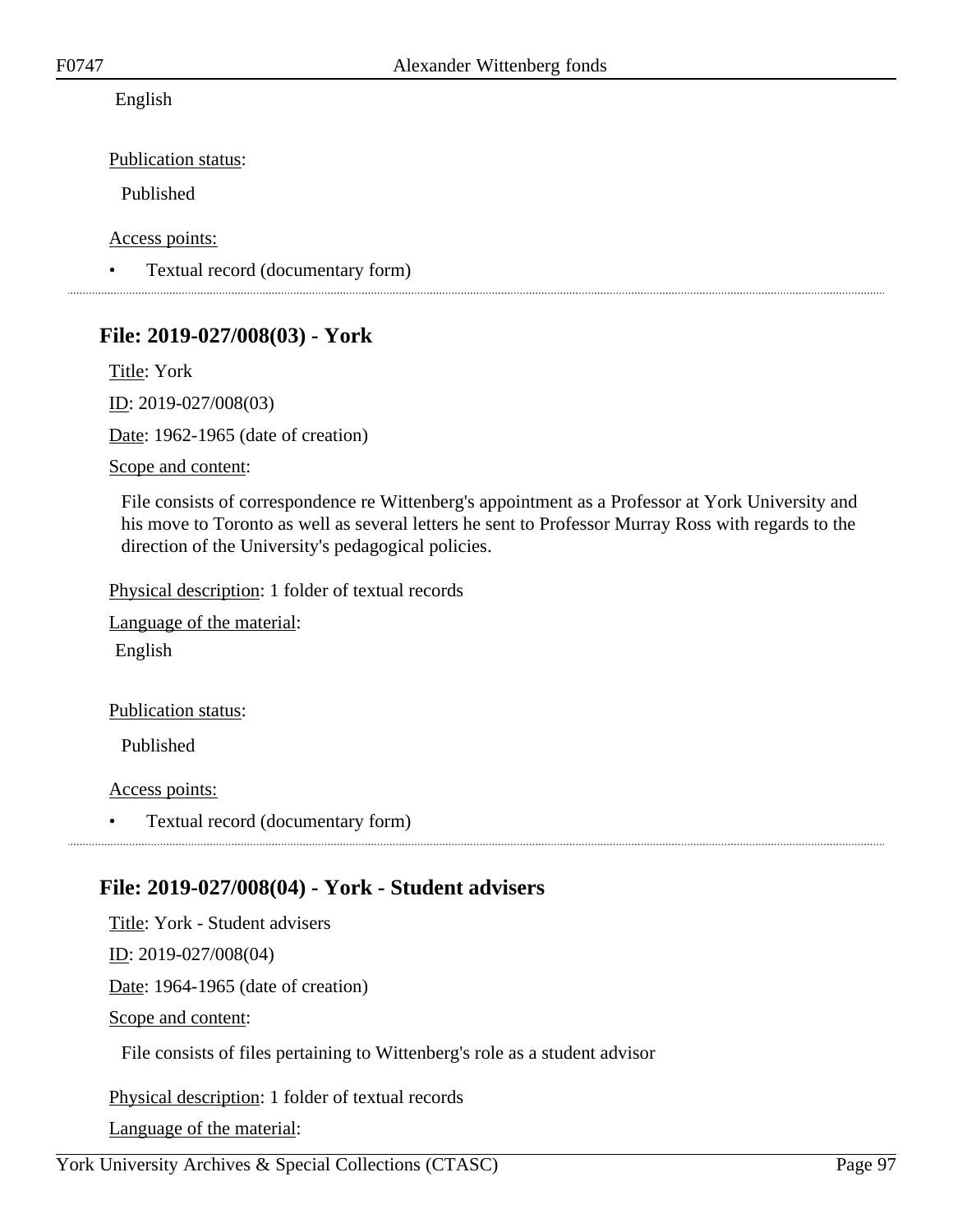English

Publication status:

Published

Access points:

- Textual record (documentary form)

---

## File: 2019-027/008(03) - York

Title: York

ID: 2019-027/008(03)

Date: 1962-1965 (date of creation)

Scope and content:

File consists of correspondence re Wittenberg's appointment as a Professor at York University and his move to Toronto as well as several letters he sent to Professor Murray Ross with regards to the direction of the University's pedagogical policies.

Physical description: 1 folder of textual records

Language of the material:

English

Publication status:

Published

Access points:

- Textual record (documentary form)

---

## File: 2019-027/008(04) - York - Student advisers

Title: York - Student advisers

ID: 2019-027/008(04)

Date: 1964-1965 (date of creation)

Scope and content:

File consists of files pertaining to Wittenberg's role as a student advisor

Physical description: 1 folder of textual records

Language of the material: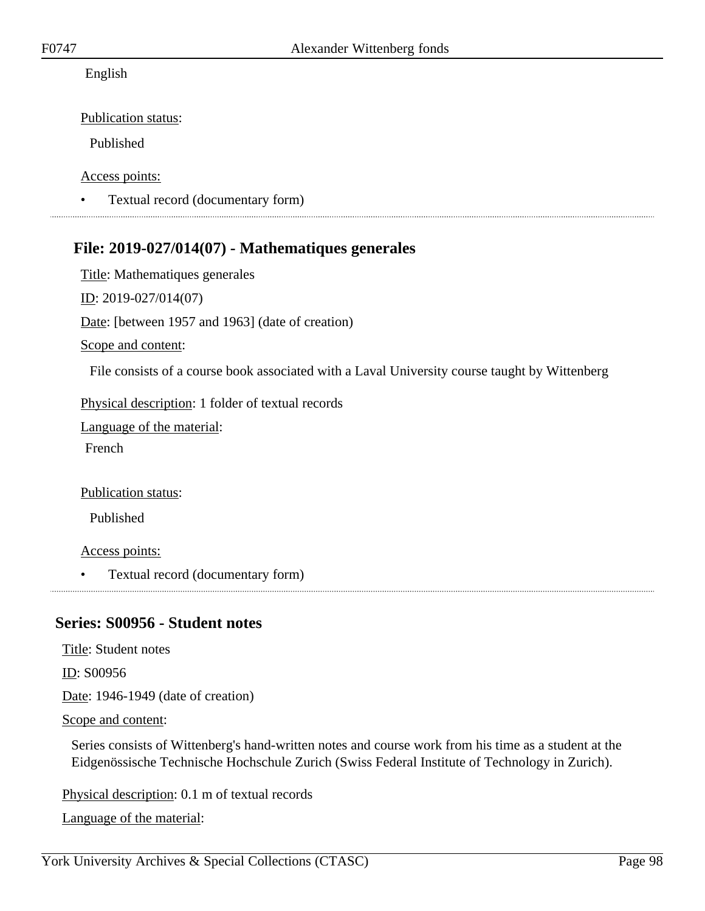English

Publication status:

Published

Access points:

- Textual record (documentary form)

---

## File: 2019-027/014(07) - Mathematiques generales

Title: Mathematiques generales

ID: 2019-027/014(07)

Date: [between 1957 and 1963] (date of creation)

Scope and content:

File consists of a course book associated with a Laval University course taught by Wittenberg

Physical description: 1 folder of textual records

Language of the material:

French

Publication status:

Published

Access points:

- Textual record (documentary form)

---

## Series: S00956 - Student notes

Title: Student notes

ID: S00956

Date: 1946-1949 (date of creation)

Scope and content:

Series consists of Wittenberg's hand-written notes and course work from his time as a student at the Eidgenössische Technische Hochschule Zurich (Swiss Federal Institute of Technology in Zurich).

Physical description: 0.1 m of textual records

Language of the material: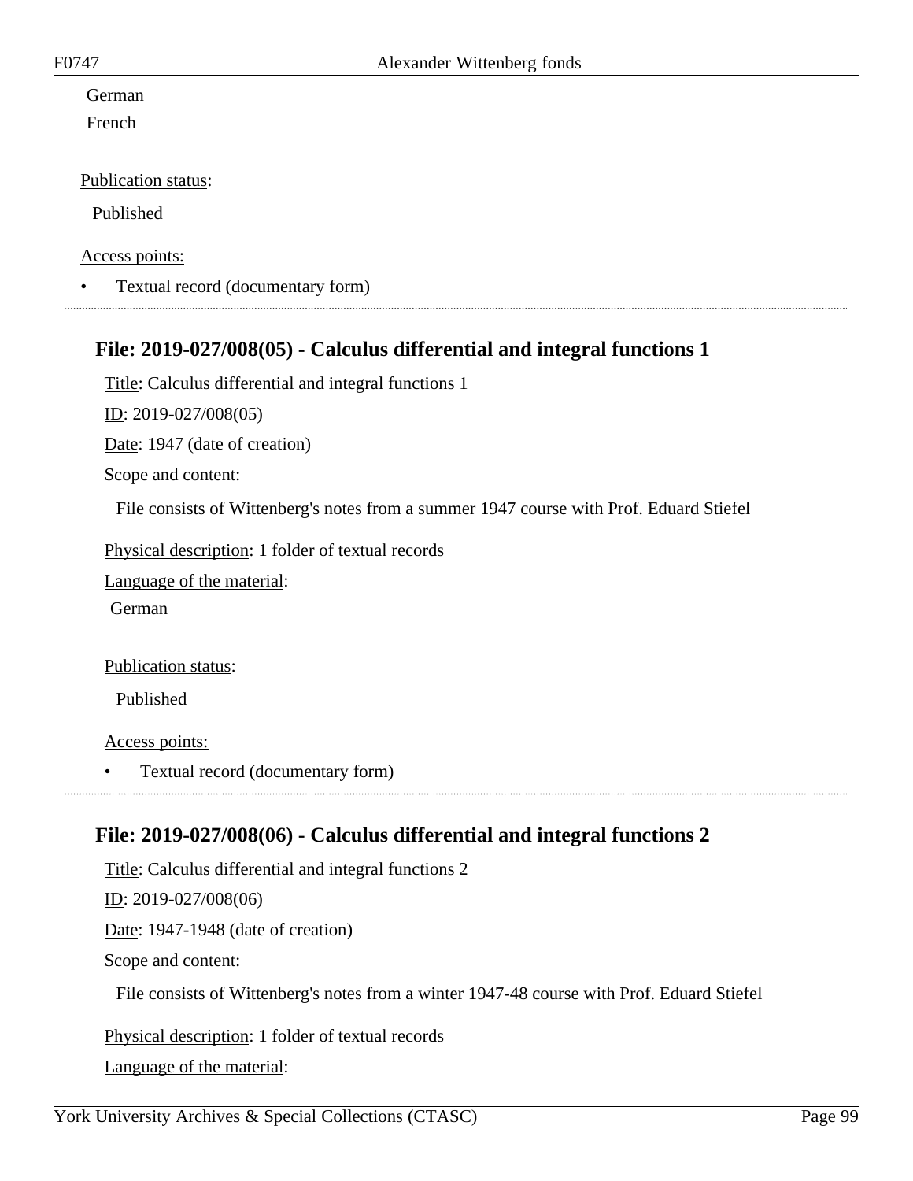German

French

Publication status:

Published

Access points:

- Textual record (documentary form)

## File: 2019-027/008(05) - Calculus differential and integral functions 1

Title: Calculus differential and integral functions 1

ID: 2019-027/008(05)

Date: 1947 (date of creation)

Scope and content:

File consists of Wittenberg's notes from a summer 1947 course with Prof. Eduard Stiefel

Physical description: 1 folder of textual records

Language of the material:

German

Publication status:

Published

Access points:

- Textual record (documentary form)

## File: 2019-027/008(06) - Calculus differential and integral functions 2

Title: Calculus differential and integral functions 2

ID: 2019-027/008(06)

Date: 1947-1948 (date of creation)

Scope and content:

File consists of Wittenberg's notes from a winter 1947-48 course with Prof. Eduard Stiefel

Physical description: 1 folder of textual records

Language of the material: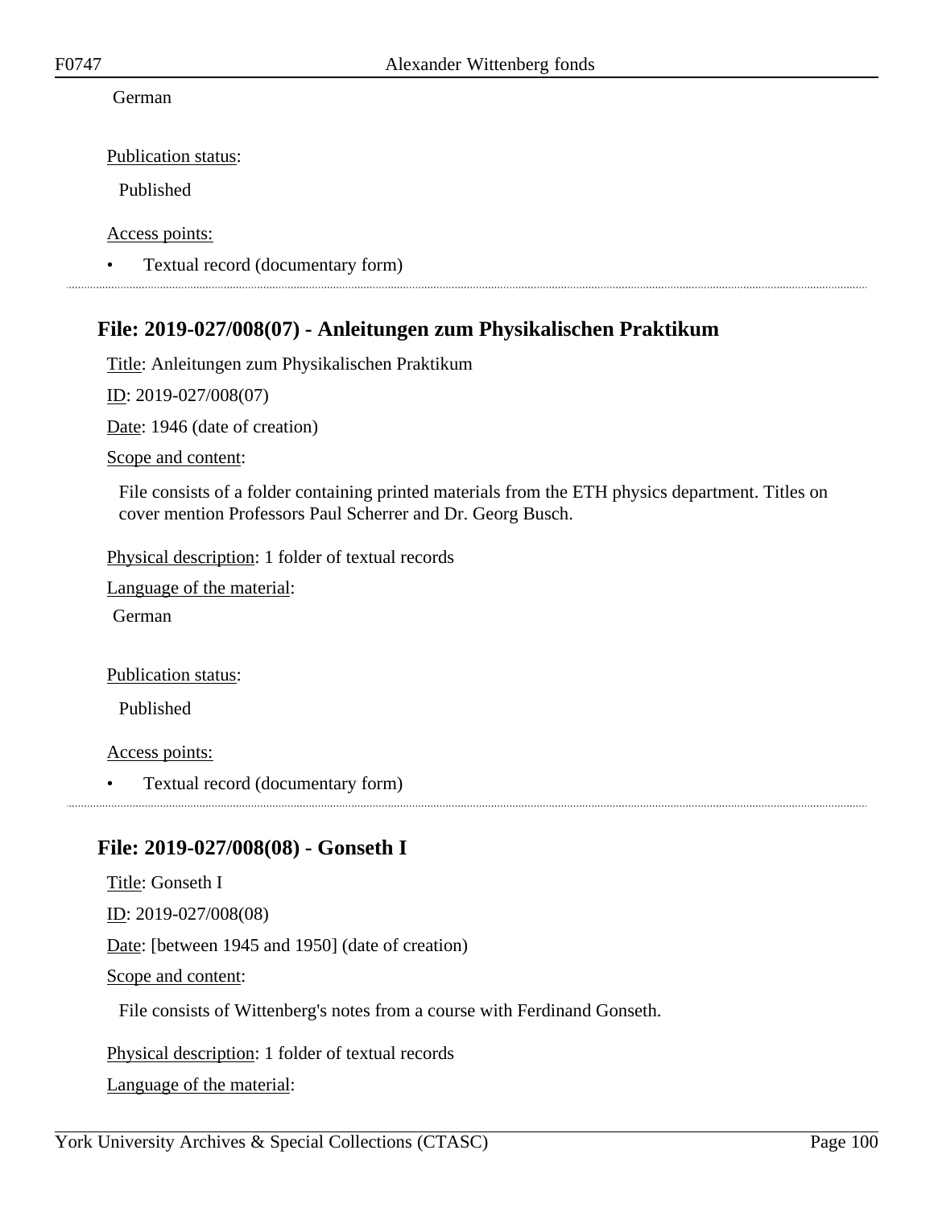German

Publication status:

Published

Access points:

- Textual record (documentary form)

## File: 2019-027/008(07) - Anleitungen zum Physikalischen Praktikum

Title: Anleitungen zum Physikalischen Praktikum

ID: 2019-027/008(07)

Date: 1946 (date of creation)

Scope and content:

File consists of a folder containing printed materials from the ETH physics department. Titles on cover mention Professors Paul Scherrer and Dr. Georg Busch.

Physical description: 1 folder of textual records

Language of the material:

German

Publication status:

Published

Access points:

- Textual record (documentary form)

## File: 2019-027/008(08) - Gonseth I

Title: Gonseth I

ID: 2019-027/008(08)

Date: [between 1945 and 1950] (date of creation)

Scope and content:

File consists of Wittenberg's notes from a course with Ferdinand Gonseth.

Physical description: 1 folder of textual records

Language of the material: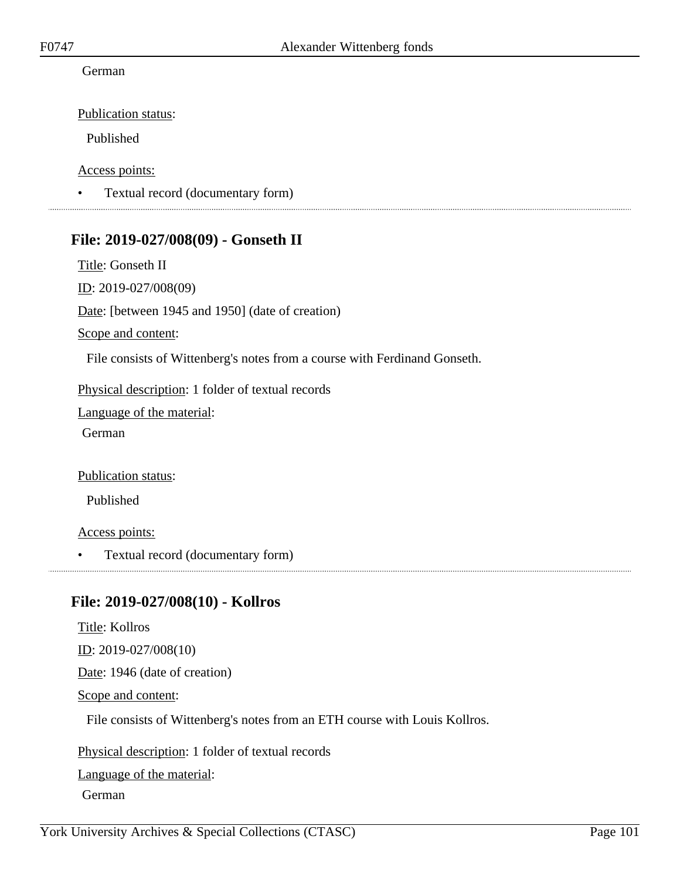German

Publication status:

Published

Access points:

- Textual record (documentary form)

---

## File: 2019-027/008(09) - Gonseth II

Title: Gonseth II

ID: 2019-027/008(09)

Date: [between 1945 and 1950] (date of creation)

Scope and content:

File consists of Wittenberg's notes from a course with Ferdinand Gonseth.

Physical description: 1 folder of textual records

Language of the material:

German

Publication status:

Published

Access points:

- Textual record (documentary form)

---

## File: 2019-027/008(10) - Kollros

Title: Kollros

ID: 2019-027/008(10)

Date: 1946 (date of creation)

Scope and content:

File consists of Wittenberg's notes from an ETH course with Louis Kollros.

Physical description: 1 folder of textual records

Language of the material:

German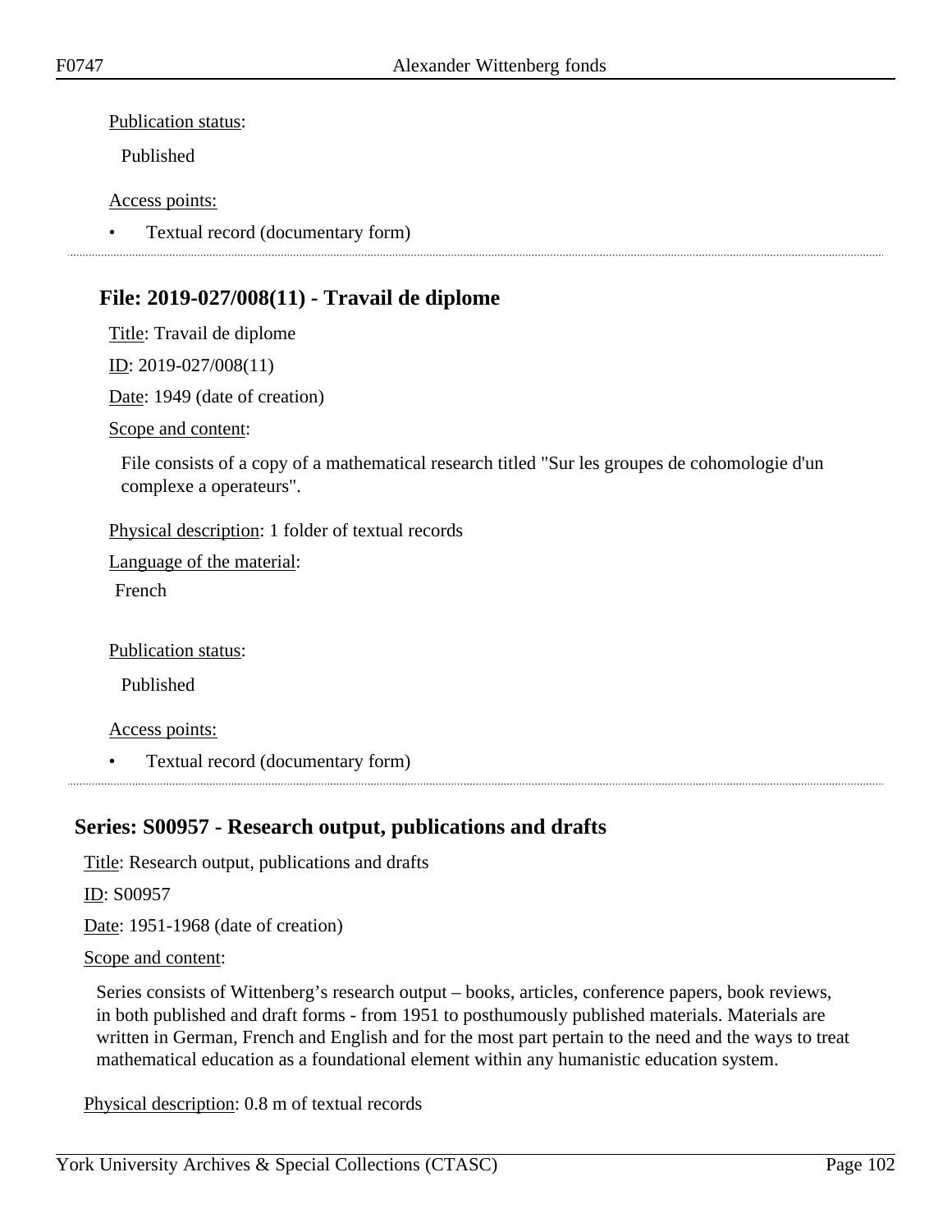Publication status:

Published

Access points:

- Textual record (documentary form)

---

### File: 2019-027/008(11) - Travail de diplome

Title: Travail de diplome

ID: 2019-027/008(11)

Date: 1949 (date of creation)

Scope and content:

File consists of a copy of a mathematical research titled "Sur les groupes de cohomologie d'un complexe a operateurs".

Physical description: 1 folder of textual records

Language of the material:

French

Publication status:

Published

Access points:

- Textual record (documentary form)

---

## Series: S00957 - Research output, publications and drafts

Title: Research output, publications and drafts

ID: S00957

Date: 1951-1968 (date of creation)

Scope and content:

Series consists of Wittenberg's research output – books, articles, conference papers, book reviews, in both published and draft forms - from 1951 to posthumously published materials. Materials are written in German, French and English and for the most part pertain to the need and the ways to treat mathematical education as a foundational element within any humanistic education system.

Physical description: 0.8 m of textual records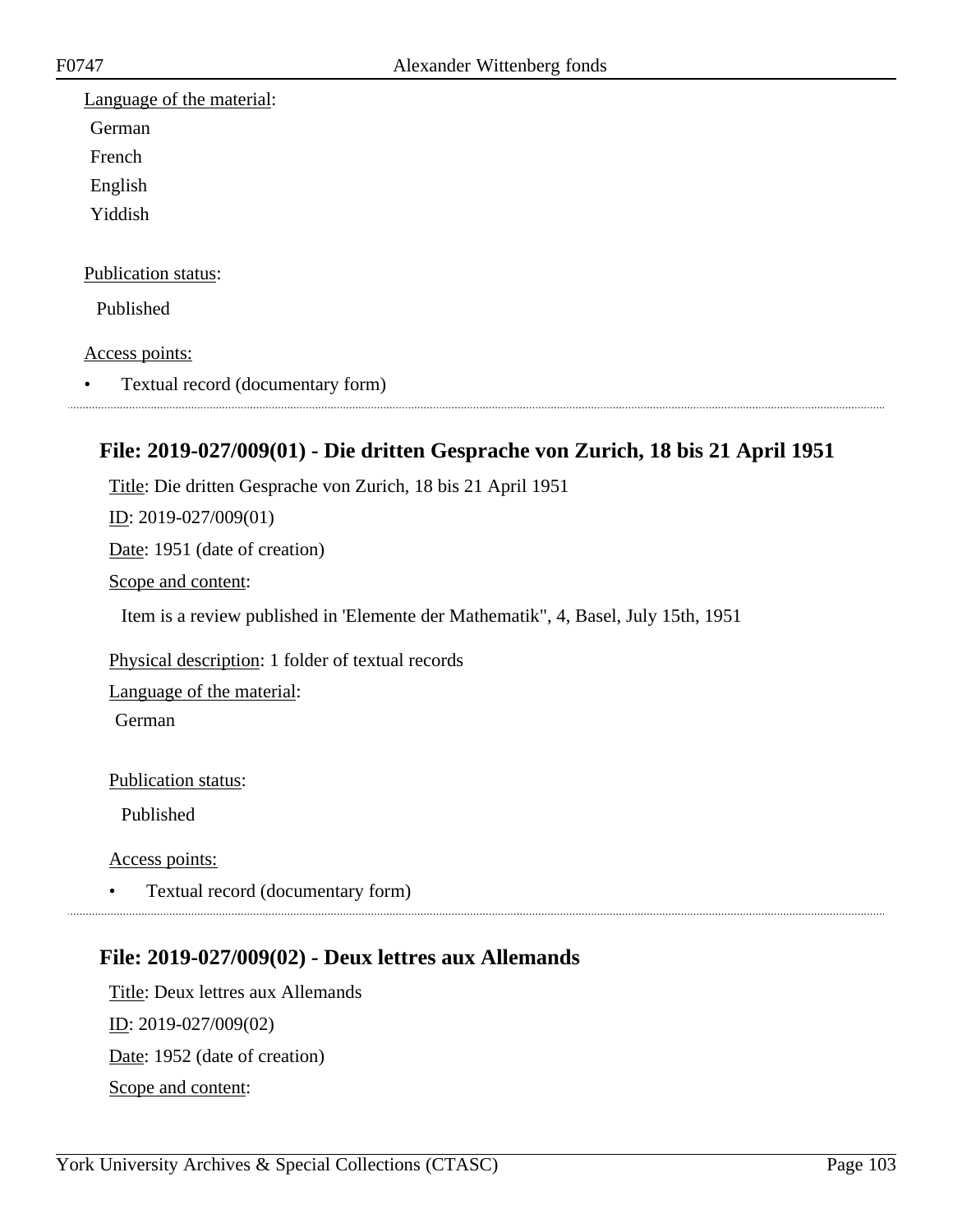Language of the material:

German

French

English

Yiddish

Publication status:

Published

Access points:

- Textual record (documentary form)

## File: 2019-027/009(01) - Die dritten Gesprache von Zurich, 18 bis 21 April 1951

Title: Die dritten Gesprache von Zurich, 18 bis 21 April 1951

ID: 2019-027/009(01)

Date: 1951 (date of creation)

Scope and content:

Item is a review published in 'Elemente der Mathematik", 4, Basel, July 15th, 1951

Physical description: 1 folder of textual records

Language of the material:

German

Publication status:

Published

Access points:

- Textual record (documentary form)

## File: 2019-027/009(02) - Deux lettres aux Allemands

Title: Deux lettres aux Allemands

ID: 2019-027/009(02)

Date: 1952 (date of creation)

Scope and content: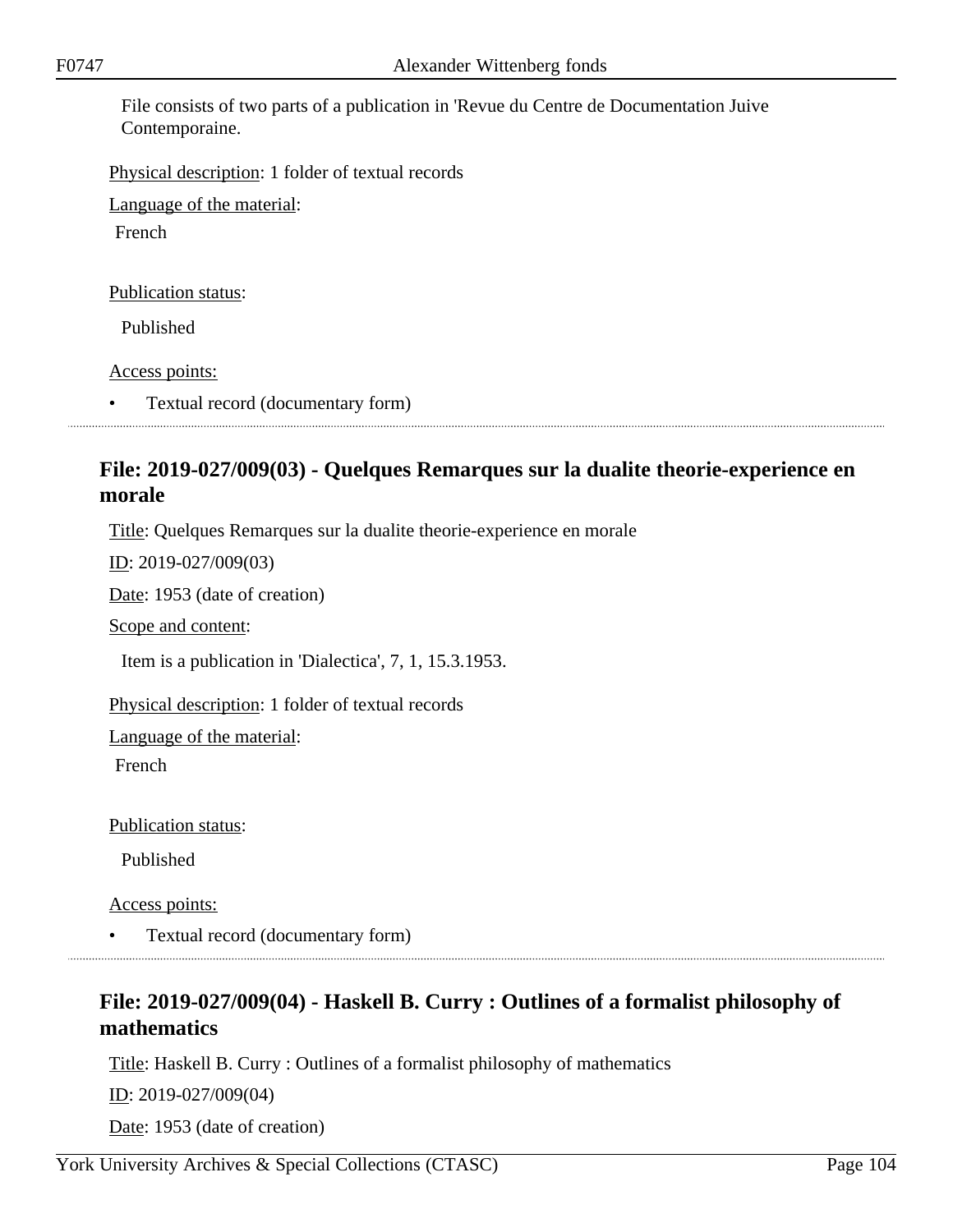File consists of two parts of a publication in 'Revue du Centre de Documentation Juive Contemporaine.

Physical description: 1 folder of textual records

Language of the material:

French

Publication status:

Published

Access points:

- Textual record (documentary form)

## File: 2019-027/009(03) - Quelques Remarques sur la dualite theorie-experience en morale

Title: Quelques Remarques sur la dualite theorie-experience en morale

ID: 2019-027/009(03)

Date: 1953 (date of creation)

Scope and content:

Item is a publication in 'Dialectica', 7, 1, 15.3.1953.

Physical description: 1 folder of textual records

Language of the material:

French

Publication status:

Published

Access points:

- Textual record (documentary form)

## File: 2019-027/009(04) - Haskell B. Curry : Outlines of a formalist philosophy of mathematics

Title: Haskell B. Curry : Outlines of a formalist philosophy of mathematics

ID: 2019-027/009(04)

Date: 1953 (date of creation)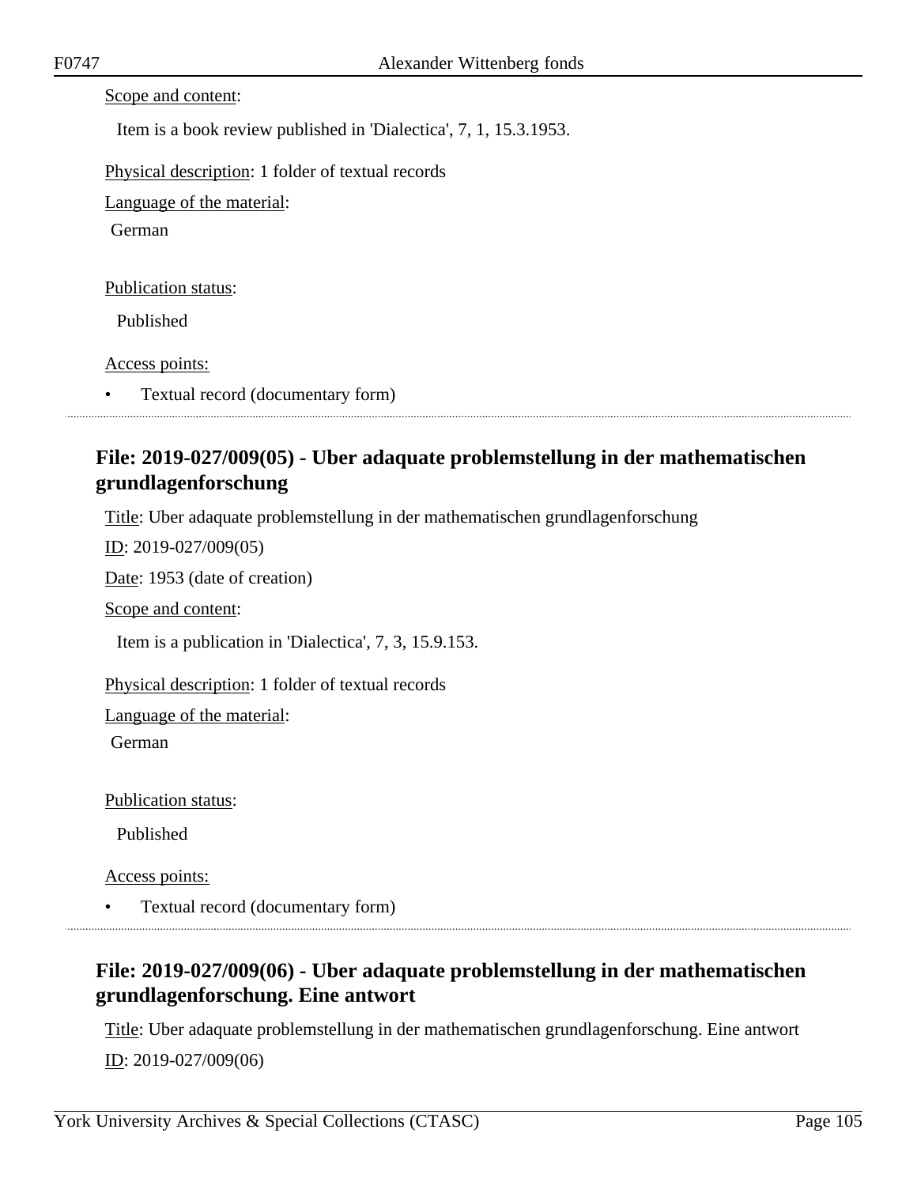Scope and content:

Item is a book review published in 'Dialectica', 7, 1, 15.3.1953.

Physical description: 1 folder of textual records

Language of the material:

German

Publication status:

Published

Access points:

- Textual record (documentary form)

---

## File: 2019-027/009(05) - Uber adaquate problemstellung in der mathematischen grundlagenforschung

Title: Uber adaquate problemstellung in der mathematischen grundlagenforschung

ID: 2019-027/009(05)

Date: 1953 (date of creation)

Scope and content:

Item is a publication in 'Dialectica', 7, 3, 15.9.153.

Physical description: 1 folder of textual records

Language of the material:

German

Publication status:

Published

Access points:

- Textual record (documentary form)

---

## File: 2019-027/009(06) - Uber adaquate problemstellung in der mathematischen grundlagenforschung. Eine antwort

Title: Uber adaquate problemstellung in der mathematischen grundlagenforschung. Eine antwort

ID: 2019-027/009(06)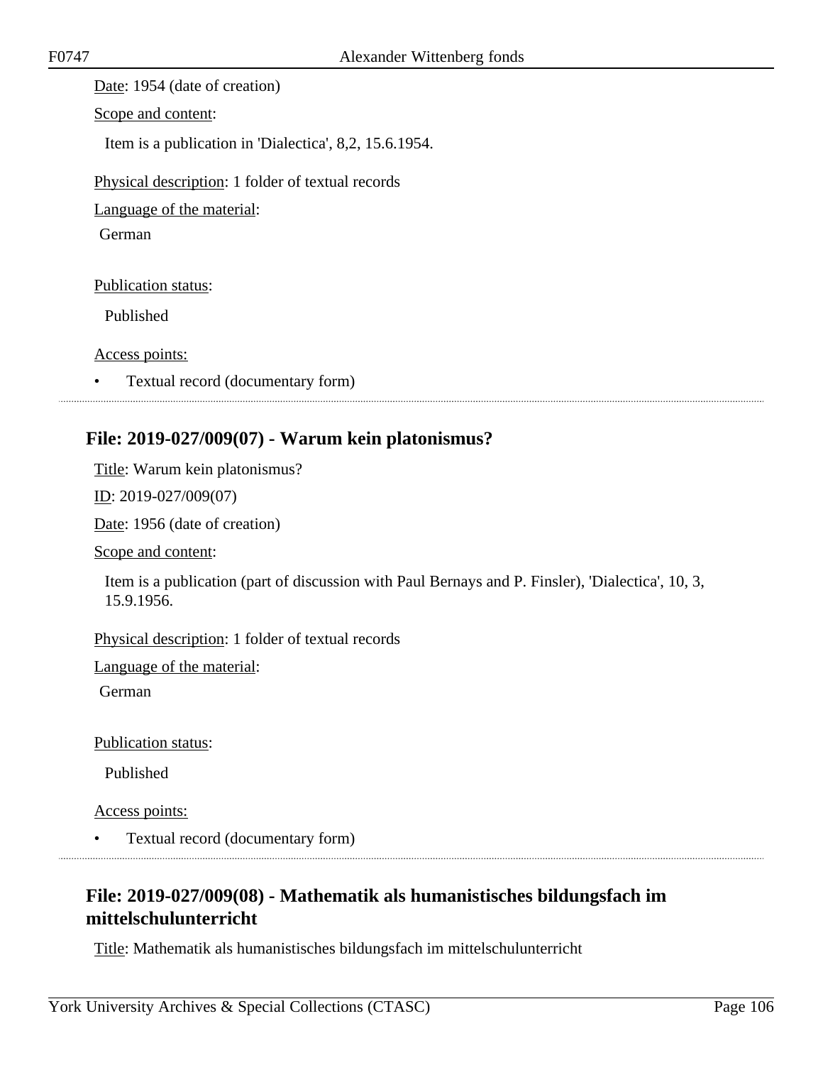Date: 1954 (date of creation)

Scope and content:

Item is a publication in 'Dialectica', 8,2, 15.6.1954.

Physical description: 1 folder of textual records

Language of the material:

German

Publication status:

Published

Access points:

- Textual record (documentary form)

## File: 2019-027/009(07) - Warum kein platonismus?

Title: Warum kein platonismus?

ID: 2019-027/009(07)

Date: 1956 (date of creation)

Scope and content:

Item is a publication (part of discussion with Paul Bernays and P. Finsler), 'Dialectica', 10, 3, 15.9.1956.

Physical description: 1 folder of textual records

Language of the material:

German

Publication status:

Published

Access points:

- Textual record (documentary form)

## File: 2019-027/009(08) - Mathematik als humanistisches bildungsfach im mittelschulunterricht

Title: Mathematik als humanistisches bildungsfach im mittelschulunterricht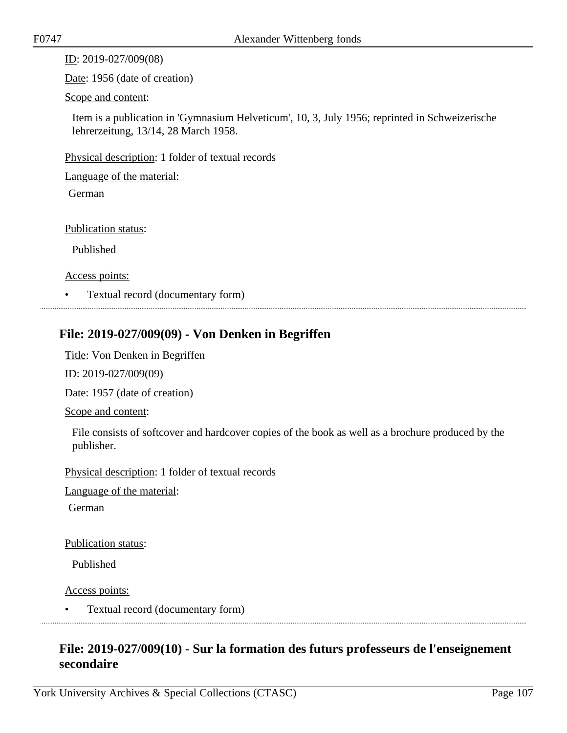ID: 2019-027/009(08)

Date: 1956 (date of creation)

Scope and content:

Item is a publication in 'Gymnasium Helveticum', 10, 3, July 1956; reprinted in Schweizerische lehrerzeitung, 13/14, 28 March 1958.

Physical description: 1 folder of textual records

Language of the material:

German

Publication status:

Published

Access points:

- Textual record (documentary form)

## File: 2019-027/009(09) - Von Denken in Begriffen

Title: Von Denken in Begriffen

ID: 2019-027/009(09)

Date: 1957 (date of creation)

Scope and content:

File consists of softcover and hardcover copies of the book as well as a brochure produced by the publisher.

Physical description: 1 folder of textual records

Language of the material:

German

Publication status:

Published

Access points:

- Textual record (documentary form)

## File: 2019-027/009(10) - Sur la formation des futurs professeurs de l'enseignement secondaire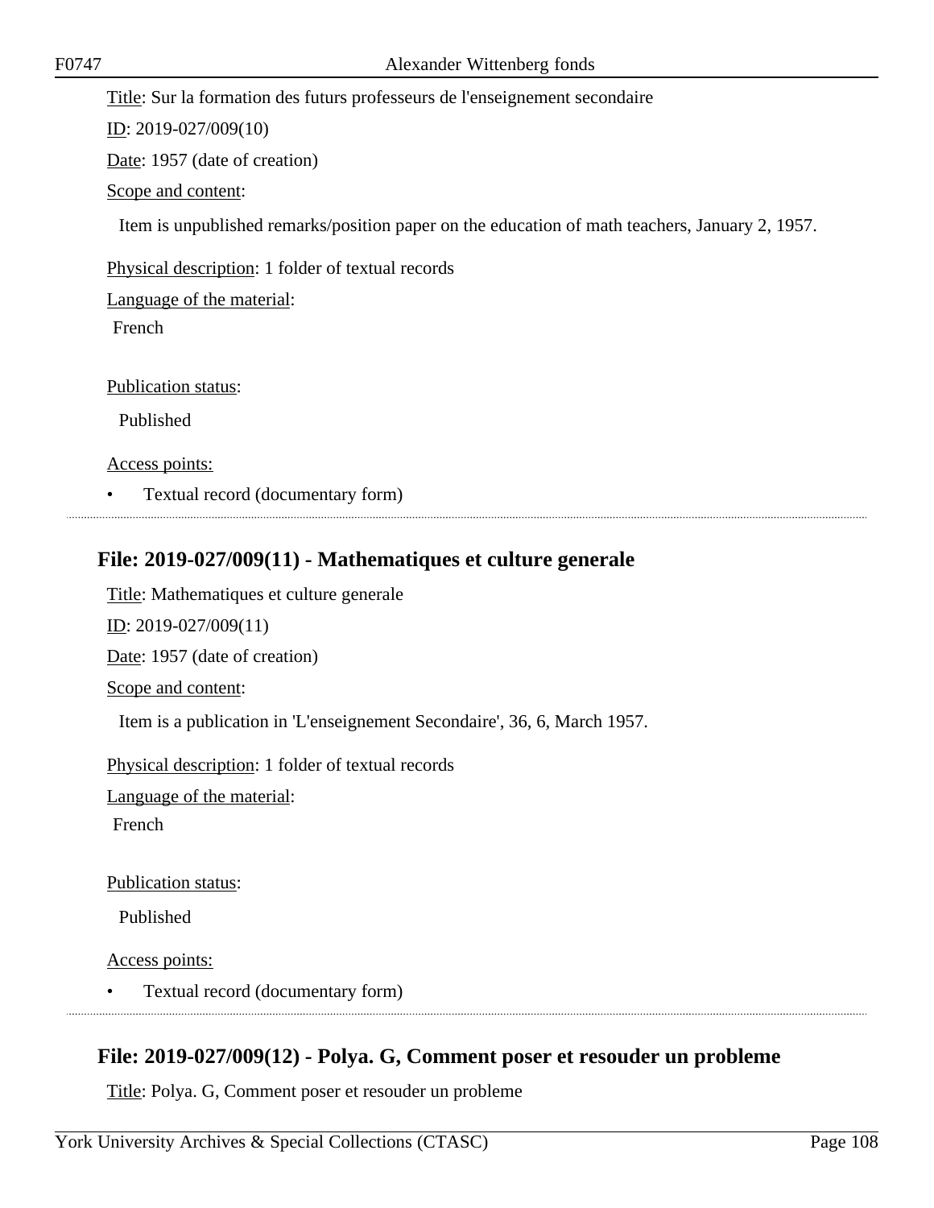Title: Sur la formation des futurs professeurs de l'enseignement secondaire

ID: 2019-027/009(10)

Date: 1957 (date of creation)

Scope and content:

Item is unpublished remarks/position paper on the education of math teachers, January 2, 1957.

Physical description: 1 folder of textual records

Language of the material:

French

Publication status:

Published

Access points:

- Textual record (documentary form)

## File: 2019-027/009(11) - Mathematiques et culture generale

Title: Mathematiques et culture generale

ID: 2019-027/009(11)

Date: 1957 (date of creation)

Scope and content:

Item is a publication in 'L'enseignement Secondaire', 36, 6, March 1957.

Physical description: 1 folder of textual records

Language of the material:

French

Publication status:

Published

Access points:

- Textual record (documentary form)

## File: 2019-027/009(12) - Polya. G, Comment poser et resouder un probleme

Title: Polya. G, Comment poser et resouder un probleme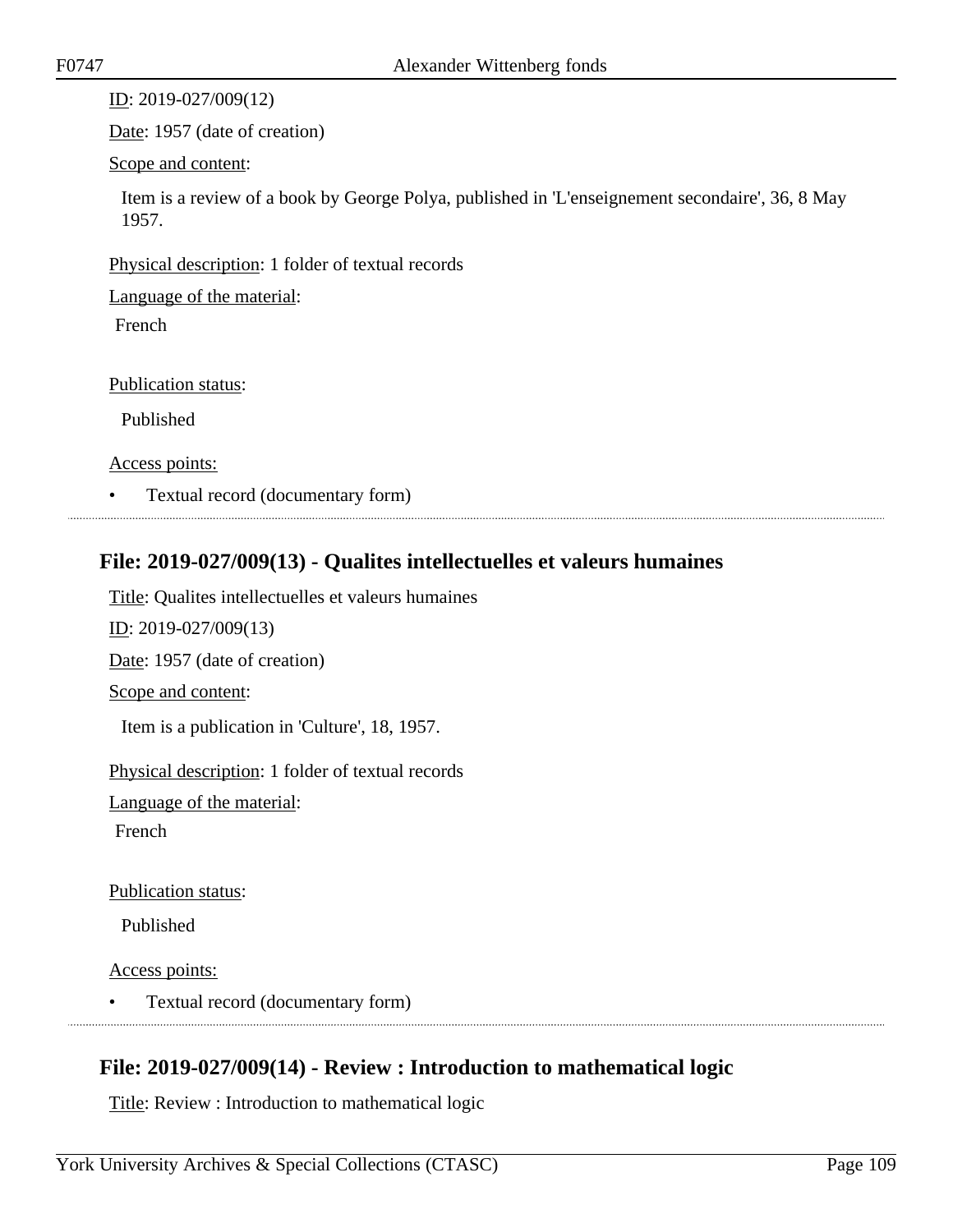ID: 2019-027/009(12)

Date: 1957 (date of creation)

Scope and content:

Item is a review of a book by George Polya, published in 'L'enseignement secondaire', 36, 8 May 1957.

Physical description: 1 folder of textual records

Language of the material:

French

Publication status:

Published

Access points:

- Textual record (documentary form)

## File: 2019-027/009(13) - Qualites intellectuelles et valeurs humaines

Title: Qualites intellectuelles et valeurs humaines

ID: 2019-027/009(13)

Date: 1957 (date of creation)

Scope and content:

Item is a publication in 'Culture', 18, 1957.

Physical description: 1 folder of textual records

Language of the material:

French

Publication status:

Published

Access points:

- Textual record (documentary form)

## File: 2019-027/009(14) - Review : Introduction to mathematical logic

Title: Review : Introduction to mathematical logic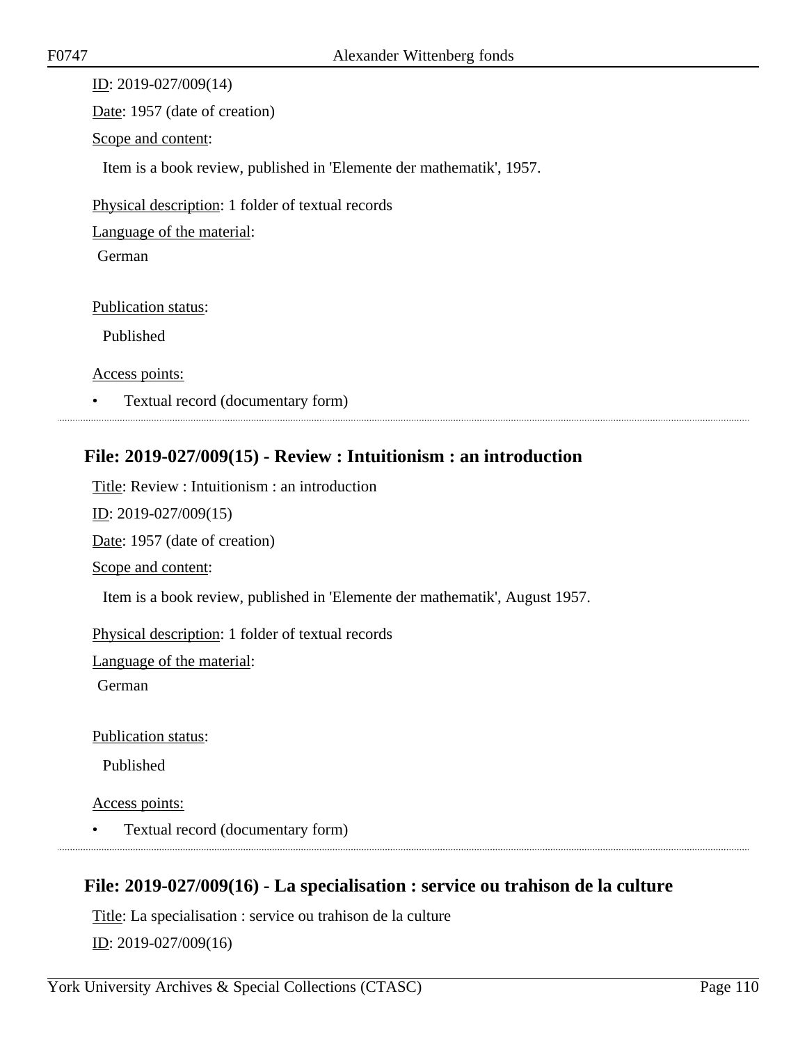ID: 2019-027/009(14)

Date: 1957 (date of creation)

Scope and content:

Item is a book review, published in 'Elemente der mathematik', 1957.

Physical description: 1 folder of textual records

Language of the material:

German

Publication status:

Published

Access points:

- Textual record (documentary form)

## File: 2019-027/009(15) - Review : Intuitionism : an introduction

Title: Review : Intuitionism : an introduction

ID: 2019-027/009(15)

Date: 1957 (date of creation)

Scope and content:

Item is a book review, published in 'Elemente der mathematik', August 1957.

Physical description: 1 folder of textual records

Language of the material:

German

Publication status:

Published

Access points:

- Textual record (documentary form)

## File: 2019-027/009(16) - La specialisation : service ou trahison de la culture

Title: La specialisation : service ou trahison de la culture

ID: 2019-027/009(16)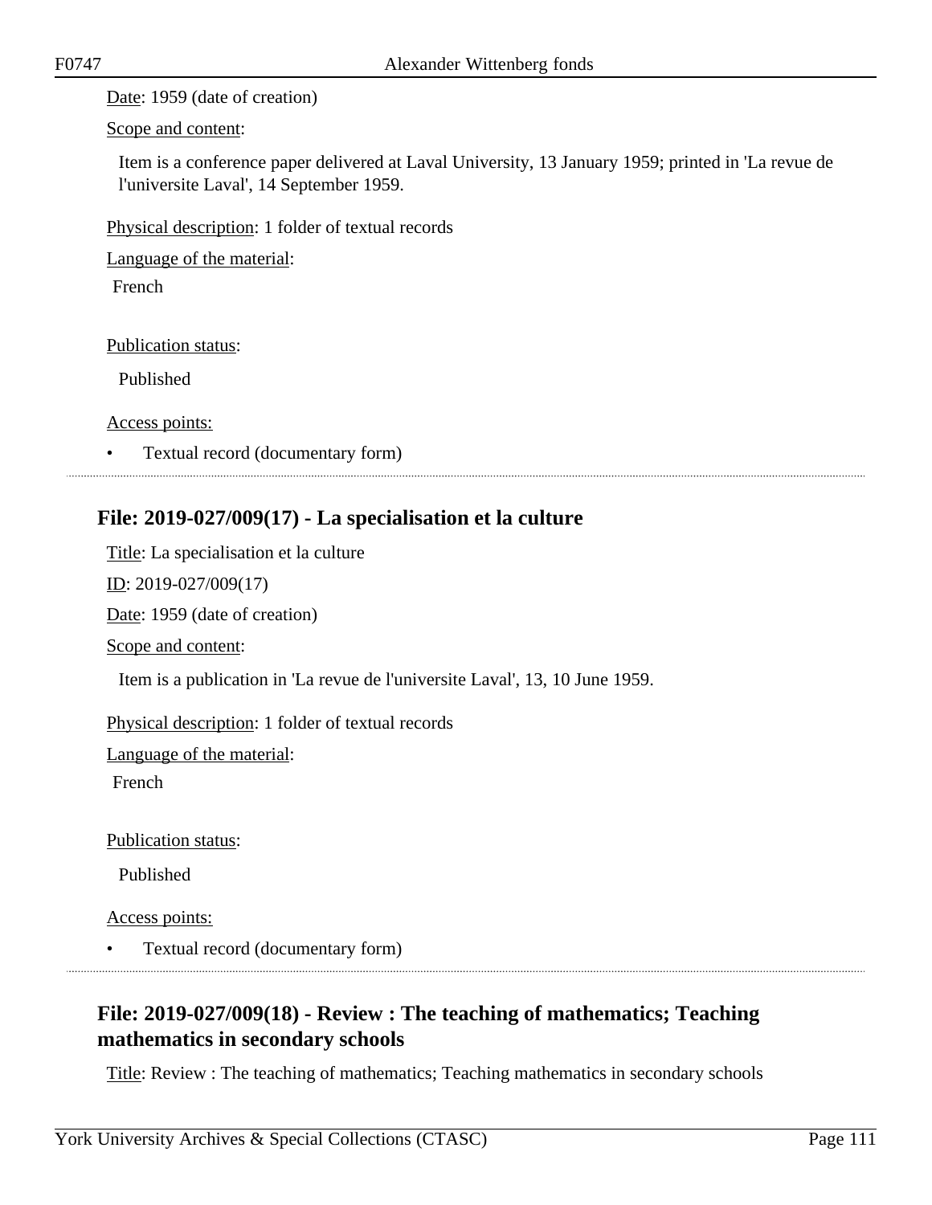Date: 1959 (date of creation)

Scope and content:

Item is a conference paper delivered at Laval University, 13 January 1959; printed in 'La revue de l'universite Laval', 14 September 1959.

Physical description: 1 folder of textual records

Language of the material:

French

Publication status:

Published

Access points:

- Textual record (documentary form)

---

## File: 2019-027/009(17) - La specialisation et la culture

Title: La specialisation et la culture

ID: 2019-027/009(17)

Date: 1959 (date of creation)

Scope and content:

Item is a publication in 'La revue de l'universite Laval', 13, 10 June 1959.

Physical description: 1 folder of textual records

Language of the material:

French

Publication status:

Published

Access points:

- Textual record (documentary form)

---

## File: 2019-027/009(18) - Review : The teaching of mathematics; Teaching mathematics in secondary schools

Title: Review : The teaching of mathematics; Teaching mathematics in secondary schools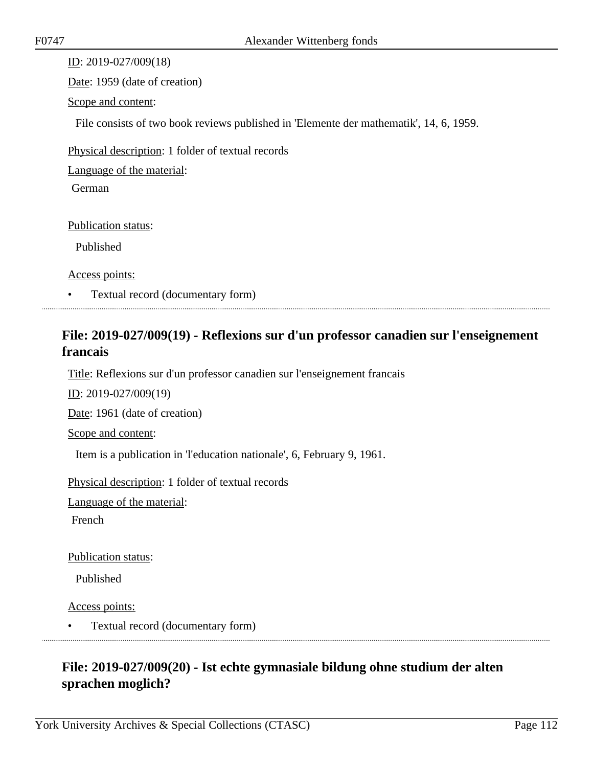ID: 2019-027/009(18)

Date: 1959 (date of creation)

Scope and content:

File consists of two book reviews published in 'Elemente der mathematik', 14, 6, 1959.

Physical description: 1 folder of textual records

Language of the material:

German

Publication status:

Published

Access points:

- Textual record (documentary form)

---

## File: 2019-027/009(19) - Reflexions sur d'un professor canadien sur l'enseignement francais

Title: Reflexions sur d'un professor canadien sur l'enseignement francais

ID: 2019-027/009(19)

Date: 1961 (date of creation)

Scope and content:

Item is a publication in 'l'education nationale', 6, February 9, 1961.

Physical description: 1 folder of textual records

Language of the material:

French

Publication status:

Published

Access points:

- Textual record (documentary form)

---

## File: 2019-027/009(20) - Ist echte gymnasiale bildung ohne studium der alten sprachen moglich?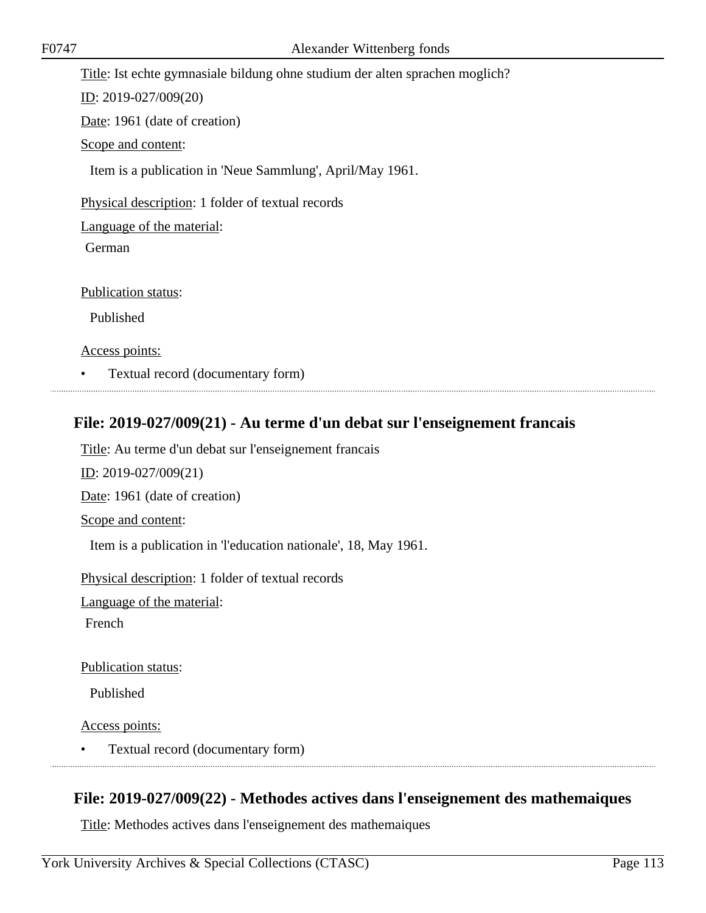Title: Ist echte gymnasiale bildung ohne studium der alten sprachen moglich?

ID: 2019-027/009(20)

Date: 1961 (date of creation)

Scope and content:

Item is a publication in 'Neue Sammlung', April/May 1961.

Physical description: 1 folder of textual records

Language of the material:

German

Publication status:

Published

Access points:

- Textual record (documentary form)

## File: 2019-027/009(21) - Au terme d'un debat sur l'enseignement francais

Title: Au terme d'un debat sur l'enseignement francais

ID: 2019-027/009(21)

Date: 1961 (date of creation)

Scope and content:

Item is a publication in 'l'education nationale', 18, May 1961.

Physical description: 1 folder of textual records

Language of the material:

French

Publication status:

Published

Access points:

- Textual record (documentary form)

## File: 2019-027/009(22) - Methodes actives dans l'enseignement des mathemaiques

Title: Methodes actives dans l'enseignement des mathemaiques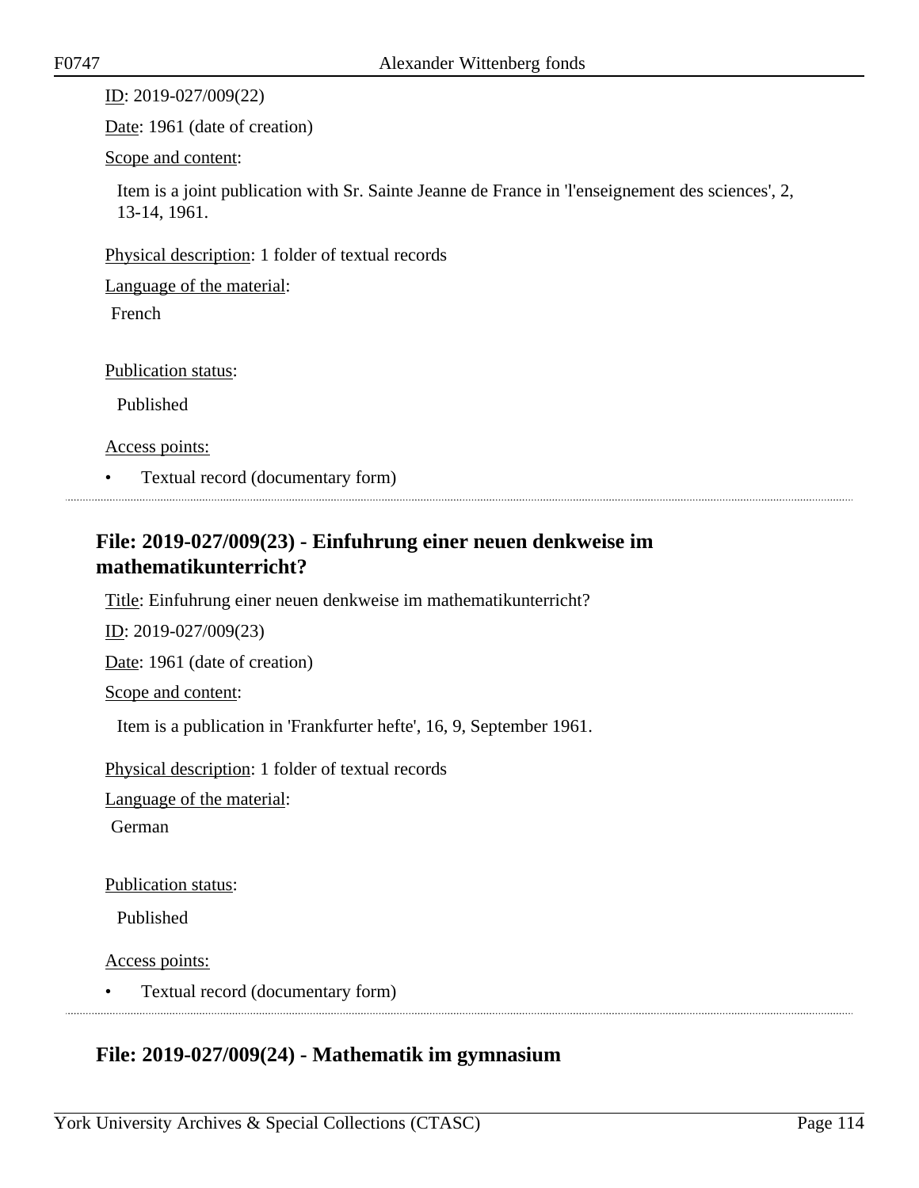ID: 2019-027/009(22)

Date: 1961 (date of creation)

Scope and content:

Item is a joint publication with Sr. Sainte Jeanne de France in 'l'enseignement des sciences', 2, 13-14, 1961.

Physical description: 1 folder of textual records

Language of the material:

French

Publication status:

Published

Access points:

- Textual record (documentary form)

## File: 2019-027/009(23) - Einfuhrung einer neuen denkweise im mathematikunterricht?

Title: Einfuhrung einer neuen denkweise im mathematikunterricht?

ID: 2019-027/009(23)

Date: 1961 (date of creation)

Scope and content:

Item is a publication in 'Frankfurter hefte', 16, 9, September 1961.

Physical description: 1 folder of textual records

Language of the material:

German

Publication status:

Published

Access points:

- Textual record (documentary form)

## File: 2019-027/009(24) - Mathematik im gymnasium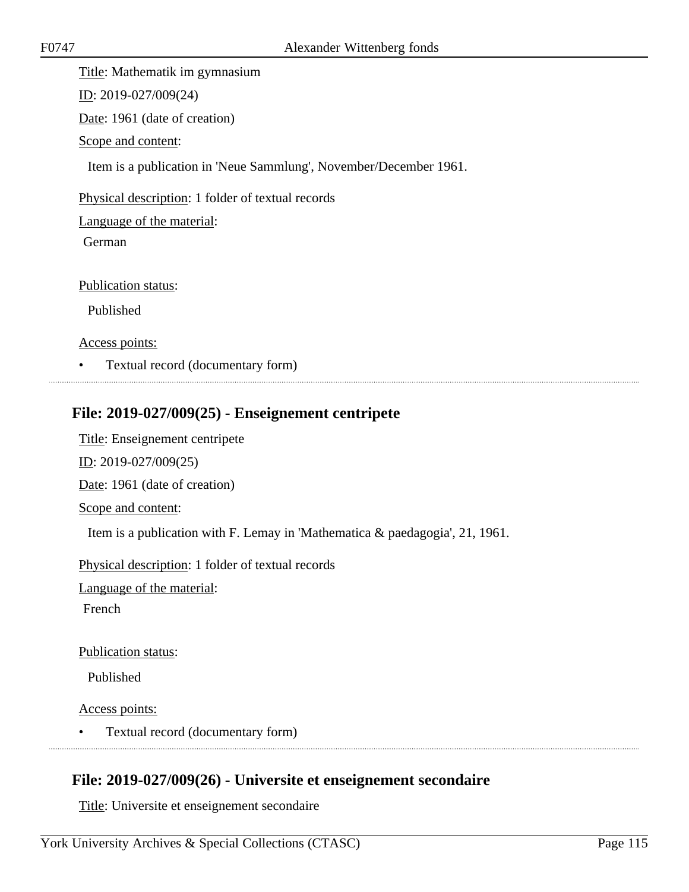Title: Mathematik im gymnasium

ID: 2019-027/009(24)

Date: 1961 (date of creation)

Scope and content:

Item is a publication in 'Neue Sammlung', November/December 1961.

Physical description: 1 folder of textual records

Language of the material:

German

Publication status:

Published

Access points:

- Textual record (documentary form)

## File: 2019-027/009(25) - Enseignement centripete

Title: Enseignement centripete

ID: 2019-027/009(25)

Date: 1961 (date of creation)

Scope and content:

Item is a publication with F. Lemay in 'Mathematica & paedagogia', 21, 1961.

Physical description: 1 folder of textual records

Language of the material:

French

Publication status:

Published

Access points:

- Textual record (documentary form)

## File: 2019-027/009(26) - Universite et enseignement secondaire

Title: Universite et enseignement secondaire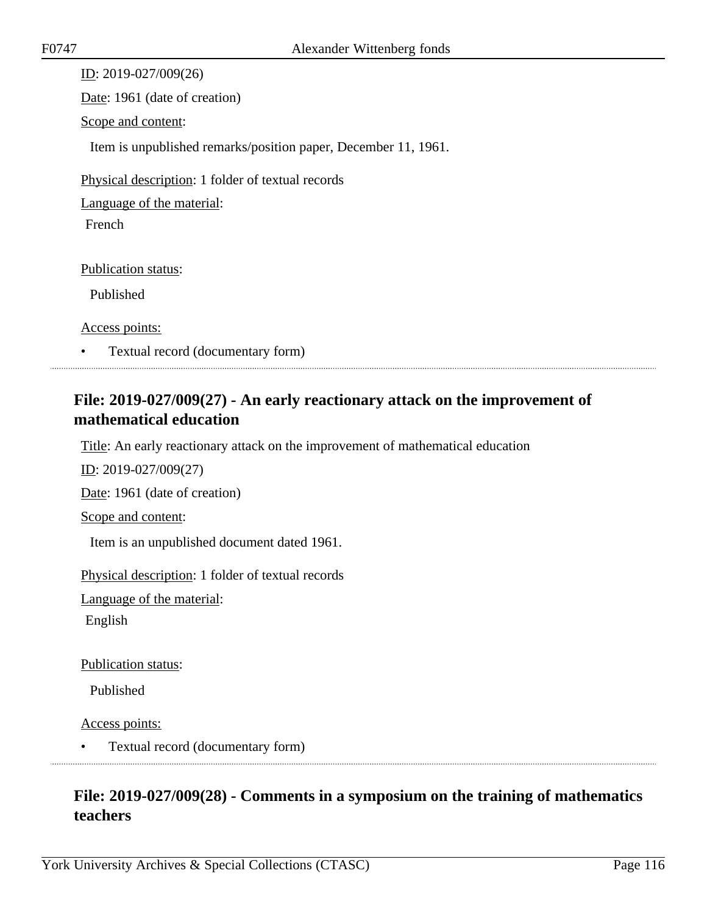ID: 2019-027/009(26)

Date: 1961 (date of creation)

Scope and content:

Item is unpublished remarks/position paper, December 11, 1961.

Physical description: 1 folder of textual records

Language of the material:

French

Publication status:

Published

Access points:

- Textual record (documentary form)

## File: 2019-027/009(27) - An early reactionary attack on the improvement of mathematical education

Title: An early reactionary attack on the improvement of mathematical education

ID: 2019-027/009(27)

Date: 1961 (date of creation)

Scope and content:

Item is an unpublished document dated 1961.

Physical description: 1 folder of textual records

Language of the material:

English

Publication status:

Published

Access points:

- Textual record (documentary form)

## File: 2019-027/009(28) - Comments in a symposium on the training of mathematics teachers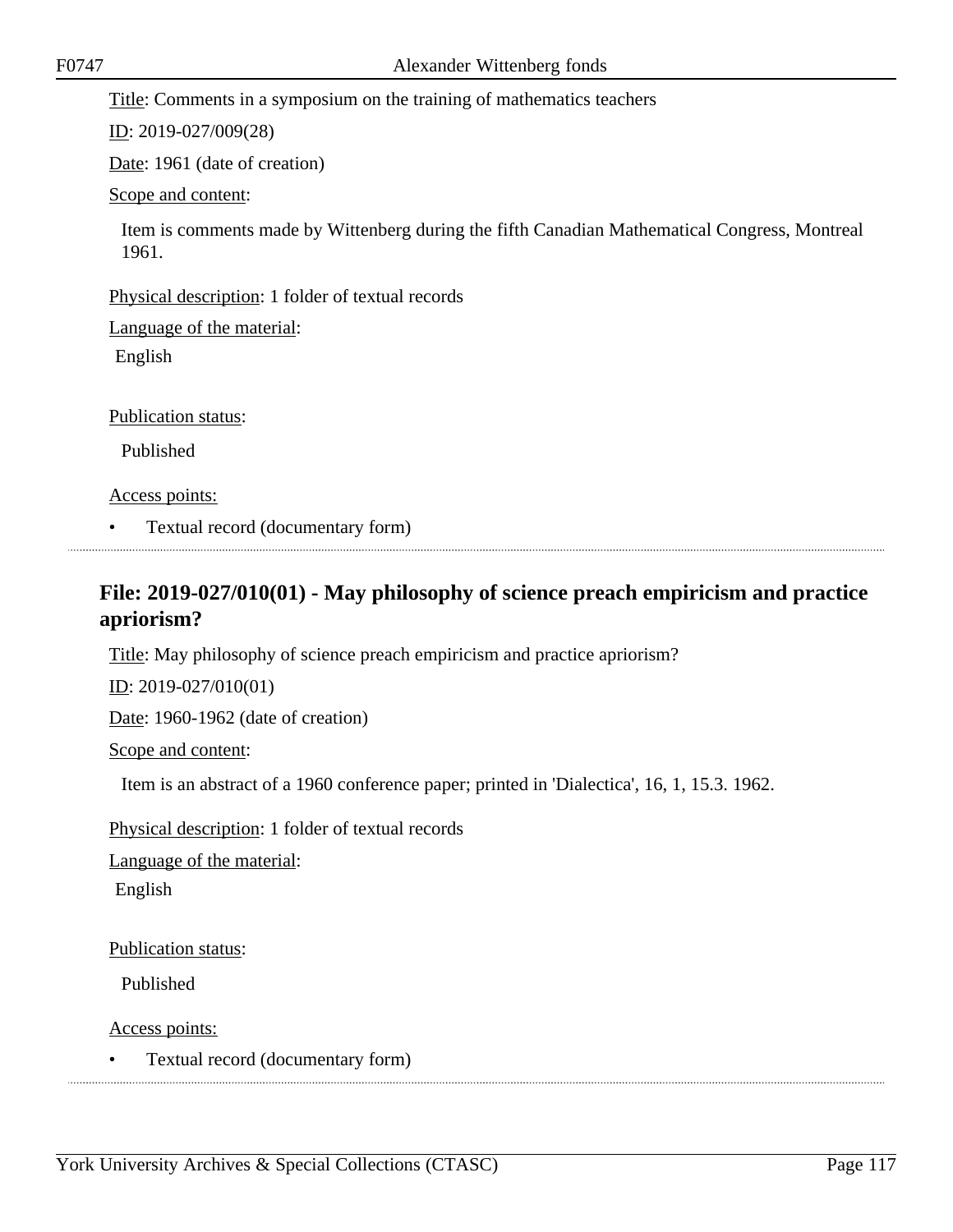Title: Comments in a symposium on the training of mathematics teachers

ID: 2019-027/009(28)

Date: 1961 (date of creation)

Scope and content:

Item is comments made by Wittenberg during the fifth Canadian Mathematical Congress, Montreal 1961.

Physical description: 1 folder of textual records

Language of the material:

English

Publication status:

Published

Access points:

- Textual record (documentary form)

## File: 2019-027/010(01) - May philosophy of science preach empiricism and practice apriorism?

Title: May philosophy of science preach empiricism and practice apriorism?

ID: 2019-027/010(01)

Date: 1960-1962 (date of creation)

Scope and content:

Item is an abstract of a 1960 conference paper; printed in 'Dialectica', 16, 1, 15.3. 1962.

Physical description: 1 folder of textual records

Language of the material:

English

Publication status:

Published

Access points:

- Textual record (documentary form)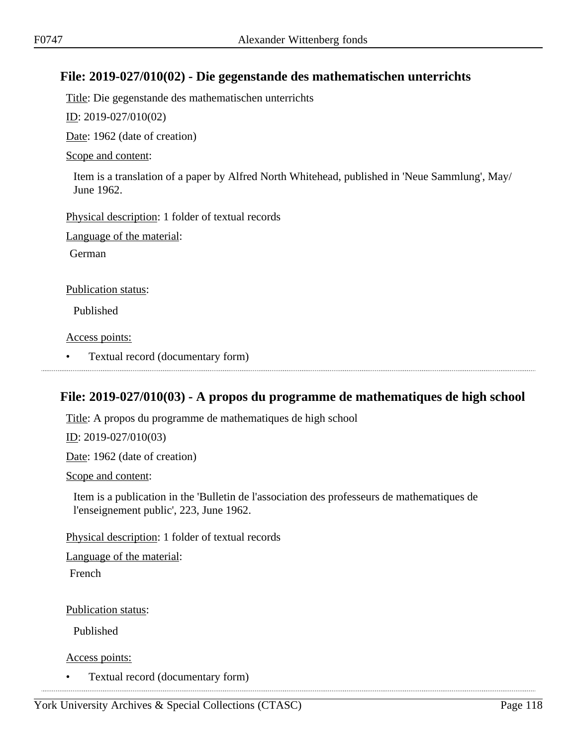## File: 2019-027/010(02) - Die gegenstande des mathematischen unterrichts

Title: Die gegenstande des mathematischen unterrichts

ID: 2019-027/010(02)

Date: 1962 (date of creation)

Scope and content:

Item is a translation of a paper by Alfred North Whitehead, published in 'Neue Sammlung', May/ June 1962.

Physical description: 1 folder of textual records

Language of the material:

German

Publication status:

Published

Access points:

- Textual record (documentary form)

## File: 2019-027/010(03) - A propos du programme de mathematiques de high school

Title: A propos du programme de mathematiques de high school

ID: 2019-027/010(03)

Date: 1962 (date of creation)

Scope and content:

Item is a publication in the 'Bulletin de l'association des professeurs de mathematiques de l'enseignement public', 223, June 1962.

Physical description: 1 folder of textual records

Language of the material:

French

Publication status:

Published

Access points:

- Textual record (documentary form)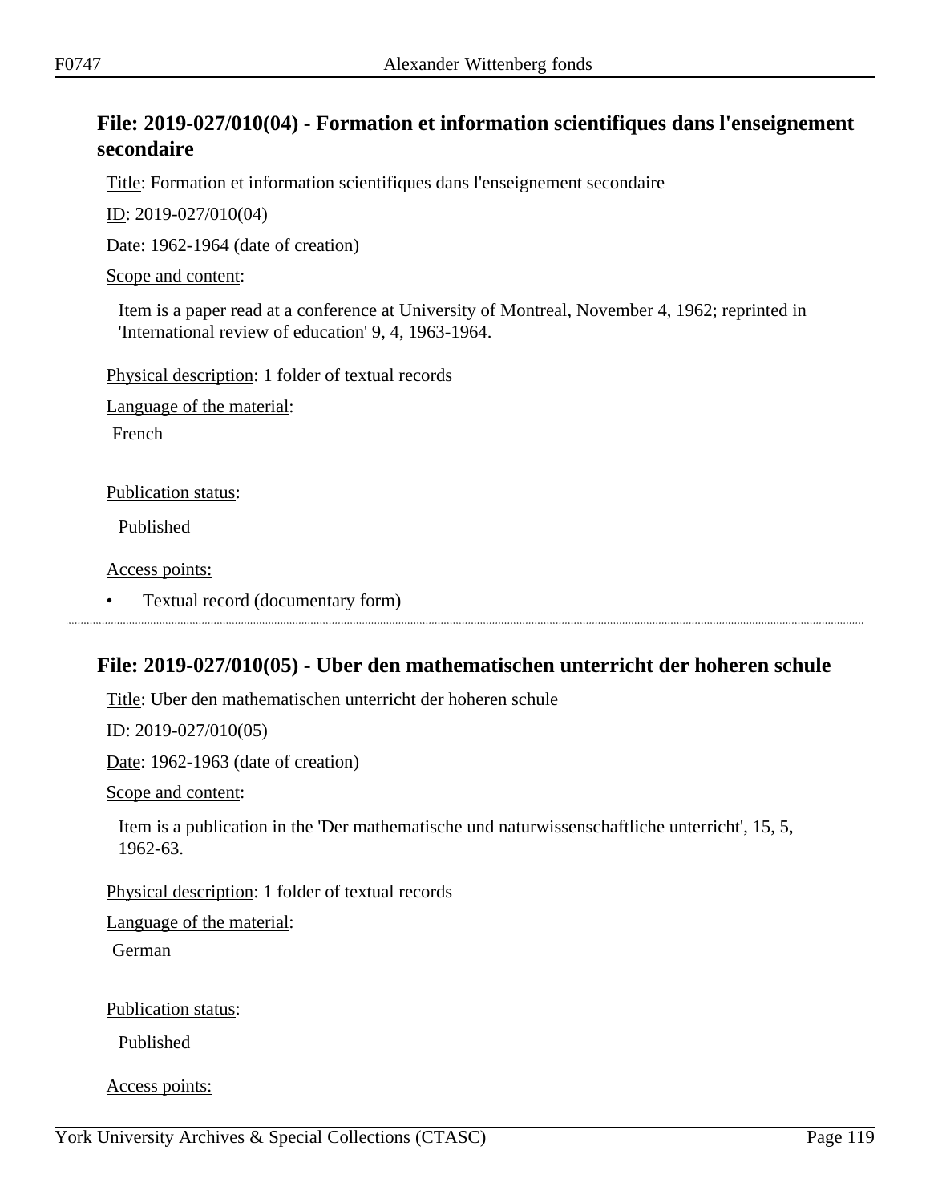## File: 2019-027/010(04) - Formation et information scientifiques dans l'enseignement secondaire

Title: Formation et information scientifiques dans l'enseignement secondaire

ID: 2019-027/010(04)

Date: 1962-1964 (date of creation)

Scope and content:

Item is a paper read at a conference at University of Montreal, November 4, 1962; reprinted in 'International review of education' 9, 4, 1963-1964.

Physical description: 1 folder of textual records

Language of the material:

French

Publication status:

Published

Access points:

- Textual record (documentary form)

---

## File: 2019-027/010(05) - Uber den mathematischen unterricht der hoheren schule

Title: Uber den mathematischen unterricht der hoheren schule

ID: 2019-027/010(05)

Date: 1962-1963 (date of creation)

Scope and content:

Item is a publication in the 'Der mathematische und naturwissenschaftliche unterricht', 15, 5, 1962-63.

Physical description: 1 folder of textual records

Language of the material:

German

Publication status:

Published

Access points: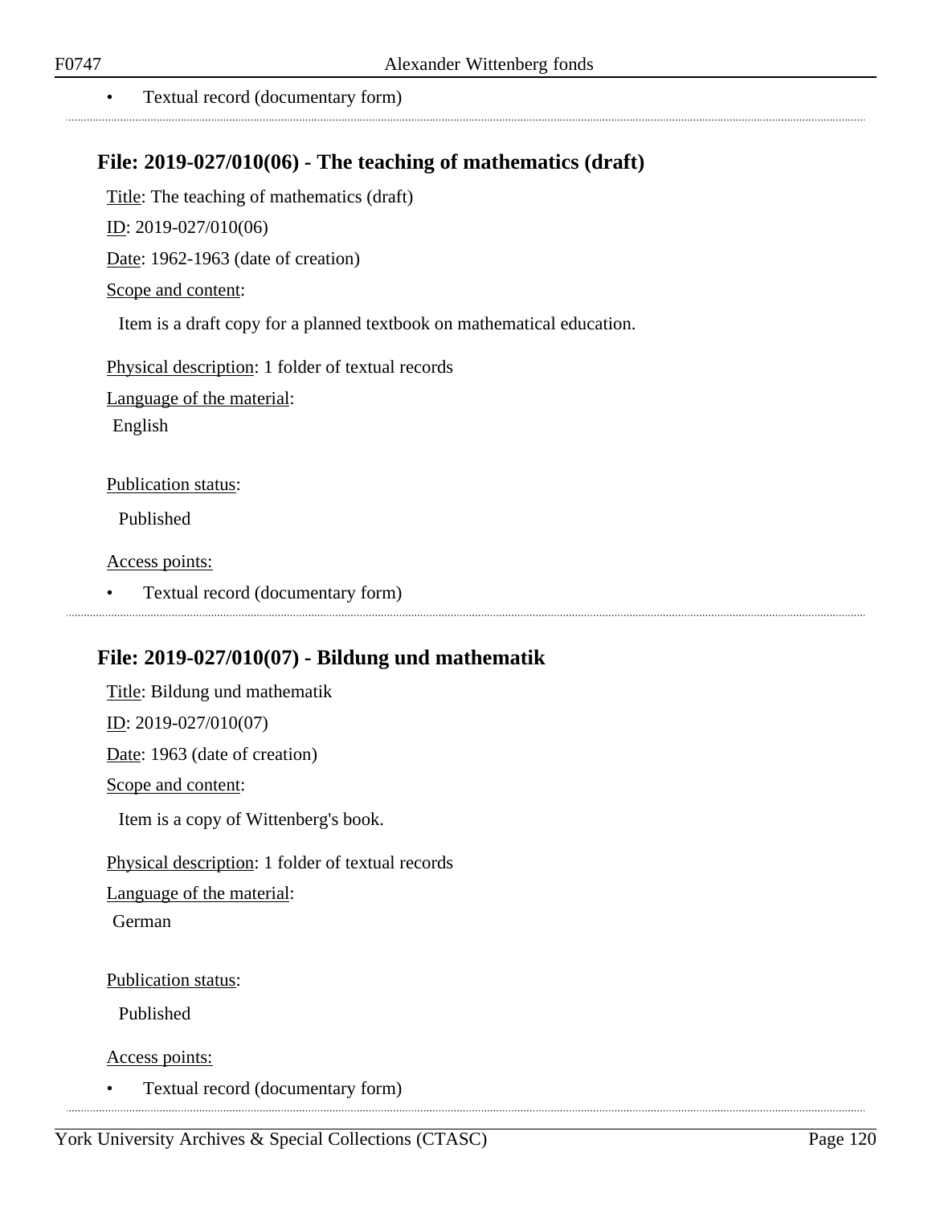- Textual record (documentary form)

## File: 2019-027/010(06) - The teaching of mathematics (draft)

Title: The teaching of mathematics (draft)

ID: 2019-027/010(06)

Date: 1962-1963 (date of creation)

Scope and content:

Item is a draft copy for a planned textbook on mathematical education.

Physical description: 1 folder of textual records

Language of the material:

English

Publication status:

Published

Access points:

- Textual record (documentary form)

## File: 2019-027/010(07) - Bildung und mathematik

Title: Bildung und mathematik

ID: 2019-027/010(07)

Date: 1963 (date of creation)

Scope and content:

Item is a copy of Wittenberg's book.

Physical description: 1 folder of textual records

Language of the material:

German

Publication status:

Published

Access points:

- Textual record (documentary form)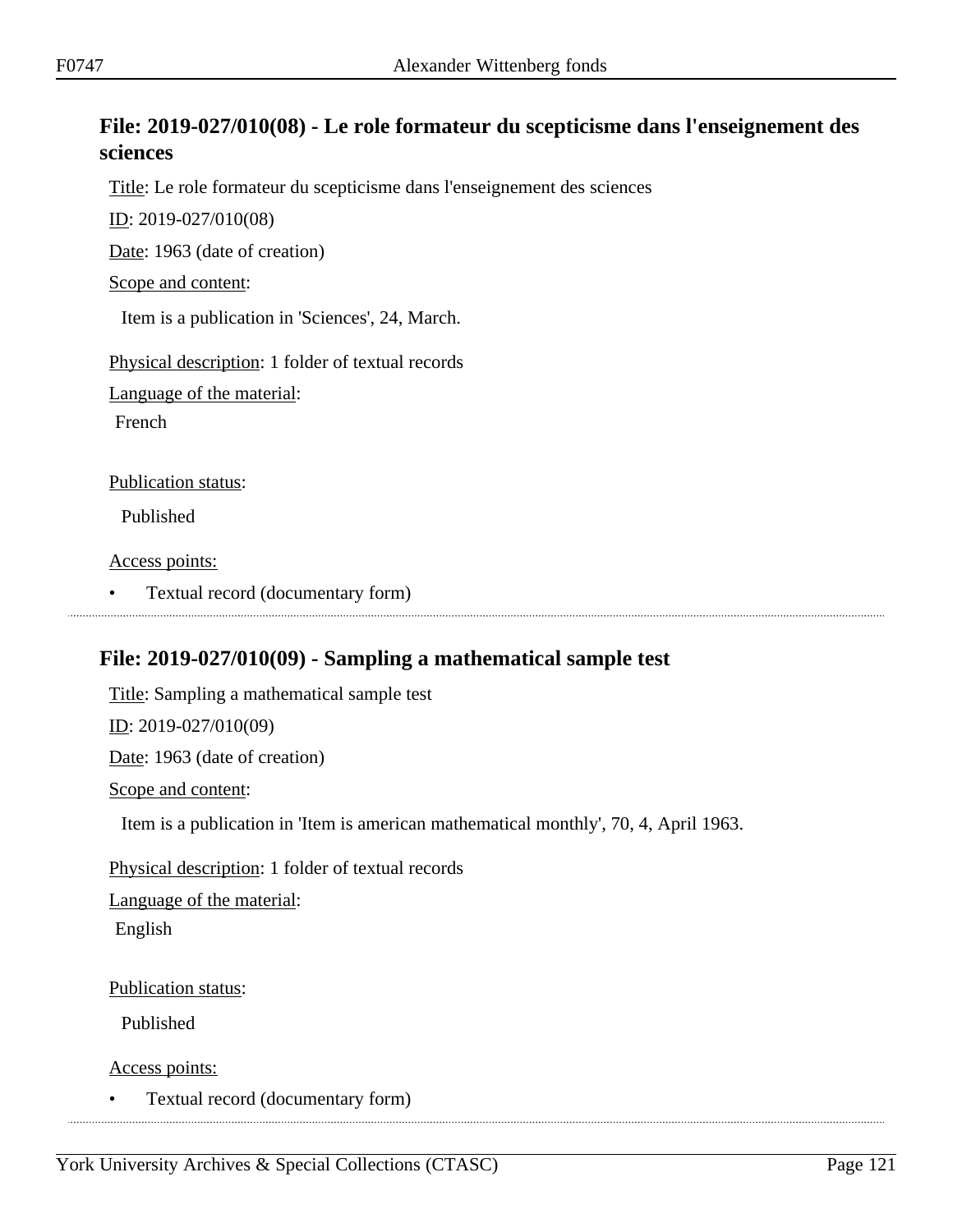## File: 2019-027/010(08) - Le role formateur du scepticisme dans l'enseignement des sciences

Title: Le role formateur du scepticisme dans l'enseignement des sciences

ID: 2019-027/010(08)

Date: 1963 (date of creation)

Scope and content:

Item is a publication in 'Sciences', 24, March.

Physical description: 1 folder of textual records

Language of the material:

French

Publication status:

Published

Access points:

- Textual record (documentary form)

## File: 2019-027/010(09) - Sampling a mathematical sample test

Title: Sampling a mathematical sample test

ID: 2019-027/010(09)

Date: 1963 (date of creation)

Scope and content:

Item is a publication in 'Item is american mathematical monthly', 70, 4, April 1963.

Physical description: 1 folder of textual records

Language of the material:

English

Publication status:

Published

Access points:

- Textual record (documentary form)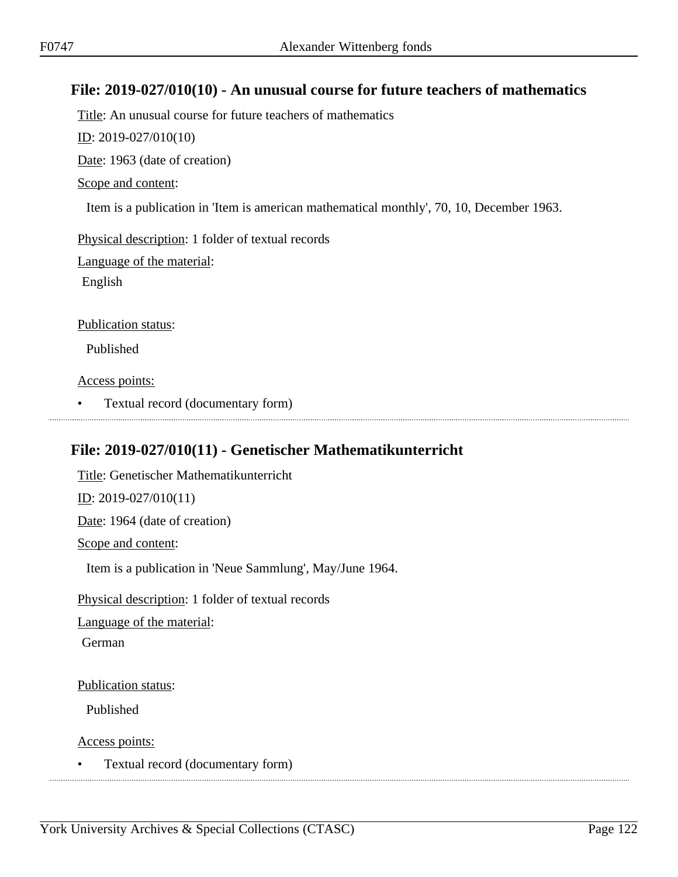## File: 2019-027/010(10) - An unusual course for future teachers of mathematics

Title: An unusual course for future teachers of mathematics

ID: 2019-027/010(10)

Date: 1963 (date of creation)

Scope and content:

Item is a publication in 'Item is american mathematical monthly', 70, 10, December 1963.

Physical description: 1 folder of textual records

Language of the material:

English

Publication status:

Published

Access points:

- Textual record (documentary form)

## File: 2019-027/010(11) - Genetischer Mathematikunterricht

Title: Genetischer Mathematikunterricht

ID: 2019-027/010(11)

Date: 1964 (date of creation)

Scope and content:

Item is a publication in 'Neue Sammlung', May/June 1964.

Physical description: 1 folder of textual records

Language of the material:

German

Publication status:

Published

Access points:

- Textual record (documentary form)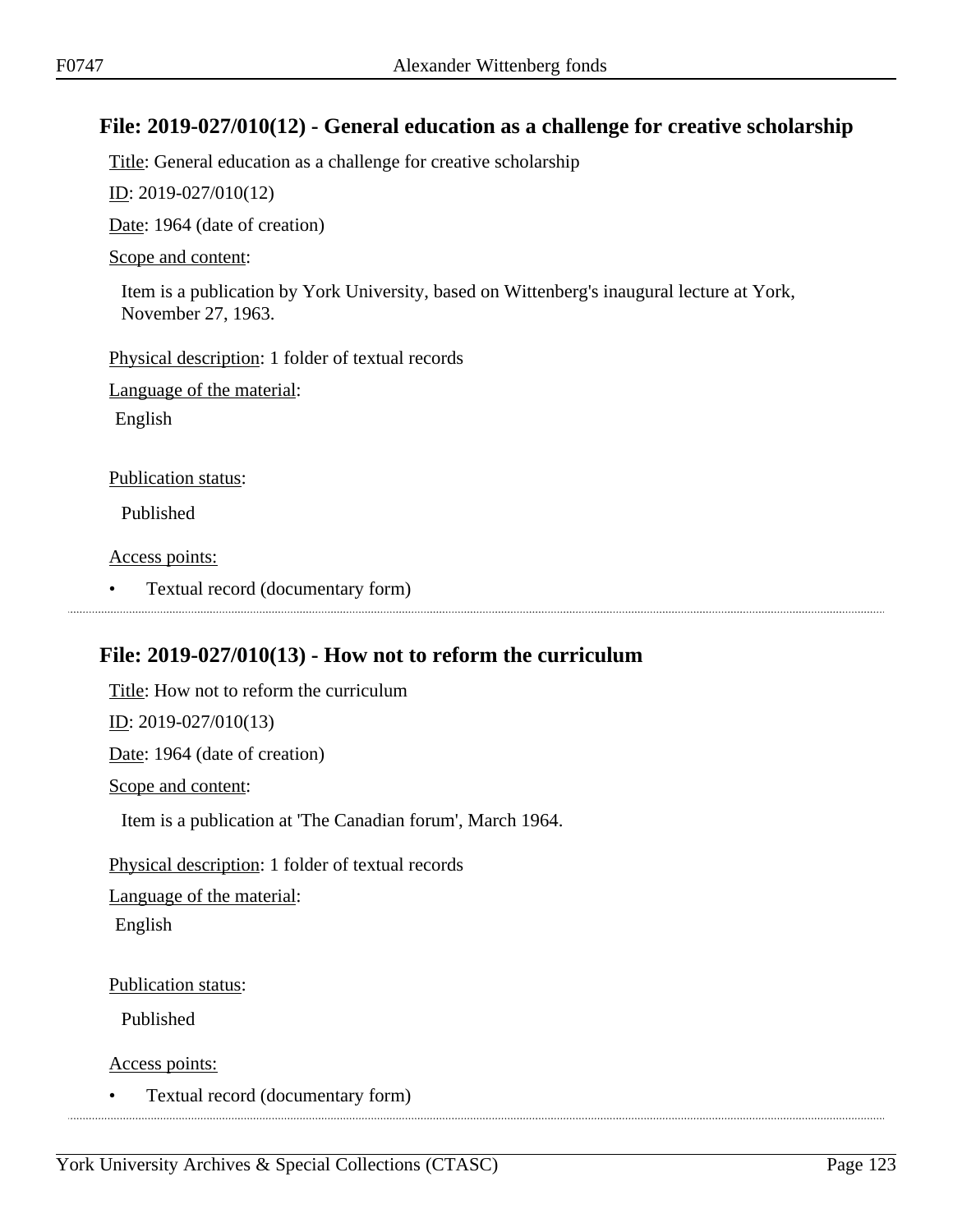## File: 2019-027/010(12) - General education as a challenge for creative scholarship

Title: General education as a challenge for creative scholarship

ID: 2019-027/010(12)

Date: 1964 (date of creation)

Scope and content:

Item is a publication by York University, based on Wittenberg's inaugural lecture at York, November 27, 1963.

Physical description: 1 folder of textual records

Language of the material:

English

Publication status:

Published

Access points:

- Textual record (documentary form)

---

## File: 2019-027/010(13) - How not to reform the curriculum

Title: How not to reform the curriculum

ID: 2019-027/010(13)

Date: 1964 (date of creation)

Scope and content:

Item is a publication at 'The Canadian forum', March 1964.

Physical description: 1 folder of textual records

Language of the material:

English

Publication status:

Published

Access points:

- Textual record (documentary form)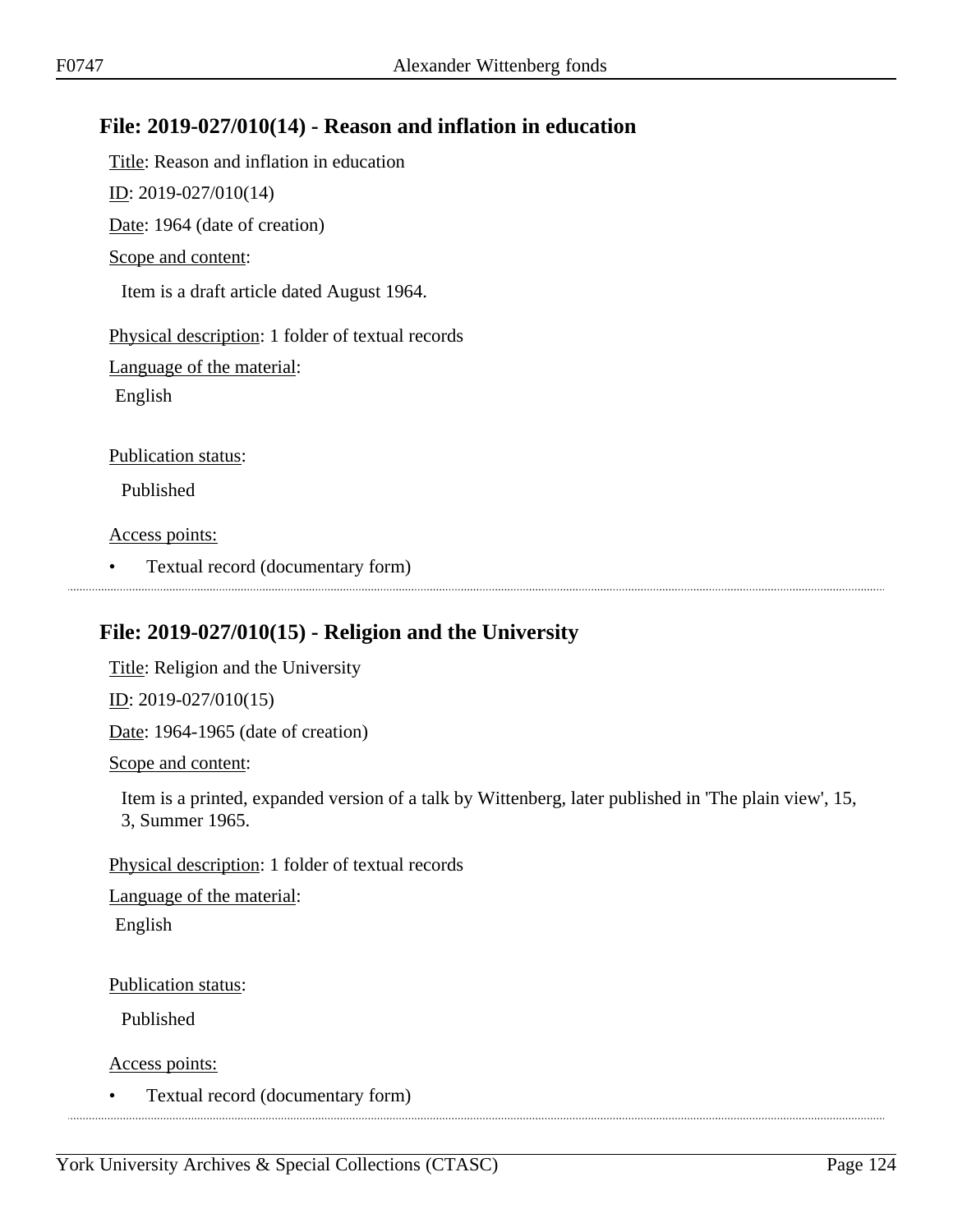## File: 2019-027/010(14) - Reason and inflation in education

Title: Reason and inflation in education

ID: 2019-027/010(14)

Date: 1964 (date of creation)

Scope and content:

Item is a draft article dated August 1964.

Physical description: 1 folder of textual records

Language of the material:

English

Publication status:

Published

Access points:

- Textual record (documentary form)

## File: 2019-027/010(15) - Religion and the University

Title: Religion and the University

ID: 2019-027/010(15)

Date: 1964-1965 (date of creation)

Scope and content:

Item is a printed, expanded version of a talk by Wittenberg, later published in 'The plain view', 15, 3, Summer 1965.

Physical description: 1 folder of textual records

Language of the material:

English

Publication status:

Published

Access points:

- Textual record (documentary form)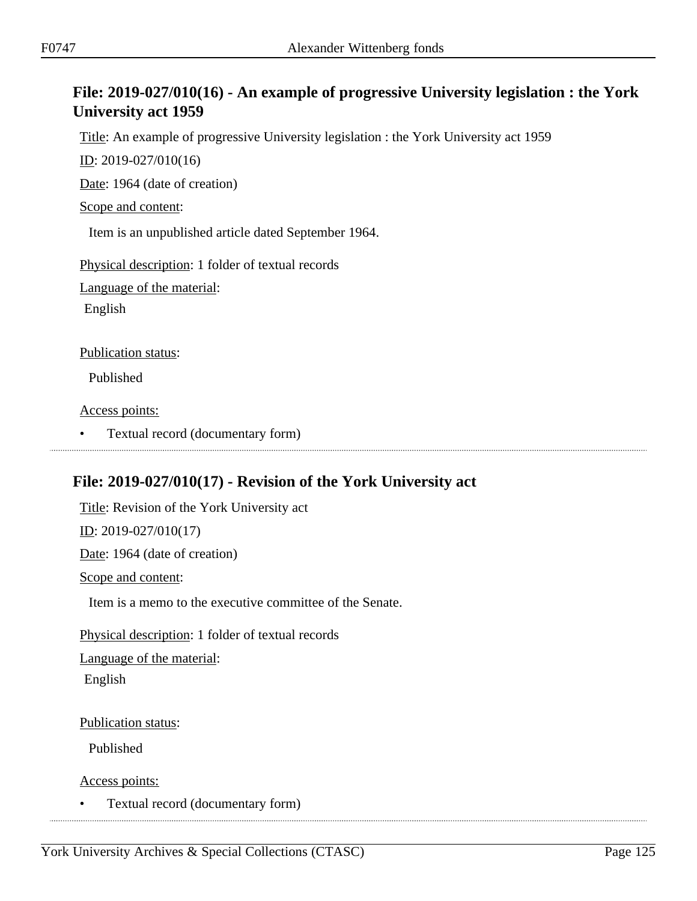## File: 2019-027/010(16) - An example of progressive University legislation : the York University act 1959

Title: An example of progressive University legislation : the York University act 1959

ID: 2019-027/010(16)

Date: 1964 (date of creation)

Scope and content:

Item is an unpublished article dated September 1964.

Physical description: 1 folder of textual records

Language of the material:

English

Publication status:

Published

Access points:

- Textual record (documentary form)

## File: 2019-027/010(17) - Revision of the York University act

Title: Revision of the York University act

ID: 2019-027/010(17)

Date: 1964 (date of creation)

Scope and content:

Item is a memo to the executive committee of the Senate.

Physical description: 1 folder of textual records

Language of the material:

English

Publication status:

Published

Access points:

- Textual record (documentary form)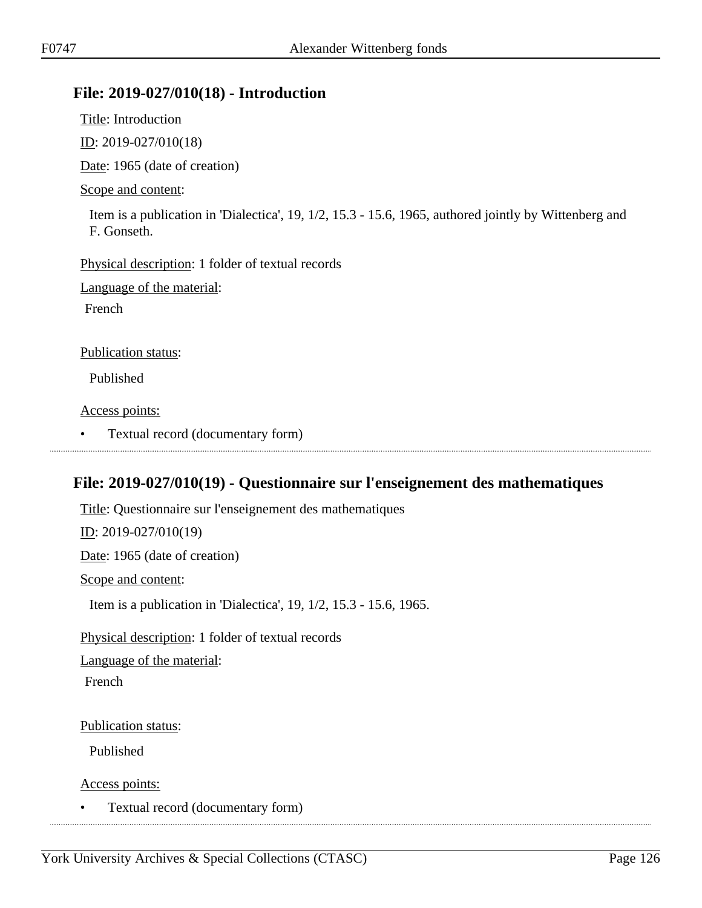## File: 2019-027/010(18) - Introduction

Title: Introduction

ID: 2019-027/010(18)

Date: 1965 (date of creation)

Scope and content:

Item is a publication in 'Dialectica', 19, 1/2, 15.3 - 15.6, 1965, authored jointly by Wittenberg and F. Gonseth.

Physical description: 1 folder of textual records

Language of the material:

French

Publication status:

Published

Access points:

- Textual record (documentary form)

## File: 2019-027/010(19) - Questionnaire sur l'enseignement des mathematiques

Title: Questionnaire sur l'enseignement des mathematiques

ID: 2019-027/010(19)

Date: 1965 (date of creation)

Scope and content:

Item is a publication in 'Dialectica', 19, 1/2, 15.3 - 15.6, 1965.

Physical description: 1 folder of textual records

Language of the material:

French

Publication status:

Published

Access points:

- Textual record (documentary form)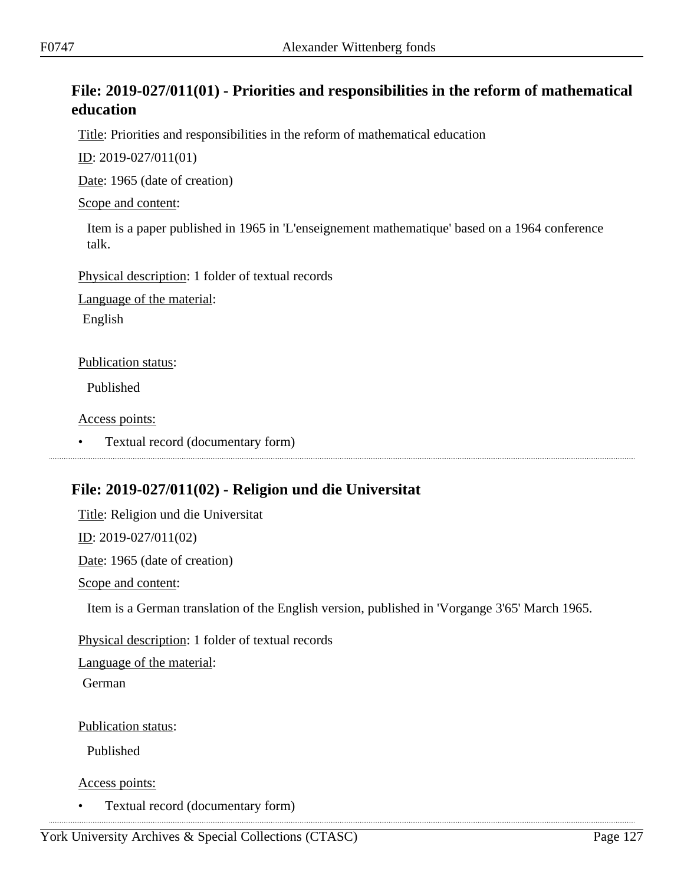## File: 2019-027/011(01) - Priorities and responsibilities in the reform of mathematical education

Title: Priorities and responsibilities in the reform of mathematical education

ID: 2019-027/011(01)

Date: 1965 (date of creation)

Scope and content:

Item is a paper published in 1965 in 'L'enseignement mathematique' based on a 1964 conference talk.

Physical description: 1 folder of textual records

Language of the material:

English

Publication status:

Published

Access points:

- Textual record (documentary form)

## File: 2019-027/011(02) - Religion und die Universitat

Title: Religion und die Universitat

ID: 2019-027/011(02)

Date: 1965 (date of creation)

Scope and content:

Item is a German translation of the English version, published in 'Vorgange 3'65' March 1965.

Physical description: 1 folder of textual records

Language of the material:

German

Publication status:

Published

Access points:

- Textual record (documentary form)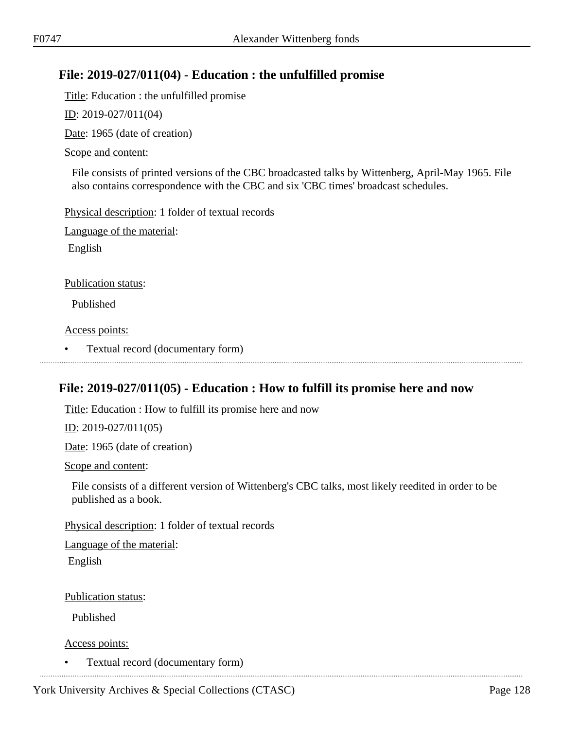## File: 2019-027/011(04) - Education : the unfulfilled promise

Title: Education : the unfulfilled promise

ID: 2019-027/011(04)

Date: 1965 (date of creation)

Scope and content:

File consists of printed versions of the CBC broadcasted talks by Wittenberg, April-May 1965. File also contains correspondence with the CBC and six 'CBC times' broadcast schedules.

Physical description: 1 folder of textual records

Language of the material:

English

Publication status:

Published

Access points:

- Textual record (documentary form)

## File: 2019-027/011(05) - Education : How to fulfill its promise here and now

Title: Education : How to fulfill its promise here and now

ID: 2019-027/011(05)

Date: 1965 (date of creation)

Scope and content:

File consists of a different version of Wittenberg's CBC talks, most likely reedited in order to be published as a book.

Physical description: 1 folder of textual records

Language of the material:

English

Publication status:

Published

Access points:

- Textual record (documentary form)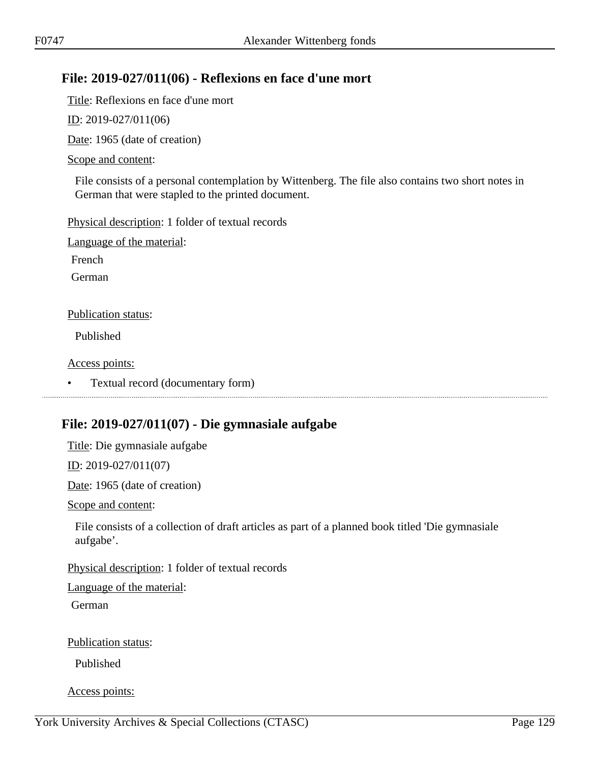## File: 2019-027/011(06) - Reflexions en face d'une mort

Title: Reflexions en face d'une mort

ID: 2019-027/011(06)

Date: 1965 (date of creation)

Scope and content:

File consists of a personal contemplation by Wittenberg. The file also contains two short notes in German that were stapled to the printed document.

Physical description: 1 folder of textual records

Language of the material:

French

German

Publication status:

Published

Access points:

- Textual record (documentary form)

---

## File: 2019-027/011(07) - Die gymnasiale aufgabe

Title: Die gymnasiale aufgabe

ID: 2019-027/011(07)

Date: 1965 (date of creation)

Scope and content:

File consists of a collection of draft articles as part of a planned book titled 'Die gymnasiale aufgabe'.

Physical description: 1 folder of textual records

Language of the material:

German

Publication status:

Published

Access points: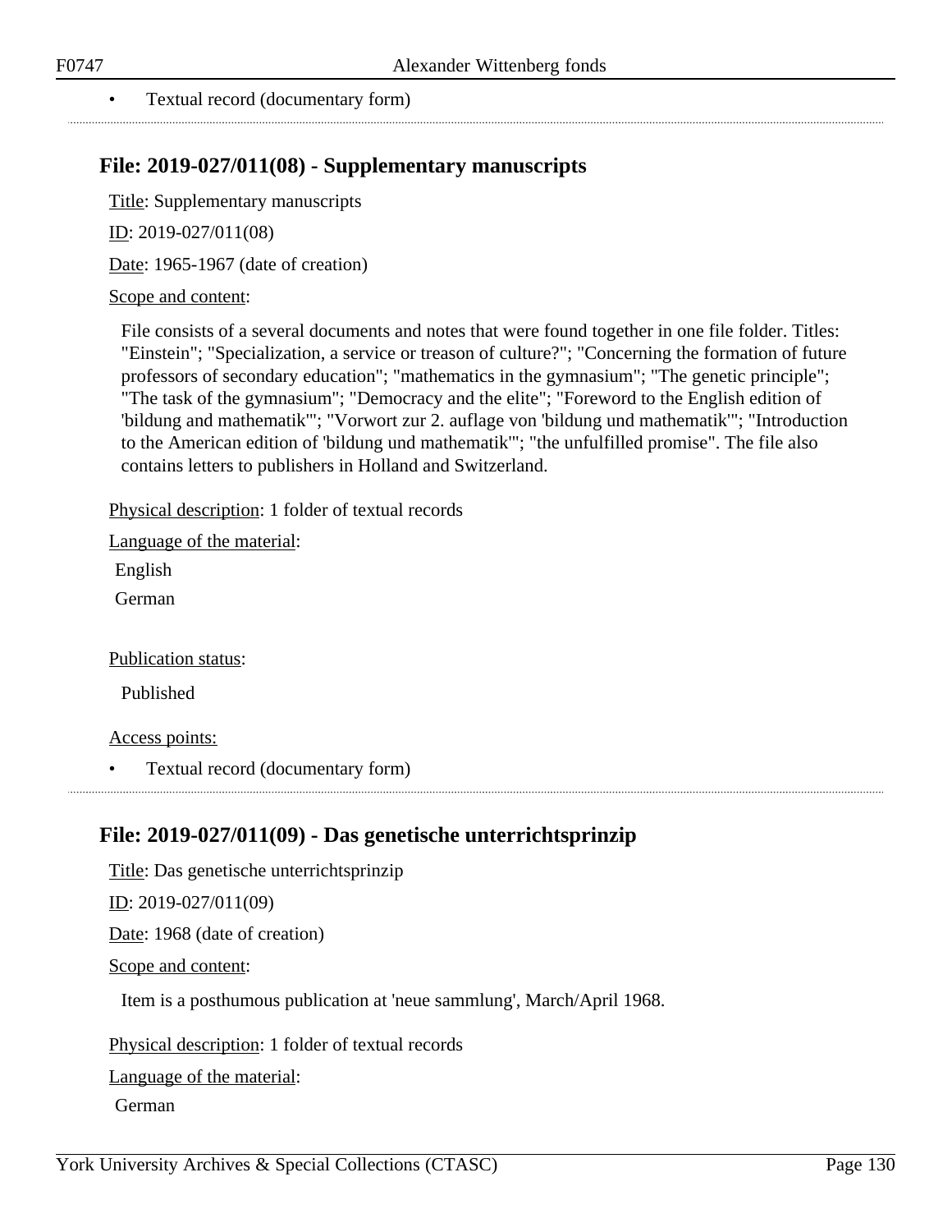- Textual record (documentary form)

## File: 2019-027/011(08) - Supplementary manuscripts

Title: Supplementary manuscripts

ID: 2019-027/011(08)

Date: 1965-1967 (date of creation)

Scope and content:

File consists of a several documents and notes that were found together in one file folder. Titles: "Einstein"; "Specialization, a service or treason of culture?"; "Concerning the formation of future professors of secondary education"; "mathematics in the gymnasium"; "The genetic principle"; "The task of the gymnasium"; "Democracy and the elite"; "Foreword to the English edition of 'bildung and mathematik'"; "Vorwort zur 2. auflage von 'bildung und mathematik'"; "Introduction to the American edition of 'bildung und mathematik'"; "the unfulfilled promise". The file also contains letters to publishers in Holland and Switzerland.

Physical description: 1 folder of textual records

Language of the material:

English

German

Publication status:

Published

Access points:

- Textual record (documentary form)

## File: 2019-027/011(09) - Das genetische unterrichtsprinzip

Title: Das genetische unterrichtsprinzip

ID: 2019-027/011(09)

Date: 1968 (date of creation)

Scope and content:

Item is a posthumous publication at 'neue sammlung', March/April 1968.

Physical description: 1 folder of textual records

Language of the material:

German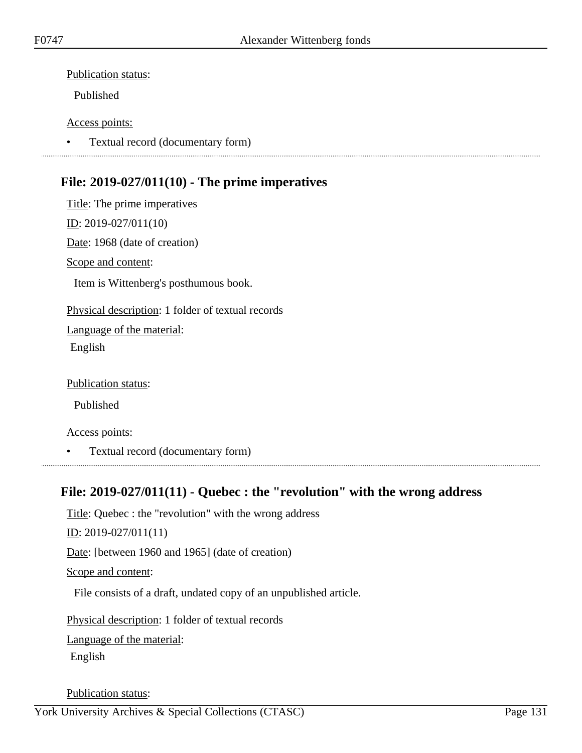Publication status:

Published

Access points:

- Textual record (documentary form)

## File: 2019-027/011(10) - The prime imperatives

Title: The prime imperatives

ID: 2019-027/011(10)

Date: 1968 (date of creation)

Scope and content:

Item is Wittenberg's posthumous book.

Physical description: 1 folder of textual records

Language of the material:

English

Publication status:

Published

Access points:

- Textual record (documentary form)

## File: 2019-027/011(11) - Quebec : the "revolution" with the wrong address

Title: Quebec : the "revolution" with the wrong address

ID: 2019-027/011(11)

Date: [between 1960 and 1965] (date of creation)

Scope and content:

File consists of a draft, undated copy of an unpublished article.

Physical description: 1 folder of textual records

Language of the material:

English

Publication status: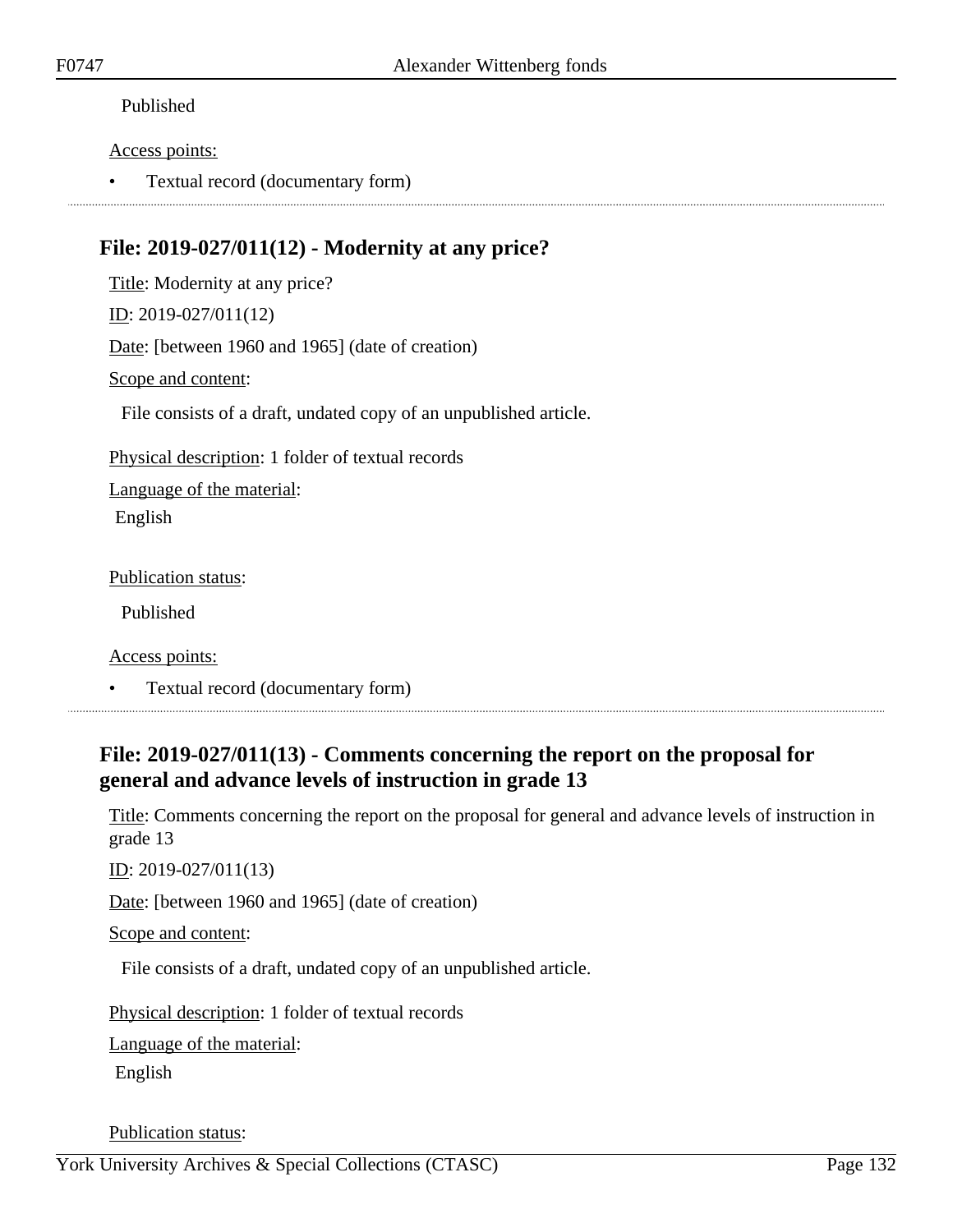Published

Access points:

- Textual record (documentary form)

## File: 2019-027/011(12) - Modernity at any price?

Title: Modernity at any price?

ID: 2019-027/011(12)

Date: [between 1960 and 1965] (date of creation)

Scope and content:

File consists of a draft, undated copy of an unpublished article.

Physical description: 1 folder of textual records

Language of the material:

English

Publication status:

Published

Access points:

- Textual record (documentary form)

## File: 2019-027/011(13) - Comments concerning the report on the proposal for general and advance levels of instruction in grade 13

Title: Comments concerning the report on the proposal for general and advance levels of instruction in grade 13

ID: 2019-027/011(13)

Date: [between 1960 and 1965] (date of creation)

Scope and content:

File consists of a draft, undated copy of an unpublished article.

Physical description: 1 folder of textual records

Language of the material:

English

Publication status: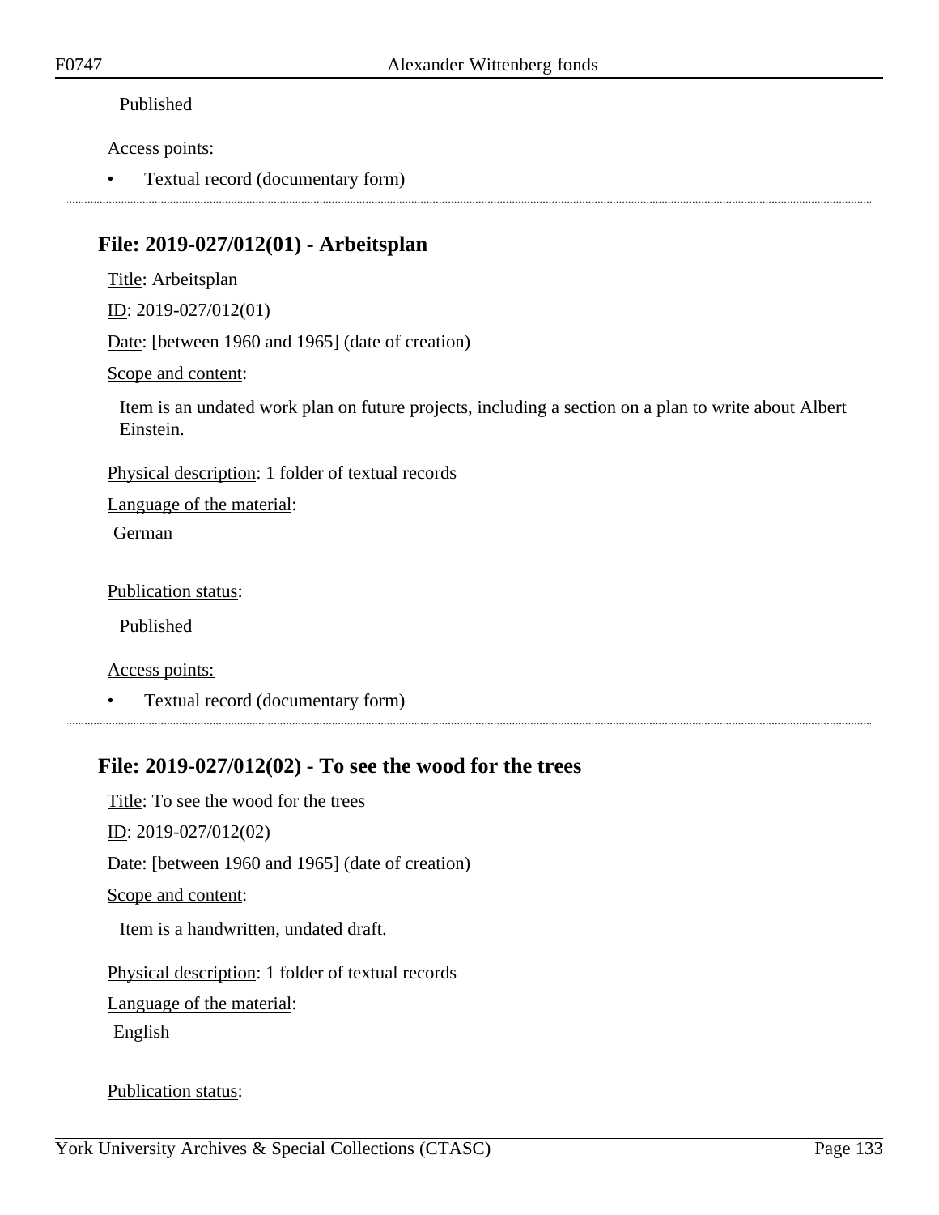Published

Access points:

- Textual record (documentary form)

## File: 2019-027/012(01) - Arbeitsplan

Title: Arbeitsplan

ID: 2019-027/012(01)

Date: [between 1960 and 1965] (date of creation)

Scope and content:

Item is an undated work plan on future projects, including a section on a plan to write about Albert Einstein.

Physical description: 1 folder of textual records

Language of the material:

German

Publication status:

Published

Access points:

- Textual record (documentary form)

## File: 2019-027/012(02) - To see the wood for the trees

Title: To see the wood for the trees

ID: 2019-027/012(02)

Date: [between 1960 and 1965] (date of creation)

Scope and content:

Item is a handwritten, undated draft.

Physical description: 1 folder of textual records

Language of the material:

English

Publication status: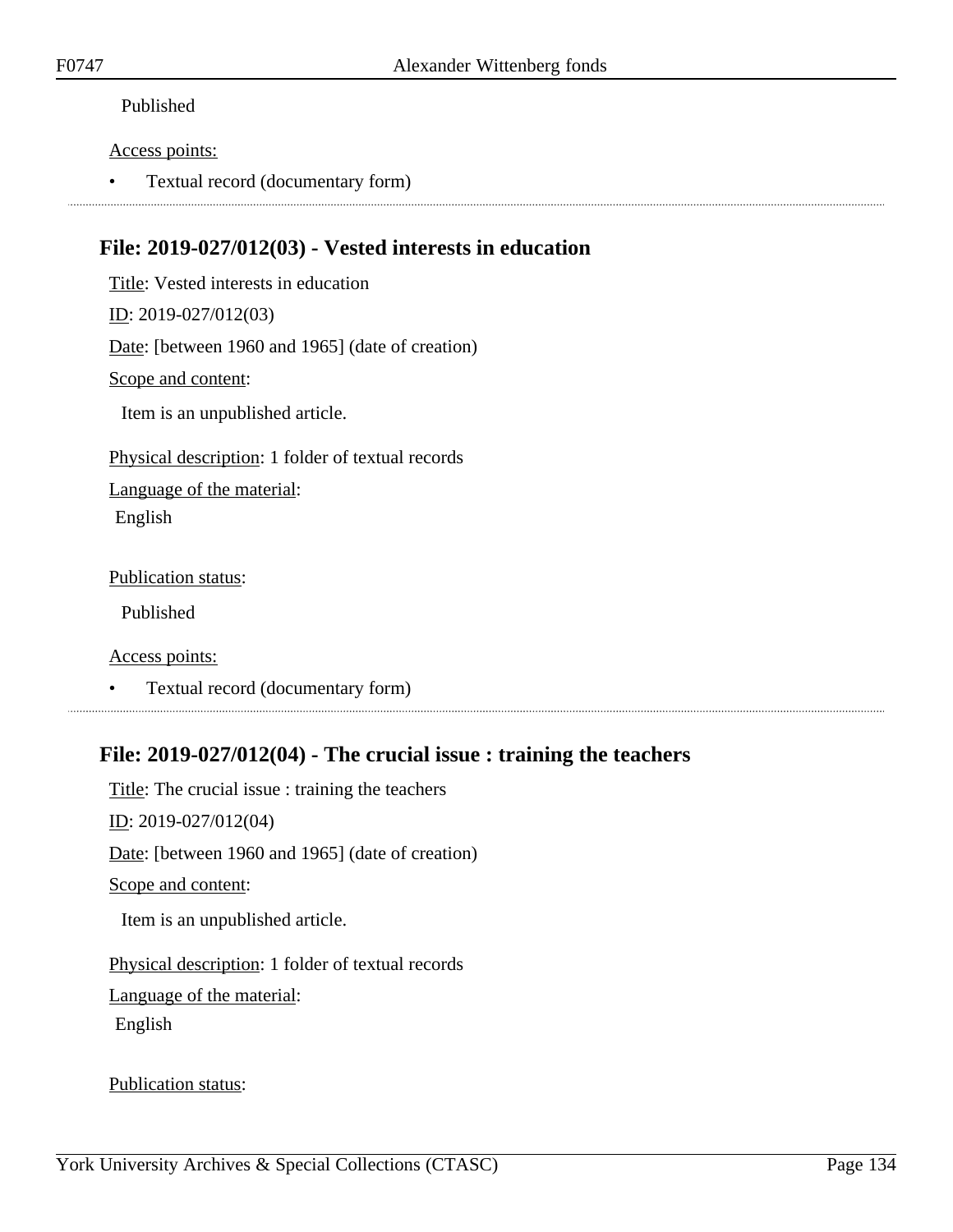Published

Access points:

- Textual record (documentary form)

## File: 2019-027/012(03) - Vested interests in education

Title: Vested interests in education

ID: 2019-027/012(03)

Date: [between 1960 and 1965] (date of creation)

Scope and content:

Item is an unpublished article.

Physical description: 1 folder of textual records

Language of the material:
English

Publication status:

Published

Access points:

- Textual record (documentary form)

## File: 2019-027/012(04) - The crucial issue : training the teachers

Title: The crucial issue : training the teachers

ID: 2019-027/012(04)

Date: [between 1960 and 1965] (date of creation)

Scope and content:

Item is an unpublished article.

Physical description: 1 folder of textual records

Language of the material:
English

Publication status: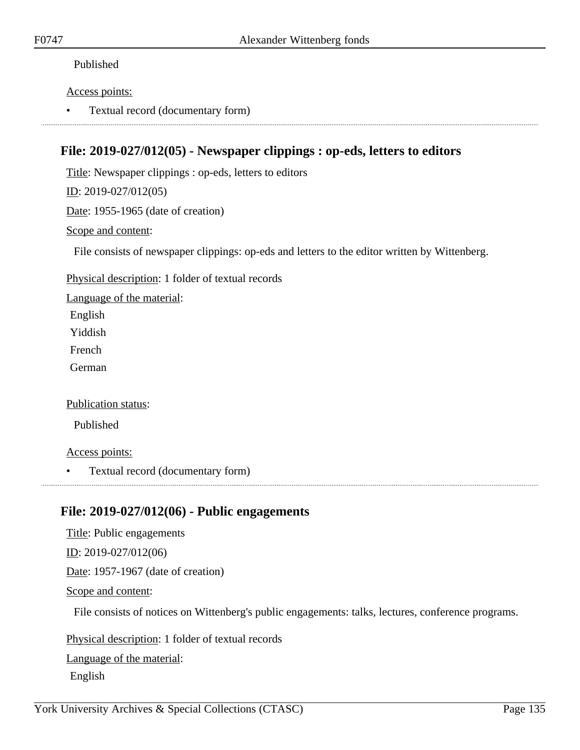Published

Access points:

- Textual record (documentary form)

## File: 2019-027/012(05) - Newspaper clippings : op-eds, letters to editors

Title: Newspaper clippings : op-eds, letters to editors

ID: 2019-027/012(05)

Date: 1955-1965 (date of creation)

Scope and content:

File consists of newspaper clippings: op-eds and letters to the editor written by Wittenberg.

Physical description: 1 folder of textual records

Language of the material:

English
Yiddish
French
German

Publication status:

Published

Access points:

- Textual record (documentary form)

## File: 2019-027/012(06) - Public engagements

Title: Public engagements

ID: 2019-027/012(06)

Date: 1957-1967 (date of creation)

Scope and content:

File consists of notices on Wittenberg's public engagements: talks, lectures, conference programs.

Physical description: 1 folder of textual records

Language of the material:

English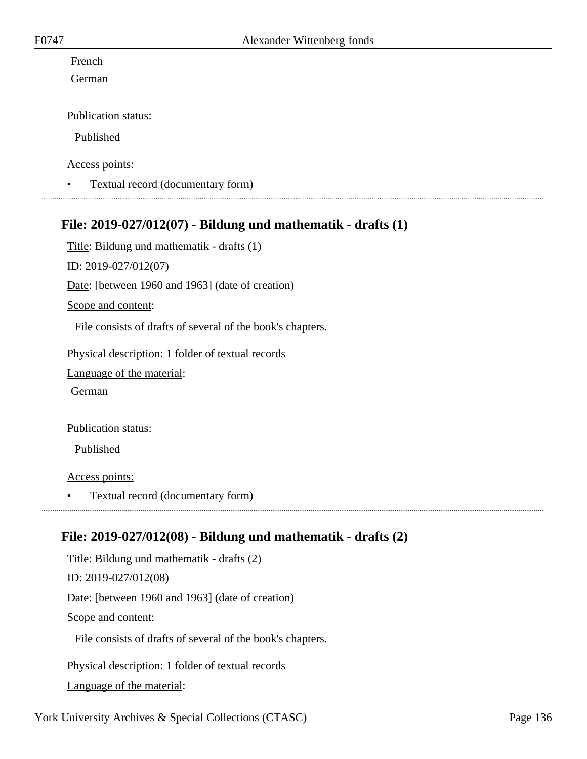French

German

Publication status:

Published

Access points:

- Textual record (documentary form)

---

## File: 2019-027/012(07) - Bildung und mathematik - drafts (1)

Title: Bildung und mathematik - drafts (1)

ID: 2019-027/012(07)

Date: [between 1960 and 1963] (date of creation)

Scope and content:

File consists of drafts of several of the book's chapters.

Physical description: 1 folder of textual records

Language of the material:

German

Publication status:

Published

Access points:

- Textual record (documentary form)

---

## File: 2019-027/012(08) - Bildung und mathematik - drafts (2)

Title: Bildung und mathematik - drafts (2)

ID: 2019-027/012(08)

Date: [between 1960 and 1963] (date of creation)

Scope and content:

File consists of drafts of several of the book's chapters.

Physical description: 1 folder of textual records

Language of the material: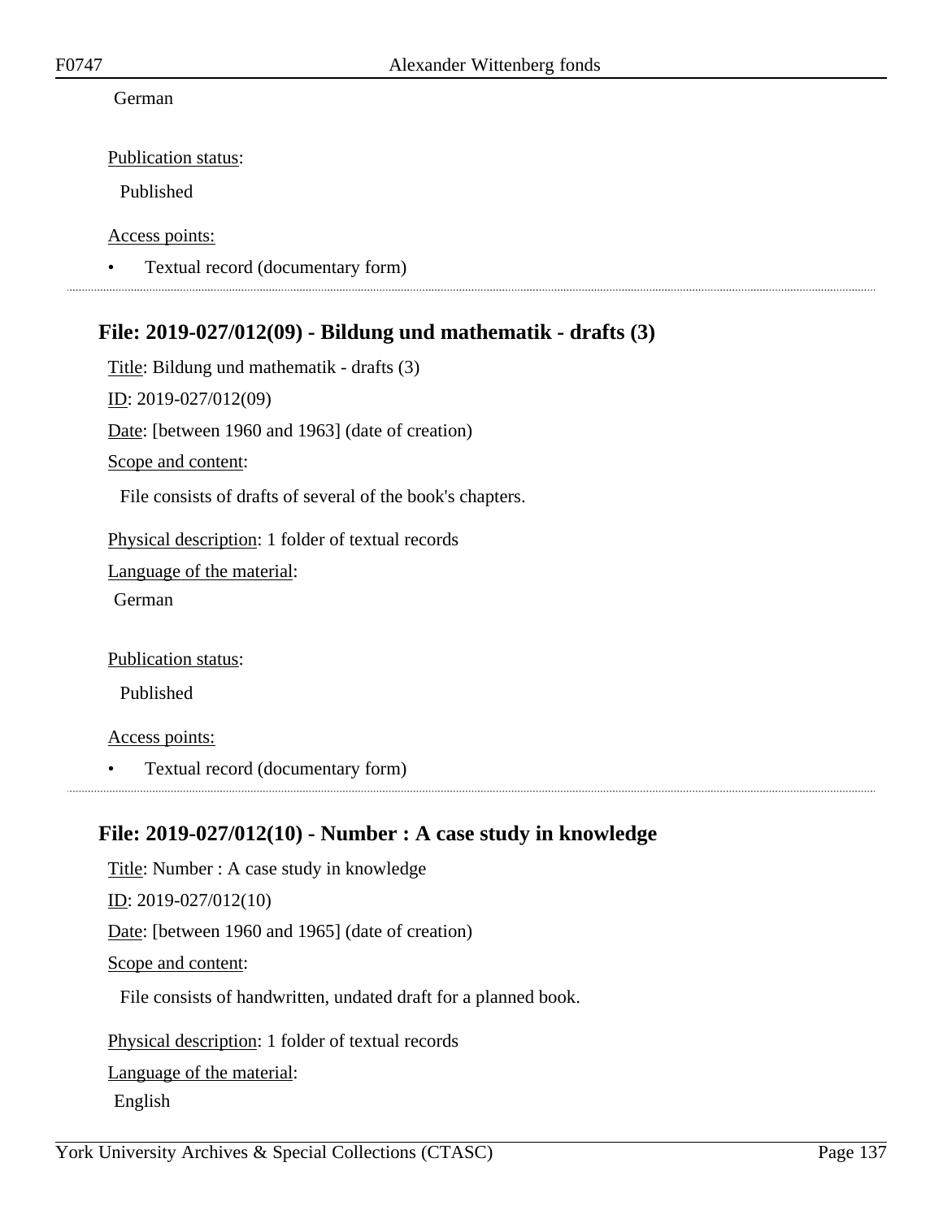German

Publication status:

Published

Access points:

- Textual record (documentary form)

---

## File: 2019-027/012(09) - Bildung und mathematik - drafts (3)

Title: Bildung und mathematik - drafts (3)

ID: 2019-027/012(09)

Date: [between 1960 and 1963] (date of creation)

Scope and content:

File consists of drafts of several of the book's chapters.

Physical description: 1 folder of textual records

Language of the material:

German

Publication status:

Published

Access points:

- Textual record (documentary form)

---

## File: 2019-027/012(10) - Number : A case study in knowledge

Title: Number : A case study in knowledge

ID: 2019-027/012(10)

Date: [between 1960 and 1965] (date of creation)

Scope and content:

File consists of handwritten, undated draft for a planned book.

Physical description: 1 folder of textual records

Language of the material:

English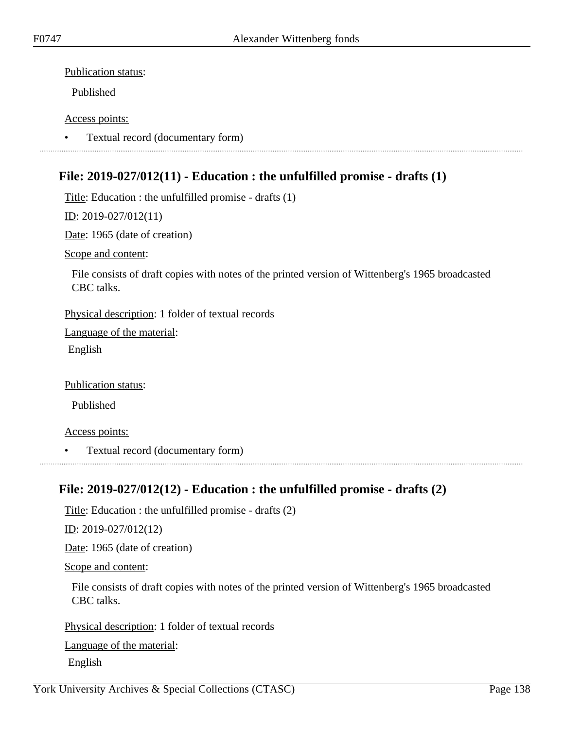Publication status:

Published

Access points:

- Textual record (documentary form)

## File: 2019-027/012(11) - Education : the unfulfilled promise - drafts (1)

Title: Education : the unfulfilled promise - drafts (1)

ID: 2019-027/012(11)

Date: 1965 (date of creation)

Scope and content:

File consists of draft copies with notes of the printed version of Wittenberg's 1965 broadcasted CBC talks.

Physical description: 1 folder of textual records

Language of the material:

English

Publication status:

Published

Access points:

- Textual record (documentary form)

## File: 2019-027/012(12) - Education : the unfulfilled promise - drafts (2)

Title: Education : the unfulfilled promise - drafts (2)

ID: 2019-027/012(12)

Date: 1965 (date of creation)

Scope and content:

File consists of draft copies with notes of the printed version of Wittenberg's 1965 broadcasted CBC talks.

Physical description: 1 folder of textual records

Language of the material:

English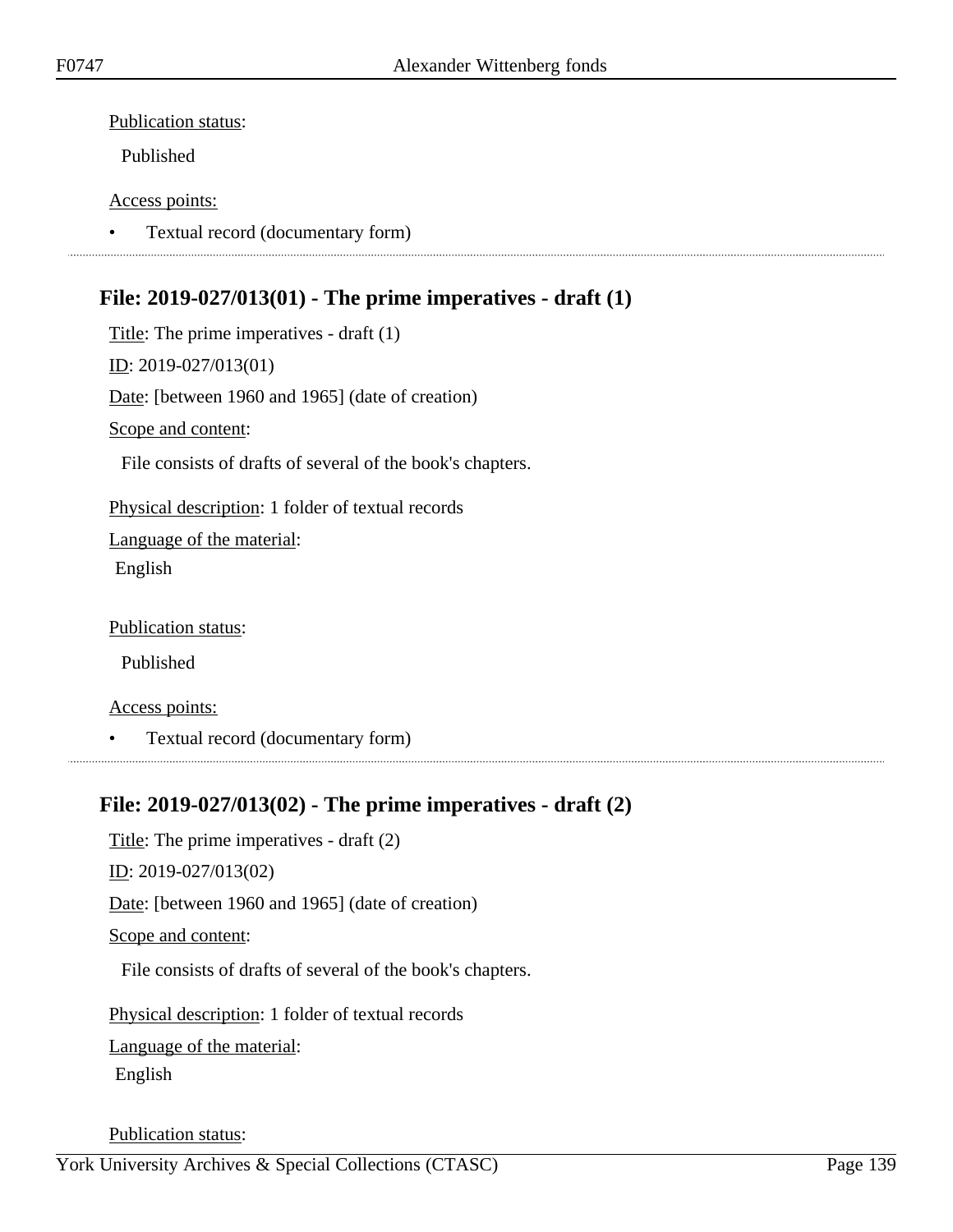Publication status:

Published

Access points:

- Textual record (documentary form)

---

## File: 2019-027/013(01) - The prime imperatives - draft (1)

Title: The prime imperatives - draft (1)

ID: 2019-027/013(01)

Date: [between 1960 and 1965] (date of creation)

Scope and content:

File consists of drafts of several of the book's chapters.

Physical description: 1 folder of textual records

Language of the material:

English

Publication status:

Published

Access points:

- Textual record (documentary form)

---

## File: 2019-027/013(02) - The prime imperatives - draft (2)

Title: The prime imperatives - draft (2)

ID: 2019-027/013(02)

Date: [between 1960 and 1965] (date of creation)

Scope and content:

File consists of drafts of several of the book's chapters.

Physical description: 1 folder of textual records

Language of the material:

English

Publication status: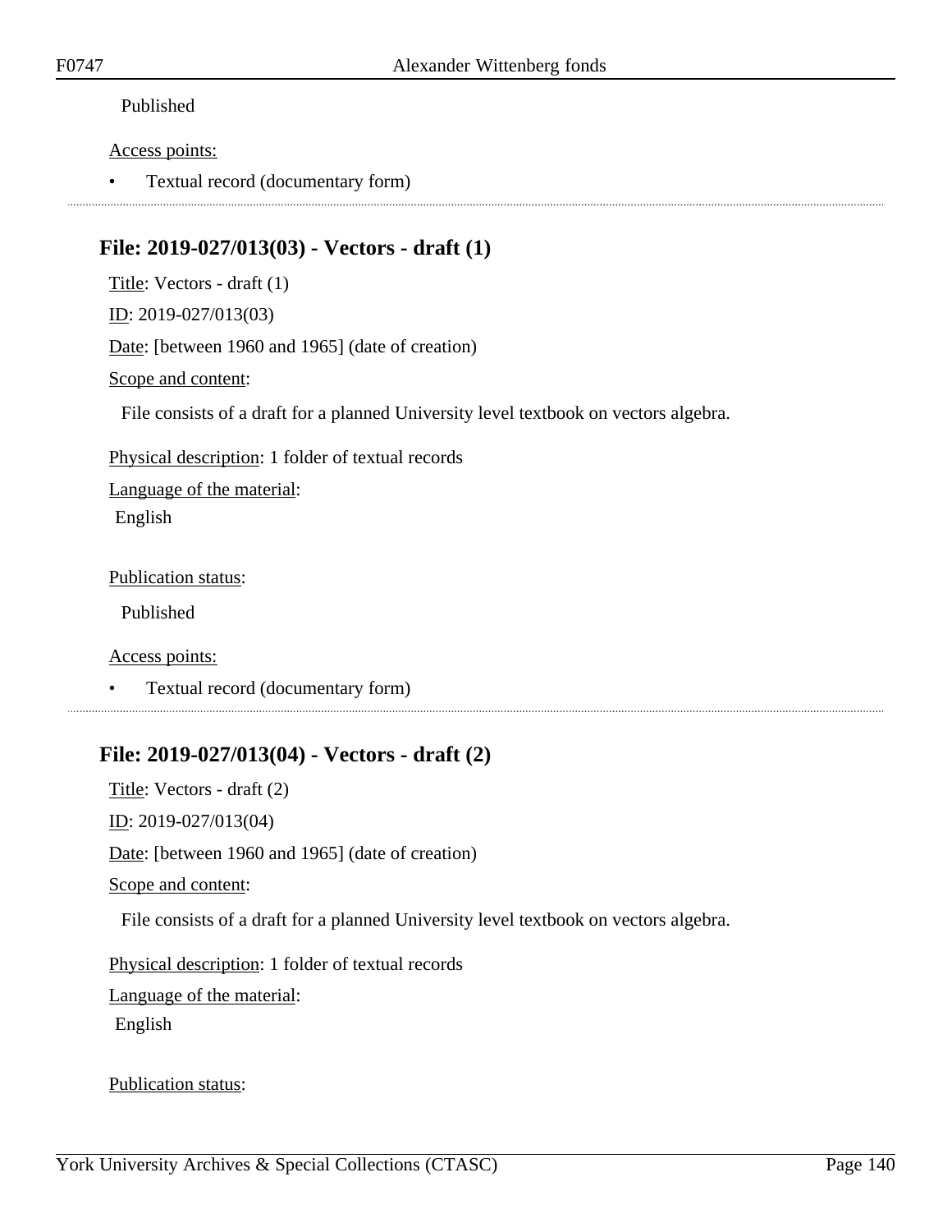Published

Access points:

- Textual record (documentary form)

---

## File: 2019-027/013(03) - Vectors - draft (1)

Title: Vectors - draft (1)

ID: 2019-027/013(03)

Date: [between 1960 and 1965] (date of creation)

Scope and content:

File consists of a draft for a planned University level textbook on vectors algebra.

Physical description: 1 folder of textual records

Language of the material:

English

Publication status:

Published

Access points:

- Textual record (documentary form)

---

## File: 2019-027/013(04) - Vectors - draft (2)

Title: Vectors - draft (2)

ID: 2019-027/013(04)

Date: [between 1960 and 1965] (date of creation)

Scope and content:

File consists of a draft for a planned University level textbook on vectors algebra.

Physical description: 1 folder of textual records

Language of the material:

English

Publication status: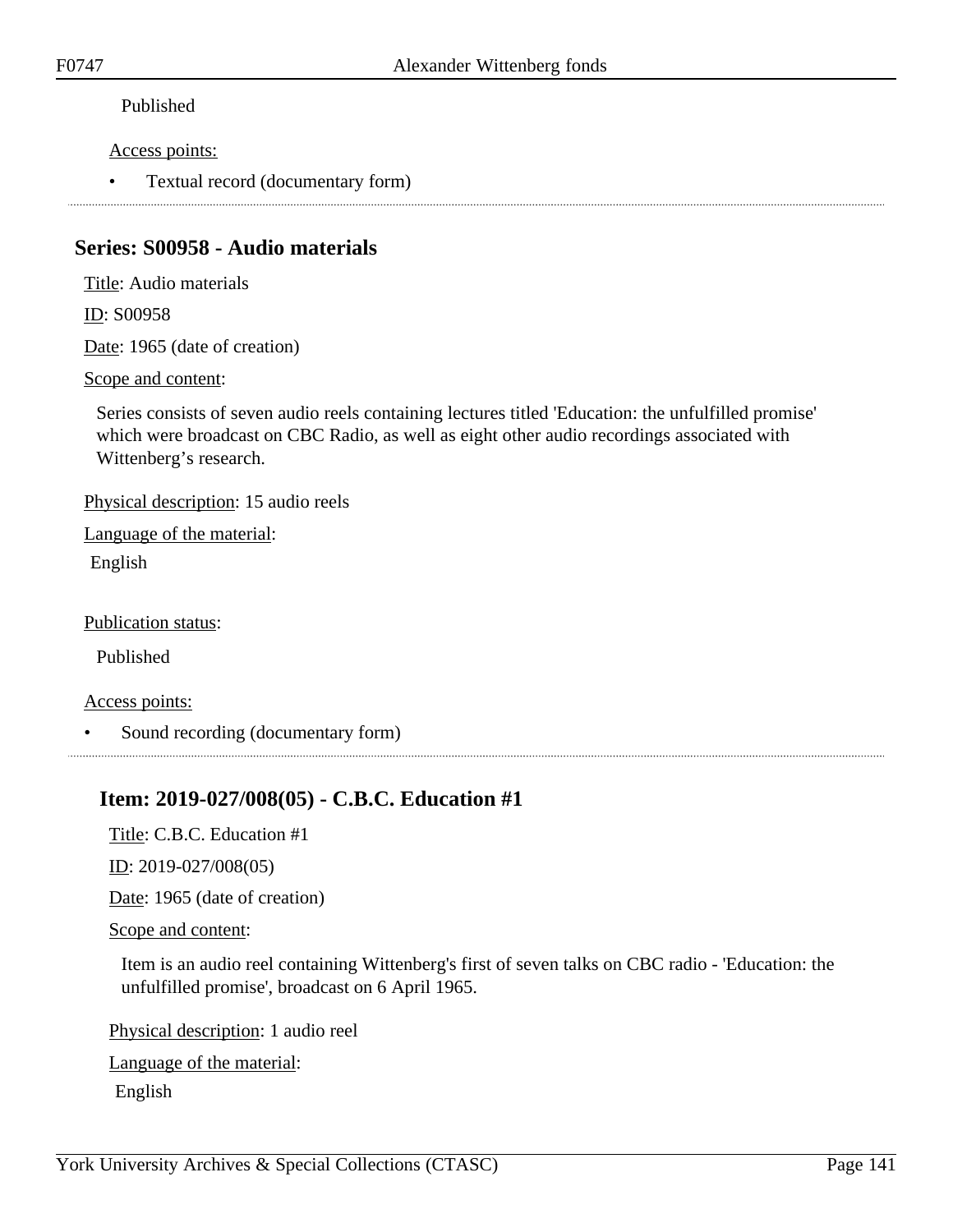Published

Access points:

- Textual record (documentary form)

## Series: S00958 - Audio materials

Title: Audio materials

ID: S00958

Date: 1965 (date of creation)

Scope and content:

Series consists of seven audio reels containing lectures titled 'Education: the unfulfilled promise' which were broadcast on CBC Radio, as well as eight other audio recordings associated with Wittenberg's research.

Physical description: 15 audio reels

Language of the material:

English

Publication status:

Published

Access points:

- Sound recording (documentary form)

### Item: 2019-027/008(05) - C.B.C. Education #1

Title: C.B.C. Education #1

ID: 2019-027/008(05)

Date: 1965 (date of creation)

Scope and content:

Item is an audio reel containing Wittenberg's first of seven talks on CBC radio - 'Education: the unfulfilled promise', broadcast on 6 April 1965.

Physical description: 1 audio reel

Language of the material:

English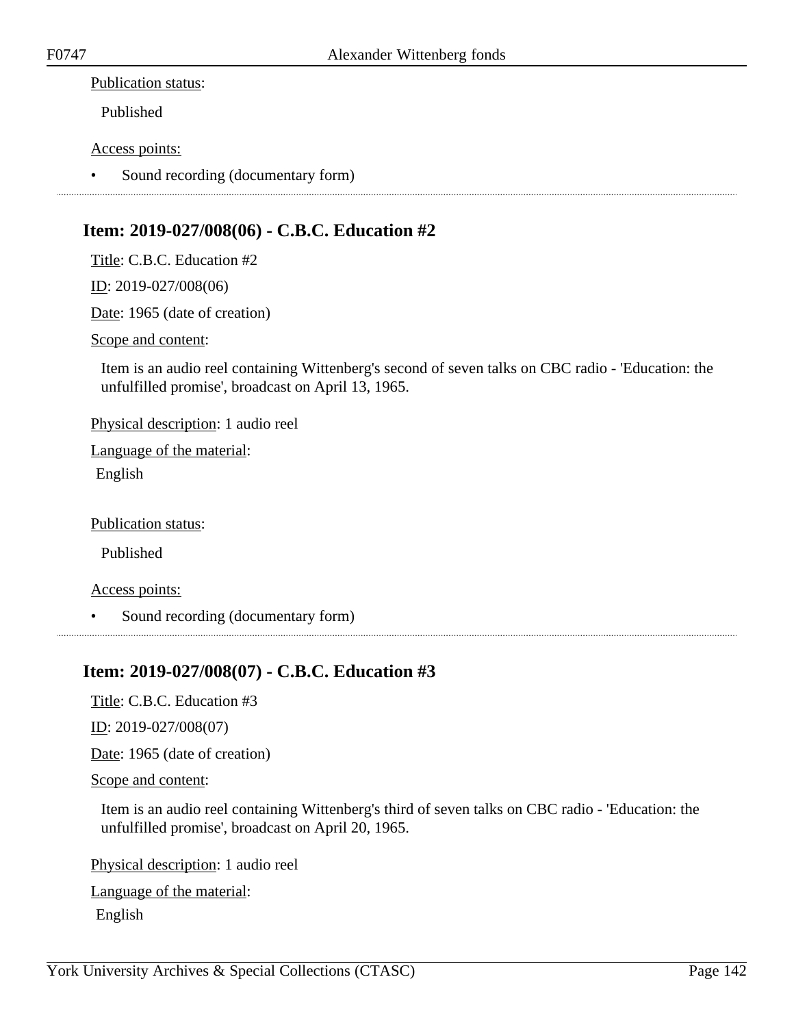Publication status:

Published

Access points:

- Sound recording (documentary form)

---

## Item: 2019-027/008(06) - C.B.C. Education #2

Title: C.B.C. Education #2

ID: 2019-027/008(06)

Date: 1965 (date of creation)

Scope and content:

Item is an audio reel containing Wittenberg's second of seven talks on CBC radio - 'Education: the unfulfilled promise', broadcast on April 13, 1965.

Physical description: 1 audio reel

Language of the material:

English

Publication status:

Published

Access points:

- Sound recording (documentary form)

---

## Item: 2019-027/008(07) - C.B.C. Education #3

Title: C.B.C. Education #3

ID: 2019-027/008(07)

Date: 1965 (date of creation)

Scope and content:

Item is an audio reel containing Wittenberg's third of seven talks on CBC radio - 'Education: the unfulfilled promise', broadcast on April 20, 1965.

Physical description: 1 audio reel

Language of the material:

English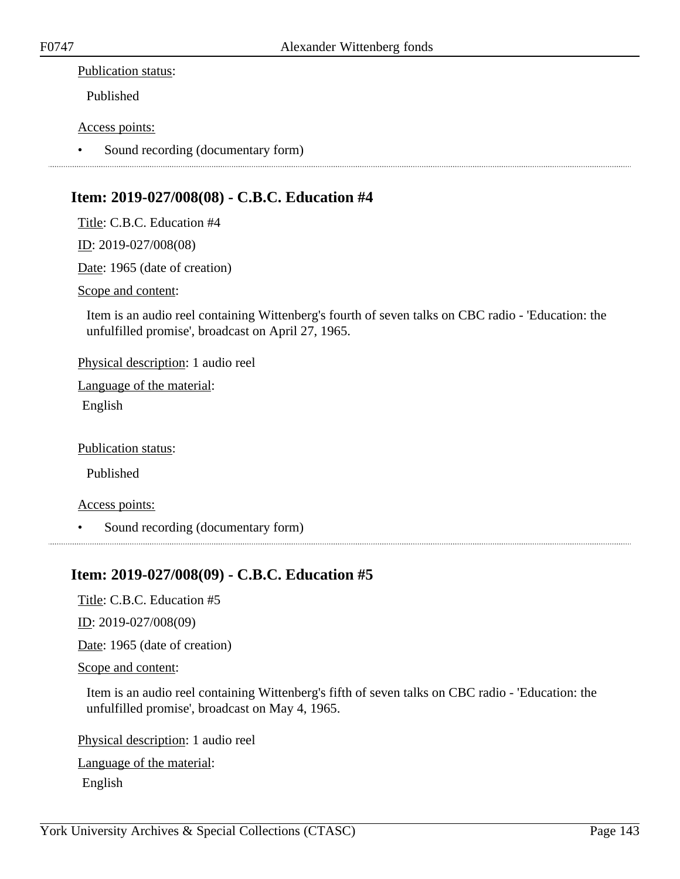Publication status:

Published

Access points:

- Sound recording (documentary form)

---

## Item: 2019-027/008(08) - C.B.C. Education #4

Title: C.B.C. Education #4

ID: 2019-027/008(08)

Date: 1965 (date of creation)

Scope and content:

Item is an audio reel containing Wittenberg's fourth of seven talks on CBC radio - 'Education: the unfulfilled promise', broadcast on April 27, 1965.

Physical description: 1 audio reel

Language of the material:

English

Publication status:

Published

Access points:

- Sound recording (documentary form)

---

## Item: 2019-027/008(09) - C.B.C. Education #5

Title: C.B.C. Education #5

ID: 2019-027/008(09)

Date: 1965 (date of creation)

Scope and content:

Item is an audio reel containing Wittenberg's fifth of seven talks on CBC radio - 'Education: the unfulfilled promise', broadcast on May 4, 1965.

Physical description: 1 audio reel

Language of the material:

English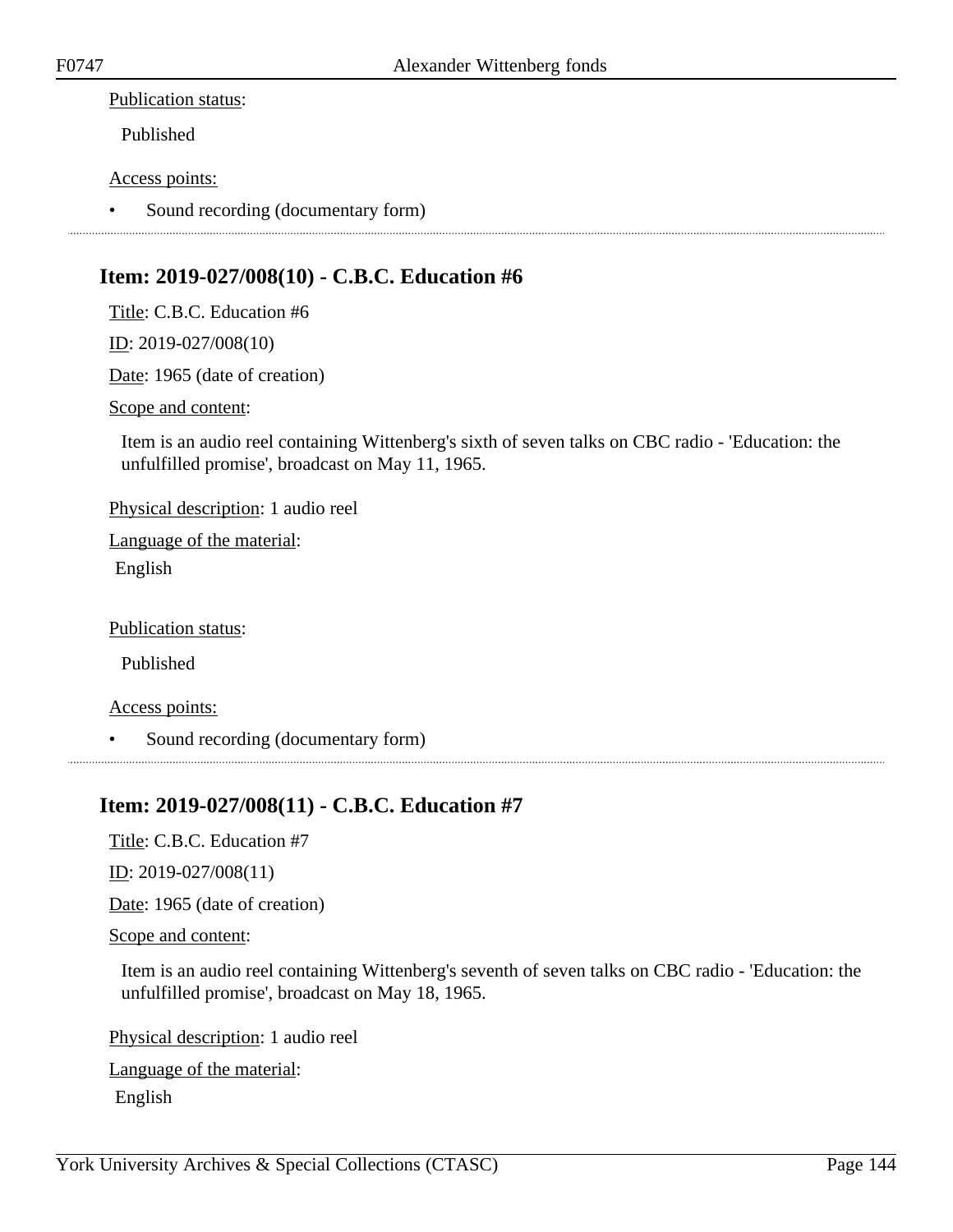Publication status:

Published

Access points:

- Sound recording (documentary form)

## Item: 2019-027/008(10) - C.B.C. Education #6

Title: C.B.C. Education #6

ID: 2019-027/008(10)

Date: 1965 (date of creation)

Scope and content:

Item is an audio reel containing Wittenberg's sixth of seven talks on CBC radio - 'Education: the unfulfilled promise', broadcast on May 11, 1965.

Physical description: 1 audio reel

Language of the material:

English

Publication status:

Published

Access points:

- Sound recording (documentary form)

## Item: 2019-027/008(11) - C.B.C. Education #7

Title: C.B.C. Education #7

ID: 2019-027/008(11)

Date: 1965 (date of creation)

Scope and content:

Item is an audio reel containing Wittenberg's seventh of seven talks on CBC radio - 'Education: the unfulfilled promise', broadcast on May 18, 1965.

Physical description: 1 audio reel

Language of the material:

English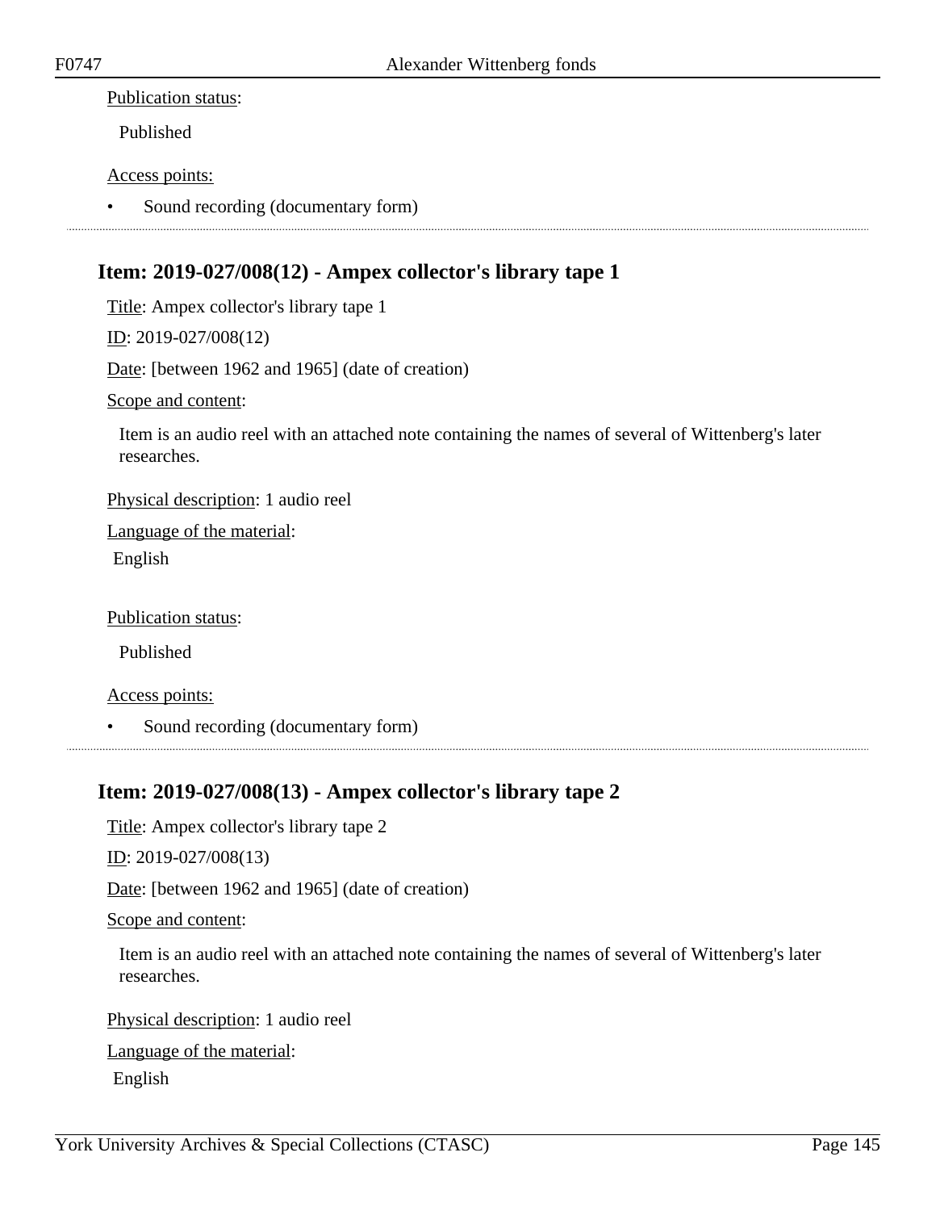Publication status:

Published

Access points:

- Sound recording (documentary form)

---

## Item: 2019-027/008(12) - Ampex collector's library tape 1

Title: Ampex collector's library tape 1

ID: 2019-027/008(12)

Date: [between 1962 and 1965] (date of creation)

Scope and content:

Item is an audio reel with an attached note containing the names of several of Wittenberg's later researches.

Physical description: 1 audio reel

Language of the material:

English

Publication status:

Published

Access points:

- Sound recording (documentary form)

---

## Item: 2019-027/008(13) - Ampex collector's library tape 2

Title: Ampex collector's library tape 2

ID: 2019-027/008(13)

Date: [between 1962 and 1965] (date of creation)

Scope and content:

Item is an audio reel with an attached note containing the names of several of Wittenberg's later researches.

Physical description: 1 audio reel

Language of the material:

English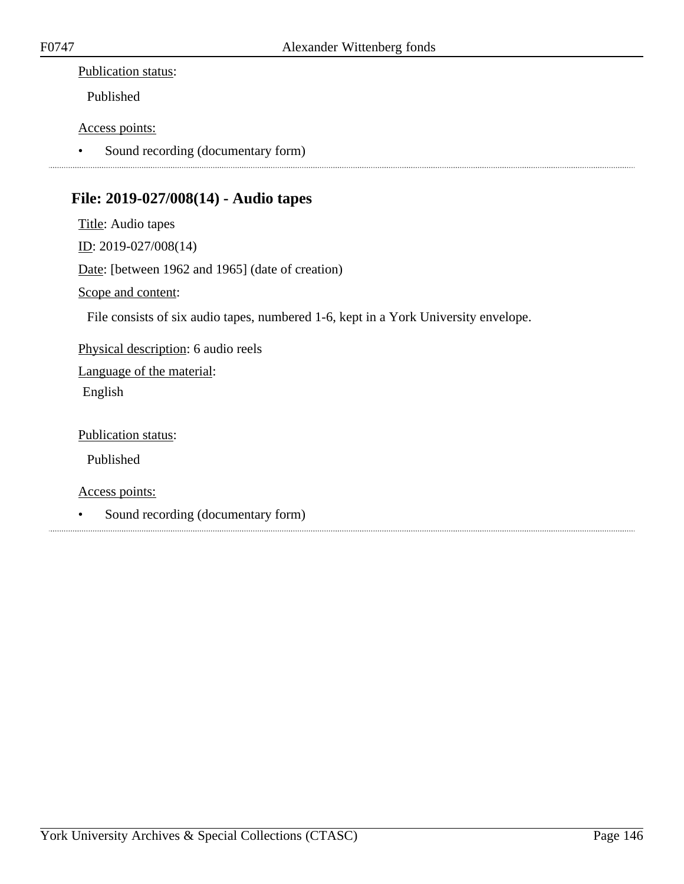Publication status:

Published

Access points:

- Sound recording (documentary form)

---

## File: 2019-027/008(14) - Audio tapes

Title: Audio tapes

ID: 2019-027/008(14)

Date: [between 1962 and 1965] (date of creation)

Scope and content:

File consists of six audio tapes, numbered 1-6, kept in a York University envelope.

Physical description: 6 audio reels

Language of the material:

English

Publication status:

Published

Access points:

- Sound recording (documentary form)

---